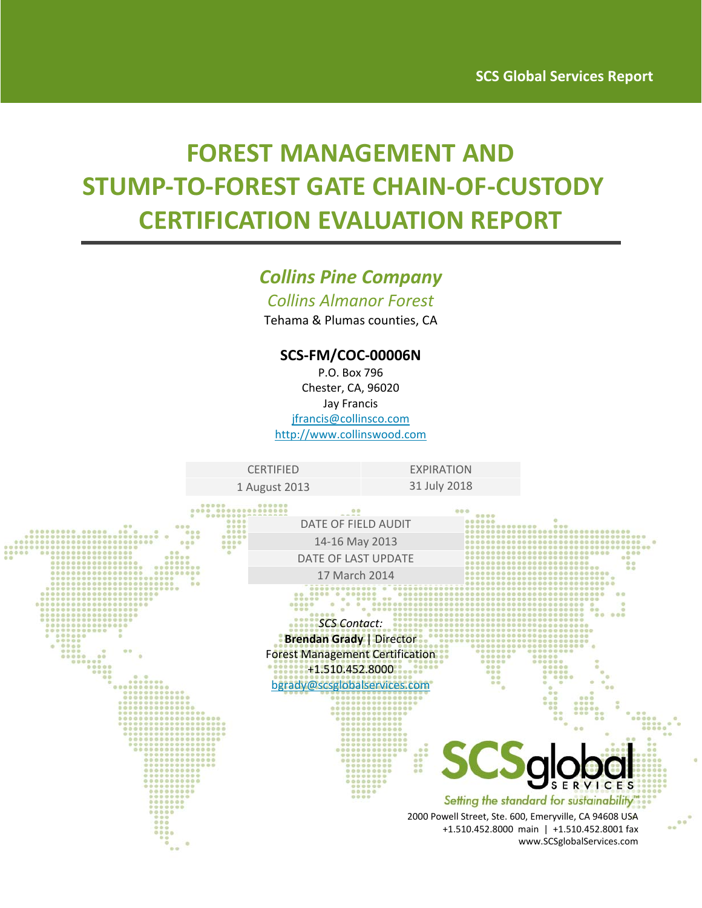SCS Global Services Report

# FOREST MANAGEMENT AND STUMP-TO-FOREST GATE CHAIN-OF-CUSTODY CERTIFICATION EVALUATION REPORT

## *Collins Pine Company*

*Collins Almanor Forest*

Tehama & Plumas counties, CA

**SCS-FM/COC-00006N**

P.O. Box 796
Chester, CA, 96020
Jay Francis
jfrancis@collinsco.com
http://www.collinswood.com

| CERTIFIED | EXPIRATION |
| --- | --- |
| 1 August 2013 | 31 July 2018 |

| DATE OF FIELD AUDIT |
| --- |
| 14-16 May 2013 |
| DATE OF LAST UPDATE |
| 17 March 2014 |

*SCS Contact:*
**Brendan Grady** | Director
Forest Management Certification
+1.510.452.8000
bgrady@scsglobalservices.com

SCSglobal SERVICES
*Setting the standard for sustainability*™

2000 Powell Street, Ste. 600, Emeryville, CA 94608 USA
+1.510.452.8000 main | +1.510.452.8001 fax
www.SCSglobalServices.com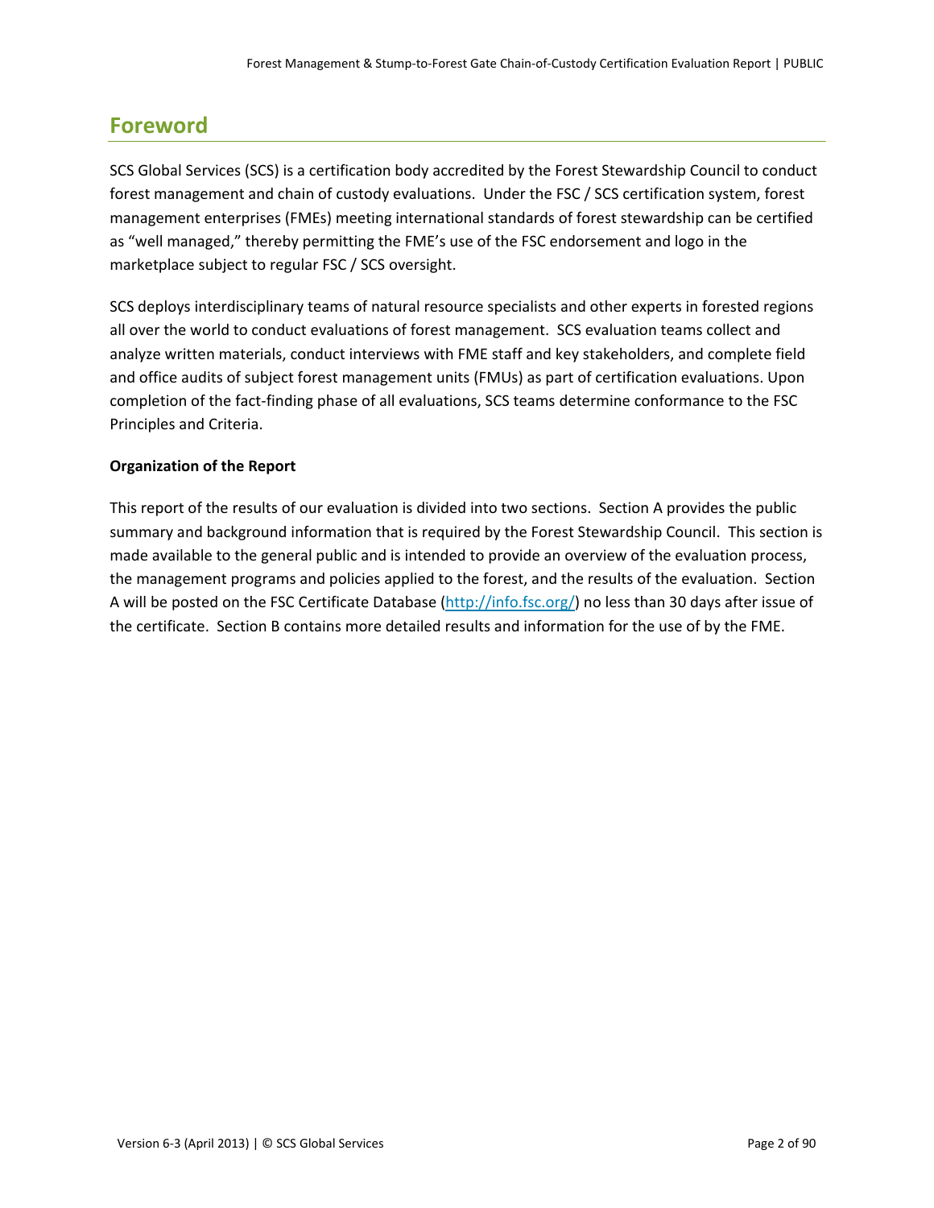# Foreword

SCS Global Services (SCS) is a certification body accredited by the Forest Stewardship Council to conduct forest management and chain of custody evaluations. Under the FSC / SCS certification system, forest management enterprises (FMEs) meeting international standards of forest stewardship can be certified as "well managed," thereby permitting the FME's use of the FSC endorsement and logo in the marketplace subject to regular FSC / SCS oversight.

SCS deploys interdisciplinary teams of natural resource specialists and other experts in forested regions all over the world to conduct evaluations of forest management. SCS evaluation teams collect and analyze written materials, conduct interviews with FME staff and key stakeholders, and complete field and office audits of subject forest management units (FMUs) as part of certification evaluations. Upon completion of the fact-finding phase of all evaluations, SCS teams determine conformance to the FSC Principles and Criteria.

**Organization of the Report**

This report of the results of our evaluation is divided into two sections. Section A provides the public summary and background information that is required by the Forest Stewardship Council. This section is made available to the general public and is intended to provide an overview of the evaluation process, the management programs and policies applied to the forest, and the results of the evaluation. Section A will be posted on the FSC Certificate Database (http://info.fsc.org/) no less than 30 days after issue of the certificate. Section B contains more detailed results and information for the use of by the FME.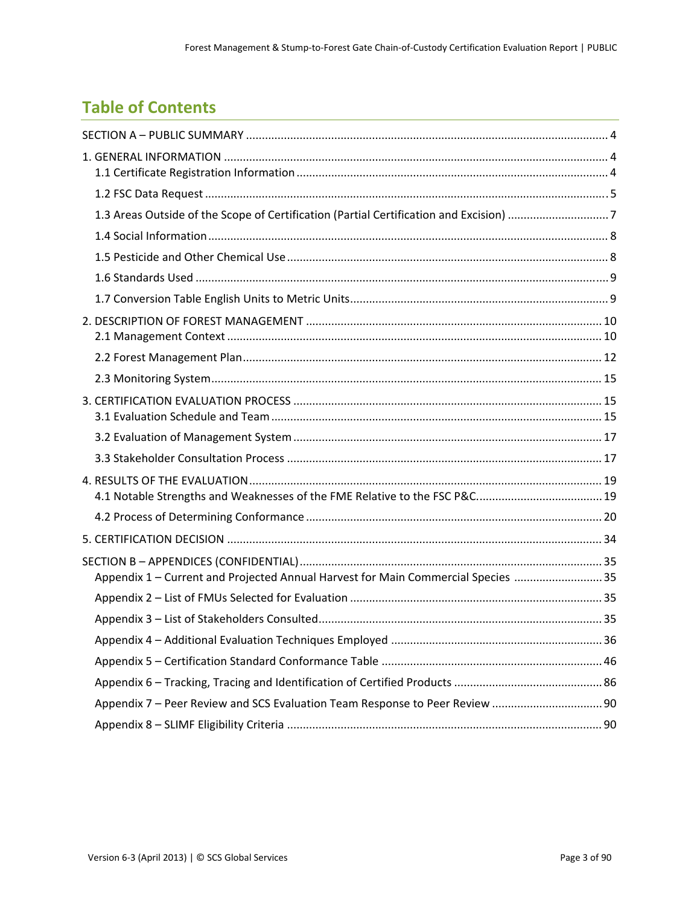# Table of Contents

SECTION A – PUBLIC SUMMARY .......... 4

1. GENERAL INFORMATION .......... 4
   - 1.1 Certificate Registration Information .......... 4
   - 1.2 FSC Data Request .......... 5
   - 1.3 Areas Outside of the Scope of Certification (Partial Certification and Excision) .......... 7
   - 1.4 Social Information .......... 8
   - 1.5 Pesticide and Other Chemical Use .......... 8
   - 1.6 Standards Used .......... 9
   - 1.7 Conversion Table English Units to Metric Units .......... 9

2. DESCRIPTION OF FOREST MANAGEMENT .......... 10
   - 2.1 Management Context .......... 10
   - 2.2 Forest Management Plan .......... 12
   - 2.3 Monitoring System .......... 15

3. CERTIFICATION EVALUATION PROCESS .......... 15
   - 3.1 Evaluation Schedule and Team .......... 15
   - 3.2 Evaluation of Management System .......... 17
   - 3.3 Stakeholder Consultation Process .......... 17

4. RESULTS OF THE EVALUATION .......... 19
   - 4.1 Notable Strengths and Weaknesses of the FME Relative to the FSC P&C. .......... 19
   - 4.2 Process of Determining Conformance .......... 20

5. CERTIFICATION DECISION .......... 34

SECTION B – APPENDICES (CONFIDENTIAL) .......... 35
   - Appendix 1 – Current and Projected Annual Harvest for Main Commercial Species .......... 35
   - Appendix 2 – List of FMUs Selected for Evaluation .......... 35
   - Appendix 3 – List of Stakeholders Consulted .......... 35
   - Appendix 4 – Additional Evaluation Techniques Employed .......... 36
   - Appendix 5 – Certification Standard Conformance Table .......... 46
   - Appendix 6 – Tracking, Tracing and Identification of Certified Products .......... 86
   - Appendix 7 – Peer Review and SCS Evaluation Team Response to Peer Review .......... 90
   - Appendix 8 – SLIMF Eligibility Criteria .......... 90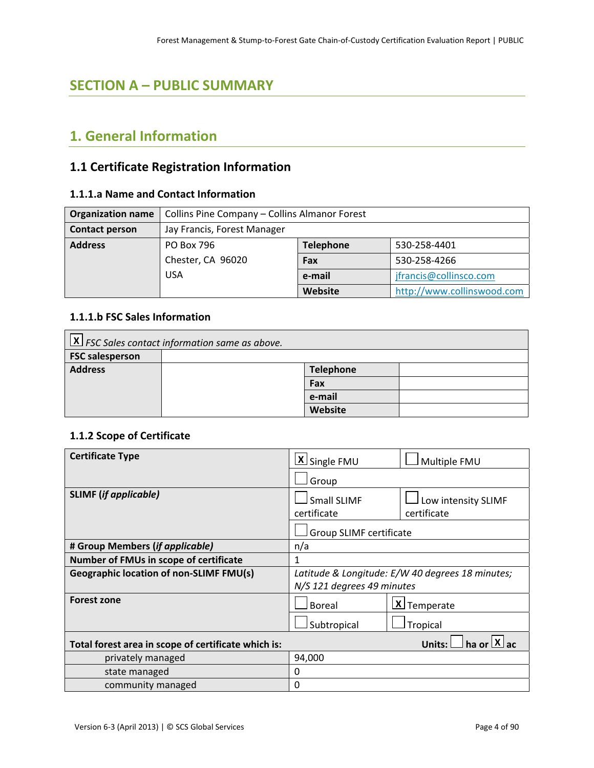# SECTION A – PUBLIC SUMMARY

## 1. General Information

### 1.1 Certificate Registration Information

#### 1.1.1.a Name and Contact Information

| **Organization name** | Collins Pine Company – Collins Almanor Forest | | |
|---|---|---|---|
| **Contact person** | Jay Francis, Forest Manager | | |
| **Address** | PO Box 796<br>Chester, CA 96020<br>USA | **Telephone** | 530-258-4401 |
| | | **Fax** | 530-258-4266 |
| | | **e-mail** | jfrancis@collinsco.com |
| | | **Website** | http://www.collinswood.com |

#### 1.1.1.b FSC Sales Information

| [X] *FSC Sales contact information same as above.* | | | |
|---|---|---|---|
| **FSC salesperson** | | | |
| **Address** | | **Telephone** | |
| | | **Fax** | |
| | | **e-mail** | |
| | | **Website** | |

#### 1.1.2 Scope of Certificate

| **Certificate Type** | [X] Single FMU | [ ] Multiple FMU |
|---|---|---|
| | [ ] Group | |
| **SLIMF (*if applicable*)** | [ ] Small SLIMF certificate | [ ] Low intensity SLIMF certificate |
| | [ ] Group SLIMF certificate | |
| **# Group Members (*if applicable*)** | n/a | |
| **Number of FMUs in scope of certificate** | 1 | |
| **Geographic location of non-SLIMF FMU(s)** | *Latitude & Longitude: E/W 40 degrees 18 minutes; N/S 121 degrees 49 minutes* | |
| **Forest zone** | [ ] Boreal | [X] Temperate |
| | [ ] Subtropical | [ ] Tropical |
| **Total forest area in scope of certificate which is:** | | **Units:** [ ] ha or [X] ac |
| privately managed | 94,000 | |
| state managed | 0 | |
| community managed | 0 | |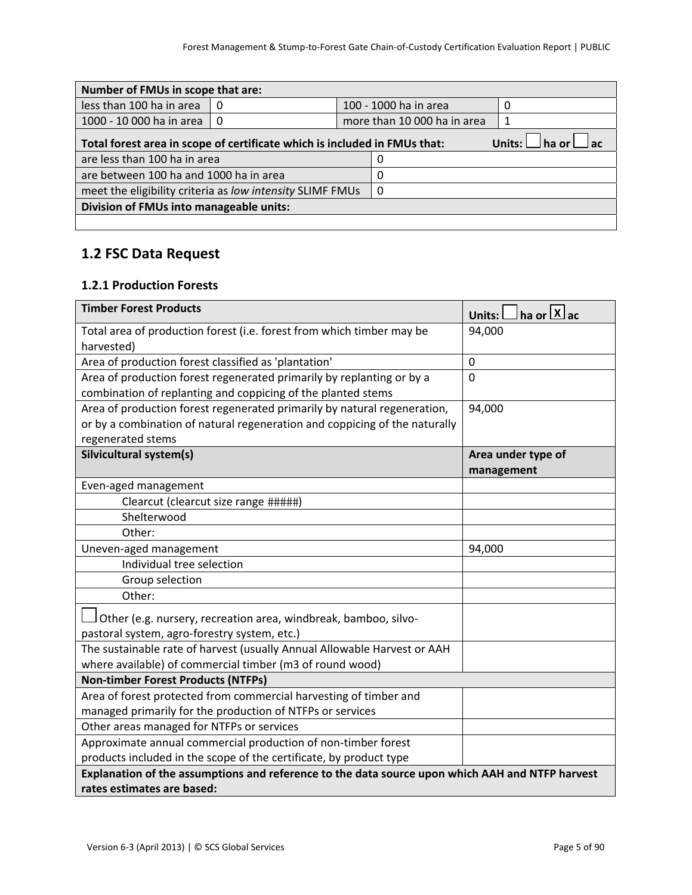| Number of FMUs in scope that are: | | | |
|---|---|---|---|
| less than 100 ha in area | 0 | 100 - 1000 ha in area | 0 |
| 1000 - 10 000 ha in area | 0 | more than 10 000 ha in area | 1 |

| Total forest area in scope of certificate which is included in FMUs that: | Units: ☐ ha or ☐ ac |
|---|---|
| are less than 100 ha in area | 0 |
| are between 100 ha and 1000 ha in area | 0 |
| meet the eligibility criteria as *low intensity* SLIMF FMUs | 0 |
| **Division of FMUs into manageable units:** | |
| | |

## 1.2 FSC Data Request

### 1.2.1 Production Forests

| Timber Forest Products | Units: ☐ ha or ☒ ac |
|---|---|
| Total area of production forest (i.e. forest from which timber may be harvested) | 94,000 |
| Area of production forest classified as 'plantation' | 0 |
| Area of production forest regenerated primarily by replanting or by a combination of replanting and coppicing of the planted stems | 0 |
| Area of production forest regenerated primarily by natural regeneration, or by a combination of natural regeneration and coppicing of the naturally regenerated stems | 94,000 |
| **Silvicultural system(s)** | **Area under type of management** |
| Even-aged management | |
| Clearcut (clearcut size range #####) | |
| Shelterwood | |
| Other: | |
| Uneven-aged management | 94,000 |
| Individual tree selection | |
| Group selection | |
| Other: | |
| ☐ Other (e.g. nursery, recreation area, windbreak, bamboo, silvo-pastoral system, agro-forestry system, etc.) | |
| The sustainable rate of harvest (usually Annual Allowable Harvest or AAH where available) of commercial timber (m3 of round wood) | |
| **Non-timber Forest Products (NTFPs)** | |
| Area of forest protected from commercial harvesting of timber and managed primarily for the production of NTFPs or services | |
| Other areas managed for NTFPs or services | |
| Approximate annual commercial production of non-timber forest products included in the scope of the certificate, by product type | |
| **Explanation of the assumptions and reference to the data source upon which AAH and NTFP harvest rates estimates are based:** | |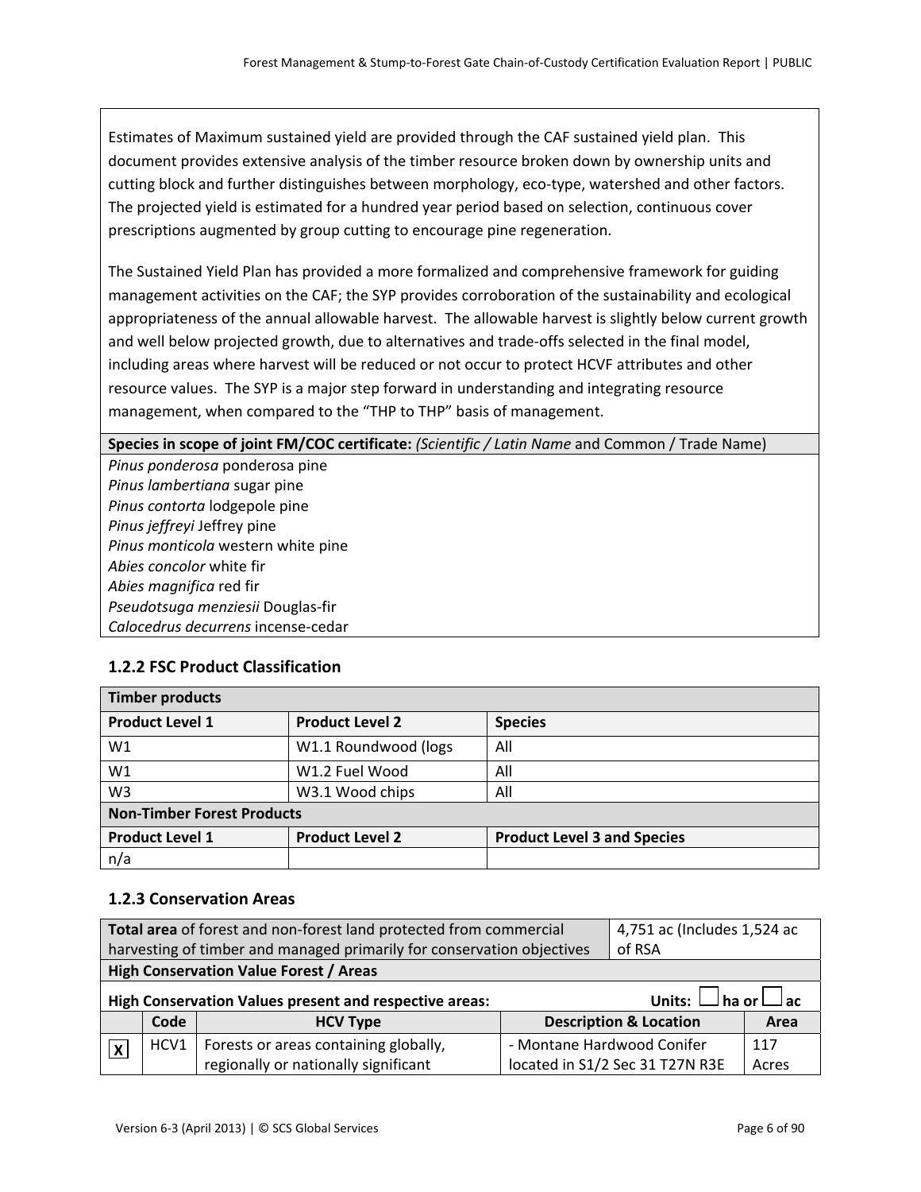Estimates of Maximum sustained yield are provided through the CAF sustained yield plan. This document provides extensive analysis of the timber resource broken down by ownership units and cutting block and further distinguishes between morphology, eco-type, watershed and other factors. The projected yield is estimated for a hundred year period based on selection, continuous cover prescriptions augmented by group cutting to encourage pine regeneration.

The Sustained Yield Plan has provided a more formalized and comprehensive framework for guiding management activities on the CAF; the SYP provides corroboration of the sustainability and ecological appropriateness of the annual allowable harvest. The allowable harvest is slightly below current growth and well below projected growth, due to alternatives and trade-offs selected in the final model, including areas where harvest will be reduced or not occur to protect HCVF attributes and other resource values. The SYP is a major step forward in understanding and integrating resource management, when compared to the "THP to THP" basis of management.

**Species in scope of joint FM/COC certificate:** *(Scientific / Latin Name* and Common / Trade Name)

*Pinus ponderosa* ponderosa pine
*Pinus lambertiana* sugar pine
*Pinus contorta* lodgepole pine
*Pinus jeffreyi* Jeffrey pine
*Pinus monticola* western white pine
*Abies concolor* white fir
*Abies magnifica* red fir
*Pseudotsuga menziesii* Douglas-fir
*Calocedrus decurrens* incense-cedar

### 1.2.2 FSC Product Classification

| **Timber products** | | |
|---|---|---|
| **Product Level 1** | **Product Level 2** | **Species** |
| W1 | W1.1 Roundwood (logs | All |
| W1 | W1.2 Fuel Wood | All |
| W3 | W3.1 Wood chips | All |
| **Non-Timber Forest Products** | | |
| **Product Level 1** | **Product Level 2** | **Product Level 3 and Species** |
| n/a | | |

### 1.2.3 Conservation Areas

| **Total area** of forest and non-forest land protected from commercial harvesting of timber and managed primarily for conservation objectives | 4,751 ac (Includes 1,524 ac of RSA |
|---|---|

| **High Conservation Value Forest / Areas** | | | | |
|---|---|---|---|---|
| **High Conservation Values present and respective areas:** | | | **Units: ☐ ha or ☐ ac** | |
| | **Code** | **HCV Type** | **Description & Location** | **Area** |
| X | HCV1 | Forests or areas containing globally, regionally or nationally significant | - Montane Hardwood Conifer located in S1/2 Sec 31 T27N R3E | 117 Acres |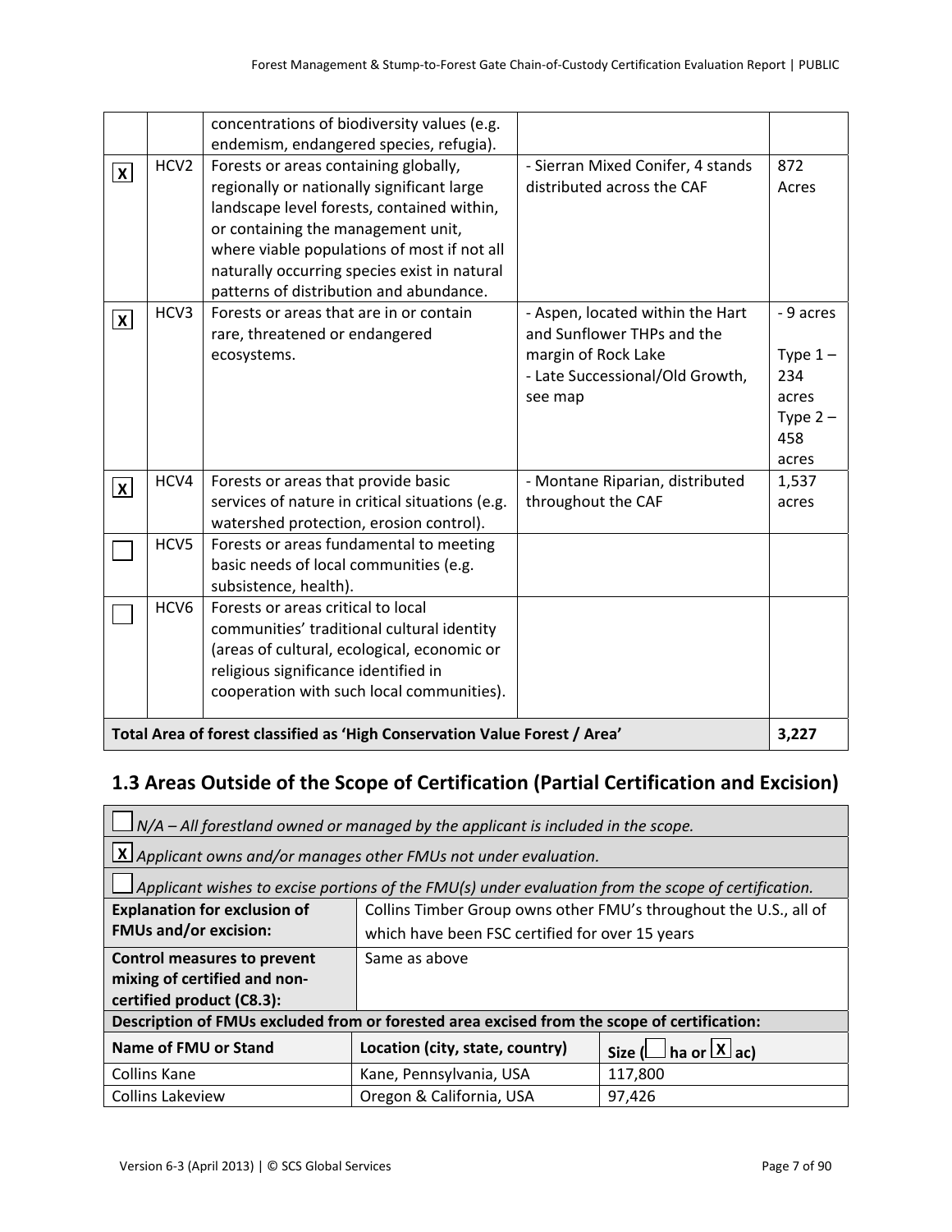| | | | | |
|---|---|---|---|---|
| | | concentrations of biodiversity values (e.g. endemism, endangered species, refugia). | | |
| X | HCV2 | Forests or areas containing globally, regionally or nationally significant large landscape level forests, contained within, or containing the management unit, where viable populations of most if not all naturally occurring species exist in natural patterns of distribution and abundance. | - Sierran Mixed Conifer, 4 stands distributed across the CAF | 872 Acres |
| X | HCV3 | Forests or areas that are in or contain rare, threatened or endangered ecosystems. | - Aspen, located within the Hart and Sunflower THPs and the margin of Rock Lake<br>- Late Successional/Old Growth, see map | - 9 acres<br>Type 1 – 234 acres<br>Type 2 – 458 acres |
| X | HCV4 | Forests or areas that provide basic services of nature in critical situations (e.g. watershed protection, erosion control). | - Montane Riparian, distributed throughout the CAF | 1,537 acres |
| ☐ | HCV5 | Forests or areas fundamental to meeting basic needs of local communities (e.g. subsistence, health). | | |
| ☐ | HCV6 | Forests or areas critical to local communities' traditional cultural identity (areas of cultural, ecological, economic or religious significance identified in cooperation with such local communities). | | |
| **Total Area of forest classified as 'High Conservation Value Forest / Area'** | | | | **3,227** |

## 1.3 Areas Outside of the Scope of Certification (Partial Certification and Excision)

| | | |
|---|---|---|
| ☐ *N/A – All forestland owned or managed by the applicant is included in the scope.* | | |
| X *Applicant owns and/or manages other FMUs not under evaluation.* | | |
| ☐ *Applicant wishes to excise portions of the FMU(s) under evaluation from the scope of certification.* | | |
| **Explanation for exclusion of FMUs and/or excision:** | Collins Timber Group owns other FMU's throughout the U.S., all of which have been FSC certified for over 15 years | |
| **Control measures to prevent mixing of certified and non-certified product (C8.3):** | Same as above | |
| **Description of FMUs excluded from or forested area excised from the scope of certification:** | | |
| **Name of FMU or Stand** | **Location (city, state, country)** | **Size (☐ ha or X ac)** |
| Collins Kane | Kane, Pennsylvania, USA | 117,800 |
| Collins Lakeview | Oregon & California, USA | 97,426 |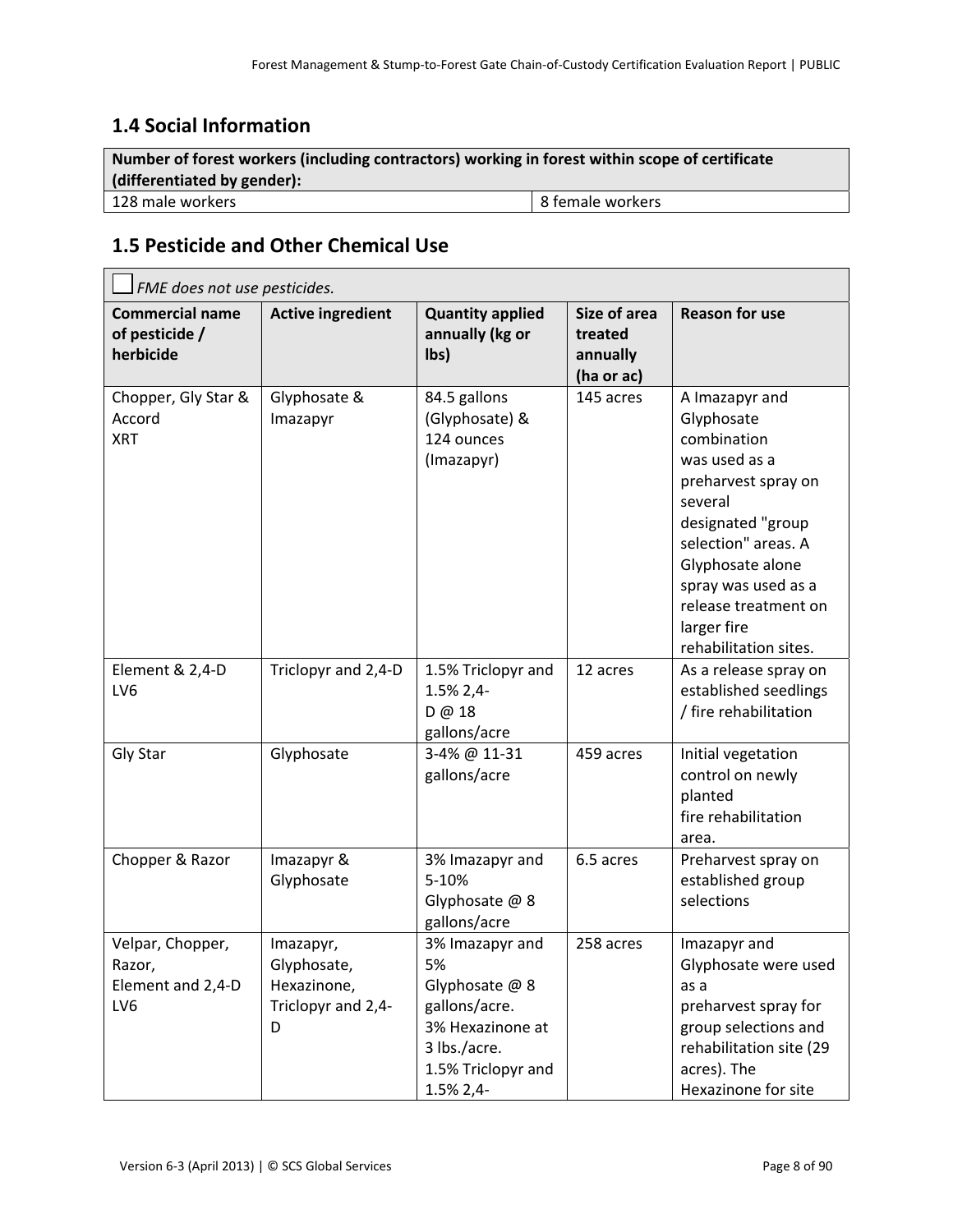## 1.4 Social Information

| Number of forest workers (including contractors) working in forest within scope of certificate (differentiated by gender): | |
|---|---|
| 128 male workers | 8 female workers |

## 1.5 Pesticide and Other Chemical Use

☐ *FME does not use pesticides.*

| Commercial name of pesticide / herbicide | Active ingredient | Quantity applied annually (kg or lbs) | Size of area treated annually (ha or ac) | Reason for use |
|---|---|---|---|---|
| Chopper, Gly Star & Accord XRT | Glyphosate & Imazapyr | 84.5 gallons (Glyphosate) & 124 ounces (Imazapyr) | 145 acres | A Imazapyr and Glyphosate combination was used as a preharvest spray on several designated "group selection" areas. A Glyphosate alone spray was used as a release treatment on larger fire rehabilitation sites. |
| Element & 2,4-D LV6 | Triclopyr and 2,4-D | 1.5% Triclopyr and 1.5% 2,4-D @ 18 gallons/acre | 12 acres | As a release spray on established seedlings / fire rehabilitation |
| Gly Star | Glyphosate | 3-4% @ 11-31 gallons/acre | 459 acres | Initial vegetation control on newly planted fire rehabilitation area. |
| Chopper & Razor | Imazapyr & Glyphosate | 3% Imazapyr and 5-10% Glyphosate @ 8 gallons/acre | 6.5 acres | Preharvest spray on established group selections |
| Velpar, Chopper, Razor, Element and 2,4-D LV6 | Imazapyr, Glyphosate, Hexazinone, Triclopyr and 2,4-D | 3% Imazapyr and 5% Glyphosate @ 8 gallons/acre. 3% Hexazinone at 3 lbs./acre. 1.5% Triclopyr and 1.5% 2,4- | 258 acres | Imazapyr and Glyphosate were used as a preharvest spray for group selections and rehabilitation site (29 acres). The Hexazinone for site |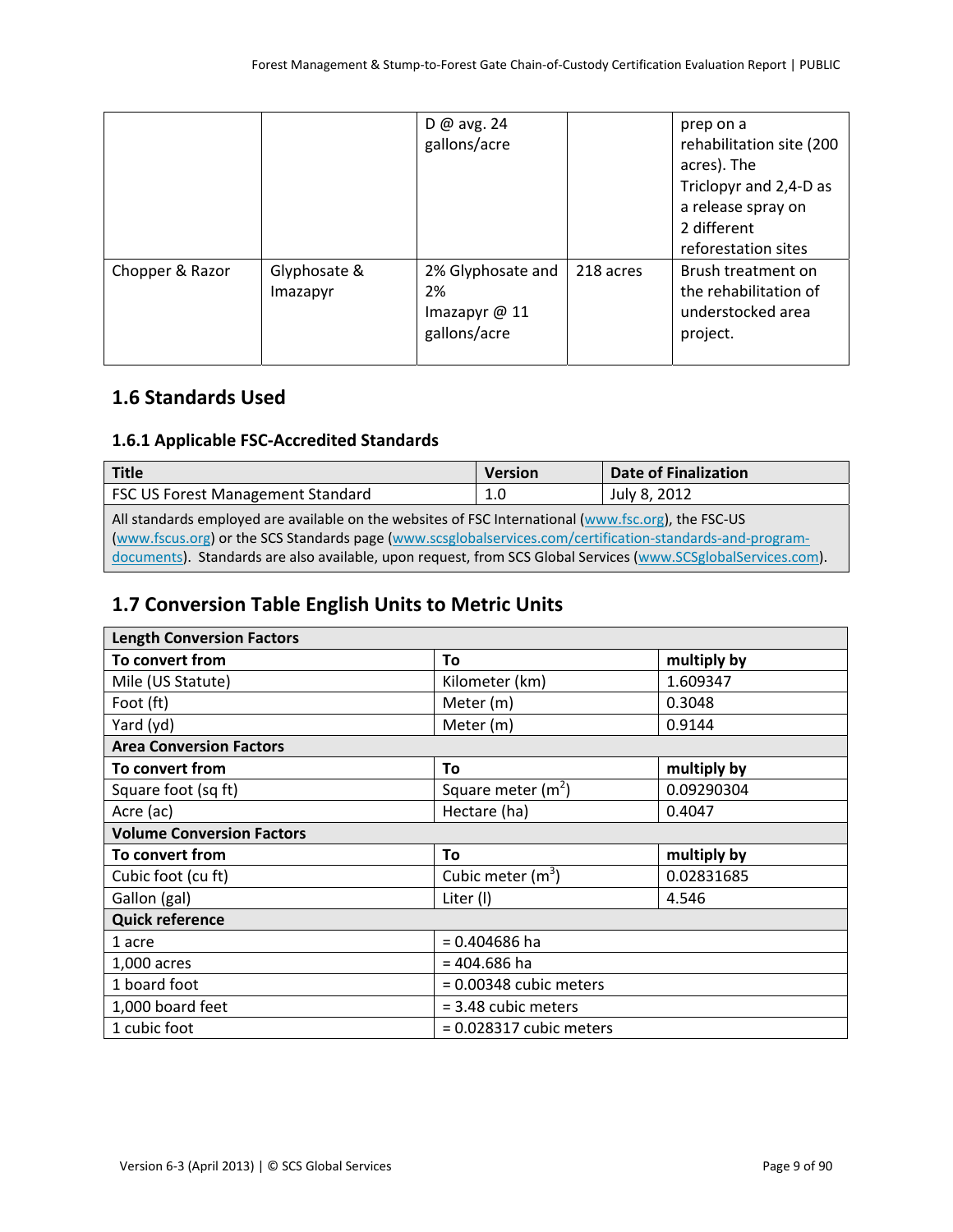|  |  | D @ avg. 24 gallons/acre |  | prep on a rehabilitation site (200 acres). The Triclopyr and 2,4-D as a release spray on 2 different reforestation sites |
|---|---|---|---|---|
| Chopper & Razor | Glyphosate & Imazapyr | 2% Glyphosate and 2% Imazapyr @ 11 gallons/acre | 218 acres | Brush treatment on the rehabilitation of understocked area project. |

## 1.6 Standards Used

### 1.6.1 Applicable FSC-Accredited Standards

| Title | Version | Date of Finalization |
|---|---|---|
| FSC US Forest Management Standard | 1.0 | July 8, 2012 |
| All standards employed are available on the websites of FSC International (www.fsc.org), the FSC-US (www.fscus.org) or the SCS Standards page (www.scsglobalservices.com/certification-standards-and-program-documents). Standards are also available, upon request, from SCS Global Services (www.SCSglobalServices.com). | | |

## 1.7 Conversion Table English Units to Metric Units

| **Length Conversion Factors** | | |
|---|---|---|
| **To convert from** | **To** | **multiply by** |
| Mile (US Statute) | Kilometer (km) | 1.609347 |
| Foot (ft) | Meter (m) | 0.3048 |
| Yard (yd) | Meter (m) | 0.9144 |
| **Area Conversion Factors** | | |
| **To convert from** | **To** | **multiply by** |
| Square foot (sq ft) | Square meter ($m^2$) | 0.09290304 |
| Acre (ac) | Hectare (ha) | 0.4047 |
| **Volume Conversion Factors** | | |
| **To convert from** | **To** | **multiply by** |
| Cubic foot (cu ft) | Cubic meter ($m^3$) | 0.02831685 |
| Gallon (gal) | Liter (l) | 4.546 |
| **Quick reference** | | |
| 1 acre | = 0.404686 ha | |
| 1,000 acres | = 404.686 ha | |
| 1 board foot | = 0.00348 cubic meters | |
| 1,000 board feet | = 3.48 cubic meters | |
| 1 cubic foot | = 0.028317 cubic meters | |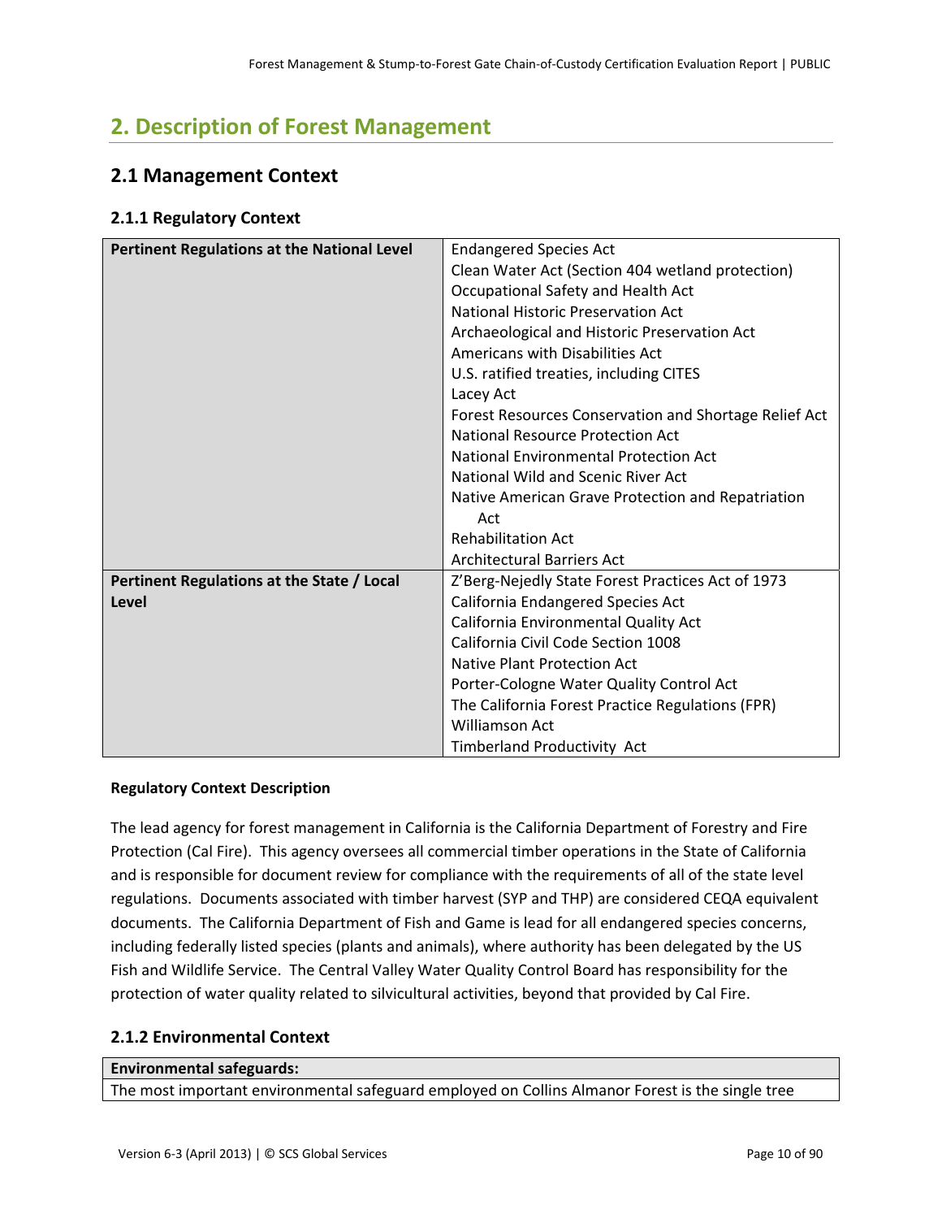# 2. Description of Forest Management

## 2.1 Management Context

### 2.1.1 Regulatory Context

| Pertinent Regulations at the National Level | Endangered Species Act<br>Clean Water Act (Section 404 wetland protection)<br>Occupational Safety and Health Act<br>National Historic Preservation Act<br>Archaeological and Historic Preservation Act<br>Americans with Disabilities Act<br>U.S. ratified treaties, including CITES<br>Lacey Act<br>Forest Resources Conservation and Shortage Relief Act<br>National Resource Protection Act<br>National Environmental Protection Act<br>National Wild and Scenic River Act<br>Native American Grave Protection and Repatriation Act<br>Rehabilitation Act<br>Architectural Barriers Act |
|---|---|
| **Pertinent Regulations at the State / Local Level** | Z'Berg-Nejedly State Forest Practices Act of 1973<br>California Endangered Species Act<br>California Environmental Quality Act<br>California Civil Code Section 1008<br>Native Plant Protection Act<br>Porter-Cologne Water Quality Control Act<br>The California Forest Practice Regulations (FPR)<br>Williamson Act<br>Timberland Productivity Act |

**Regulatory Context Description**

The lead agency for forest management in California is the California Department of Forestry and Fire Protection (Cal Fire). This agency oversees all commercial timber operations in the State of California and is responsible for document review for compliance with the requirements of all of the state level regulations. Documents associated with timber harvest (SYP and THP) are considered CEQA equivalent documents. The California Department of Fish and Game is lead for all endangered species concerns, including federally listed species (plants and animals), where authority has been delegated by the US Fish and Wildlife Service. The Central Valley Water Quality Control Board has responsibility for the protection of water quality related to silvicultural activities, beyond that provided by Cal Fire.

### 2.1.2 Environmental Context

| Environmental safeguards: |
|---|
| The most important environmental safeguard employed on Collins Almanor Forest is the single tree |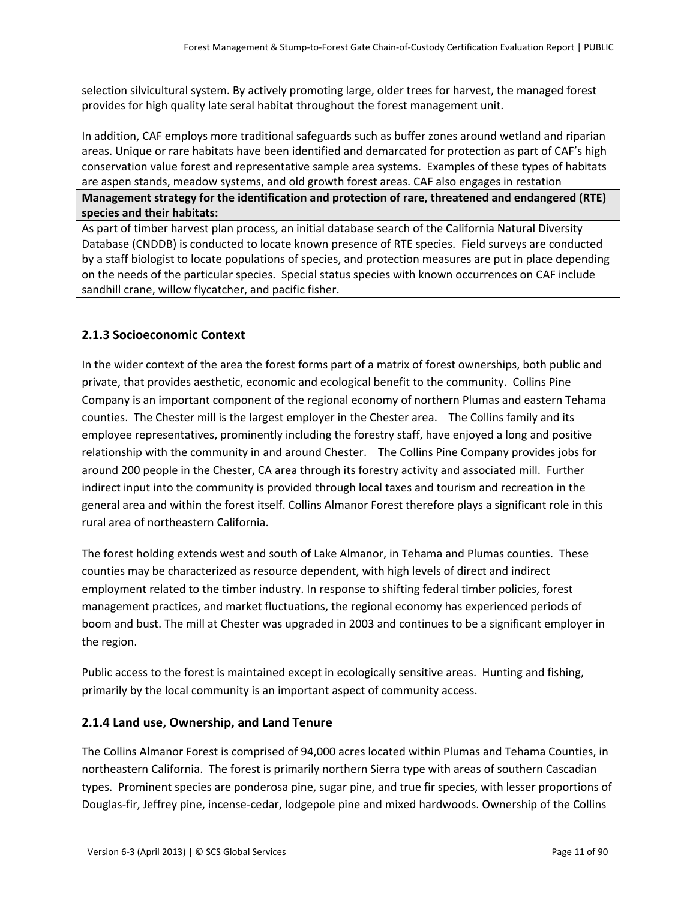| |
|---|
| selection silvicultural system. By actively promoting large, older trees for harvest, the managed forest provides for high quality late seral habitat throughout the forest management unit.<br><br>In addition, CAF employs more traditional safeguards such as buffer zones around wetland and riparian areas. Unique or rare habitats have been identified and demarcated for protection as part of CAF's high conservation value forest and representative sample area systems. Examples of these types of habitats are aspen stands, meadow systems, and old growth forest areas. CAF also engages in restation |
| **Management strategy for the identification and protection of rare, threatened and endangered (RTE) species and their habitats:** |
| As part of timber harvest plan process, an initial database search of the California Natural Diversity Database (CNDDB) is conducted to locate known presence of RTE species. Field surveys are conducted by a staff biologist to locate populations of species, and protection measures are put in place depending on the needs of the particular species. Special status species with known occurrences on CAF include sandhill crane, willow flycatcher, and pacific fisher. |

### 2.1.3 Socioeconomic Context

In the wider context of the area the forest forms part of a matrix of forest ownerships, both public and private, that provides aesthetic, economic and ecological benefit to the community. Collins Pine Company is an important component of the regional economy of northern Plumas and eastern Tehama counties. The Chester mill is the largest employer in the Chester area. The Collins family and its employee representatives, prominently including the forestry staff, have enjoyed a long and positive relationship with the community in and around Chester. The Collins Pine Company provides jobs for around 200 people in the Chester, CA area through its forestry activity and associated mill. Further indirect input into the community is provided through local taxes and tourism and recreation in the general area and within the forest itself. Collins Almanor Forest therefore plays a significant role in this rural area of northeastern California.

The forest holding extends west and south of Lake Almanor, in Tehama and Plumas counties. These counties may be characterized as resource dependent, with high levels of direct and indirect employment related to the timber industry. In response to shifting federal timber policies, forest management practices, and market fluctuations, the regional economy has experienced periods of boom and bust. The mill at Chester was upgraded in 2003 and continues to be a significant employer in the region.

Public access to the forest is maintained except in ecologically sensitive areas. Hunting and fishing, primarily by the local community is an important aspect of community access.

### 2.1.4 Land use, Ownership, and Land Tenure

The Collins Almanor Forest is comprised of 94,000 acres located within Plumas and Tehama Counties, in northeastern California. The forest is primarily northern Sierra type with areas of southern Cascadian types. Prominent species are ponderosa pine, sugar pine, and true fir species, with lesser proportions of Douglas-fir, Jeffrey pine, incense-cedar, lodgepole pine and mixed hardwoods. Ownership of the Collins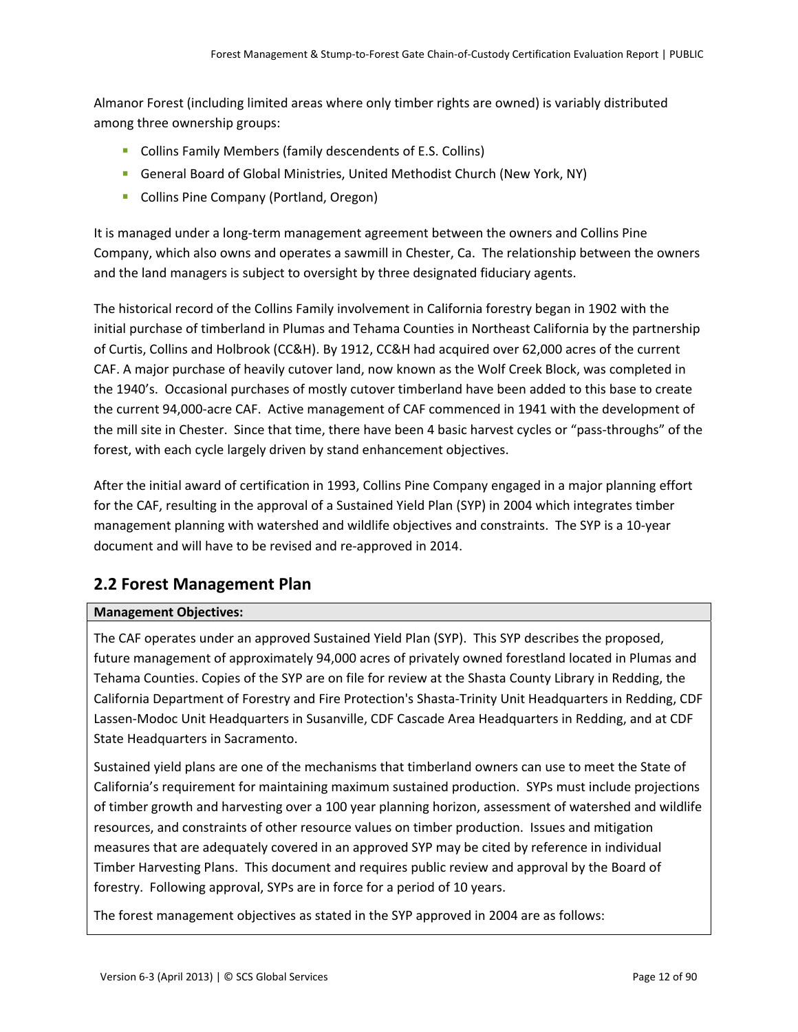Almanor Forest (including limited areas where only timber rights are owned) is variably distributed among three ownership groups:

- Collins Family Members (family descendents of E.S. Collins)
- General Board of Global Ministries, United Methodist Church (New York, NY)
- Collins Pine Company (Portland, Oregon)

It is managed under a long-term management agreement between the owners and Collins Pine Company, which also owns and operates a sawmill in Chester, Ca. The relationship between the owners and the land managers is subject to oversight by three designated fiduciary agents.

The historical record of the Collins Family involvement in California forestry began in 1902 with the initial purchase of timberland in Plumas and Tehama Counties in Northeast California by the partnership of Curtis, Collins and Holbrook (CC&H). By 1912, CC&H had acquired over 62,000 acres of the current CAF. A major purchase of heavily cutover land, now known as the Wolf Creek Block, was completed in the 1940's. Occasional purchases of mostly cutover timberland have been added to this base to create the current 94,000-acre CAF. Active management of CAF commenced in 1941 with the development of the mill site in Chester. Since that time, there have been 4 basic harvest cycles or "pass-throughs" of the forest, with each cycle largely driven by stand enhancement objectives.

After the initial award of certification in 1993, Collins Pine Company engaged in a major planning effort for the CAF, resulting in the approval of a Sustained Yield Plan (SYP) in 2004 which integrates timber management planning with watershed and wildlife objectives and constraints. The SYP is a 10-year document and will have to be revised and re-approved in 2014.

## 2.2 Forest Management Plan

| **Management Objectives:** |
|---|
| The CAF operates under an approved Sustained Yield Plan (SYP). This SYP describes the proposed, future management of approximately 94,000 acres of privately owned forestland located in Plumas and Tehama Counties. Copies of the SYP are on file for review at the Shasta County Library in Redding, the California Department of Forestry and Fire Protection's Shasta-Trinity Unit Headquarters in Redding, CDF Lassen-Modoc Unit Headquarters in Susanville, CDF Cascade Area Headquarters in Redding, and at CDF State Headquarters in Sacramento.<br><br>Sustained yield plans are one of the mechanisms that timberland owners can use to meet the State of California's requirement for maintaining maximum sustained production. SYPs must include projections of timber growth and harvesting over a 100 year planning horizon, assessment of watershed and wildlife resources, and constraints of other resource values on timber production. Issues and mitigation measures that are adequately covered in an approved SYP may be cited by reference in individual Timber Harvesting Plans. This document and requires public review and approval by the Board of forestry. Following approval, SYPs are in force for a period of 10 years.<br><br>The forest management objectives as stated in the SYP approved in 2004 are as follows: |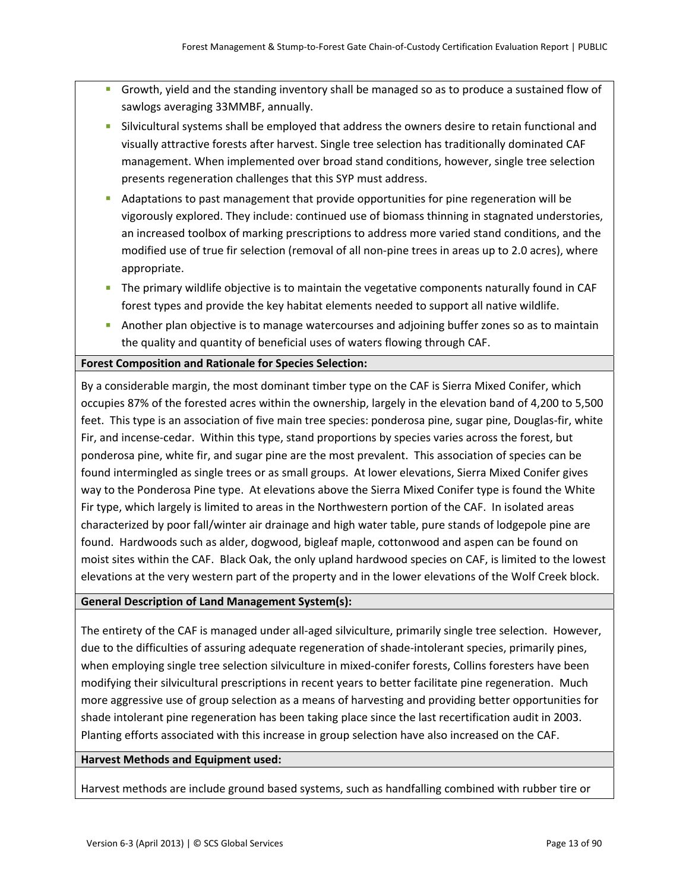- Growth, yield and the standing inventory shall be managed so as to produce a sustained flow of sawlogs averaging 33MMBF, annually.
- Silvicultural systems shall be employed that address the owners desire to retain functional and visually attractive forests after harvest. Single tree selection has traditionally dominated CAF management. When implemented over broad stand conditions, however, single tree selection presents regeneration challenges that this SYP must address.
- Adaptations to past management that provide opportunities for pine regeneration will be vigorously explored. They include: continued use of biomass thinning in stagnated understories, an increased toolbox of marking prescriptions to address more varied stand conditions, and the modified use of true fir selection (removal of all non-pine trees in areas up to 2.0 acres), where appropriate.
- The primary wildlife objective is to maintain the vegetative components naturally found in CAF forest types and provide the key habitat elements needed to support all native wildlife.
- Another plan objective is to manage watercourses and adjoining buffer zones so as to maintain the quality and quantity of beneficial uses of waters flowing through CAF.

**Forest Composition and Rationale for Species Selection:**

By a considerable margin, the most dominant timber type on the CAF is Sierra Mixed Conifer, which occupies 87% of the forested acres within the ownership, largely in the elevation band of 4,200 to 5,500 feet. This type is an association of five main tree species: ponderosa pine, sugar pine, Douglas-fir, white Fir, and incense-cedar. Within this type, stand proportions by species varies across the forest, but ponderosa pine, white fir, and sugar pine are the most prevalent. This association of species can be found intermingled as single trees or as small groups. At lower elevations, Sierra Mixed Conifer gives way to the Ponderosa Pine type. At elevations above the Sierra Mixed Conifer type is found the White Fir type, which largely is limited to areas in the Northwestern portion of the CAF. In isolated areas characterized by poor fall/winter air drainage and high water table, pure stands of lodgepole pine are found. Hardwoods such as alder, dogwood, bigleaf maple, cottonwood and aspen can be found on moist sites within the CAF. Black Oak, the only upland hardwood species on CAF, is limited to the lowest elevations at the very western part of the property and in the lower elevations of the Wolf Creek block.

**General Description of Land Management System(s):**

The entirety of the CAF is managed under all-aged silviculture, primarily single tree selection. However, due to the difficulties of assuring adequate regeneration of shade-intolerant species, primarily pines, when employing single tree selection silviculture in mixed-conifer forests, Collins foresters have been modifying their silvicultural prescriptions in recent years to better facilitate pine regeneration. Much more aggressive use of group selection as a means of harvesting and providing better opportunities for shade intolerant pine regeneration has been taking place since the last recertification audit in 2003. Planting efforts associated with this increase in group selection have also increased on the CAF.

**Harvest Methods and Equipment used:**

Harvest methods are include ground based systems, such as handfalling combined with rubber tire or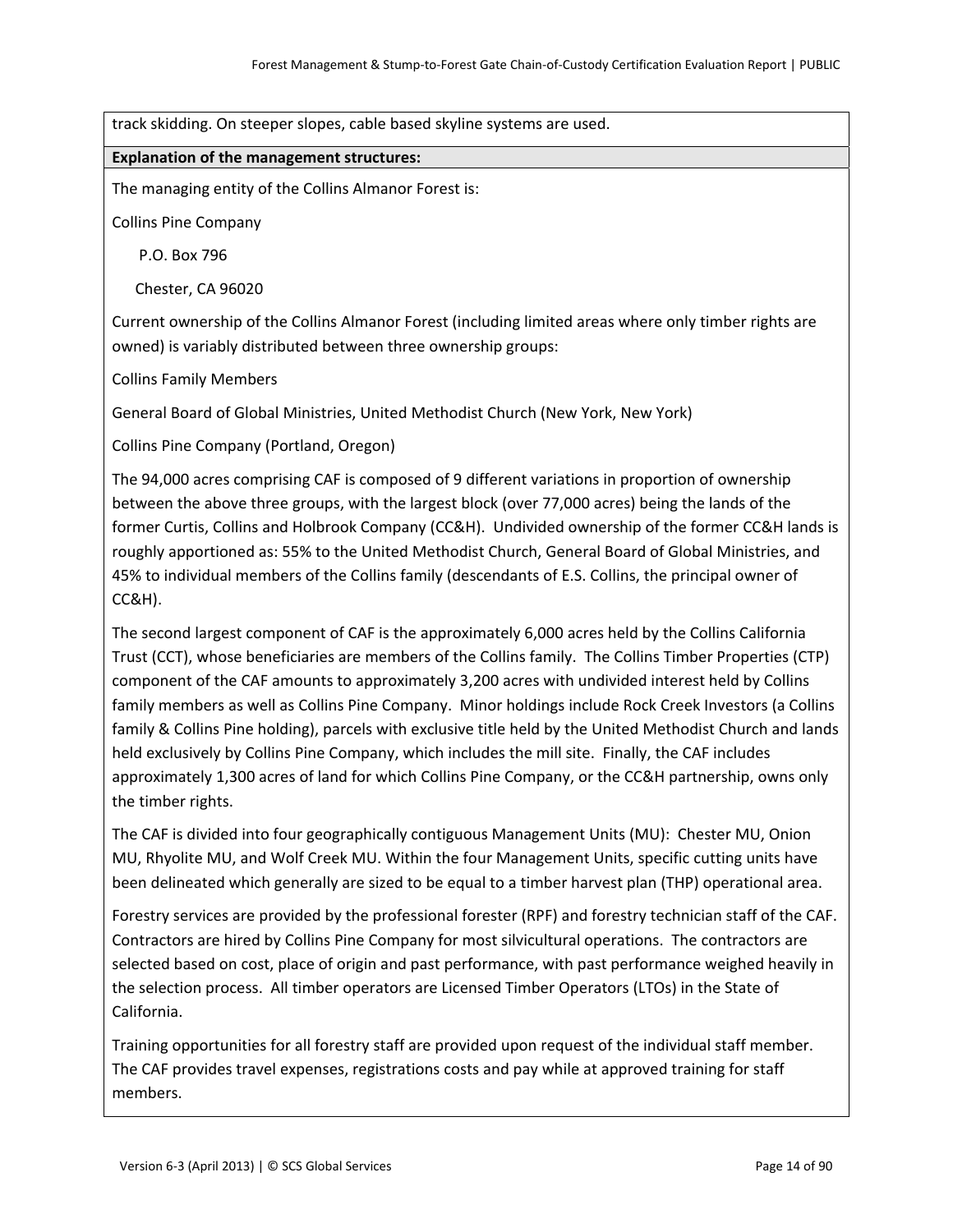track skidding. On steeper slopes, cable based skyline systems are used.

**Explanation of the management structures:**

The managing entity of the Collins Almanor Forest is:

Collins Pine Company

P.O. Box 796

Chester, CA 96020

Current ownership of the Collins Almanor Forest (including limited areas where only timber rights are owned) is variably distributed between three ownership groups:

Collins Family Members

General Board of Global Ministries, United Methodist Church (New York, New York)

Collins Pine Company (Portland, Oregon)

The 94,000 acres comprising CAF is composed of 9 different variations in proportion of ownership between the above three groups, with the largest block (over 77,000 acres) being the lands of the former Curtis, Collins and Holbrook Company (CC&H). Undivided ownership of the former CC&H lands is roughly apportioned as: 55% to the United Methodist Church, General Board of Global Ministries, and 45% to individual members of the Collins family (descendants of E.S. Collins, the principal owner of CC&H).

The second largest component of CAF is the approximately 6,000 acres held by the Collins California Trust (CCT), whose beneficiaries are members of the Collins family. The Collins Timber Properties (CTP) component of the CAF amounts to approximately 3,200 acres with undivided interest held by Collins family members as well as Collins Pine Company. Minor holdings include Rock Creek Investors (a Collins family & Collins Pine holding), parcels with exclusive title held by the United Methodist Church and lands held exclusively by Collins Pine Company, which includes the mill site. Finally, the CAF includes approximately 1,300 acres of land for which Collins Pine Company, or the CC&H partnership, owns only the timber rights.

The CAF is divided into four geographically contiguous Management Units (MU): Chester MU, Onion MU, Rhyolite MU, and Wolf Creek MU. Within the four Management Units, specific cutting units have been delineated which generally are sized to be equal to a timber harvest plan (THP) operational area.

Forestry services are provided by the professional forester (RPF) and forestry technician staff of the CAF. Contractors are hired by Collins Pine Company for most silvicultural operations. The contractors are selected based on cost, place of origin and past performance, with past performance weighed heavily in the selection process. All timber operators are Licensed Timber Operators (LTOs) in the State of California.

Training opportunities for all forestry staff are provided upon request of the individual staff member. The CAF provides travel expenses, registrations costs and pay while at approved training for staff members.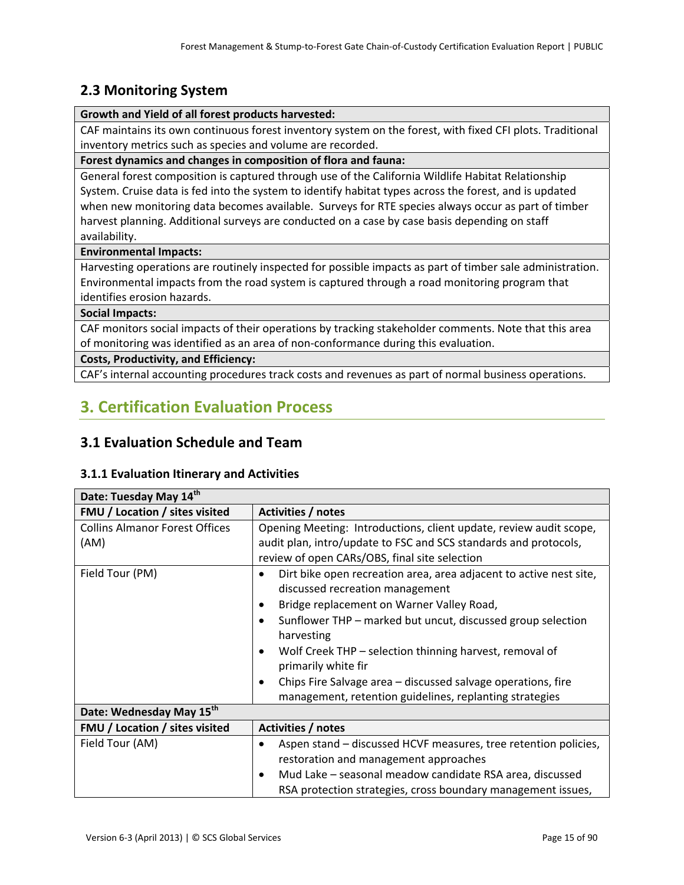## 2.3 Monitoring System

| Growth and Yield of all forest products harvested: |
|---|
| CAF maintains its own continuous forest inventory system on the forest, with fixed CFI plots. Traditional inventory metrics such as species and volume are recorded. |
| **Forest dynamics and changes in composition of flora and fauna:** |
| General forest composition is captured through use of the California Wildlife Habitat Relationship System. Cruise data is fed into the system to identify habitat types across the forest, and is updated when new monitoring data becomes available. Surveys for RTE species always occur as part of timber harvest planning. Additional surveys are conducted on a case by case basis depending on staff availability. |
| **Environmental Impacts:** |
| Harvesting operations are routinely inspected for possible impacts as part of timber sale administration. Environmental impacts from the road system is captured through a road monitoring program that identifies erosion hazards. |
| **Social Impacts:** |
| CAF monitors social impacts of their operations by tracking stakeholder comments. Note that this area of monitoring was identified as an area of non-conformance during this evaluation. |
| **Costs, Productivity, and Efficiency:** |
| CAF's internal accounting procedures track costs and revenues as part of normal business operations. |

# 3. Certification Evaluation Process

## 3.1 Evaluation Schedule and Team

### 3.1.1 Evaluation Itinerary and Activities

| Date: Tuesday May 14th | |
|---|---|
| **FMU / Location / sites visited** | **Activities / notes** |
| Collins Almanor Forest Offices (AM) | Opening Meeting: Introductions, client update, review audit scope, audit plan, intro/update to FSC and SCS standards and protocols, review of open CARs/OBS, final site selection |
| Field Tour (PM) | • Dirt bike open recreation area, area adjacent to active nest site, discussed recreation management<br>• Bridge replacement on Warner Valley Road,<br>• Sunflower THP – marked but uncut, discussed group selection harvesting<br>• Wolf Creek THP – selection thinning harvest, removal of primarily white fir<br>• Chips Fire Salvage area – discussed salvage operations, fire management, retention guidelines, replanting strategies |
| **Date: Wednesday May 15th** | |
| **FMU / Location / sites visited** | **Activities / notes** |
| Field Tour (AM) | • Aspen stand – discussed HCVF measures, tree retention policies, restoration and management approaches<br>• Mud Lake – seasonal meadow candidate RSA area, discussed RSA protection strategies, cross boundary management issues, |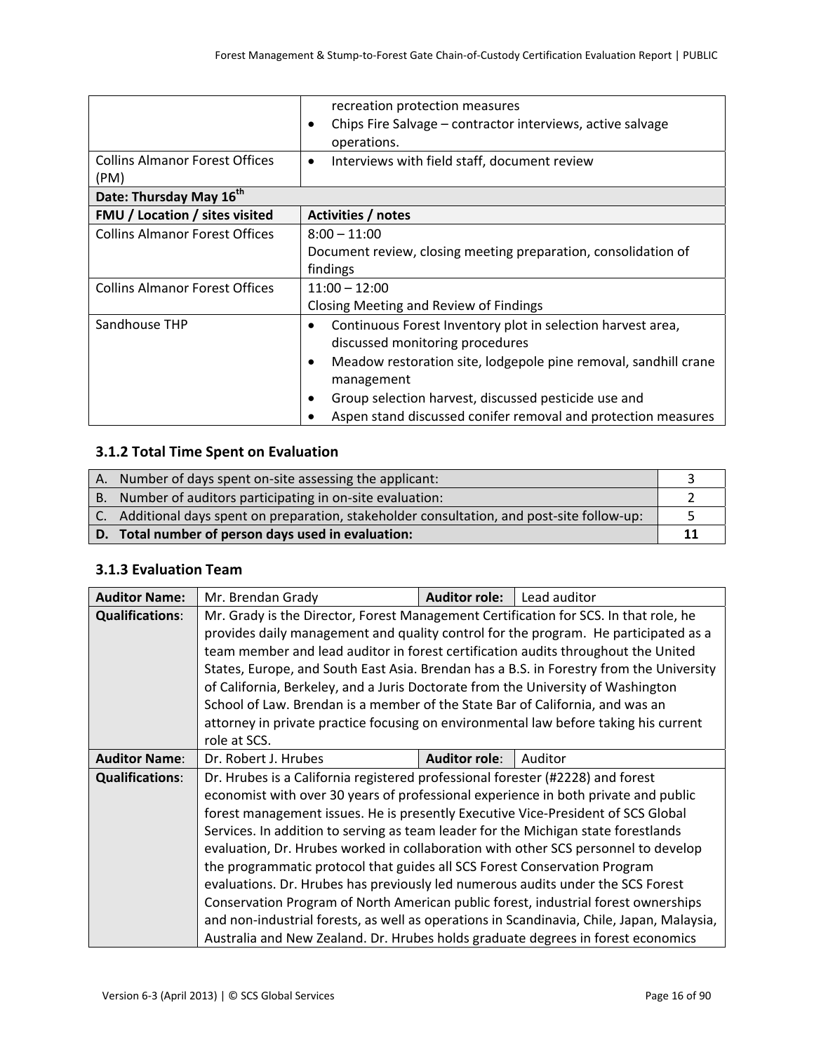| | |
|---|---|
| | recreation protection measures<br>• Chips Fire Salvage – contractor interviews, active salvage operations. |
| Collins Almanor Forest Offices (PM) | • Interviews with field staff, document review |
| **Date: Thursday May 16th** | |
| **FMU / Location / sites visited** | **Activities / notes** |
| Collins Almanor Forest Offices | 8:00 – 11:00<br>Document review, closing meeting preparation, consolidation of findings |
| Collins Almanor Forest Offices | 11:00 – 12:00<br>Closing Meeting and Review of Findings |
| Sandhouse THP | • Continuous Forest Inventory plot in selection harvest area, discussed monitoring procedures<br>• Meadow restoration site, lodgepole pine removal, sandhill crane management<br>• Group selection harvest, discussed pesticide use and<br>• Aspen stand discussed conifer removal and protection measures |

### 3.1.2 Total Time Spent on Evaluation

| | |
|---|---|
| A. Number of days spent on-site assessing the applicant: | 3 |
| B. Number of auditors participating in on-site evaluation: | 2 |
| C. Additional days spent on preparation, stakeholder consultation, and post-site follow-up: | 5 |
| **D. Total number of person days used in evaluation:** | **11** |

### 3.1.3 Evaluation Team

| | | | |
|---|---|---|---|
| **Auditor Name:** | Mr. Brendan Grady | **Auditor role:** | Lead auditor |
| **Qualifications**: | Mr. Grady is the Director, Forest Management Certification for SCS. In that role, he provides daily management and quality control for the program. He participated as a team member and lead auditor in forest certification audits throughout the United States, Europe, and South East Asia. Brendan has a B.S. in Forestry from the University of California, Berkeley, and a Juris Doctorate from the University of Washington School of Law. Brendan is a member of the State Bar of California, and was an attorney in private practice focusing on environmental law before taking his current role at SCS. | | |
| **Auditor Name**: | Dr. Robert J. Hrubes | **Auditor role**: | Auditor |
| **Qualifications**: | Dr. Hrubes is a California registered professional forester (#2228) and forest economist with over 30 years of professional experience in both private and public forest management issues. He is presently Executive Vice-President of SCS Global Services. In addition to serving as team leader for the Michigan state forestlands evaluation, Dr. Hrubes worked in collaboration with other SCS personnel to develop the programmatic protocol that guides all SCS Forest Conservation Program evaluations. Dr. Hrubes has previously led numerous audits under the SCS Forest Conservation Program of North American public forest, industrial forest ownerships and non-industrial forests, as well as operations in Scandinavia, Chile, Japan, Malaysia, Australia and New Zealand. Dr. Hrubes holds graduate degrees in forest economics | | |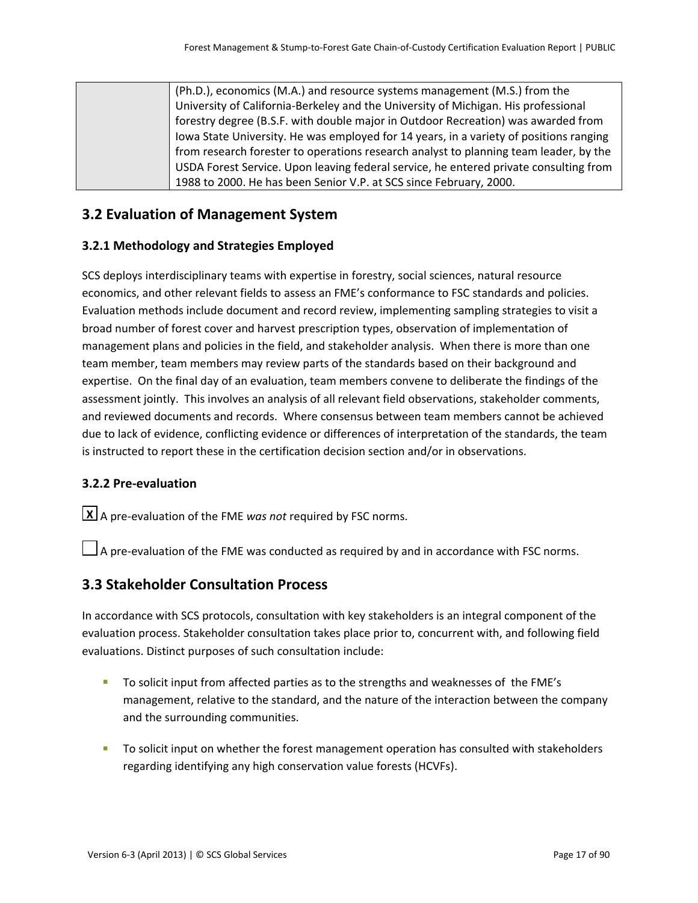| | (Ph.D.), economics (M.A.) and resource systems management (M.S.) from the University of California-Berkeley and the University of Michigan. His professional forestry degree (B.S.F. with double major in Outdoor Recreation) was awarded from Iowa State University. He was employed for 14 years, in a variety of positions ranging from research forester to operations research analyst to planning team leader, by the USDA Forest Service. Upon leaving federal service, he entered private consulting from 1988 to 2000. He has been Senior V.P. at SCS since February, 2000. |
|---|---|

## 3.2 Evaluation of Management System

### 3.2.1 Methodology and Strategies Employed

SCS deploys interdisciplinary teams with expertise in forestry, social sciences, natural resource economics, and other relevant fields to assess an FME's conformance to FSC standards and policies. Evaluation methods include document and record review, implementing sampling strategies to visit a broad number of forest cover and harvest prescription types, observation of implementation of management plans and policies in the field, and stakeholder analysis. When there is more than one team member, team members may review parts of the standards based on their background and expertise. On the final day of an evaluation, team members convene to deliberate the findings of the assessment jointly. This involves an analysis of all relevant field observations, stakeholder comments, and reviewed documents and records. Where consensus between team members cannot be achieved due to lack of evidence, conflicting evidence or differences of interpretation of the standards, the team is instructed to report these in the certification decision section and/or in observations.

### 3.2.2 Pre-evaluation

[X] A pre-evaluation of the FME *was not* required by FSC norms.

[ ] A pre-evaluation of the FME was conducted as required by and in accordance with FSC norms.

## 3.3 Stakeholder Consultation Process

In accordance with SCS protocols, consultation with key stakeholders is an integral component of the evaluation process. Stakeholder consultation takes place prior to, concurrent with, and following field evaluations. Distinct purposes of such consultation include:

- To solicit input from affected parties as to the strengths and weaknesses of the FME's management, relative to the standard, and the nature of the interaction between the company and the surrounding communities.
- To solicit input on whether the forest management operation has consulted with stakeholders regarding identifying any high conservation value forests (HCVFs).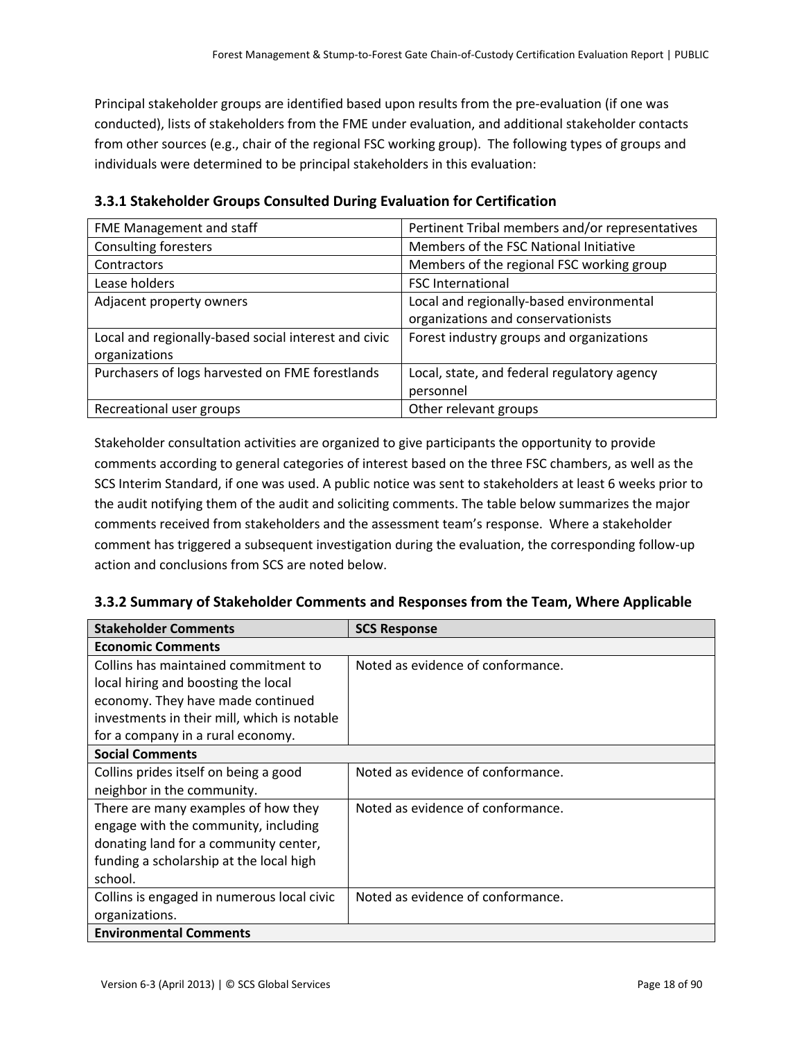Principal stakeholder groups are identified based upon results from the pre-evaluation (if one was conducted), lists of stakeholders from the FME under evaluation, and additional stakeholder contacts from other sources (e.g., chair of the regional FSC working group). The following types of groups and individuals were determined to be principal stakeholders in this evaluation:

### 3.3.1 Stakeholder Groups Consulted During Evaluation for Certification

| | |
|---|---|
| FME Management and staff | Pertinent Tribal members and/or representatives |
| Consulting foresters | Members of the FSC National Initiative |
| Contractors | Members of the regional FSC working group |
| Lease holders | FSC International |
| Adjacent property owners | Local and regionally-based environmental organizations and conservationists |
| Local and regionally-based social interest and civic organizations | Forest industry groups and organizations |
| Purchasers of logs harvested on FME forestlands | Local, state, and federal regulatory agency personnel |
| Recreational user groups | Other relevant groups |

Stakeholder consultation activities are organized to give participants the opportunity to provide comments according to general categories of interest based on the three FSC chambers, as well as the SCS Interim Standard, if one was used. A public notice was sent to stakeholders at least 6 weeks prior to the audit notifying them of the audit and soliciting comments. The table below summarizes the major comments received from stakeholders and the assessment team's response. Where a stakeholder comment has triggered a subsequent investigation during the evaluation, the corresponding follow-up action and conclusions from SCS are noted below.

### 3.3.2 Summary of Stakeholder Comments and Responses from the Team, Where Applicable

| Stakeholder Comments | SCS Response |
|---|---|
| **Economic Comments** | |
| Collins has maintained commitment to local hiring and boosting the local economy. They have made continued investments in their mill, which is notable for a company in a rural economy. | Noted as evidence of conformance. |
| **Social Comments** | |
| Collins prides itself on being a good neighbor in the community. | Noted as evidence of conformance. |
| There are many examples of how they engage with the community, including donating land for a community center, funding a scholarship at the local high school. | Noted as evidence of conformance. |
| Collins is engaged in numerous local civic organizations. | Noted as evidence of conformance. |
| **Environmental Comments** | |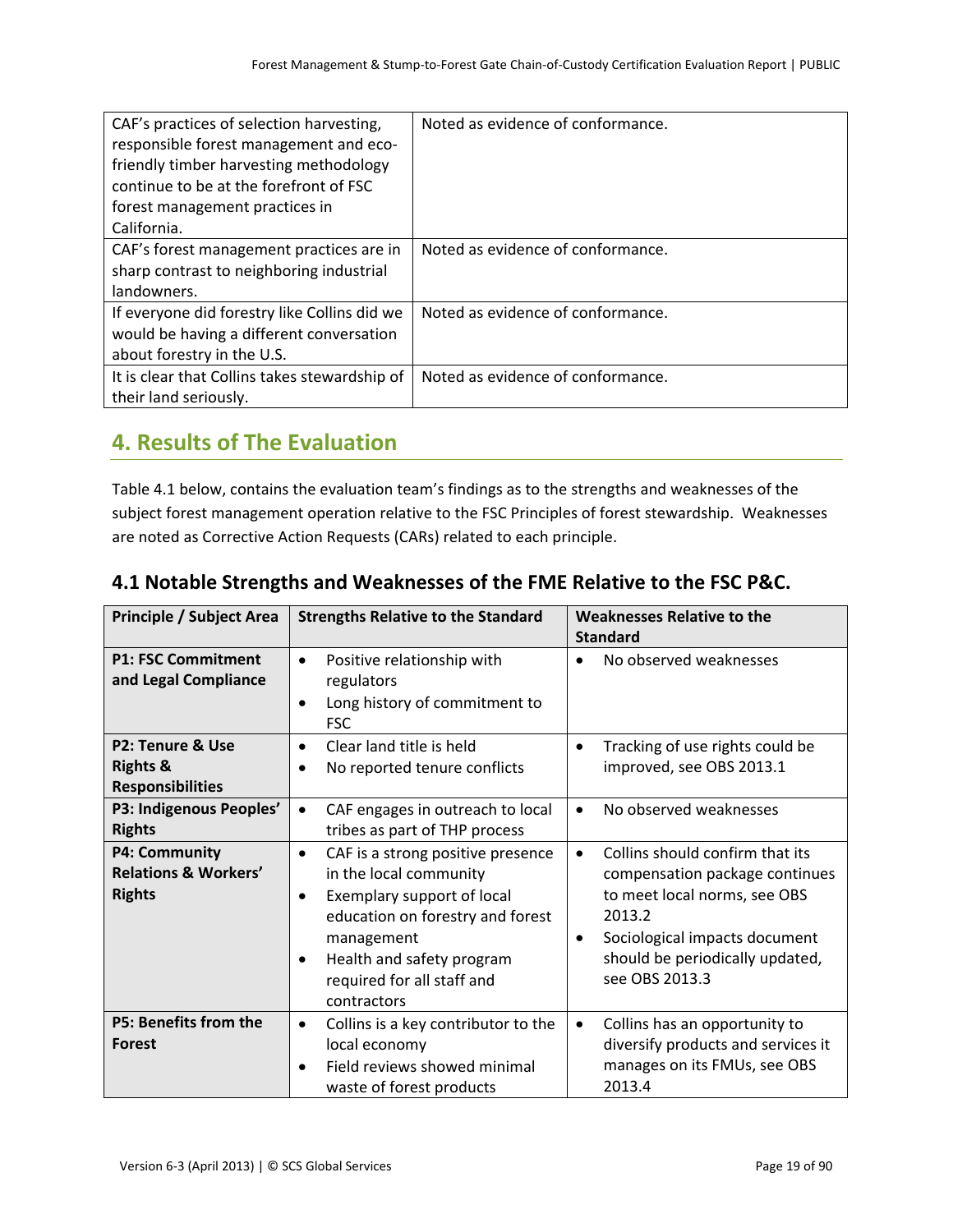| | |
|---|---|
| CAF's practices of selection harvesting, responsible forest management and eco-friendly timber harvesting methodology continue to be at the forefront of FSC forest management practices in California. | Noted as evidence of conformance. |
| CAF's forest management practices are in sharp contrast to neighboring industrial landowners. | Noted as evidence of conformance. |
| If everyone did forestry like Collins did we would be having a different conversation about forestry in the U.S. | Noted as evidence of conformance. |
| It is clear that Collins takes stewardship of their land seriously. | Noted as evidence of conformance. |

## 4. Results of The Evaluation

Table 4.1 below, contains the evaluation team's findings as to the strengths and weaknesses of the subject forest management operation relative to the FSC Principles of forest stewardship. Weaknesses are noted as Corrective Action Requests (CARs) related to each principle.

### 4.1 Notable Strengths and Weaknesses of the FME Relative to the FSC P&C.

| Principle / Subject Area | Strengths Relative to the Standard | Weaknesses Relative to the Standard |
|---|---|---|
| **P1: FSC Commitment and Legal Compliance** | • Positive relationship with regulators<br>• Long history of commitment to FSC | • No observed weaknesses |
| **P2: Tenure & Use Rights & Responsibilities** | • Clear land title is held<br>• No reported tenure conflicts | • Tracking of use rights could be improved, see OBS 2013.1 |
| **P3: Indigenous Peoples' Rights** | • CAF engages in outreach to local tribes as part of THP process | • No observed weaknesses |
| **P4: Community Relations & Workers' Rights** | • CAF is a strong positive presence in the local community<br>• Exemplary support of local education on forestry and forest management<br>• Health and safety program required for all staff and contractors | • Collins should confirm that its compensation package continues to meet local norms, see OBS 2013.2<br>• Sociological impacts document should be periodically updated, see OBS 2013.3 |
| **P5: Benefits from the Forest** | • Collins is a key contributor to the local economy<br>• Field reviews showed minimal waste of forest products | • Collins has an opportunity to diversify products and services it manages on its FMUs, see OBS 2013.4 |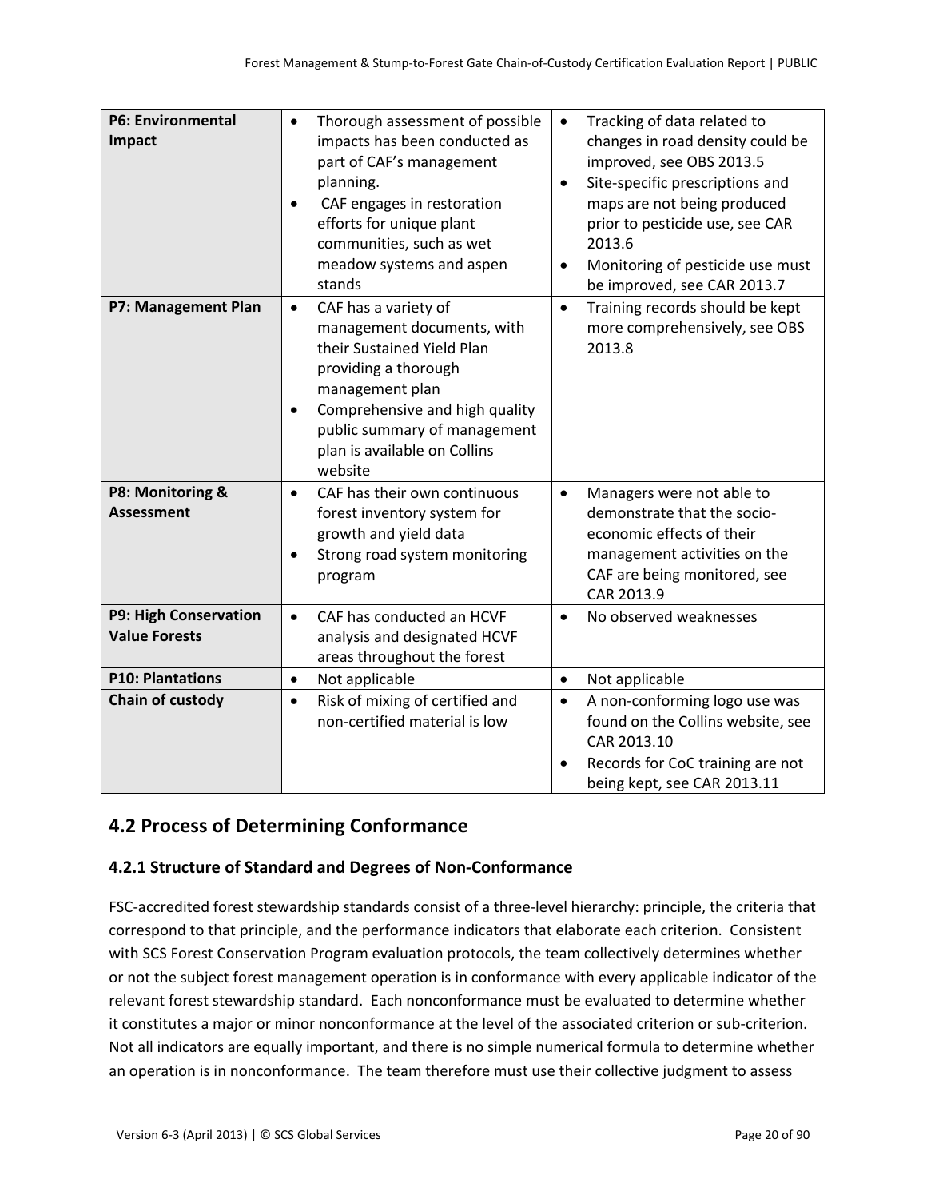| | | |
|---|---|---|
| **P6: Environmental Impact** | • Thorough assessment of possible impacts has been conducted as part of CAF's management planning.<br>• CAF engages in restoration efforts for unique plant communities, such as wet meadow systems and aspen stands | • Tracking of data related to changes in road density could be improved, see OBS 2013.5<br>• Site-specific prescriptions and maps are not being produced prior to pesticide use, see CAR 2013.6<br>• Monitoring of pesticide use must be improved, see CAR 2013.7 |
| **P7: Management Plan** | • CAF has a variety of management documents, with their Sustained Yield Plan providing a thorough management plan<br>• Comprehensive and high quality public summary of management plan is available on Collins website | • Training records should be kept more comprehensively, see OBS 2013.8 |
| **P8: Monitoring & Assessment** | • CAF has their own continuous forest inventory system for growth and yield data<br>• Strong road system monitoring program | • Managers were not able to demonstrate that the socio-economic effects of their management activities on the CAF are being monitored, see CAR 2013.9 |
| **P9: High Conservation Value Forests** | • CAF has conducted an HCVF analysis and designated HCVF areas throughout the forest | • No observed weaknesses |
| **P10: Plantations** | • Not applicable | • Not applicable |
| **Chain of custody** | • Risk of mixing of certified and non-certified material is low | • A non-conforming logo use was found on the Collins website, see CAR 2013.10<br>• Records for CoC training are not being kept, see CAR 2013.11 |

## 4.2 Process of Determining Conformance

### 4.2.1 Structure of Standard and Degrees of Non-Conformance

FSC-accredited forest stewardship standards consist of a three-level hierarchy: principle, the criteria that correspond to that principle, and the performance indicators that elaborate each criterion. Consistent with SCS Forest Conservation Program evaluation protocols, the team collectively determines whether or not the subject forest management operation is in conformance with every applicable indicator of the relevant forest stewardship standard. Each nonconformance must be evaluated to determine whether it constitutes a major or minor nonconformance at the level of the associated criterion or sub-criterion. Not all indicators are equally important, and there is no simple numerical formula to determine whether an operation is in nonconformance. The team therefore must use their collective judgment to assess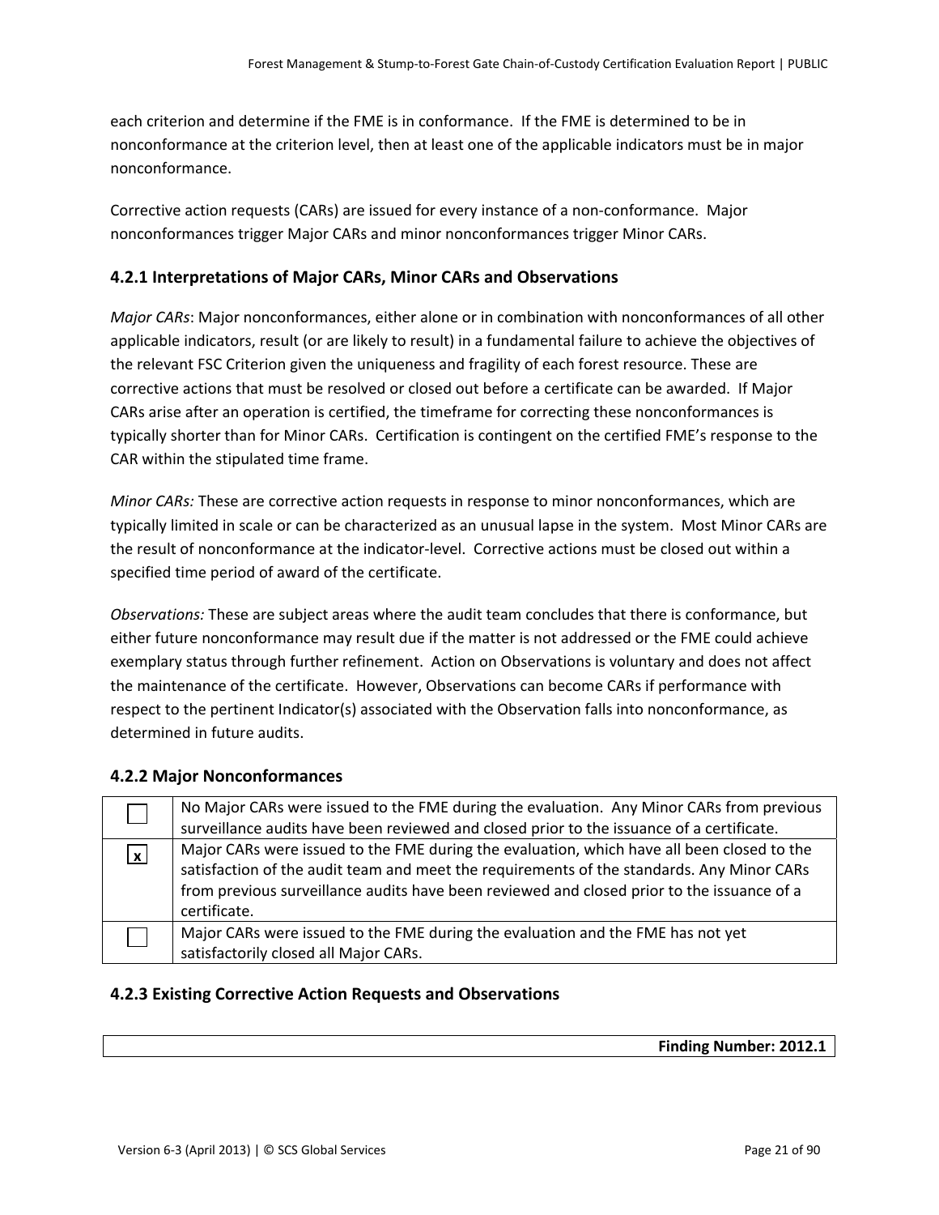each criterion and determine if the FME is in conformance. If the FME is determined to be in nonconformance at the criterion level, then at least one of the applicable indicators must be in major nonconformance.

Corrective action requests (CARs) are issued for every instance of a non-conformance. Major nonconformances trigger Major CARs and minor nonconformances trigger Minor CARs.

### 4.2.1 Interpretations of Major CARs, Minor CARs and Observations

*Major CARs*: Major nonconformances, either alone or in combination with nonconformances of all other applicable indicators, result (or are likely to result) in a fundamental failure to achieve the objectives of the relevant FSC Criterion given the uniqueness and fragility of each forest resource. These are corrective actions that must be resolved or closed out before a certificate can be awarded. If Major CARs arise after an operation is certified, the timeframe for correcting these nonconformances is typically shorter than for Minor CARs. Certification is contingent on the certified FME's response to the CAR within the stipulated time frame.

*Minor CARs:* These are corrective action requests in response to minor nonconformances, which are typically limited in scale or can be characterized as an unusual lapse in the system. Most Minor CARs are the result of nonconformance at the indicator-level. Corrective actions must be closed out within a specified time period of award of the certificate.

*Observations:* These are subject areas where the audit team concludes that there is conformance, but either future nonconformance may result due if the matter is not addressed or the FME could achieve exemplary status through further refinement. Action on Observations is voluntary and does not affect the maintenance of the certificate. However, Observations can become CARs if performance with respect to the pertinent Indicator(s) associated with the Observation falls into nonconformance, as determined in future audits.

### 4.2.2 Major Nonconformances

| | |
|---|---|
| ☐ | No Major CARs were issued to the FME during the evaluation. Any Minor CARs from previous surveillance audits have been reviewed and closed prior to the issuance of a certificate. |
| x | Major CARs were issued to the FME during the evaluation, which have all been closed to the satisfaction of the audit team and meet the requirements of the standards. Any Minor CARs from previous surveillance audits have been reviewed and closed prior to the issuance of a certificate. |
| ☐ | Major CARs were issued to the FME during the evaluation and the FME has not yet satisfactorily closed all Major CARs. |

### 4.2.3 Existing Corrective Action Requests and Observations

| Finding Number: 2012.1 |
|---|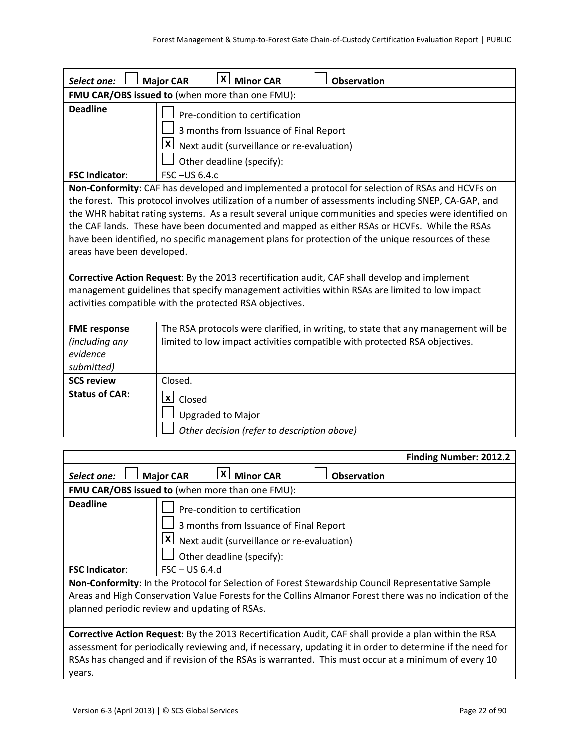| Select one: ☐ Major CAR ☒ Minor CAR ☐ Observation | |
|---|---|
| **FMU CAR/OBS issued to** (when more than one FMU): | |
| **Deadline** | ☐ Pre-condition to certification<br>☐ 3 months from Issuance of Final Report<br>☒ Next audit (surveillance or re-evaluation)<br>☐ Other deadline (specify): |
| **FSC Indicator**: | FSC –US 6.4.c |
| **Non-Conformity**: CAF has developed and implemented a protocol for selection of RSAs and HCVFs on the forest. This protocol involves utilization of a number of assessments including SNEP, CA-GAP, and the WHR habitat rating systems. As a result several unique communities and species were identified on the CAF lands. These have been documented and mapped as either RSAs or HCVFs. While the RSAs have been identified, no specific management plans for protection of the unique resources of these areas have been developed. | |
| **Corrective Action Request**: By the 2013 recertification audit, CAF shall develop and implement management guidelines that specify management activities within RSAs are limited to low impact activities compatible with the protected RSA objectives. | |
| **FME response** *(including any evidence submitted)* | The RSA protocols were clarified, in writing, to state that any management will be limited to low impact activities compatible with protected RSA objectives. |
| **SCS review** | Closed. |
| **Status of CAR:** | ☒ Closed<br>☐ Upgraded to Major<br>☐ *Other decision (refer to description above)* |

| **Finding Number: 2012.2** | |
|---|---|
| *Select one:* ☐ **Major CAR** ☒ **Minor CAR** ☐ **Observation** | |
| **FMU CAR/OBS issued to** (when more than one FMU): | |
| **Deadline** | ☐ Pre-condition to certification<br>☐ 3 months from Issuance of Final Report<br>☒ Next audit (surveillance or re-evaluation)<br>☐ Other deadline (specify): |
| **FSC Indicator**: | FSC – US 6.4.d |
| **Non-Conformity**: In the Protocol for Selection of Forest Stewardship Council Representative Sample Areas and High Conservation Value Forests for the Collins Almanor Forest there was no indication of the planned periodic review and updating of RSAs. | |
| **Corrective Action Request**: By the 2013 Recertification Audit, CAF shall provide a plan within the RSA assessment for periodically reviewing and, if necessary, updating it in order to determine if the need for RSAs has changed and if revision of the RSAs is warranted. This must occur at a minimum of every 10 years. | |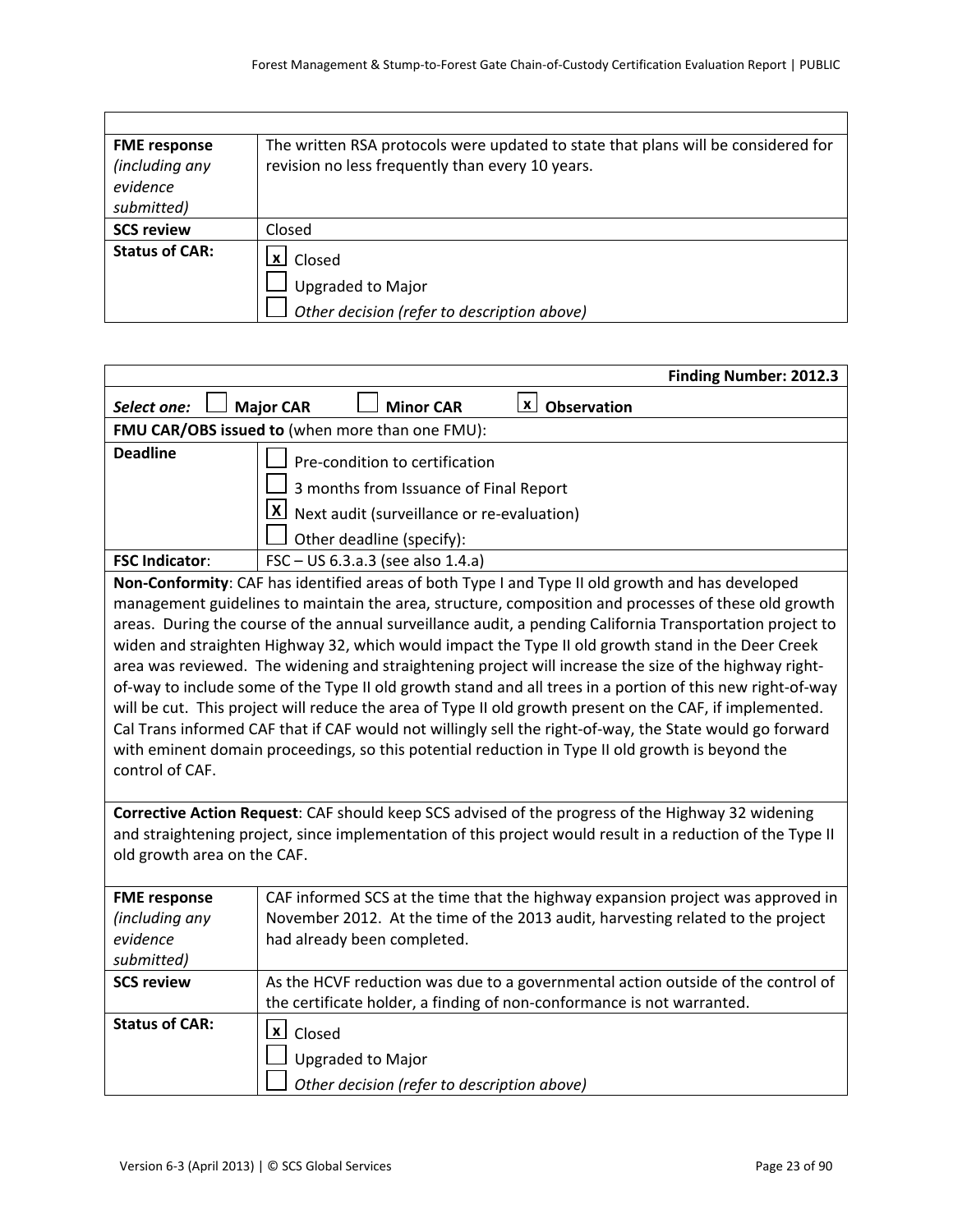| | |
|---|---|
| **FME response** *(including any evidence submitted)* | The written RSA protocols were updated to state that plans will be considered for revision no less frequently than every 10 years. |
| **SCS review** | Closed |
| **Status of CAR:** | [x] Closed<br>[ ] Upgraded to Major<br>[ ] *Other decision (refer to description above)* |

| | |
|---|---|
| | **Finding Number: 2012.3** |
| ***Select one:*** [ ] **Major CAR** [ ] **Minor CAR** [x] **Observation** | |
| **FMU CAR/OBS issued to** (when more than one FMU): | |
| **Deadline** | [ ] Pre-condition to certification<br>[ ] 3 months from Issuance of Final Report<br>[X] Next audit (surveillance or re-evaluation)<br>[ ] Other deadline (specify): |
| **FSC Indicator**: | FSC – US 6.3.a.3 (see also 1.4.a) |
| **Non-Conformity**: CAF has identified areas of both Type I and Type II old growth and has developed management guidelines to maintain the area, structure, composition and processes of these old growth areas. During the course of the annual surveillance audit, a pending California Transportation project to widen and straighten Highway 32, which would impact the Type II old growth stand in the Deer Creek area was reviewed. The widening and straightening project will increase the size of the highway right-of-way to include some of the Type II old growth stand and all trees in a portion of this new right-of-way will be cut. This project will reduce the area of Type II old growth present on the CAF, if implemented. Cal Trans informed CAF that if CAF would not willingly sell the right-of-way, the State would go forward with eminent domain proceedings, so this potential reduction in Type II old growth is beyond the control of CAF. | |
| **Corrective Action Request**: CAF should keep SCS advised of the progress of the Highway 32 widening and straightening project, since implementation of this project would result in a reduction of the Type II old growth area on the CAF. | |
| **FME response** *(including any evidence submitted)* | CAF informed SCS at the time that the highway expansion project was approved in November 2012. At the time of the 2013 audit, harvesting related to the project had already been completed. |
| **SCS review** | As the HCVF reduction was due to a governmental action outside of the control of the certificate holder, a finding of non-conformance is not warranted. |
| **Status of CAR:** | [x] Closed<br>[ ] Upgraded to Major<br>[ ] *Other decision (refer to description above)* |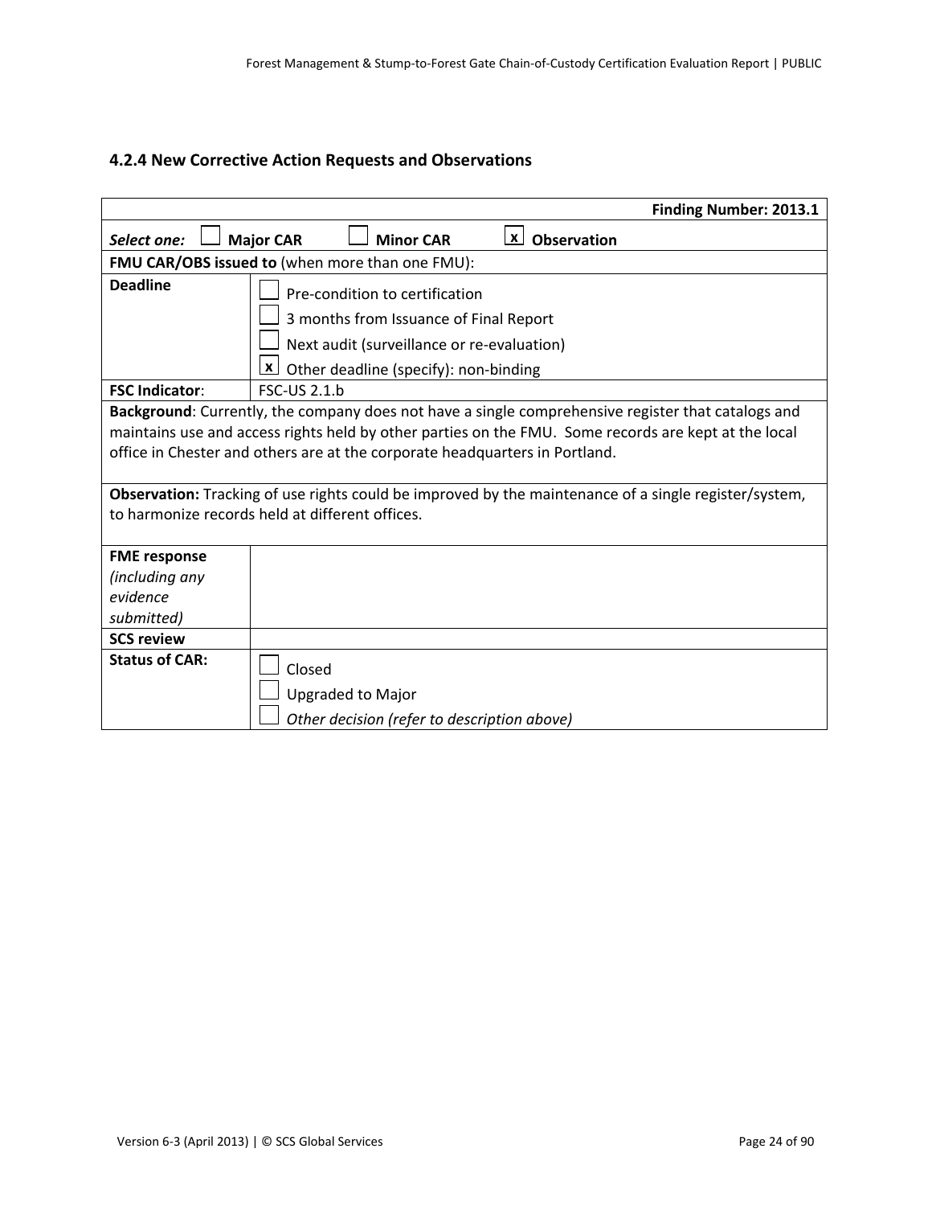### 4.2.4 New Corrective Action Requests and Observations

| | **Finding Number: 2013.1** |
|---|---|
| ***Select one:*** ☐ **Major CAR** ☐ **Minor CAR** ☒ **Observation** | |
| **FMU CAR/OBS issued to** (when more than one FMU): | |
| **Deadline** | ☐ Pre-condition to certification<br>☐ 3 months from Issuance of Final Report<br>☐ Next audit (surveillance or re-evaluation)<br>☒ Other deadline (specify): non-binding |
| **FSC Indicator**: | FSC-US 2.1.b |
| **Background**: Currently, the company does not have a single comprehensive register that catalogs and maintains use and access rights held by other parties on the FMU. Some records are kept at the local office in Chester and others are at the corporate headquarters in Portland. | |
| **Observation:** Tracking of use rights could be improved by the maintenance of a single register/system, to harmonize records held at different offices. | |
| **FME response** *(including any evidence submitted)* | |
| **SCS review** | |
| **Status of CAR:** | ☐ Closed<br>☐ Upgraded to Major<br>☐ *Other decision (refer to description above)* |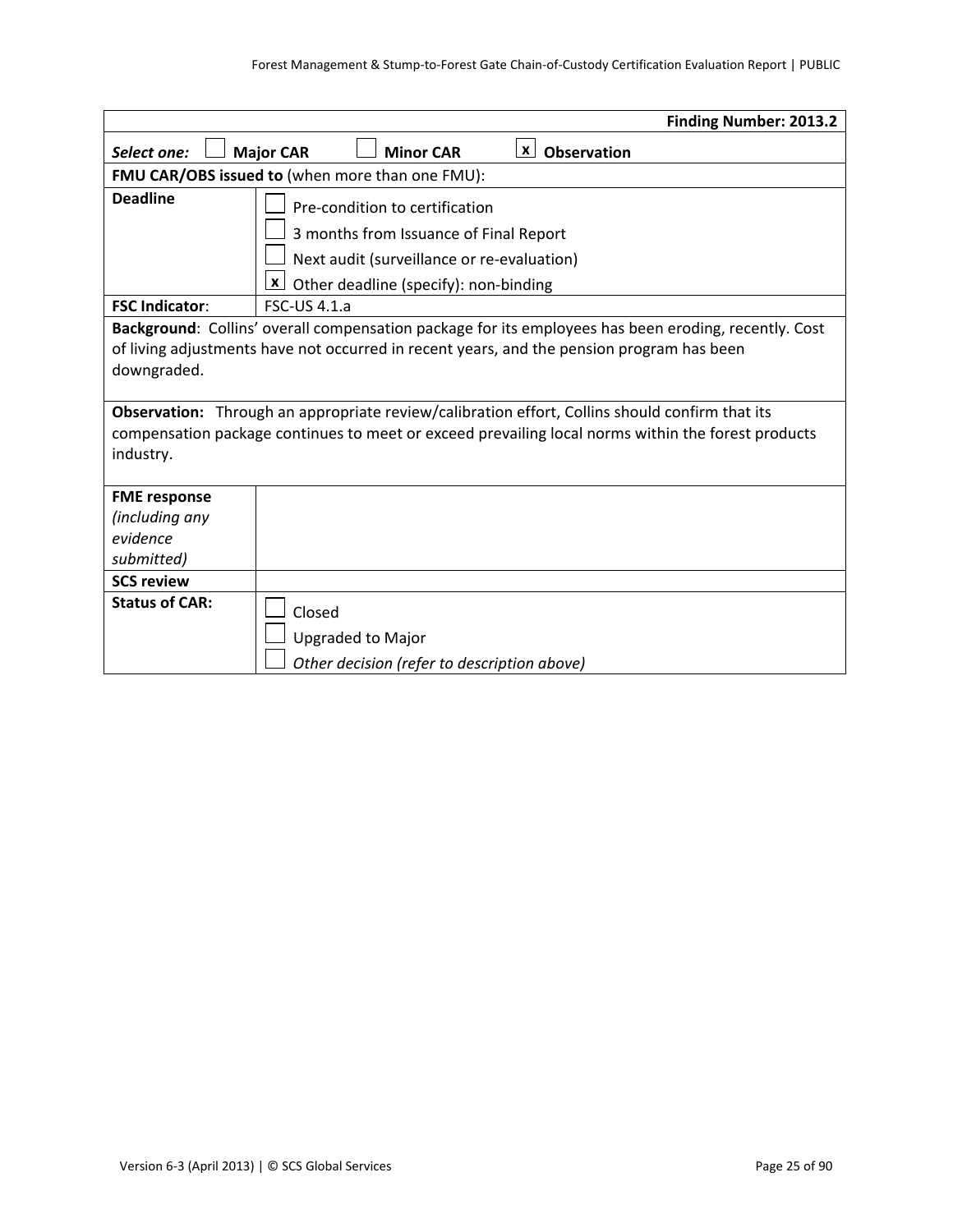| | **Finding Number: 2013.2** |
|---|---|
| ***Select one:*** ☐ **Major CAR** ☐ **Minor CAR** ☒ **Observation** | |
| **FMU CAR/OBS issued to** (when more than one FMU): | |
| **Deadline** | ☐ Pre-condition to certification<br>☐ 3 months from Issuance of Final Report<br>☐ Next audit (surveillance or re-evaluation)<br>☒ Other deadline (specify): non-binding |
| **FSC Indicator**: | FSC-US 4.1.a |
| **Background**: Collins' overall compensation package for its employees has been eroding, recently. Cost of living adjustments have not occurred in recent years, and the pension program has been downgraded. | |
| **Observation:** Through an appropriate review/calibration effort, Collins should confirm that its compensation package continues to meet or exceed prevailing local norms within the forest products industry. | |
| **FME response** *(including any evidence submitted)* | |
| **SCS review** | |
| **Status of CAR:** | ☐ Closed<br>☐ Upgraded to Major<br>☐ *Other decision (refer to description above)* |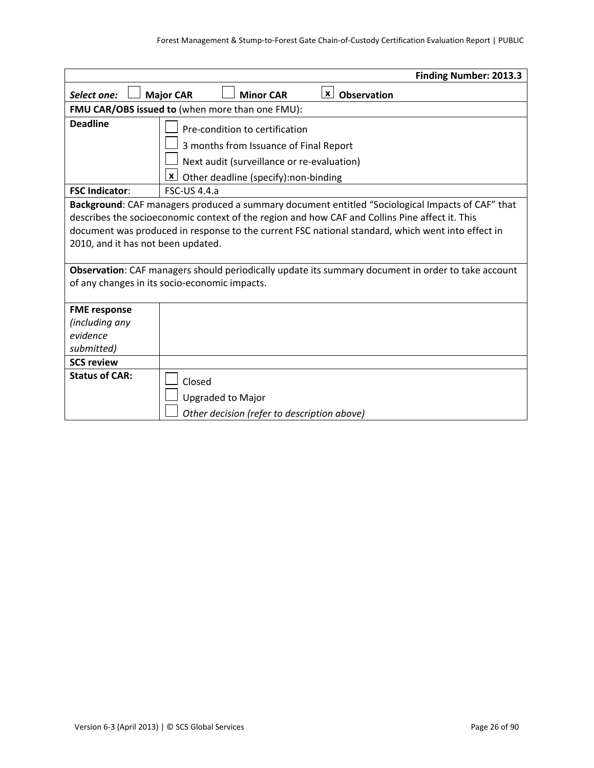| Finding Number: 2013.3 | |
|---|---|
| *Select one:* ☐ **Major CAR** ☐ **Minor CAR** ☒ **Observation** | |
| **FMU CAR/OBS issued to** (when more than one FMU): | |
| **Deadline** | ☐ Pre-condition to certification<br>☐ 3 months from Issuance of Final Report<br>☐ Next audit (surveillance or re-evaluation)<br>☒ Other deadline (specify):non-binding |
| **FSC Indicator**: | FSC-US 4.4.a |
| **Background**: CAF managers produced a summary document entitled "Sociological Impacts of CAF" that describes the socioeconomic context of the region and how CAF and Collins Pine affect it. This document was produced in response to the current FSC national standard, which went into effect in 2010, and it has not been updated. | |
| **Observation**: CAF managers should periodically update its summary document in order to take account of any changes in its socio-economic impacts. | |
| **FME response** *(including any evidence submitted)* | |
| **SCS review** | |
| **Status of CAR:** | ☐ Closed<br>☐ Upgraded to Major<br>☐ *Other decision (refer to description above)* |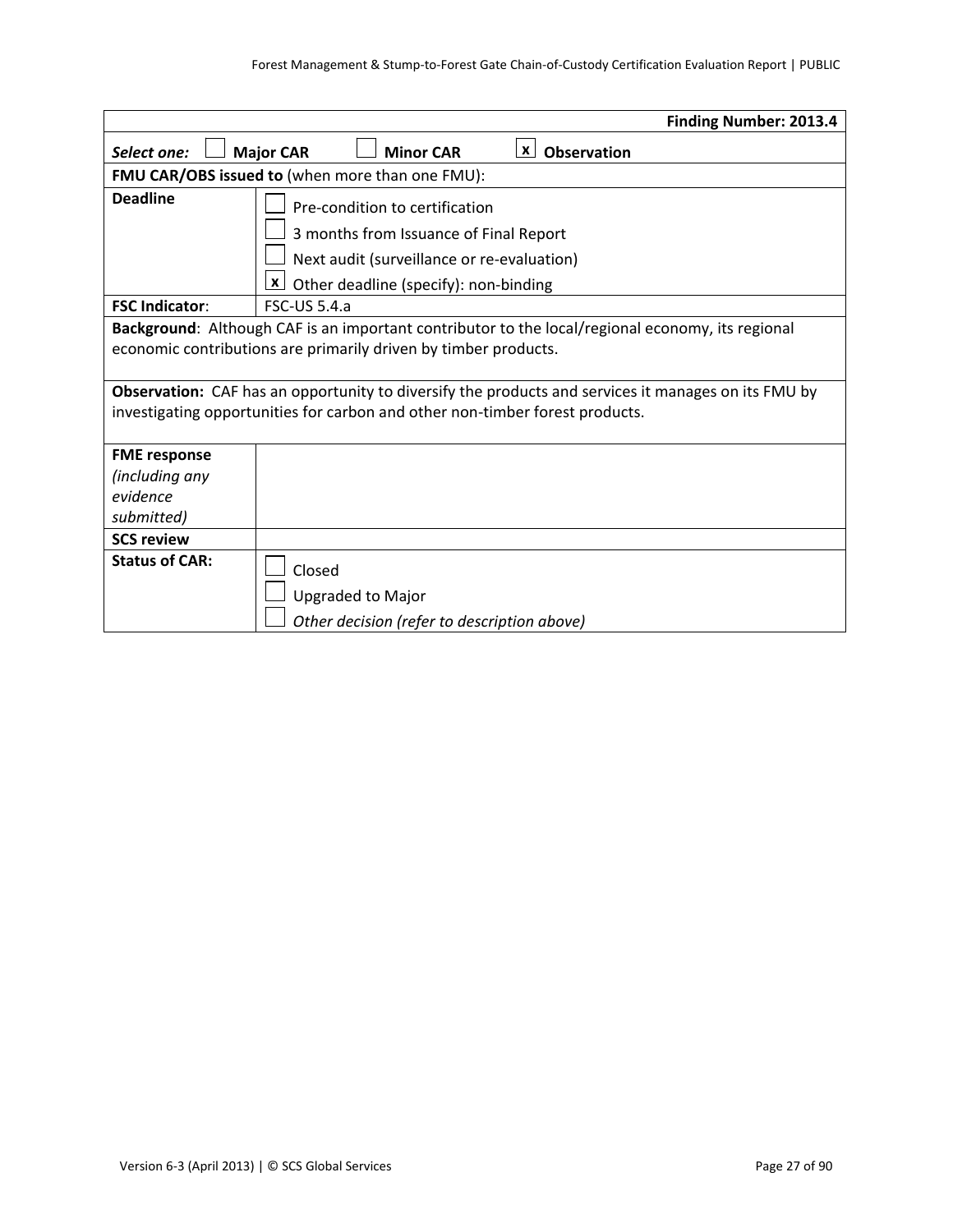| | Finding Number: 2013.4 |
|---|---|
| *Select one:* ☐ **Major CAR** ☐ **Minor CAR** ☒ **Observation** | |
| **FMU CAR/OBS issued to** (when more than one FMU): | |
| **Deadline** | ☐ Pre-condition to certification<br>☐ 3 months from Issuance of Final Report<br>☐ Next audit (surveillance or re-evaluation)<br>☒ Other deadline (specify): non-binding |
| **FSC Indicator**: | FSC-US 5.4.a |
| **Background**: Although CAF is an important contributor to the local/regional economy, its regional economic contributions are primarily driven by timber products. | |
| **Observation:** CAF has an opportunity to diversify the products and services it manages on its FMU by investigating opportunities for carbon and other non-timber forest products. | |
| **FME response** *(including any evidence submitted)* | |
| **SCS review** | |
| **Status of CAR:** | ☐ Closed<br>☐ Upgraded to Major<br>☐ *Other decision (refer to description above)* |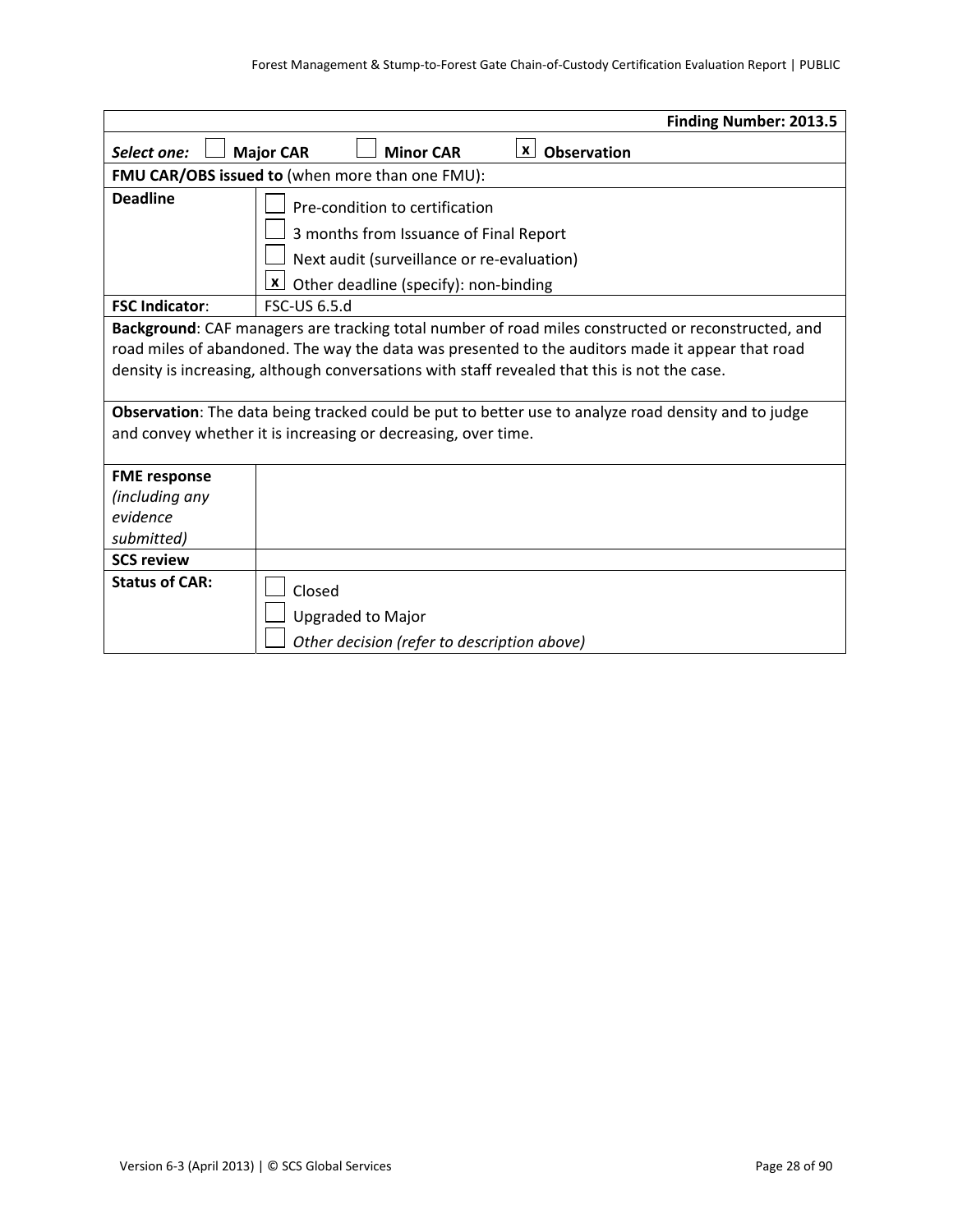| Finding Number: 2013.5 | |
|---|---|
| *Select one:* ☐ **Major CAR** ☐ **Minor CAR** ☒ **Observation** | |
| **FMU CAR/OBS issued to** (when more than one FMU): | |
| **Deadline** | ☐ Pre-condition to certification<br>☐ 3 months from Issuance of Final Report<br>☐ Next audit (surveillance or re-evaluation)<br>☒ Other deadline (specify): non-binding |
| **FSC Indicator**: | FSC-US 6.5.d |
| **Background**: CAF managers are tracking total number of road miles constructed or reconstructed, and road miles of abandoned. The way the data was presented to the auditors made it appear that road density is increasing, although conversations with staff revealed that this is not the case. | |
| **Observation**: The data being tracked could be put to better use to analyze road density and to judge and convey whether it is increasing or decreasing, over time. | |
| **FME response** *(including any evidence submitted)* | |
| **SCS review** | |
| **Status of CAR:** | ☐ Closed<br>☐ Upgraded to Major<br>☐ *Other decision (refer to description above)* |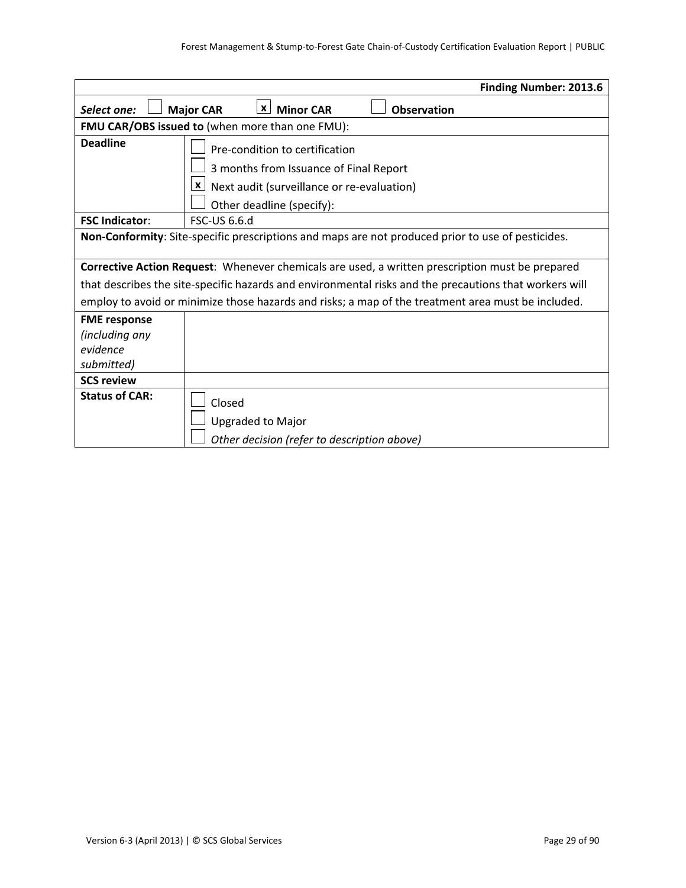| | Finding Number: 2013.6 |
|---|---|
| *Select one:* ☐ **Major CAR** ☒ **Minor CAR** ☐ **Observation** | |
| **FMU CAR/OBS issued to** (when more than one FMU): | |
| **Deadline** | ☐ Pre-condition to certification<br>☐ 3 months from Issuance of Final Report<br>☒ Next audit (surveillance or re-evaluation)<br>☐ Other deadline (specify): |
| **FSC Indicator**: | FSC-US 6.6.d |
| **Non-Conformity**: Site-specific prescriptions and maps are not produced prior to use of pesticides. | |
| **Corrective Action Request**: Whenever chemicals are used, a written prescription must be prepared that describes the site-specific hazards and environmental risks and the precautions that workers will employ to avoid or minimize those hazards and risks; a map of the treatment area must be included. | |
| **FME response** *(including any evidence submitted)* | |
| **SCS review** | |
| **Status of CAR:** | ☐ Closed<br>☐ Upgraded to Major<br>☐ *Other decision (refer to description above)* |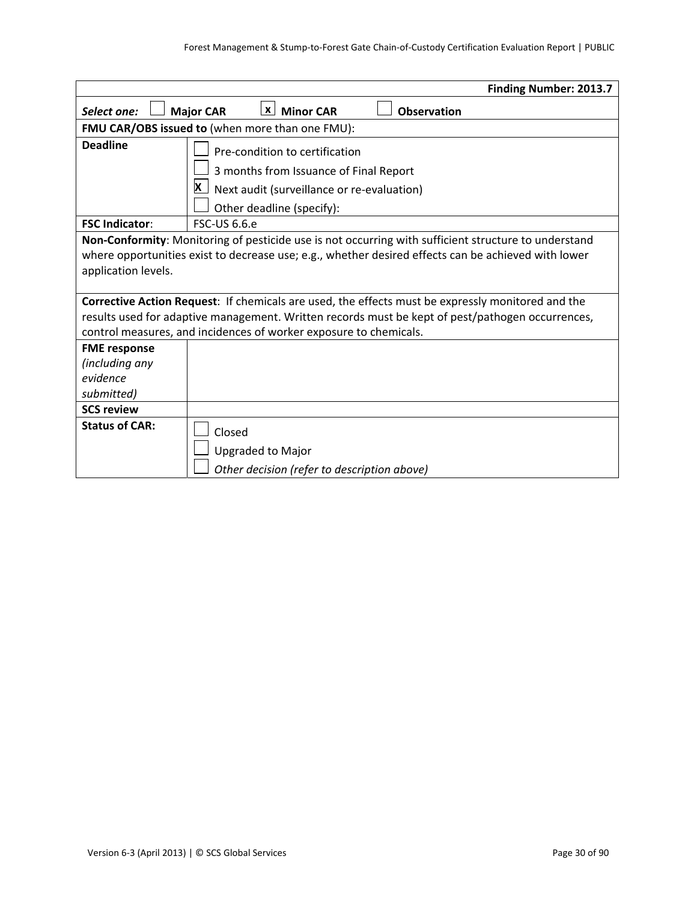| Finding Number: 2013.7 | |
|---|---|
| *Select one:* ☐ **Major CAR** ☒ **Minor CAR** ☐ **Observation** | |
| **FMU CAR/OBS issued to** (when more than one FMU): | |
| **Deadline** | ☐ Pre-condition to certification<br>☐ 3 months from Issuance of Final Report<br>☒ Next audit (surveillance or re-evaluation)<br>☐ Other deadline (specify): |
| **FSC Indicator**: | FSC-US 6.6.e |
| **Non-Conformity**: Monitoring of pesticide use is not occurring with sufficient structure to understand where opportunities exist to decrease use; e.g., whether desired effects can be achieved with lower application levels. | |
| **Corrective Action Request**: If chemicals are used, the effects must be expressly monitored and the results used for adaptive management. Written records must be kept of pest/pathogen occurrences, control measures, and incidences of worker exposure to chemicals. | |
| **FME response** *(including any evidence submitted)* | |
| **SCS review** | |
| **Status of CAR:** | ☐ Closed<br>☐ Upgraded to Major<br>☐ *Other decision (refer to description above)* |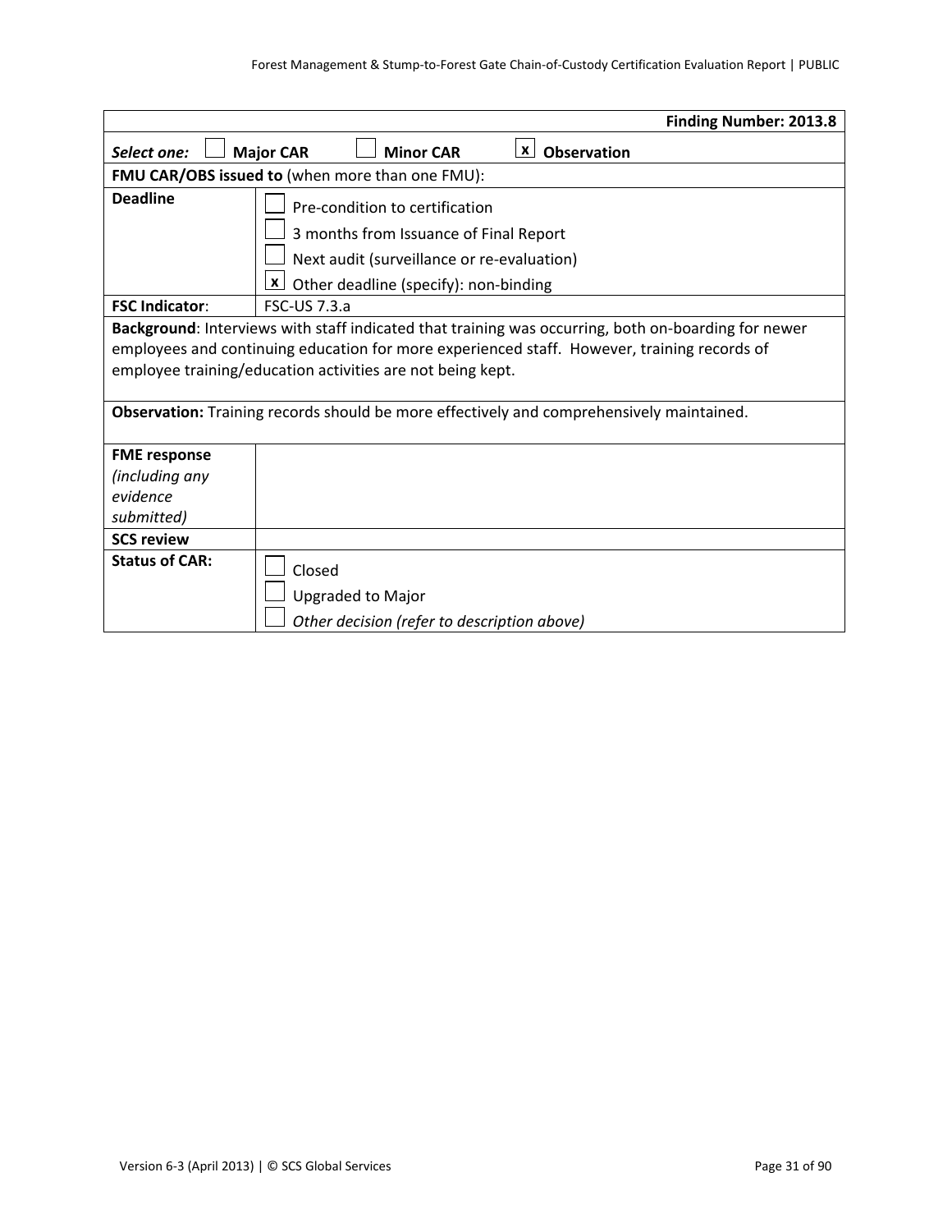| Finding Number: 2013.8 | |
|---|---|
| *Select one:* ☐ **Major CAR** ☐ **Minor CAR** ☒ **Observation** | |
| **FMU CAR/OBS issued to** (when more than one FMU): | |
| **Deadline** | ☐ Pre-condition to certification<br>☐ 3 months from Issuance of Final Report<br>☐ Next audit (surveillance or re-evaluation)<br>☒ Other deadline (specify): non-binding |
| **FSC Indicator**: | FSC-US 7.3.a |
| **Background**: Interviews with staff indicated that training was occurring, both on-boarding for newer employees and continuing education for more experienced staff. However, training records of employee training/education activities are not being kept. | |
| **Observation:** Training records should be more effectively and comprehensively maintained. | |
| **FME response** *(including any evidence submitted)* | |
| **SCS review** | |
| **Status of CAR:** | ☐ Closed<br>☐ Upgraded to Major<br>☐ *Other decision (refer to description above)* |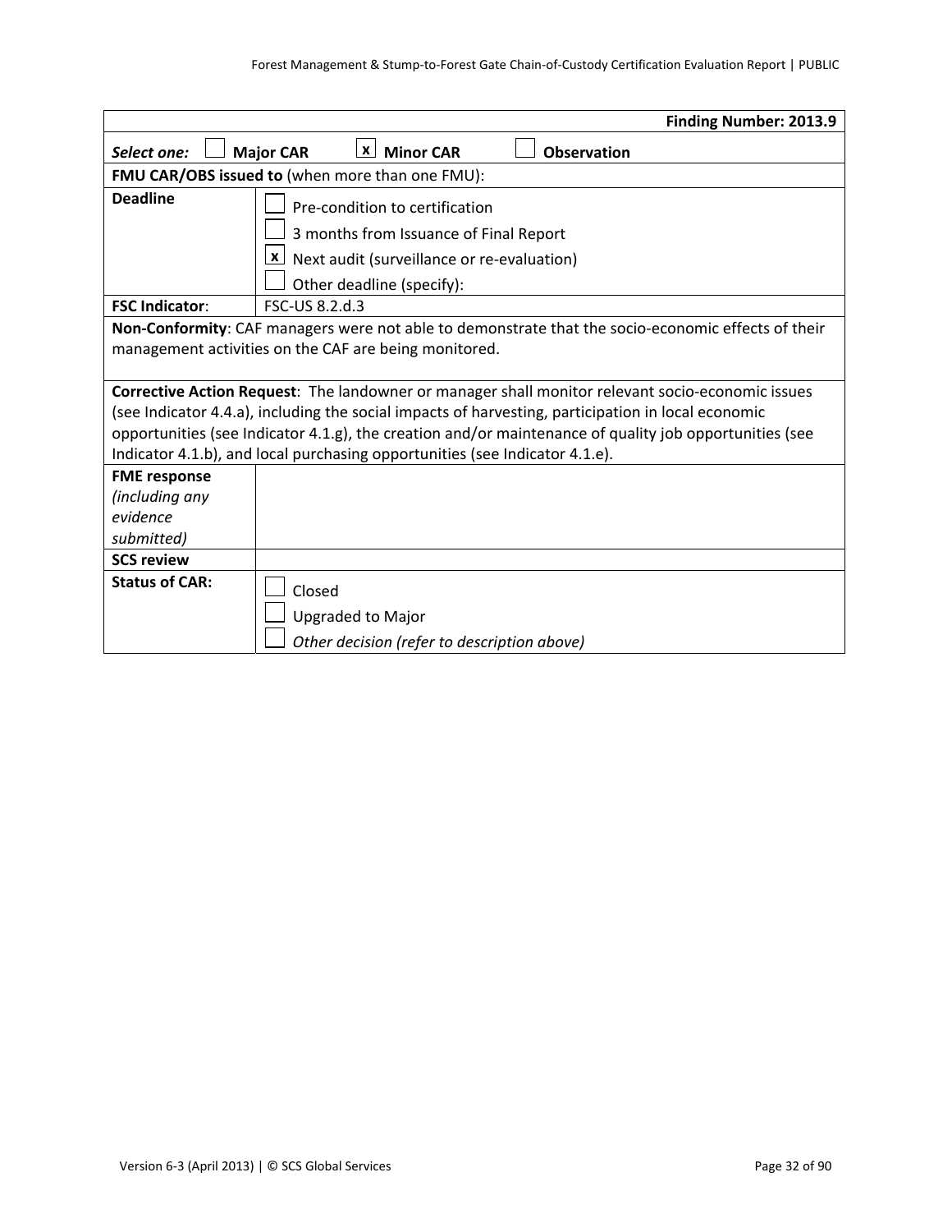| Finding Number: 2013.9 | |
|---|---|
| *Select one:* ☐ **Major CAR** ☒ **Minor CAR** ☐ **Observation** | |
| **FMU CAR/OBS issued to** (when more than one FMU): | |
| **Deadline** | ☐ Pre-condition to certification<br>☐ 3 months from Issuance of Final Report<br>☒ Next audit (surveillance or re-evaluation)<br>☐ Other deadline (specify): |
| **FSC Indicator**: | FSC-US 8.2.d.3 |
| **Non-Conformity**: CAF managers were not able to demonstrate that the socio-economic effects of their management activities on the CAF are being monitored. | |
| **Corrective Action Request**: The landowner or manager shall monitor relevant socio-economic issues (see Indicator 4.4.a), including the social impacts of harvesting, participation in local economic opportunities (see Indicator 4.1.g), the creation and/or maintenance of quality job opportunities (see Indicator 4.1.b), and local purchasing opportunities (see Indicator 4.1.e). | |
| **FME response** *(including any evidence submitted)* | |
| **SCS review** | |
| **Status of CAR:** | ☐ Closed<br>☐ Upgraded to Major<br>☐ *Other decision (refer to description above)* |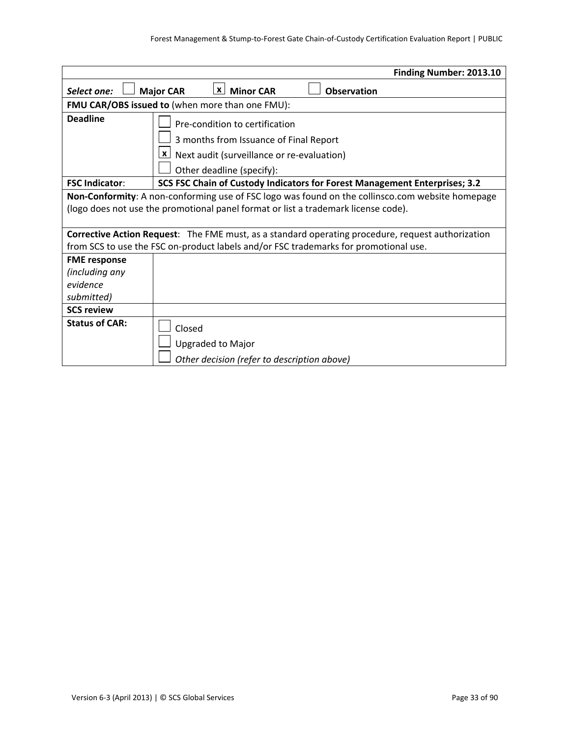| | Finding Number: 2013.10 |
|---|---|
| *Select one:* ☐ **Major CAR** ☒ **Minor CAR** ☐ **Observation** | |
| **FMU CAR/OBS issued to** (when more than one FMU): | |
| **Deadline** | ☐ Pre-condition to certification<br>☐ 3 months from Issuance of Final Report<br>☒ Next audit (surveillance or re-evaluation)<br>☐ Other deadline (specify): |
| **FSC Indicator**: | **SCS FSC Chain of Custody Indicators for Forest Management Enterprises; 3.2** |
| **Non-Conformity**: A non-conforming use of FSC logo was found on the collinsco.com website homepage (logo does not use the promotional panel format or list a trademark license code). | |
| **Corrective Action Request**: The FME must, as a standard operating procedure, request authorization from SCS to use the FSC on-product labels and/or FSC trademarks for promotional use. | |
| **FME response** *(including any evidence submitted)* | |
| **SCS review** | |
| **Status of CAR:** | ☐ Closed<br>☐ Upgraded to Major<br>☐ *Other decision (refer to description above)* |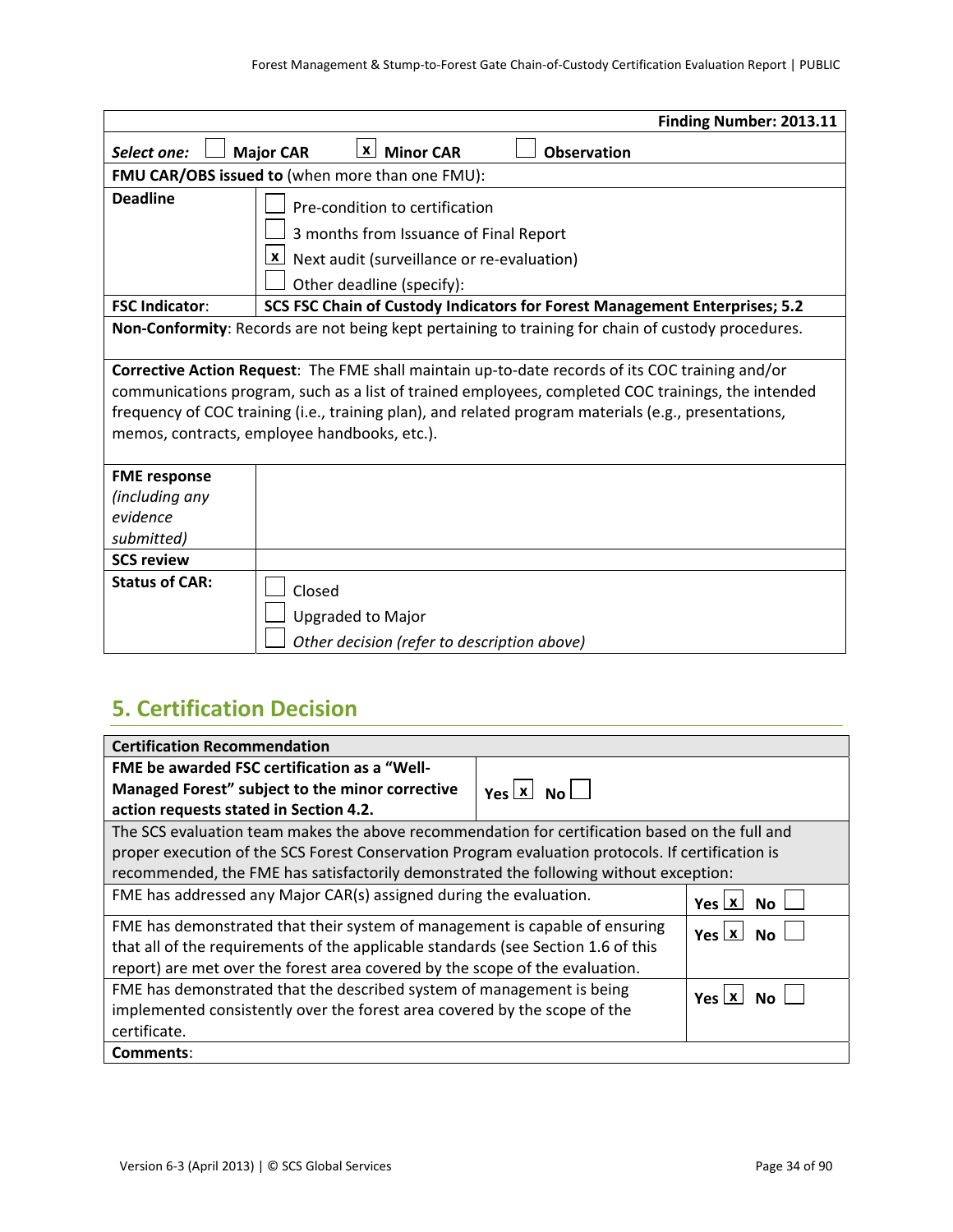| | Finding Number: 2013.11 |
|---|---|
| *Select one:* ☐ **Major CAR** ☒ **Minor CAR** ☐ **Observation** | |
| **FMU CAR/OBS issued to** (when more than one FMU): | |
| **Deadline** | ☐ Pre-condition to certification<br>☐ 3 months from Issuance of Final Report<br>☒ Next audit (surveillance or re-evaluation)<br>☐ Other deadline (specify): |
| **FSC Indicator**: | **SCS FSC Chain of Custody Indicators for Forest Management Enterprises; 5.2** |
| **Non-Conformity**: Records are not being kept pertaining to training for chain of custody procedures. | |
| **Corrective Action Request**: The FME shall maintain up-to-date records of its COC training and/or communications program, such as a list of trained employees, completed COC trainings, the intended frequency of COC training (i.e., training plan), and related program materials (e.g., presentations, memos, contracts, employee handbooks, etc.). | |
| **FME response** *(including any evidence submitted)* | |
| **SCS review** | |
| **Status of CAR:** | ☐ Closed<br>☐ Upgraded to Major<br>☐ *Other decision (refer to description above)* |

## 5. Certification Decision

| **Certification Recommendation** | |
|---|---|
| **FME be awarded FSC certification as a "Well-Managed Forest" subject to the minor corrective action requests stated in Section 4.2.** | **Yes** ☒ **No** ☐ |
| The SCS evaluation team makes the above recommendation for certification based on the full and proper execution of the SCS Forest Conservation Program evaluation protocols. If certification is recommended, the FME has satisfactorily demonstrated the following without exception: | |
| FME has addressed any Major CAR(s) assigned during the evaluation. | **Yes** ☒ **No** ☐ |
| FME has demonstrated that their system of management is capable of ensuring that all of the requirements of the applicable standards (see Section 1.6 of this report) are met over the forest area covered by the scope of the evaluation. | **Yes** ☒ **No** ☐ |
| FME has demonstrated that the described system of management is being implemented consistently over the forest area covered by the scope of the certificate. | **Yes** ☒ **No** ☐ |
| **Comments**: | |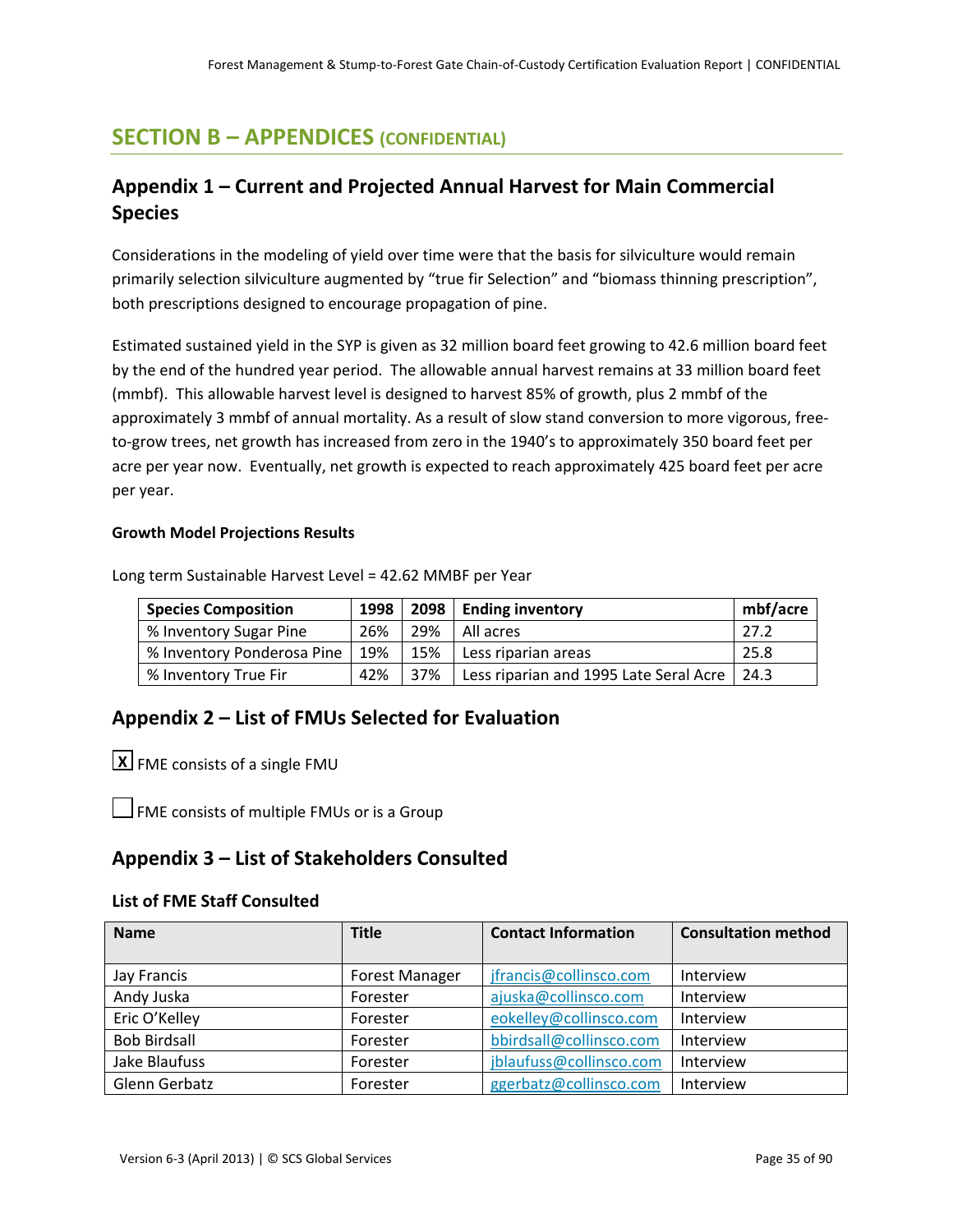# SECTION B – APPENDICES (CONFIDENTIAL)

## Appendix 1 – Current and Projected Annual Harvest for Main Commercial Species

Considerations in the modeling of yield over time were that the basis for silviculture would remain primarily selection silviculture augmented by "true fir Selection" and "biomass thinning prescription", both prescriptions designed to encourage propagation of pine.

Estimated sustained yield in the SYP is given as 32 million board feet growing to 42.6 million board feet by the end of the hundred year period. The allowable annual harvest remains at 33 million board feet (mmbf). This allowable harvest level is designed to harvest 85% of growth, plus 2 mmbf of the approximately 3 mmbf of annual mortality. As a result of slow stand conversion to more vigorous, free-to-grow trees, net growth has increased from zero in the 1940's to approximately 350 board feet per acre per year now. Eventually, net growth is expected to reach approximately 425 board feet per acre per year.

**Growth Model Projections Results**

Long term Sustainable Harvest Level = 42.62 MMBF per Year

| Species Composition | 1998 | 2098 | Ending inventory | mbf/acre |
|---|---|---|---|---|
| % Inventory Sugar Pine | 26% | 29% | All acres | 27.2 |
| % Inventory Ponderosa Pine | 19% | 15% | Less riparian areas | 25.8 |
| % Inventory True Fir | 42% | 37% | Less riparian and 1995 Late Seral Acre | 24.3 |

## Appendix 2 – List of FMUs Selected for Evaluation

[X] FME consists of a single FMU

[ ] FME consists of multiple FMUs or is a Group

## Appendix 3 – List of Stakeholders Consulted

### List of FME Staff Consulted

| Name | Title | Contact Information | Consultation method |
|---|---|---|---|
| Jay Francis | Forest Manager | jfrancis@collinsco.com | Interview |
| Andy Juska | Forester | ajuska@collinsco.com | Interview |
| Eric O'Kelley | Forester | eokelley@collinsco.com | Interview |
| Bob Birdsall | Forester | bbirdsall@collinsco.com | Interview |
| Jake Blaufuss | Forester | jblaufuss@collinsco.com | Interview |
| Glenn Gerbatz | Forester | ggerbatz@collinsco.com | Interview |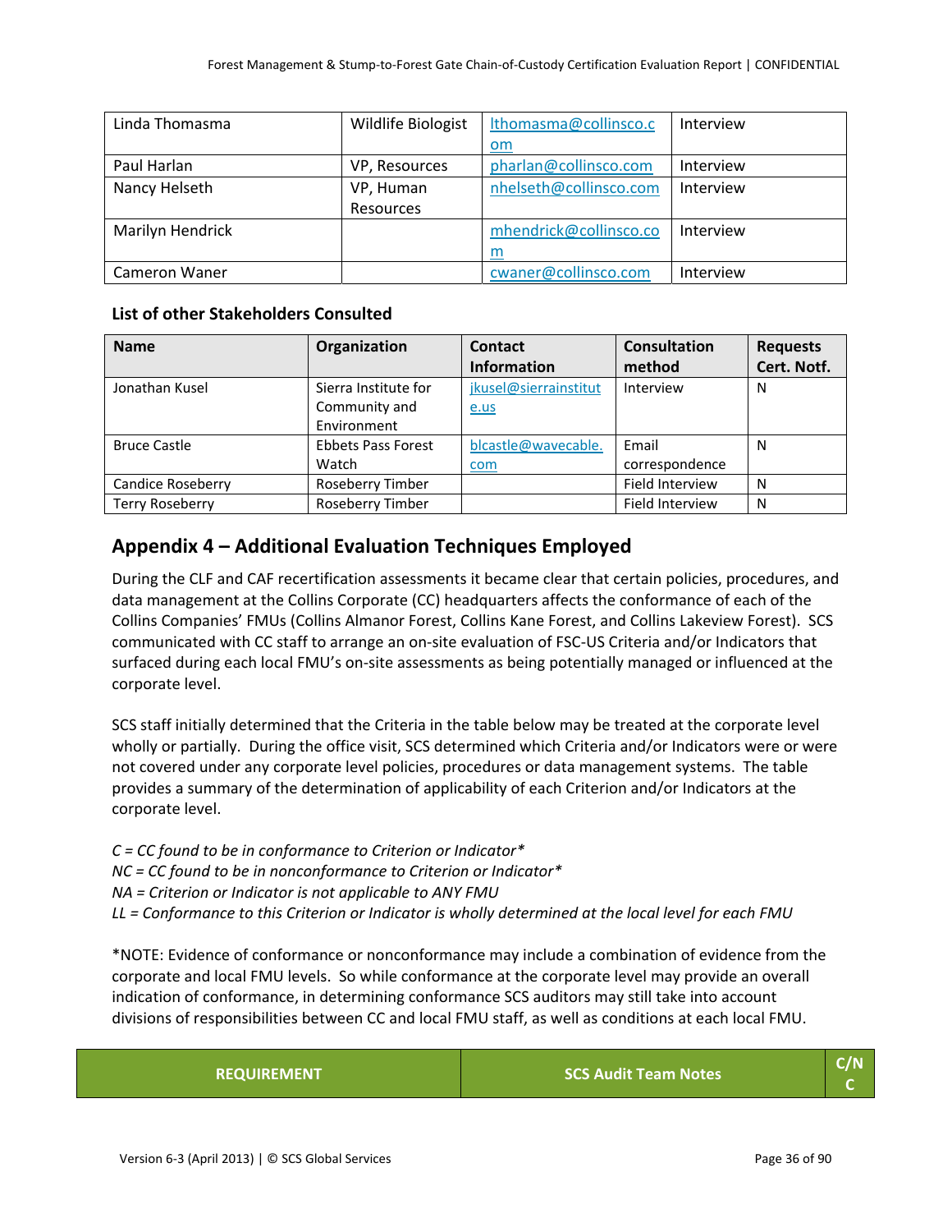| Linda Thomasma | Wildlife Biologist | lthomasma@collinsco.com | Interview |
|---|---|---|---|
| Paul Harlan | VP, Resources | pharlan@collinsco.com | Interview |
| Nancy Helseth | VP, Human Resources | nhelseth@collinsco.com | Interview |
| Marilyn Hendrick | | mhendrick@collinsco.com | Interview |
| Cameron Waner | | cwaner@collinsco.com | Interview |

### List of other Stakeholders Consulted

| Name | Organization | Contact Information | Consultation method | Requests Cert. Notf. |
|---|---|---|---|---|
| Jonathan Kusel | Sierra Institute for Community and Environment | jkusel@sierrainstitute.us | Interview | N |
| Bruce Castle | Ebbets Pass Forest Watch | blcastle@wavecable.com | Email correspondence | N |
| Candice Roseberry | Roseberry Timber | | Field Interview | N |
| Terry Roseberry | Roseberry Timber | | Field Interview | N |

## Appendix 4 – Additional Evaluation Techniques Employed

During the CLF and CAF recertification assessments it became clear that certain policies, procedures, and data management at the Collins Corporate (CC) headquarters affects the conformance of each of the Collins Companies' FMUs (Collins Almanor Forest, Collins Kane Forest, and Collins Lakeview Forest). SCS communicated with CC staff to arrange an on-site evaluation of FSC-US Criteria and/or Indicators that surfaced during each local FMU's on-site assessments as being potentially managed or influenced at the corporate level.

SCS staff initially determined that the Criteria in the table below may be treated at the corporate level wholly or partially. During the office visit, SCS determined which Criteria and/or Indicators were or were not covered under any corporate level policies, procedures or data management systems. The table provides a summary of the determination of applicability of each Criterion and/or Indicators at the corporate level.

*C = CC found to be in conformance to Criterion or Indicator**
*NC = CC found to be in nonconformance to Criterion or Indicator**
*NA = Criterion or Indicator is not applicable to ANY FMU*
*LL = Conformance to this Criterion or Indicator is wholly determined at the local level for each FMU*

*NOTE: Evidence of conformance or nonconformance may include a combination of evidence from the corporate and local FMU levels. So while conformance at the corporate level may provide an overall indication of conformance, in determining conformance SCS auditors may still take into account divisions of responsibilities between CC and local FMU staff, as well as conditions at each local FMU.

| REQUIREMENT | SCS Audit Team Notes | C/NC |
|---|---|---|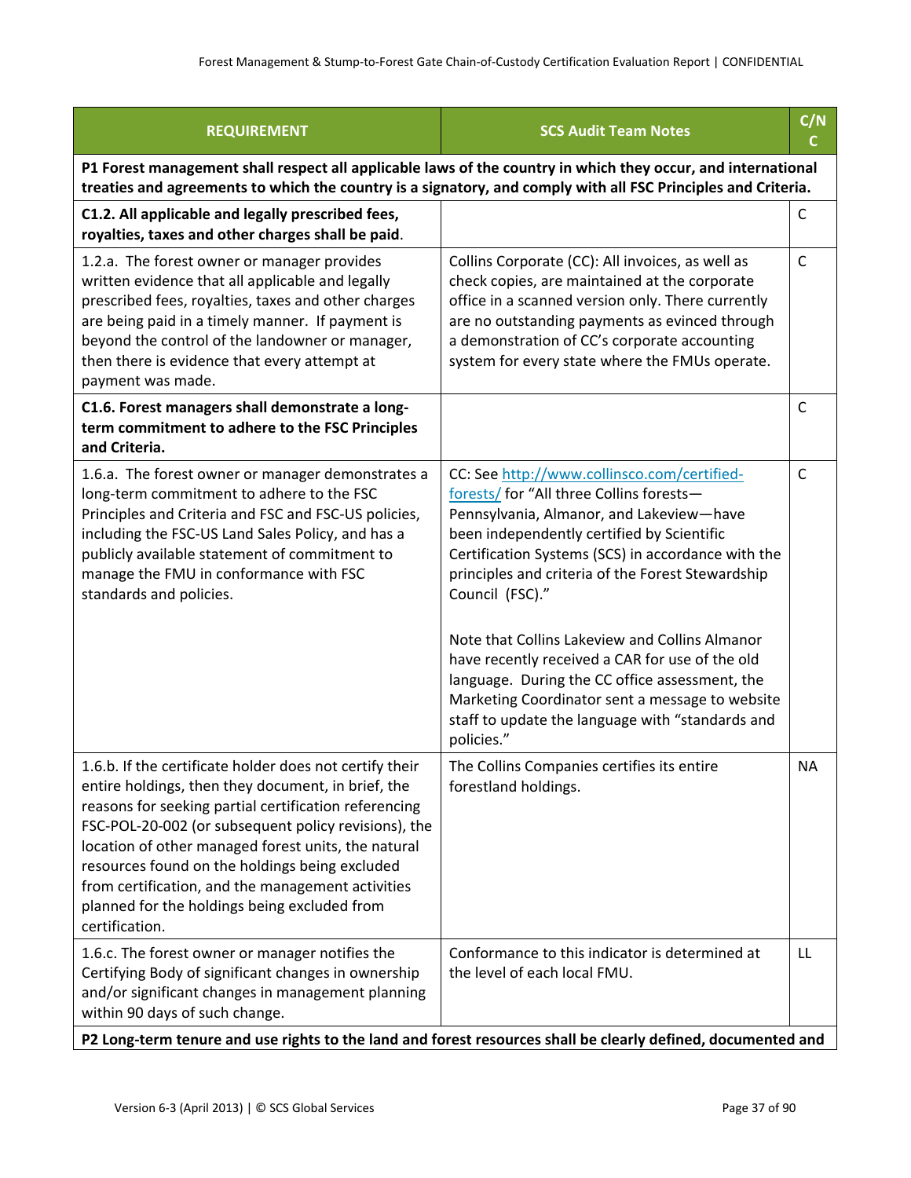| REQUIREMENT | SCS Audit Team Notes | C/NC |
|---|---|---|
| **P1 Forest management shall respect all applicable laws of the country in which they occur, and international treaties and agreements to which the country is a signatory, and comply with all FSC Principles and Criteria.** | | |
| **C1.2. All applicable and legally prescribed fees, royalties, taxes and other charges shall be paid**. | | C |
| 1.2.a. The forest owner or manager provides written evidence that all applicable and legally prescribed fees, royalties, taxes and other charges are being paid in a timely manner. If payment is beyond the control of the landowner or manager, then there is evidence that every attempt at payment was made. | Collins Corporate (CC): All invoices, as well as check copies, are maintained at the corporate office in a scanned version only. There currently are no outstanding payments as evinced through a demonstration of CC's corporate accounting system for every state where the FMUs operate. | C |
| **C1.6. Forest managers shall demonstrate a long-term commitment to adhere to the FSC Principles and Criteria.** | | C |
| 1.6.a. The forest owner or manager demonstrates a long-term commitment to adhere to the FSC Principles and Criteria and FSC and FSC-US policies, including the FSC-US Land Sales Policy, and has a publicly available statement of commitment to manage the FMU in conformance with FSC standards and policies. | CC: See [http://www.collinsco.com/certified-forests/](http://www.collinsco.com/certified-forests/) for "All three Collins forests—Pennsylvania, Almanor, and Lakeview—have been independently certified by Scientific Certification Systems (SCS) in accordance with the principles and criteria of the Forest Stewardship Council (FSC)."<br><br>Note that Collins Lakeview and Collins Almanor have recently received a CAR for use of the old language. During the CC office assessment, the Marketing Coordinator sent a message to website staff to update the language with "standards and policies." | C |
| 1.6.b. If the certificate holder does not certify their entire holdings, then they document, in brief, the reasons for seeking partial certification referencing FSC-POL-20-002 (or subsequent policy revisions), the location of other managed forest units, the natural resources found on the holdings being excluded from certification, and the management activities planned for the holdings being excluded from certification. | The Collins Companies certifies its entire forestland holdings. | NA |
| 1.6.c. The forest owner or manager notifies the Certifying Body of significant changes in ownership and/or significant changes in management planning within 90 days of such change. | Conformance to this indicator is determined at the level of each local FMU. | LL |
| **P2 Long-term tenure and use rights to the land and forest resources shall be clearly defined, documented and** | | |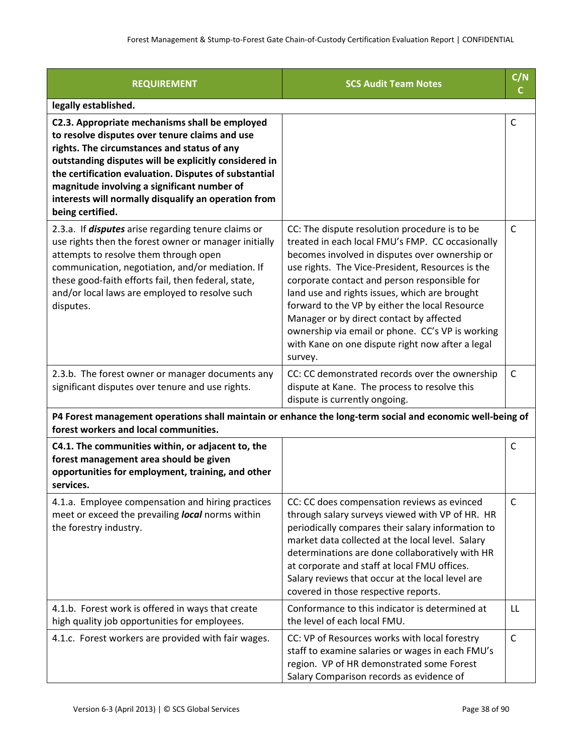| REQUIREMENT | SCS Audit Team Notes | C/NC |
|---|---|---|
| **legally established.** | | |
| **C2.3. Appropriate mechanisms shall be employed to resolve disputes over tenure claims and use rights. The circumstances and status of any outstanding disputes will be explicitly considered in the certification evaluation. Disputes of substantial magnitude involving a significant number of interests will normally disqualify an operation from being certified.** | | C |
| 2.3.a. If ***disputes*** arise regarding tenure claims or use rights then the forest owner or manager initially attempts to resolve them through open communication, negotiation, and/or mediation. If these good-faith efforts fail, then federal, state, and/or local laws are employed to resolve such disputes. | CC: The dispute resolution procedure is to be treated in each local FMU's FMP. CC occasionally becomes involved in disputes over ownership or use rights. The Vice-President, Resources is the corporate contact and person responsible for land use and rights issues, which are brought forward to the VP by either the local Resource Manager or by direct contact by affected ownership via email or phone. CC's VP is working with Kane on one dispute right now after a legal survey. | C |
| 2.3.b. The forest owner or manager documents any significant disputes over tenure and use rights. | CC: CC demonstrated records over the ownership dispute at Kane. The process to resolve this dispute is currently ongoing. | C |
| **P4 Forest management operations shall maintain or enhance the long-term social and economic well-being of forest workers and local communities.** | | |
| **C4.1. The communities within, or adjacent to, the forest management area should be given opportunities for employment, training, and other services.** | | C |
| 4.1.a. Employee compensation and hiring practices meet or exceed the prevailing ***local*** norms within the forestry industry. | CC: CC does compensation reviews as evinced through salary surveys viewed with VP of HR. HR periodically compares their salary information to market data collected at the local level. Salary determinations are done collaboratively with HR at corporate and staff at local FMU offices. Salary reviews that occur at the local level are covered in those respective reports. | C |
| 4.1.b. Forest work is offered in ways that create high quality job opportunities for employees. | Conformance to this indicator is determined at the level of each local FMU. | LL |
| 4.1.c. Forest workers are provided with fair wages. | CC: VP of Resources works with local forestry staff to examine salaries or wages in each FMU's region. VP of HR demonstrated some Forest Salary Comparison records as evidence of | C |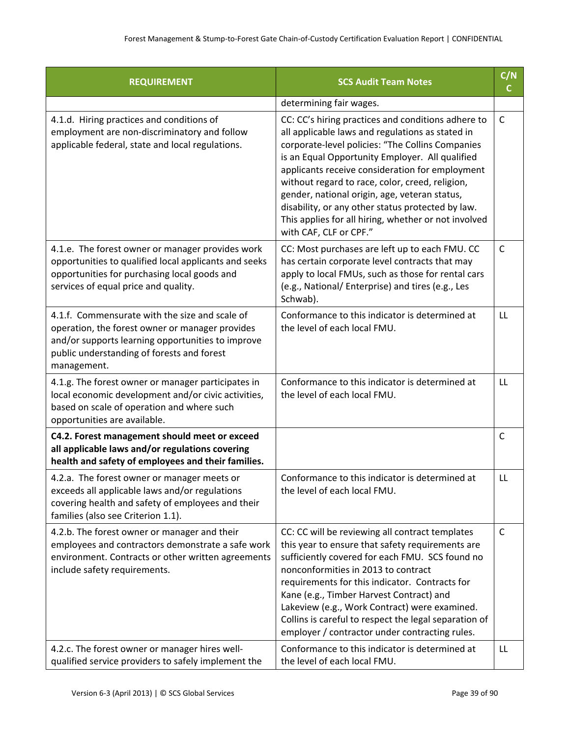| REQUIREMENT | SCS Audit Team Notes | C/NC |
|---|---|---|
| | determining fair wages. | |
| 4.1.d. Hiring practices and conditions of employment are non-discriminatory and follow applicable federal, state and local regulations. | CC: CC's hiring practices and conditions adhere to all applicable laws and regulations as stated in corporate-level policies: "The Collins Companies is an Equal Opportunity Employer. All qualified applicants receive consideration for employment without regard to race, color, creed, religion, gender, national origin, age, veteran status, disability, or any other status protected by law. This applies for all hiring, whether or not involved with CAF, CLF or CPF." | C |
| 4.1.e. The forest owner or manager provides work opportunities to qualified local applicants and seeks opportunities for purchasing local goods and services of equal price and quality. | CC: Most purchases are left up to each FMU. CC has certain corporate level contracts that may apply to local FMUs, such as those for rental cars (e.g., National/ Enterprise) and tires (e.g., Les Schwab). | C |
| 4.1.f. Commensurate with the size and scale of operation, the forest owner or manager provides and/or supports learning opportunities to improve public understanding of forests and forest management. | Conformance to this indicator is determined at the level of each local FMU. | LL |
| 4.1.g. The forest owner or manager participates in local economic development and/or civic activities, based on scale of operation and where such opportunities are available. | Conformance to this indicator is determined at the level of each local FMU. | LL |
| **C4.2. Forest management should meet or exceed all applicable laws and/or regulations covering health and safety of employees and their families.** | | C |
| 4.2.a. The forest owner or manager meets or exceeds all applicable laws and/or regulations covering health and safety of employees and their families (also see Criterion 1.1). | Conformance to this indicator is determined at the level of each local FMU. | LL |
| 4.2.b. The forest owner or manager and their employees and contractors demonstrate a safe work environment. Contracts or other written agreements include safety requirements. | CC: CC will be reviewing all contract templates this year to ensure that safety requirements are sufficiently covered for each FMU. SCS found no nonconformities in 2013 to contract requirements for this indicator. Contracts for Kane (e.g., Timber Harvest Contract) and Lakeview (e.g., Work Contract) were examined. Collins is careful to respect the legal separation of employer / contractor under contracting rules. | C |
| 4.2.c. The forest owner or manager hires well-qualified service providers to safely implement the | Conformance to this indicator is determined at the level of each local FMU. | LL |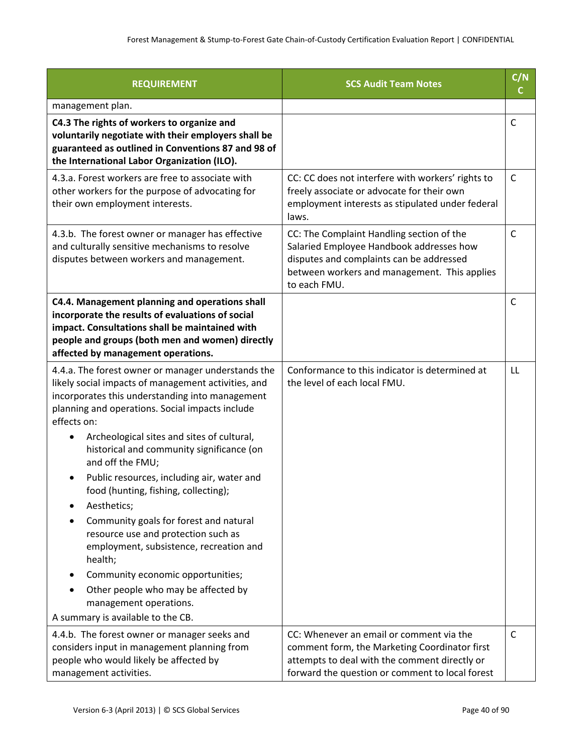| REQUIREMENT | SCS Audit Team Notes | C/NC |
|---|---|---|
| management plan. | | |
| **C4.3 The rights of workers to organize and voluntarily negotiate with their employers shall be guaranteed as outlined in Conventions 87 and 98 of the International Labor Organization (ILO).** | | C |
| 4.3.a. Forest workers are free to associate with other workers for the purpose of advocating for their own employment interests. | CC: CC does not interfere with workers' rights to freely associate or advocate for their own employment interests as stipulated under federal laws. | C |
| 4.3.b. The forest owner or manager has effective and culturally sensitive mechanisms to resolve disputes between workers and management. | CC: The Complaint Handling section of the Salaried Employee Handbook addresses how disputes and complaints can be addressed between workers and management. This applies to each FMU. | C |
| **C4.4. Management planning and operations shall incorporate the results of evaluations of social impact. Consultations shall be maintained with people and groups (both men and women) directly affected by management operations.** | | C |
| 4.4.a. The forest owner or manager understands the likely social impacts of management activities, and incorporates this understanding into management planning and operations. Social impacts include effects on:<br>• Archeological sites and sites of cultural, historical and community significance (on and off the FMU;<br>• Public resources, including air, water and food (hunting, fishing, collecting);<br>• Aesthetics;<br>• Community goals for forest and natural resource use and protection such as employment, subsistence, recreation and health;<br>• Community economic opportunities;<br>• Other people who may be affected by management operations.<br>A summary is available to the CB. | Conformance to this indicator is determined at the level of each local FMU. | LL |
| 4.4.b. The forest owner or manager seeks and considers input in management planning from people who would likely be affected by management activities. | CC: Whenever an email or comment via the comment form, the Marketing Coordinator first attempts to deal with the comment directly or forward the question or comment to local forest | C |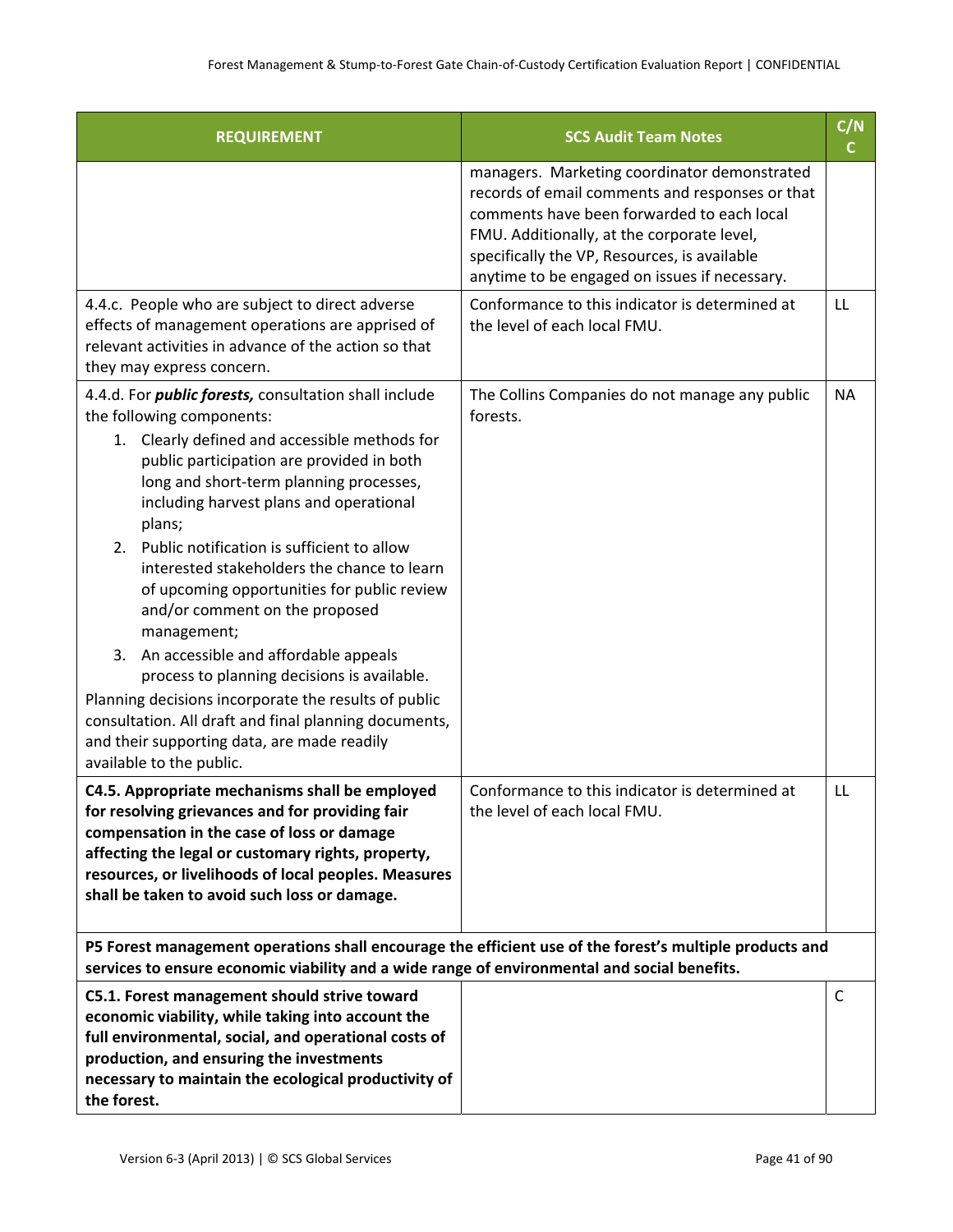| REQUIREMENT | SCS Audit Team Notes | C/NC |
|---|---|---|
| | managers. Marketing coordinator demonstrated records of email comments and responses or that comments have been forwarded to each local FMU. Additionally, at the corporate level, specifically the VP, Resources, is available anytime to be engaged on issues if necessary. | |
| 4.4.c. People who are subject to direct adverse effects of management operations are apprised of relevant activities in advance of the action so that they may express concern. | Conformance to this indicator is determined at the level of each local FMU. | LL |
| 4.4.d. For ***public forests,*** consultation shall include the following components:<br>1. Clearly defined and accessible methods for public participation are provided in both long and short-term planning processes, including harvest plans and operational plans;<br>2. Public notification is sufficient to allow interested stakeholders the chance to learn of upcoming opportunities for public review and/or comment on the proposed management;<br>3. An accessible and affordable appeals process to planning decisions is available.<br>Planning decisions incorporate the results of public consultation. All draft and final planning documents, and their supporting data, are made readily available to the public. | The Collins Companies do not manage any public forests. | NA |
| **C4.5. Appropriate mechanisms shall be employed for resolving grievances and for providing fair compensation in the case of loss or damage affecting the legal or customary rights, property, resources, or livelihoods of local peoples. Measures shall be taken to avoid such loss or damage.** | Conformance to this indicator is determined at the level of each local FMU. | LL |
| **P5 Forest management operations shall encourage the efficient use of the forest's multiple products and services to ensure economic viability and a wide range of environmental and social benefits.** | | |
| **C5.1. Forest management should strive toward economic viability, while taking into account the full environmental, social, and operational costs of production, and ensuring the investments necessary to maintain the ecological productivity of the forest.** | | C |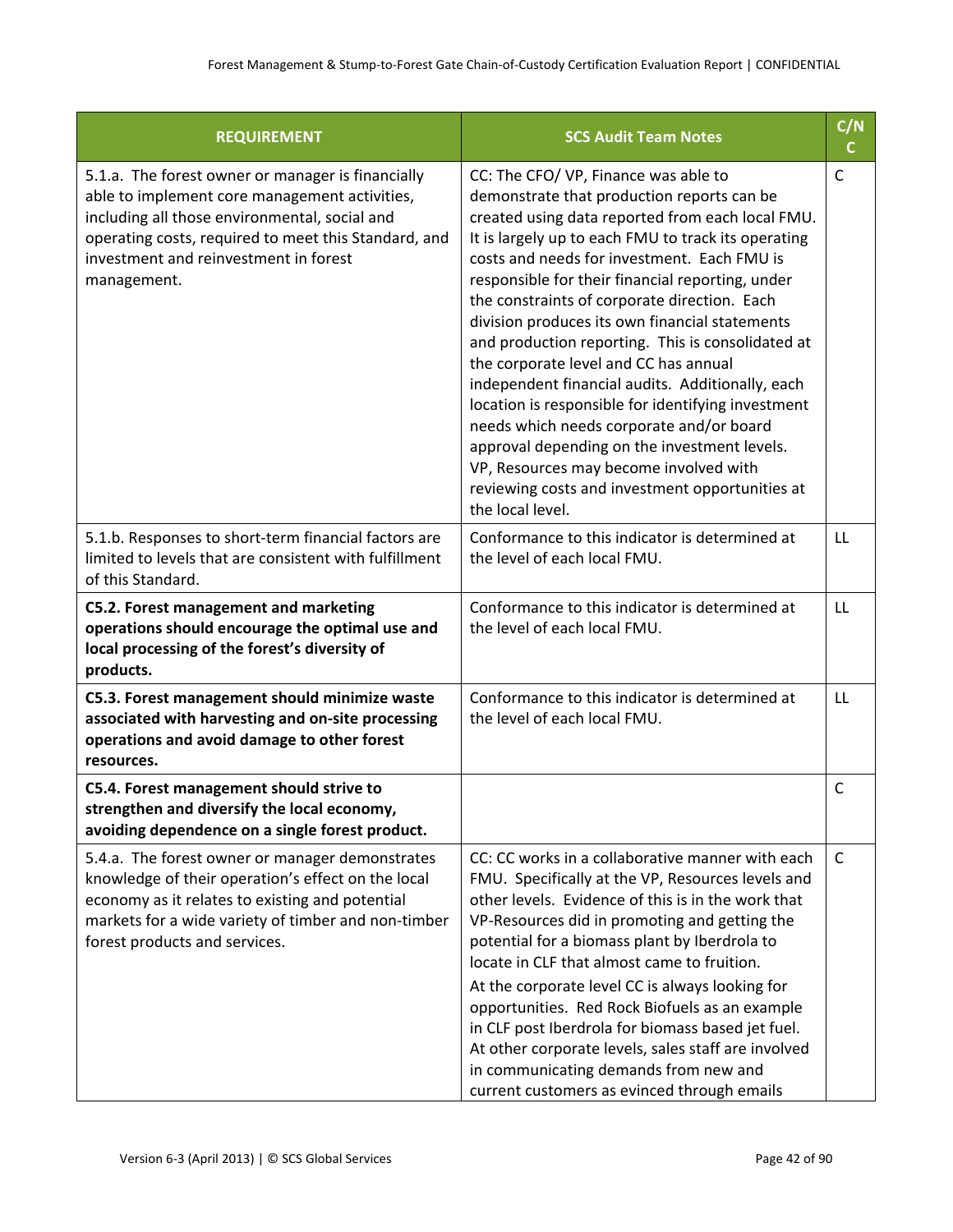| REQUIREMENT | SCS Audit Team Notes | C/NC |
|---|---|---|
| 5.1.a. The forest owner or manager is financially able to implement core management activities, including all those environmental, social and operating costs, required to meet this Standard, and investment and reinvestment in forest management. | CC: The CFO/ VP, Finance was able to demonstrate that production reports can be created using data reported from each local FMU. It is largely up to each FMU to track its operating costs and needs for investment. Each FMU is responsible for their financial reporting, under the constraints of corporate direction. Each division produces its own financial statements and production reporting. This is consolidated at the corporate level and CC has annual independent financial audits. Additionally, each location is responsible for identifying investment needs which needs corporate and/or board approval depending on the investment levels. VP, Resources may become involved with reviewing costs and investment opportunities at the local level. | C |
| 5.1.b. Responses to short-term financial factors are limited to levels that are consistent with fulfillment of this Standard. | Conformance to this indicator is determined at the level of each local FMU. | LL |
| **C5.2. Forest management and marketing operations should encourage the optimal use and local processing of the forest's diversity of products.** | Conformance to this indicator is determined at the level of each local FMU. | LL |
| **C5.3. Forest management should minimize waste associated with harvesting and on-site processing operations and avoid damage to other forest resources.** | Conformance to this indicator is determined at the level of each local FMU. | LL |
| **C5.4. Forest management should strive to strengthen and diversify the local economy, avoiding dependence on a single forest product.** | | C |
| 5.4.a. The forest owner or manager demonstrates knowledge of their operation's effect on the local economy as it relates to existing and potential markets for a wide variety of timber and non-timber forest products and services. | CC: CC works in a collaborative manner with each FMU. Specifically at the VP, Resources levels and other levels. Evidence of this is in the work that VP-Resources did in promoting and getting the potential for a biomass plant by Iberdrola to locate in CLF that almost came to fruition.<br>At the corporate level CC is always looking for opportunities. Red Rock Biofuels as an example in CLF post Iberdrola for biomass based jet fuel. At other corporate levels, sales staff are involved in communicating demands from new and current customers as evinced through emails | C |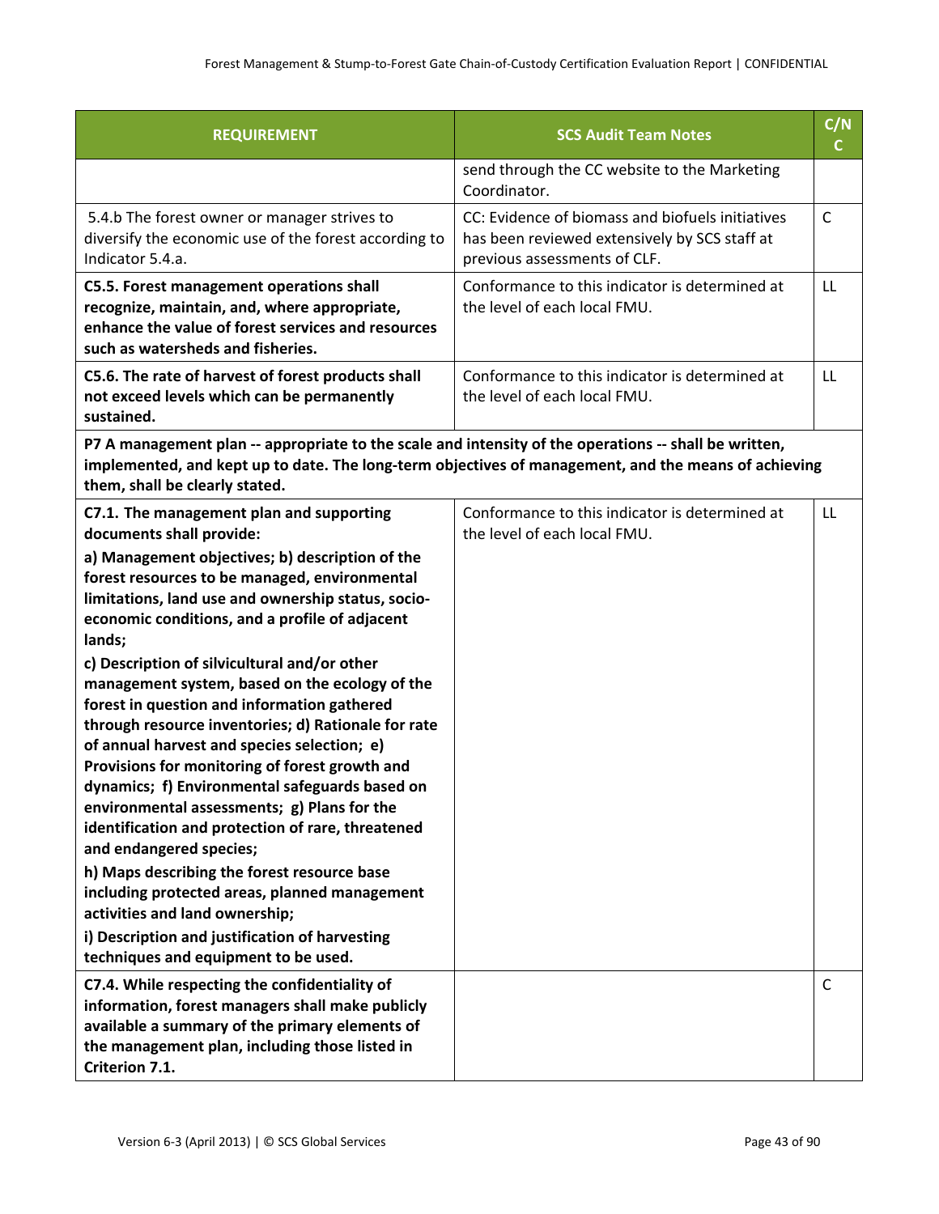| REQUIREMENT | SCS Audit Team Notes | C/NC |
|---|---|---|
| | send through the CC website to the Marketing Coordinator. | |
| 5.4.b The forest owner or manager strives to diversify the economic use of the forest according to Indicator 5.4.a. | CC: Evidence of biomass and biofuels initiatives has been reviewed extensively by SCS staff at previous assessments of CLF. | C |
| **C5.5. Forest management operations shall recognize, maintain, and, where appropriate, enhance the value of forest services and resources such as watersheds and fisheries.** | Conformance to this indicator is determined at the level of each local FMU. | LL |
| **C5.6. The rate of harvest of forest products shall not exceed levels which can be permanently sustained.** | Conformance to this indicator is determined at the level of each local FMU. | LL |
| **P7 A management plan -- appropriate to the scale and intensity of the operations -- shall be written, implemented, and kept up to date. The long-term objectives of management, and the means of achieving them, shall be clearly stated.** | | |
| **C7.1. The management plan and supporting documents shall provide:** <br> **a) Management objectives; b) description of the forest resources to be managed, environmental limitations, land use and ownership status, socio-economic conditions, and a profile of adjacent lands;** <br> **c) Description of silvicultural and/or other management system, based on the ecology of the forest in question and information gathered through resource inventories; d) Rationale for rate of annual harvest and species selection; e) Provisions for monitoring of forest growth and dynamics; f) Environmental safeguards based on environmental assessments; g) Plans for the identification and protection of rare, threatened and endangered species;** <br> **h) Maps describing the forest resource base including protected areas, planned management activities and land ownership;** <br> **i) Description and justification of harvesting techniques and equipment to be used.** | Conformance to this indicator is determined at the level of each local FMU. | LL |
| **C7.4. While respecting the confidentiality of information, forest managers shall make publicly available a summary of the primary elements of the management plan, including those listed in Criterion 7.1.** | | C |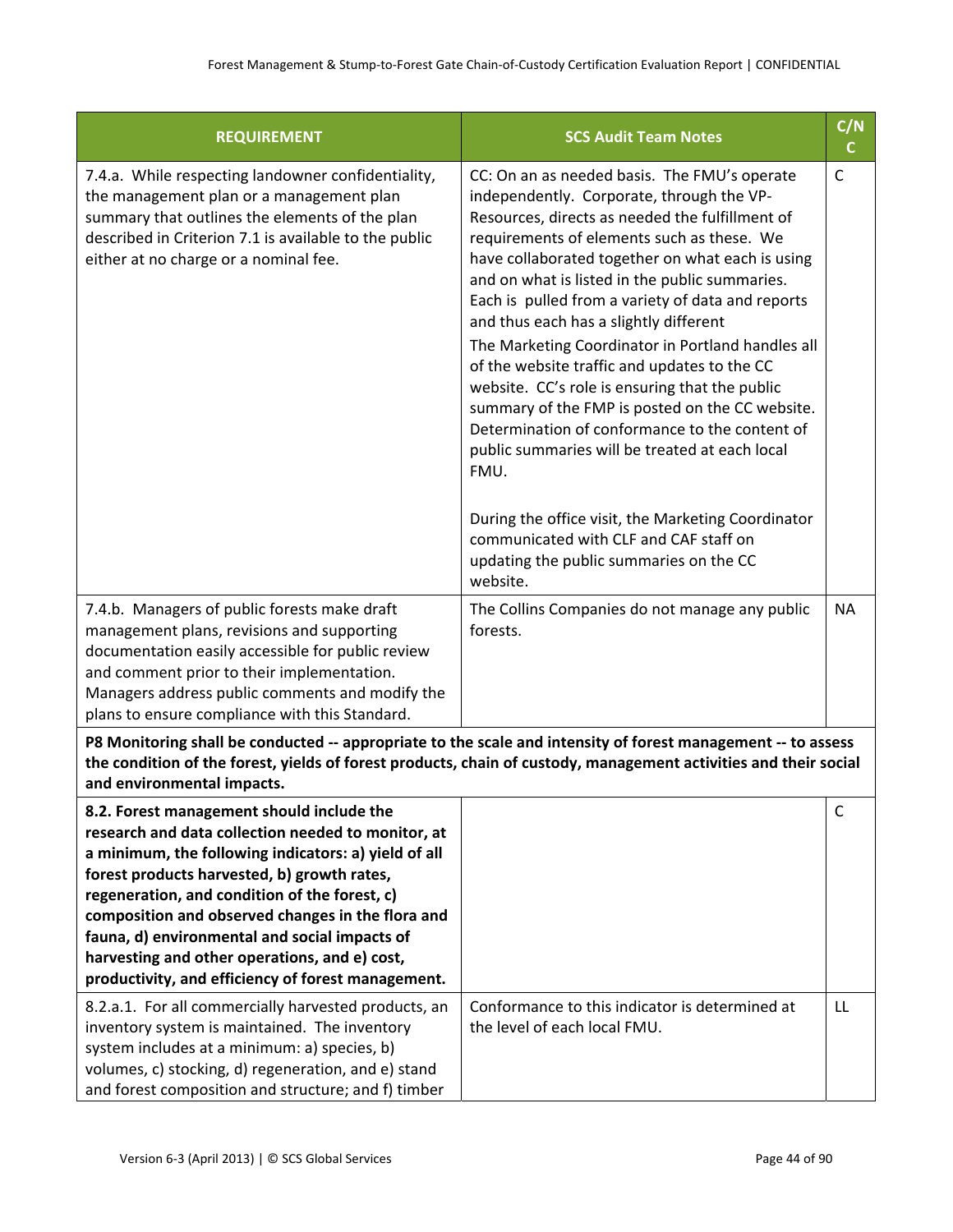| REQUIREMENT | SCS Audit Team Notes | C/NC |
|---|---|---|
| 7.4.a. While respecting landowner confidentiality, the management plan or a management plan summary that outlines the elements of the plan described in Criterion 7.1 is available to the public either at no charge or a nominal fee. | CC: On an as needed basis. The FMU's operate independently. Corporate, through the VP-Resources, directs as needed the fulfillment of requirements of elements such as these. We have collaborated together on what each is using and on what is listed in the public summaries. Each is pulled from a variety of data and reports and thus each has a slightly different<br>The Marketing Coordinator in Portland handles all of the website traffic and updates to the CC website. CC's role is ensuring that the public summary of the FMP is posted on the CC website. Determination of conformance to the content of public summaries will be treated at each local FMU.<br><br>During the office visit, the Marketing Coordinator communicated with CLF and CAF staff on updating the public summaries on the CC website. | C |
| 7.4.b. Managers of public forests make draft management plans, revisions and supporting documentation easily accessible for public review and comment prior to their implementation. Managers address public comments and modify the plans to ensure compliance with this Standard. | The Collins Companies do not manage any public forests. | NA |
| **P8 Monitoring shall be conducted -- appropriate to the scale and intensity of forest management -- to assess the condition of the forest, yields of forest products, chain of custody, management activities and their social and environmental impacts.** | | |
| **8.2. Forest management should include the research and data collection needed to monitor, at a minimum, the following indicators: a) yield of all forest products harvested, b) growth rates, regeneration, and condition of the forest, c) composition and observed changes in the flora and fauna, d) environmental and social impacts of harvesting and other operations, and e) cost, productivity, and efficiency of forest management.** | | C |
| 8.2.a.1. For all commercially harvested products, an inventory system is maintained. The inventory system includes at a minimum: a) species, b) volumes, c) stocking, d) regeneration, and e) stand and forest composition and structure; and f) timber | Conformance to this indicator is determined at the level of each local FMU. | LL |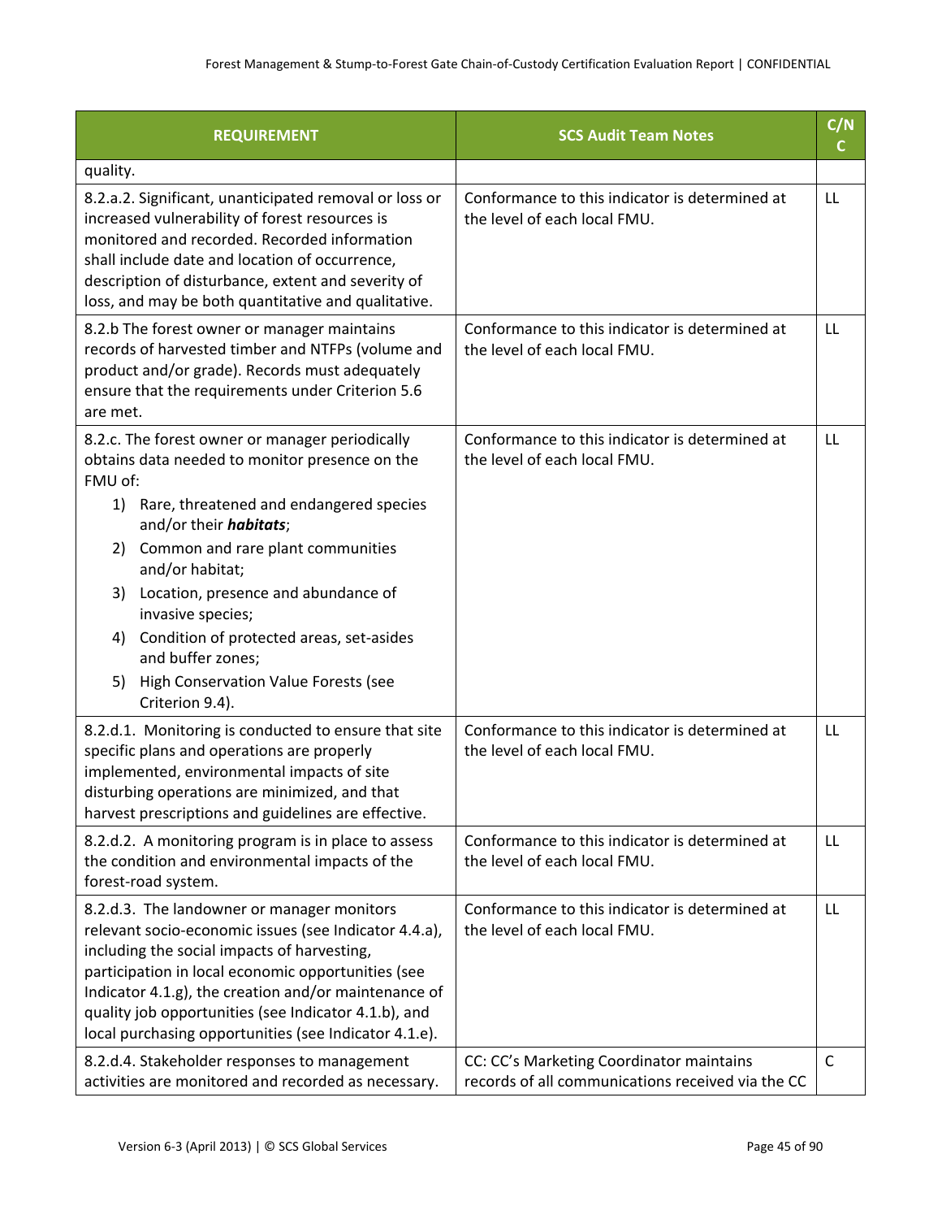| REQUIREMENT | SCS Audit Team Notes | C/NC |
|---|---|---|
| quality. | | |
| 8.2.a.2. Significant, unanticipated removal or loss or increased vulnerability of forest resources is monitored and recorded. Recorded information shall include date and location of occurrence, description of disturbance, extent and severity of loss, and may be both quantitative and qualitative. | Conformance to this indicator is determined at the level of each local FMU. | LL |
| 8.2.b The forest owner or manager maintains records of harvested timber and NTFPs (volume and product and/or grade). Records must adequately ensure that the requirements under Criterion 5.6 are met. | Conformance to this indicator is determined at the level of each local FMU. | LL |
| 8.2.c. The forest owner or manager periodically obtains data needed to monitor presence on the FMU of:<br>1) Rare, threatened and endangered species and/or their ***habitats***;<br>2) Common and rare plant communities and/or habitat;<br>3) Location, presence and abundance of invasive species;<br>4) Condition of protected areas, set-asides and buffer zones;<br>5) High Conservation Value Forests (see Criterion 9.4). | Conformance to this indicator is determined at the level of each local FMU. | LL |
| 8.2.d.1. Monitoring is conducted to ensure that site specific plans and operations are properly implemented, environmental impacts of site disturbing operations are minimized, and that harvest prescriptions and guidelines are effective. | Conformance to this indicator is determined at the level of each local FMU. | LL |
| 8.2.d.2. A monitoring program is in place to assess the condition and environmental impacts of the forest-road system. | Conformance to this indicator is determined at the level of each local FMU. | LL |
| 8.2.d.3. The landowner or manager monitors relevant socio-economic issues (see Indicator 4.4.a), including the social impacts of harvesting, participation in local economic opportunities (see Indicator 4.1.g), the creation and/or maintenance of quality job opportunities (see Indicator 4.1.b), and local purchasing opportunities (see Indicator 4.1.e). | Conformance to this indicator is determined at the level of each local FMU. | LL |
| 8.2.d.4. Stakeholder responses to management activities are monitored and recorded as necessary. | CC: CC's Marketing Coordinator maintains records of all communications received via the CC | C |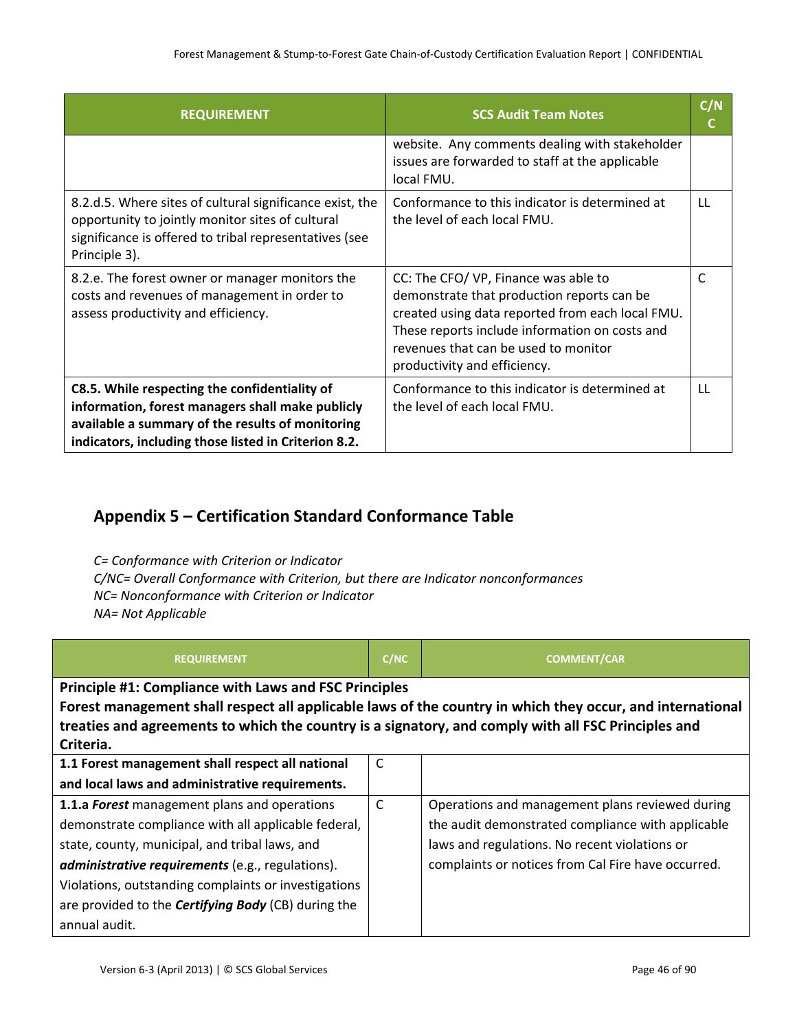| REQUIREMENT | SCS Audit Team Notes | C/NC |
|---|---|---|
| | website. Any comments dealing with stakeholder issues are forwarded to staff at the applicable local FMU. | |
| 8.2.d.5. Where sites of cultural significance exist, the opportunity to jointly monitor sites of cultural significance is offered to tribal representatives (see Principle 3). | Conformance to this indicator is determined at the level of each local FMU. | LL |
| 8.2.e. The forest owner or manager monitors the costs and revenues of management in order to assess productivity and efficiency. | CC: The CFO/ VP, Finance was able to demonstrate that production reports can be created using data reported from each local FMU. These reports include information on costs and revenues that can be used to monitor productivity and efficiency. | C |
| **C8.5. While respecting the confidentiality of information, forest managers shall make publicly available a summary of the results of monitoring indicators, including those listed in Criterion 8.2.** | Conformance to this indicator is determined at the level of each local FMU. | LL |

## Appendix 5 – Certification Standard Conformance Table

*C= Conformance with Criterion or Indicator*
*C/NC= Overall Conformance with Criterion, but there are Indicator nonconformances*
*NC= Nonconformance with Criterion or Indicator*
*NA= Not Applicable*

| REQUIREMENT | C/NC | COMMENT/CAR |
|---|---|---|
| **Principle #1: Compliance with Laws and FSC Principles** **Forest management shall respect all applicable laws of the country in which they occur, and international treaties and agreements to which the country is a signatory, and comply with all FSC Principles and Criteria.** | | |
| **1.1 Forest management shall respect all national and local laws and administrative requirements.** | C | |
| **1.1.a** ***Forest*** management plans and operations demonstrate compliance with all applicable federal, state, county, municipal, and tribal laws, and ***administrative requirements*** (e.g., regulations). Violations, outstanding complaints or investigations are provided to the ***Certifying Body*** (CB) during the annual audit. | C | Operations and management plans reviewed during the audit demonstrated compliance with applicable laws and regulations. No recent violations or complaints or notices from Cal Fire have occurred. |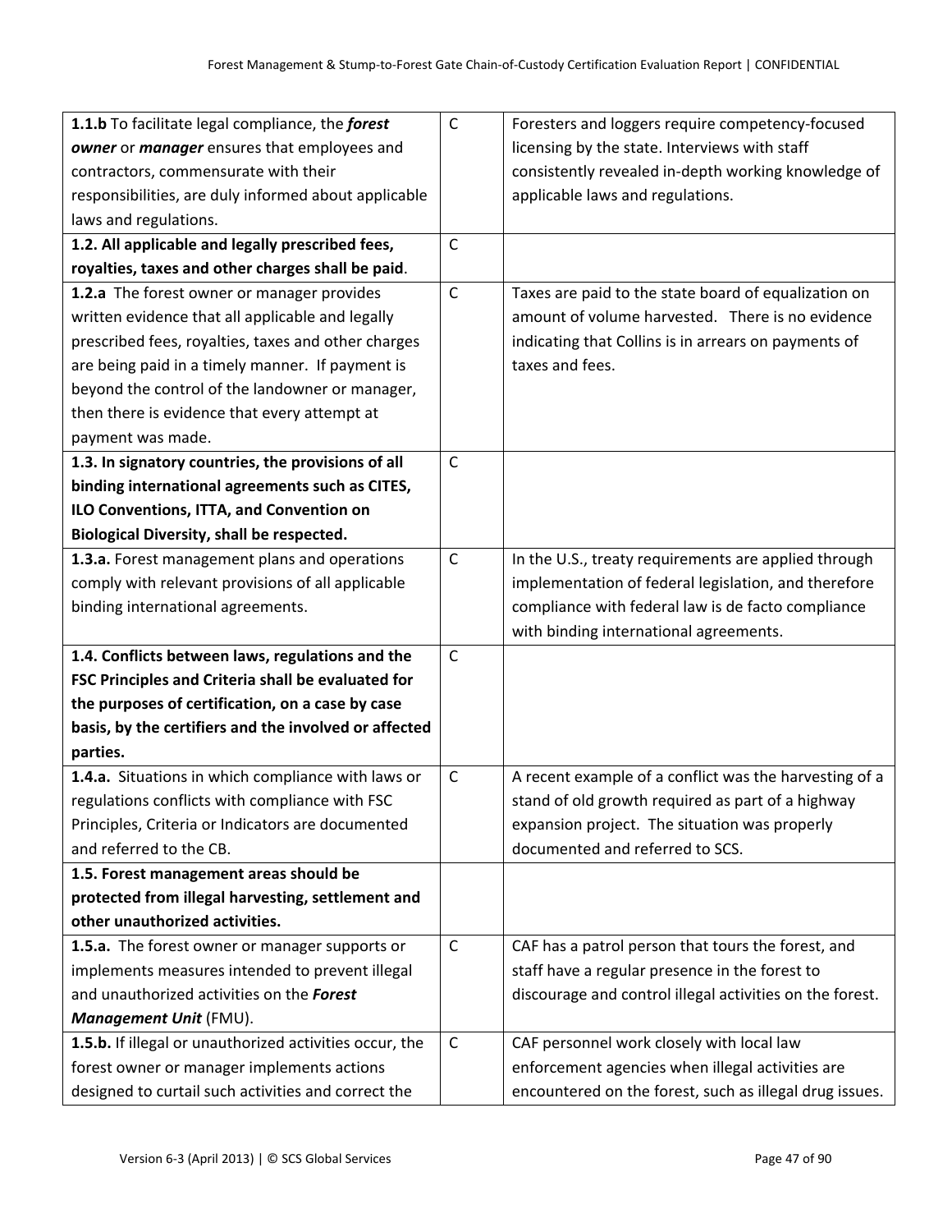| | | |
|---|---|---|
| **1.1.b** To facilitate legal compliance, the ***forest owner*** or ***manager*** ensures that employees and contractors, commensurate with their responsibilities, are duly informed about applicable laws and regulations. | C | Foresters and loggers require competency-focused licensing by the state. Interviews with staff consistently revealed in-depth working knowledge of applicable laws and regulations. |
| **1.2. All applicable and legally prescribed fees, royalties, taxes and other charges shall be paid**. | C | |
| **1.2.a** The forest owner or manager provides written evidence that all applicable and legally prescribed fees, royalties, taxes and other charges are being paid in a timely manner. If payment is beyond the control of the landowner or manager, then there is evidence that every attempt at payment was made. | C | Taxes are paid to the state board of equalization on amount of volume harvested. There is no evidence indicating that Collins is in arrears on payments of taxes and fees. |
| **1.3. In signatory countries, the provisions of all binding international agreements such as CITES, ILO Conventions, ITTA, and Convention on Biological Diversity, shall be respected.** | C | |
| **1.3.a.** Forest management plans and operations comply with relevant provisions of all applicable binding international agreements. | C | In the U.S., treaty requirements are applied through implementation of federal legislation, and therefore compliance with federal law is de facto compliance with binding international agreements. |
| **1.4. Conflicts between laws, regulations and the FSC Principles and Criteria shall be evaluated for the purposes of certification, on a case by case basis, by the certifiers and the involved or affected parties.** | C | |
| **1.4.a.** Situations in which compliance with laws or regulations conflicts with compliance with FSC Principles, Criteria or Indicators are documented and referred to the CB. | C | A recent example of a conflict was the harvesting of a stand of old growth required as part of a highway expansion project. The situation was properly documented and referred to SCS. |
| **1.5. Forest management areas should be protected from illegal harvesting, settlement and other unauthorized activities.** | | |
| **1.5.a.** The forest owner or manager supports or implements measures intended to prevent illegal and unauthorized activities on the ***Forest Management Unit*** (FMU). | C | CAF has a patrol person that tours the forest, and staff have a regular presence in the forest to discourage and control illegal activities on the forest. |
| **1.5.b.** If illegal or unauthorized activities occur, the forest owner or manager implements actions designed to curtail such activities and correct the | C | CAF personnel work closely with local law enforcement agencies when illegal activities are encountered on the forest, such as illegal drug issues. |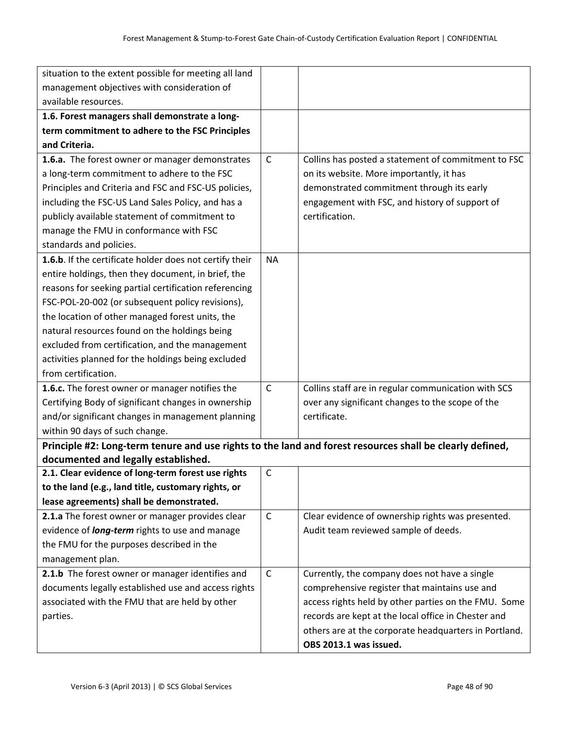| | | |
|---|---|---|
| situation to the extent possible for meeting all land management objectives with consideration of available resources. | | |
| **1.6. Forest managers shall demonstrate a long-term commitment to adhere to the FSC Principles and Criteria.** | | |
| **1.6.a.** The forest owner or manager demonstrates a long-term commitment to adhere to the FSC Principles and Criteria and FSC and FSC-US policies, including the FSC-US Land Sales Policy, and has a publicly available statement of commitment to manage the FMU in conformance with FSC standards and policies. | C | Collins has posted a statement of commitment to FSC on its website. More importantly, it has demonstrated commitment through its early engagement with FSC, and history of support of certification. |
| **1.6.b**. If the certificate holder does not certify their entire holdings, then they document, in brief, the reasons for seeking partial certification referencing FSC-POL-20-002 (or subsequent policy revisions), the location of other managed forest units, the natural resources found on the holdings being excluded from certification, and the management activities planned for the holdings being excluded from certification. | NA | |
| **1.6.c.** The forest owner or manager notifies the Certifying Body of significant changes in ownership and/or significant changes in management planning within 90 days of such change. | C | Collins staff are in regular communication with SCS over any significant changes to the scope of the certificate. |
| **Principle #2: Long-term tenure and use rights to the land and forest resources shall be clearly defined, documented and legally established.** | | |
| **2.1. Clear evidence of long-term forest use rights to the land (e.g., land title, customary rights, or lease agreements) shall be demonstrated.** | C | |
| **2.1.a** The forest owner or manager provides clear evidence of ***long-term*** rights to use and manage the FMU for the purposes described in the management plan. | C | Clear evidence of ownership rights was presented. Audit team reviewed sample of deeds. |
| **2.1.b** The forest owner or manager identifies and documents legally established use and access rights associated with the FMU that are held by other parties. | C | Currently, the company does not have a single comprehensive register that maintains use and access rights held by other parties on the FMU. Some records are kept at the local office in Chester and others are at the corporate headquarters in Portland. **OBS 2013.1 was issued.** |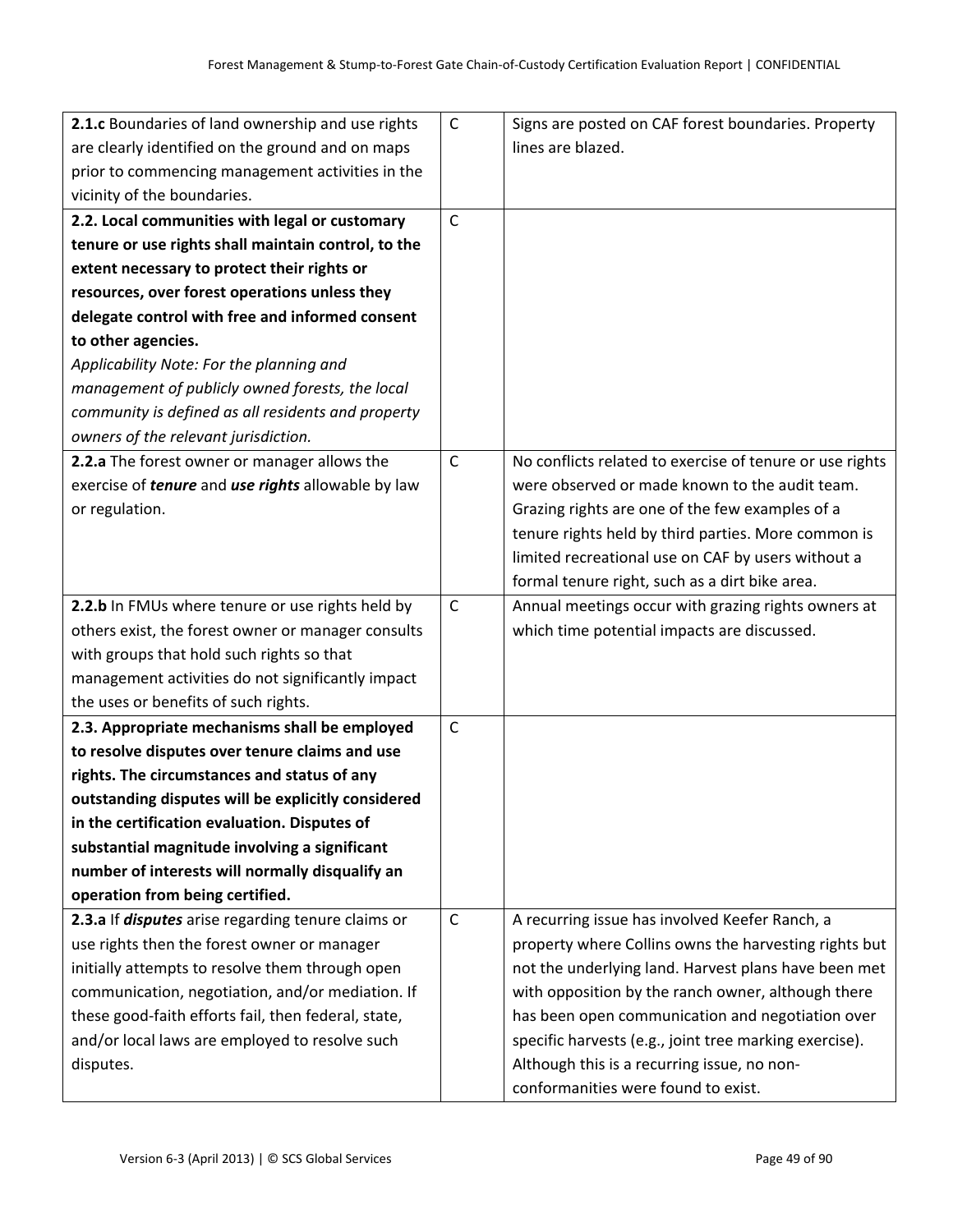| | | |
|---|---|---|
| **2.1.c** Boundaries of land ownership and use rights are clearly identified on the ground and on maps prior to commencing management activities in the vicinity of the boundaries. | C | Signs are posted on CAF forest boundaries. Property lines are blazed. |
| **2.2. Local communities with legal or customary tenure or use rights shall maintain control, to the extent necessary to protect their rights or resources, over forest operations unless they delegate control with free and informed consent to other agencies.** *Applicability Note: For the planning and management of publicly owned forests, the local community is defined as all residents and property owners of the relevant jurisdiction.* | C | |
| **2.2.a** The forest owner or manager allows the exercise of ***tenure*** and ***use rights*** allowable by law or regulation. | C | No conflicts related to exercise of tenure or use rights were observed or made known to the audit team. Grazing rights are one of the few examples of a tenure rights held by third parties. More common is limited recreational use on CAF by users without a formal tenure right, such as a dirt bike area. |
| **2.2.b** In FMUs where tenure or use rights held by others exist, the forest owner or manager consults with groups that hold such rights so that management activities do not significantly impact the uses or benefits of such rights. | C | Annual meetings occur with grazing rights owners at which time potential impacts are discussed. |
| **2.3. Appropriate mechanisms shall be employed to resolve disputes over tenure claims and use rights. The circumstances and status of any outstanding disputes will be explicitly considered in the certification evaluation. Disputes of substantial magnitude involving a significant number of interests will normally disqualify an operation from being certified.** | C | |
| **2.3.a** If ***disputes*** arise regarding tenure claims or use rights then the forest owner or manager initially attempts to resolve them through open communication, negotiation, and/or mediation. If these good-faith efforts fail, then federal, state, and/or local laws are employed to resolve such disputes. | C | A recurring issue has involved Keefer Ranch, a property where Collins owns the harvesting rights but not the underlying land. Harvest plans have been met with opposition by the ranch owner, although there has been open communication and negotiation over specific harvests (e.g., joint tree marking exercise). Although this is a recurring issue, no non-conformanities were found to exist. |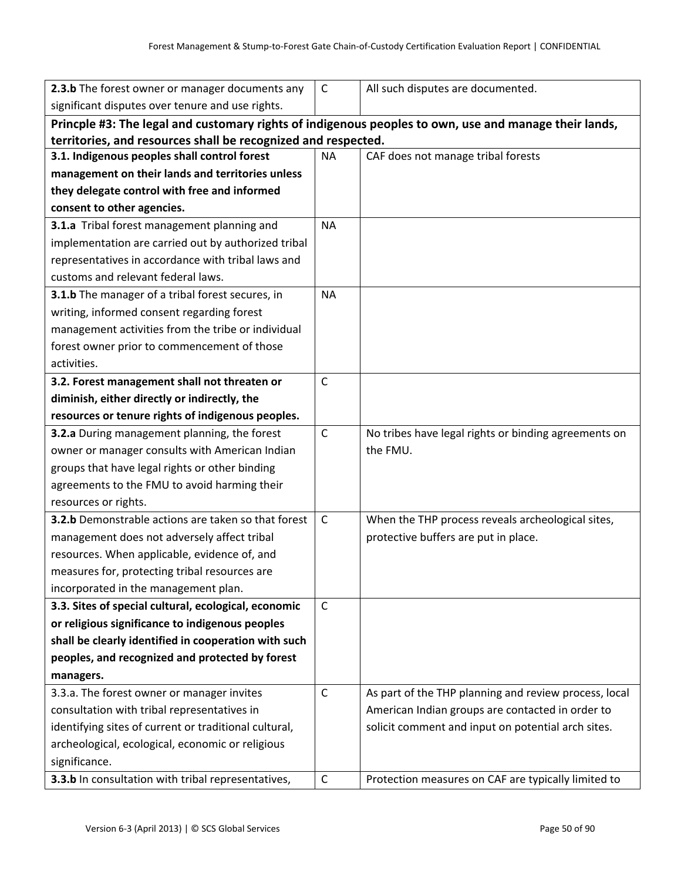| | | |
|---|---|---|
| **2.3.b** The forest owner or manager documents any significant disputes over tenure and use rights. | C | All such disputes are documented. |
| **Princple #3: The legal and customary rights of indigenous peoples to own, use and manage their lands, territories, and resources shall be recognized and respected.** | | |
| **3.1. Indigenous peoples shall control forest management on their lands and territories unless they delegate control with free and informed consent to other agencies.** | NA | CAF does not manage tribal forests |
| **3.1.a** Tribal forest management planning and implementation are carried out by authorized tribal representatives in accordance with tribal laws and customs and relevant federal laws. | NA | |
| **3.1.b** The manager of a tribal forest secures, in writing, informed consent regarding forest management activities from the tribe or individual forest owner prior to commencement of those activities. | NA | |
| **3.2. Forest management shall not threaten or diminish, either directly or indirectly, the resources or tenure rights of indigenous peoples.** | C | |
| **3.2.a** During management planning, the forest owner or manager consults with American Indian groups that have legal rights or other binding agreements to the FMU to avoid harming their resources or rights. | C | No tribes have legal rights or binding agreements on the FMU. |
| **3.2.b** Demonstrable actions are taken so that forest management does not adversely affect tribal resources. When applicable, evidence of, and measures for, protecting tribal resources are incorporated in the management plan. | C | When the THP process reveals archeological sites, protective buffers are put in place. |
| **3.3. Sites of special cultural, ecological, economic or religious significance to indigenous peoples shall be clearly identified in cooperation with such peoples, and recognized and protected by forest managers.** | C | |
| 3.3.a. The forest owner or manager invites consultation with tribal representatives in identifying sites of current or traditional cultural, archeological, ecological, economic or religious significance. | C | As part of the THP planning and review process, local American Indian groups are contacted in order to solicit comment and input on potential arch sites. |
| **3.3.b** In consultation with tribal representatives, | C | Protection measures on CAF are typically limited to |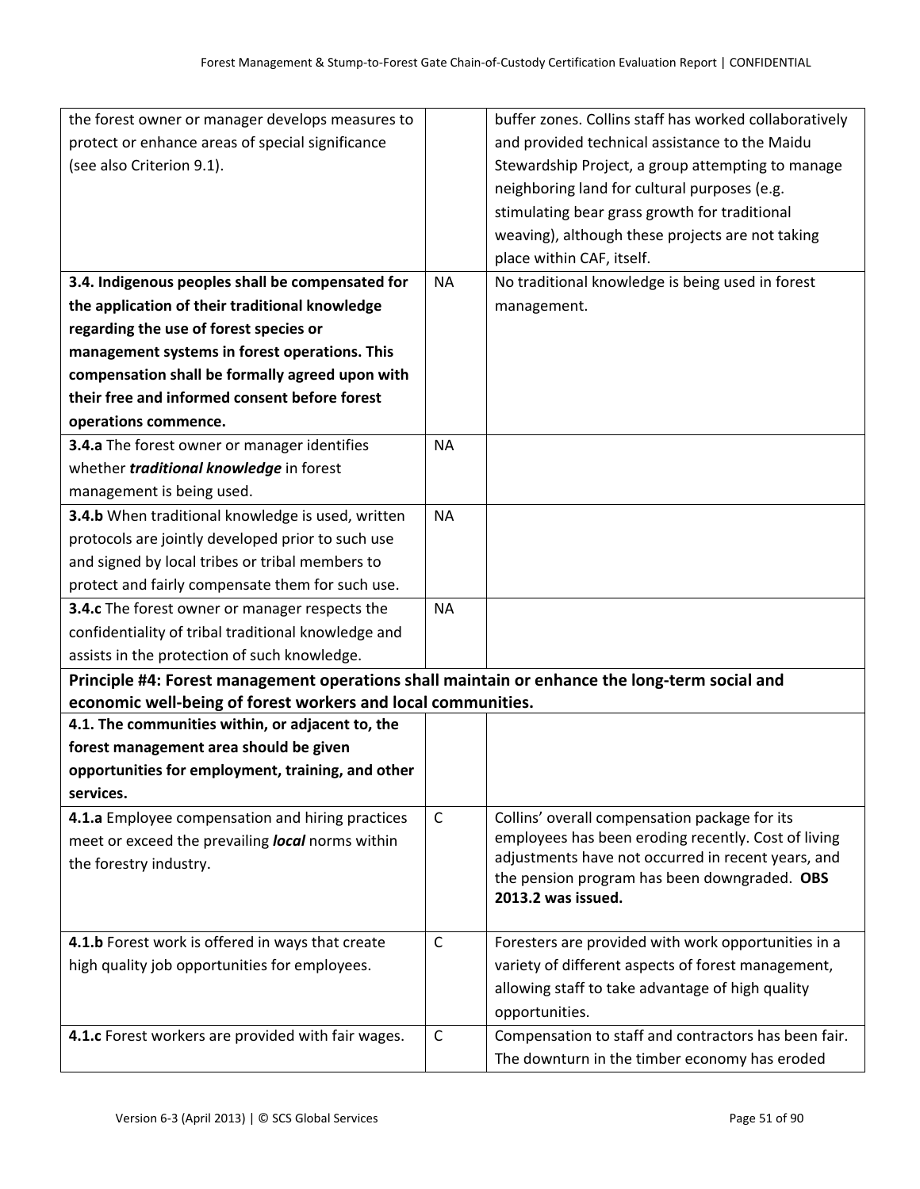| | | |
|---|---|---|
| the forest owner or manager develops measures to protect or enhance areas of special significance (see also Criterion 9.1). | | buffer zones. Collins staff has worked collaboratively and provided technical assistance to the Maidu Stewardship Project, a group attempting to manage neighboring land for cultural purposes (e.g. stimulating bear grass growth for traditional weaving), although these projects are not taking place within CAF, itself. |
| **3.4. Indigenous peoples shall be compensated for the application of their traditional knowledge regarding the use of forest species or management systems in forest operations. This compensation shall be formally agreed upon with their free and informed consent before forest operations commence.** | NA | No traditional knowledge is being used in forest management. |
| **3.4.a** The forest owner or manager identifies whether ***traditional knowledge*** in forest management is being used. | NA | |
| **3.4.b** When traditional knowledge is used, written protocols are jointly developed prior to such use and signed by local tribes or tribal members to protect and fairly compensate them for such use. | NA | |
| **3.4.c** The forest owner or manager respects the confidentiality of tribal traditional knowledge and assists in the protection of such knowledge. | NA | |
| **Principle #4: Forest management operations shall maintain or enhance the long-term social and economic well-being of forest workers and local communities.** | | |
| **4.1. The communities within, or adjacent to, the forest management area should be given opportunities for employment, training, and other services.** | | |
| **4.1.a** Employee compensation and hiring practices meet or exceed the prevailing ***local*** norms within the forestry industry. | C | Collins' overall compensation package for its employees has been eroding recently. Cost of living adjustments have not occurred in recent years, and the pension program has been downgraded. **OBS 2013.2 was issued.** |
| **4.1.b** Forest work is offered in ways that create high quality job opportunities for employees. | C | Foresters are provided with work opportunities in a variety of different aspects of forest management, allowing staff to take advantage of high quality opportunities. |
| **4.1.c** Forest workers are provided with fair wages. | C | Compensation to staff and contractors has been fair. The downturn in the timber economy has eroded |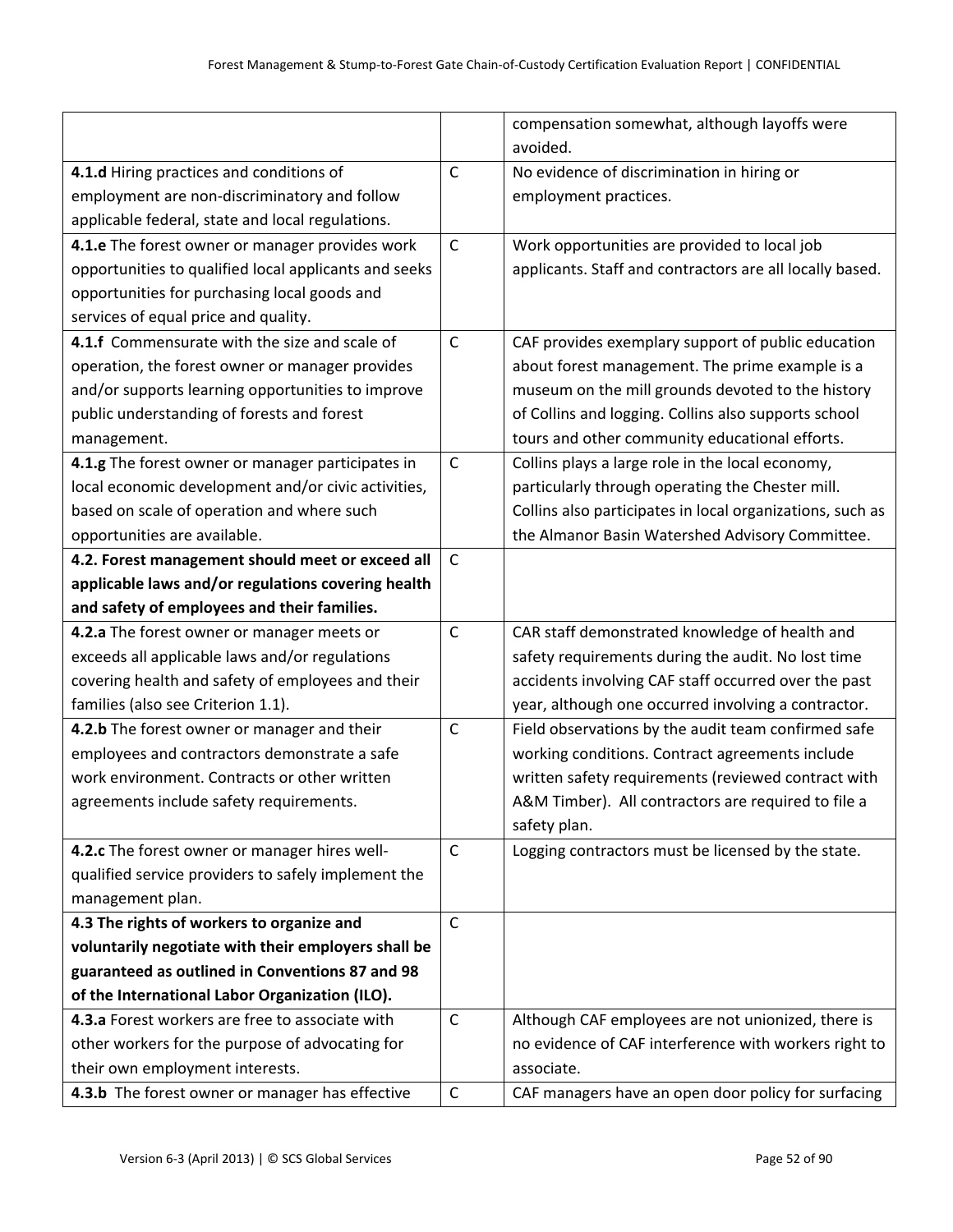| | | |
|---|---|---|
| | | compensation somewhat, although layoffs were avoided. |
| **4.1.d** Hiring practices and conditions of employment are non-discriminatory and follow applicable federal, state and local regulations. | C | No evidence of discrimination in hiring or employment practices. |
| **4.1.e** The forest owner or manager provides work opportunities to qualified local applicants and seeks opportunities for purchasing local goods and services of equal price and quality. | C | Work opportunities are provided to local job applicants. Staff and contractors are all locally based. |
| **4.1.f** Commensurate with the size and scale of operation, the forest owner or manager provides and/or supports learning opportunities to improve public understanding of forests and forest management. | C | CAF provides exemplary support of public education about forest management. The prime example is a museum on the mill grounds devoted to the history of Collins and logging. Collins also supports school tours and other community educational efforts. |
| **4.1.g** The forest owner or manager participates in local economic development and/or civic activities, based on scale of operation and where such opportunities are available. | C | Collins plays a large role in the local economy, particularly through operating the Chester mill. Collins also participates in local organizations, such as the Almanor Basin Watershed Advisory Committee. |
| **4.2. Forest management should meet or exceed all applicable laws and/or regulations covering health and safety of employees and their families.** | C | |
| **4.2.a** The forest owner or manager meets or exceeds all applicable laws and/or regulations covering health and safety of employees and their families (also see Criterion 1.1). | C | CAR staff demonstrated knowledge of health and safety requirements during the audit. No lost time accidents involving CAF staff occurred over the past year, although one occurred involving a contractor. |
| **4.2.b** The forest owner or manager and their employees and contractors demonstrate a safe work environment. Contracts or other written agreements include safety requirements. | C | Field observations by the audit team confirmed safe working conditions. Contract agreements include written safety requirements (reviewed contract with A&M Timber). All contractors are required to file a safety plan. |
| **4.2.c** The forest owner or manager hires well-qualified service providers to safely implement the management plan. | C | Logging contractors must be licensed by the state. |
| **4.3 The rights of workers to organize and voluntarily negotiate with their employers shall be guaranteed as outlined in Conventions 87 and 98 of the International Labor Organization (ILO).** | C | |
| **4.3.a** Forest workers are free to associate with other workers for the purpose of advocating for their own employment interests. | C | Although CAF employees are not unionized, there is no evidence of CAF interference with workers right to associate. |
| **4.3.b** The forest owner or manager has effective | C | CAF managers have an open door policy for surfacing |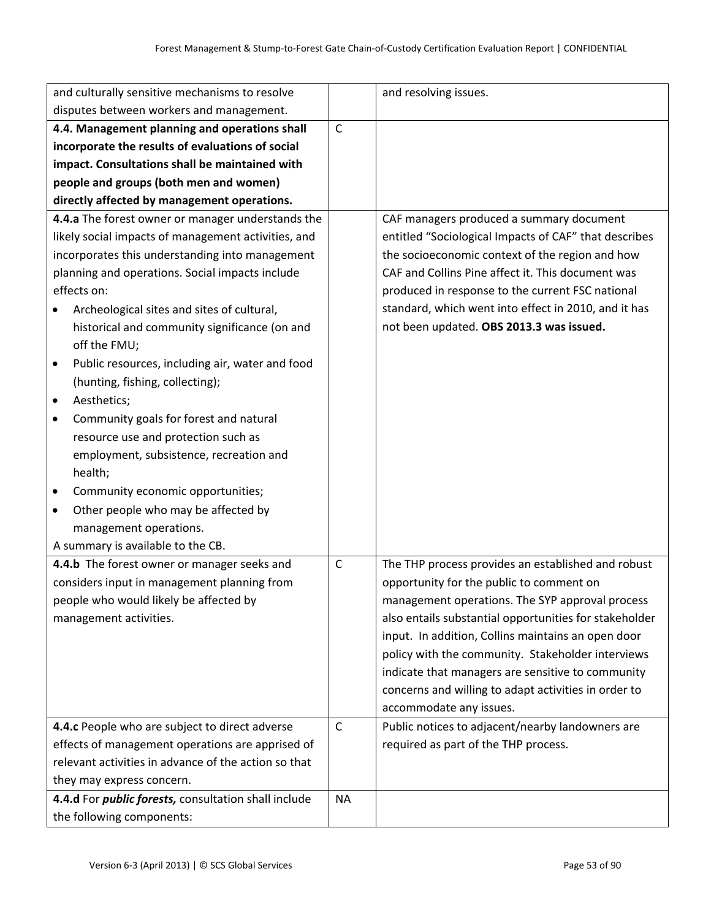| | | |
|---|---|---|
| and culturally sensitive mechanisms to resolve disputes between workers and management. | | and resolving issues. |
| **4.4. Management planning and operations shall incorporate the results of evaluations of social impact. Consultations shall be maintained with people and groups (both men and women) directly affected by management operations.** | C | |
| **4.4.a** The forest owner or manager understands the likely social impacts of management activities, and incorporates this understanding into management planning and operations. Social impacts include effects on:<br>• Archeological sites and sites of cultural, historical and community significance (on and off the FMU;<br>• Public resources, including air, water and food (hunting, fishing, collecting);<br>• Aesthetics;<br>• Community goals for forest and natural resource use and protection such as employment, subsistence, recreation and health;<br>• Community economic opportunities;<br>• Other people who may be affected by management operations.<br>A summary is available to the CB. | | CAF managers produced a summary document entitled "Sociological Impacts of CAF" that describes the socioeconomic context of the region and how CAF and Collins Pine affect it. This document was produced in response to the current FSC national standard, which went into effect in 2010, and it has not been updated. **OBS 2013.3 was issued.** |
| **4.4.b** The forest owner or manager seeks and considers input in management planning from people who would likely be affected by management activities. | C | The THP process provides an established and robust opportunity for the public to comment on management operations. The SYP approval process also entails substantial opportunities for stakeholder input. In addition, Collins maintains an open door policy with the community. Stakeholder interviews indicate that managers are sensitive to community concerns and willing to adapt activities in order to accommodate any issues. |
| **4.4.c** People who are subject to direct adverse effects of management operations are apprised of relevant activities in advance of the action so that they may express concern. | C | Public notices to adjacent/nearby landowners are required as part of the THP process. |
| **4.4.d** For ***public forests,*** consultation shall include the following components: | NA | |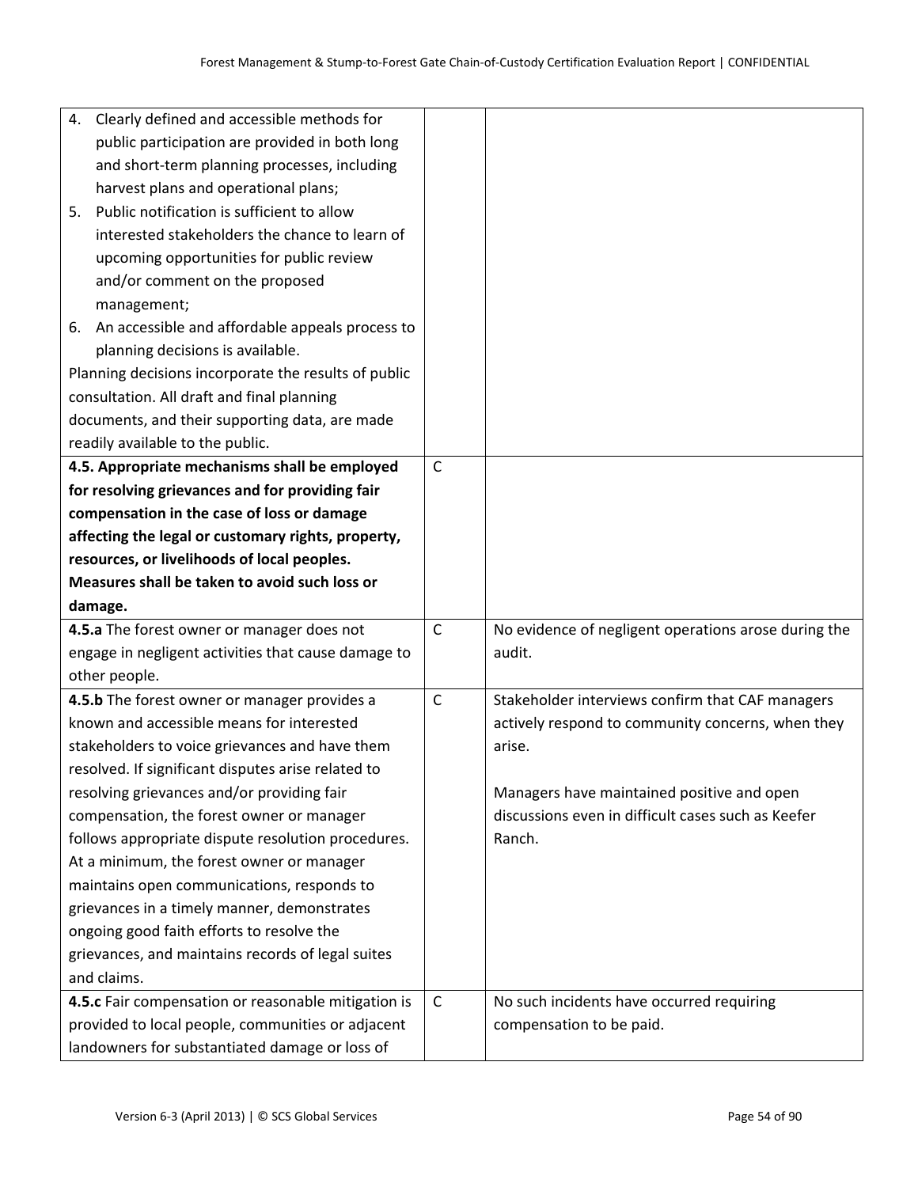| | | |
|---|---|---|
| 4. Clearly defined and accessible methods for public participation are provided in both long and short-term planning processes, including harvest plans and operational plans;<br>5. Public notification is sufficient to allow interested stakeholders the chance to learn of upcoming opportunities for public review and/or comment on the proposed management;<br>6. An accessible and affordable appeals process to planning decisions is available.<br>Planning decisions incorporate the results of public consultation. All draft and final planning documents, and their supporting data, are made readily available to the public. | | |
| **4.5. Appropriate mechanisms shall be employed for resolving grievances and for providing fair compensation in the case of loss or damage affecting the legal or customary rights, property, resources, or livelihoods of local peoples. Measures shall be taken to avoid such loss or damage.** | C | |
| **4.5.a** The forest owner or manager does not engage in negligent activities that cause damage to other people. | C | No evidence of negligent operations arose during the audit. |
| **4.5.b** The forest owner or manager provides a known and accessible means for interested stakeholders to voice grievances and have them resolved. If significant disputes arise related to resolving grievances and/or providing fair compensation, the forest owner or manager follows appropriate dispute resolution procedures. At a minimum, the forest owner or manager maintains open communications, responds to grievances in a timely manner, demonstrates ongoing good faith efforts to resolve the grievances, and maintains records of legal suites and claims. | C | Stakeholder interviews confirm that CAF managers actively respond to community concerns, when they arise.<br><br>Managers have maintained positive and open discussions even in difficult cases such as Keefer Ranch. |
| **4.5.c** Fair compensation or reasonable mitigation is provided to local people, communities or adjacent landowners for substantiated damage or loss of | C | No such incidents have occurred requiring compensation to be paid. |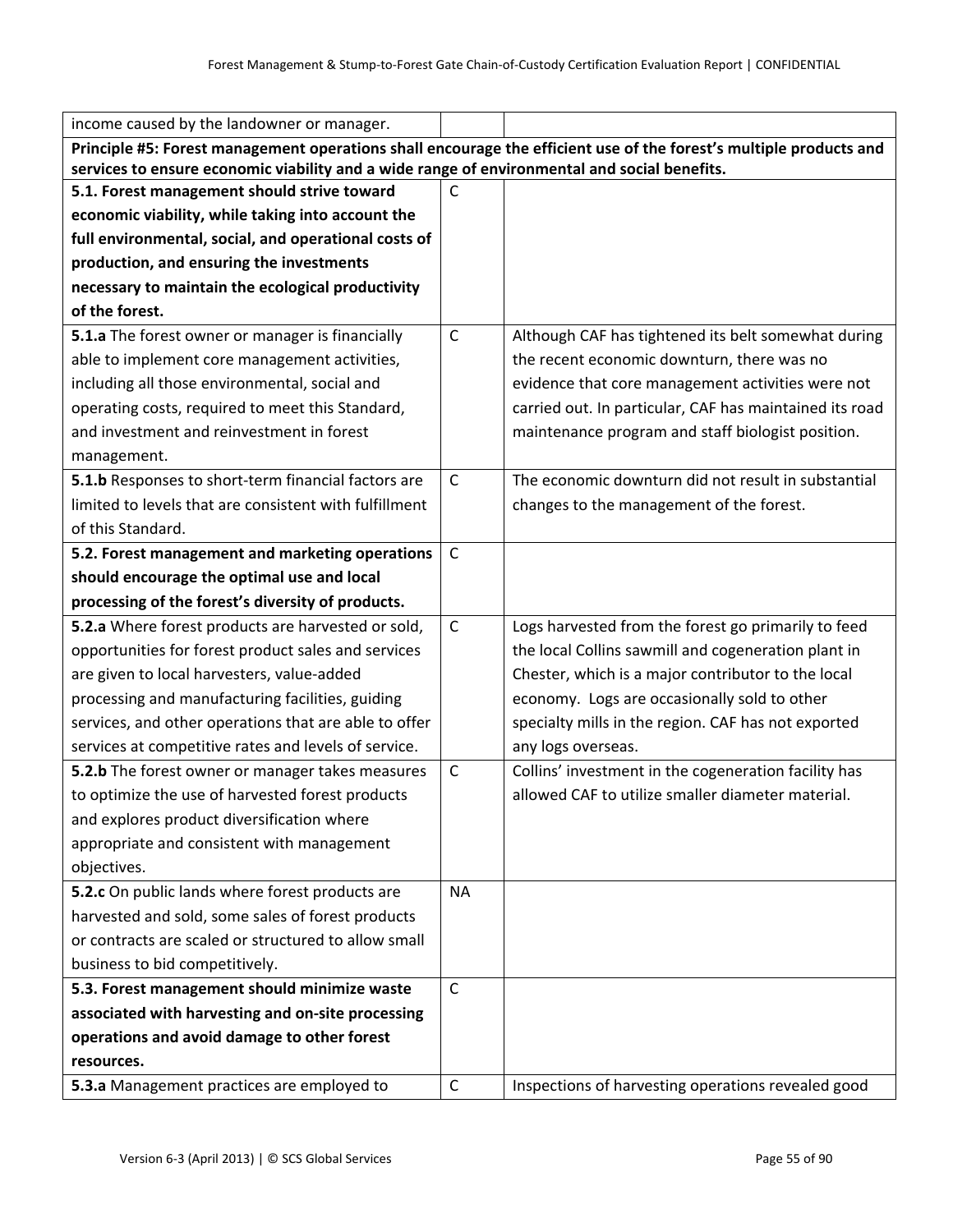| | | |
|---|---|---|
| income caused by the landowner or manager. | | |
| **Principle #5: Forest management operations shall encourage the efficient use of the forest's multiple products and services to ensure economic viability and a wide range of environmental and social benefits.** | | |
| **5.1. Forest management should strive toward economic viability, while taking into account the full environmental, social, and operational costs of production, and ensuring the investments necessary to maintain the ecological productivity of the forest.** | C | |
| **5.1.a** The forest owner or manager is financially able to implement core management activities, including all those environmental, social and operating costs, required to meet this Standard, and investment and reinvestment in forest management. | C | Although CAF has tightened its belt somewhat during the recent economic downturn, there was no evidence that core management activities were not carried out. In particular, CAF has maintained its road maintenance program and staff biologist position. |
| **5.1.b** Responses to short-term financial factors are limited to levels that are consistent with fulfillment of this Standard. | C | The economic downturn did not result in substantial changes to the management of the forest. |
| **5.2. Forest management and marketing operations should encourage the optimal use and local processing of the forest's diversity of products.** | C | |
| **5.2.a** Where forest products are harvested or sold, opportunities for forest product sales and services are given to local harvesters, value-added processing and manufacturing facilities, guiding services, and other operations that are able to offer services at competitive rates and levels of service. | C | Logs harvested from the forest go primarily to feed the local Collins sawmill and cogeneration plant in Chester, which is a major contributor to the local economy. Logs are occasionally sold to other specialty mills in the region. CAF has not exported any logs overseas. |
| **5.2.b** The forest owner or manager takes measures to optimize the use of harvested forest products and explores product diversification where appropriate and consistent with management objectives. | C | Collins' investment in the cogeneration facility has allowed CAF to utilize smaller diameter material. |
| **5.2.c** On public lands where forest products are harvested and sold, some sales of forest products or contracts are scaled or structured to allow small business to bid competitively. | NA | |
| **5.3. Forest management should minimize waste associated with harvesting and on-site processing operations and avoid damage to other forest resources.** | C | |
| **5.3.a** Management practices are employed to | C | Inspections of harvesting operations revealed good |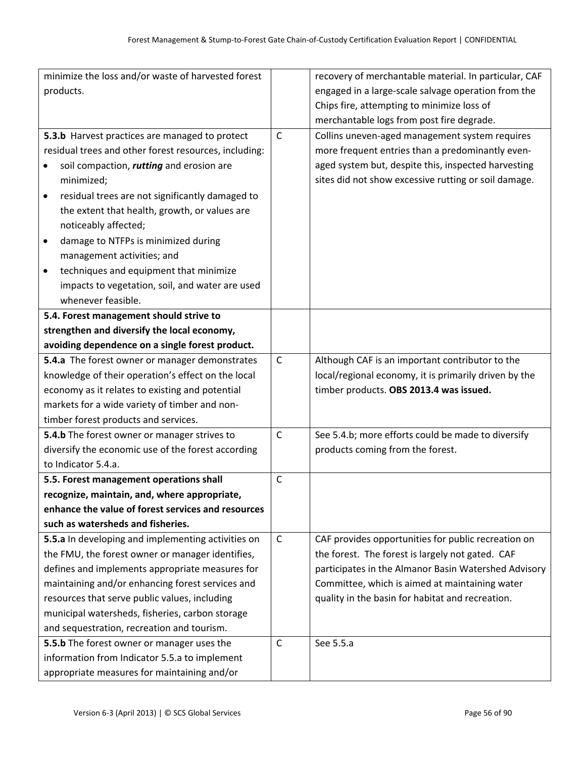| | | |
|---|---|---|
| minimize the loss and/or waste of harvested forest products. | | recovery of merchantable material. In particular, CAF engaged in a large-scale salvage operation from the Chips fire, attempting to minimize loss of merchantable logs from post fire degrade. |
| **5.3.b** Harvest practices are managed to protect residual trees and other forest resources, including: <br>• soil compaction, ***rutting*** and erosion are minimized; <br>• residual trees are not significantly damaged to the extent that health, growth, or values are noticeably affected; <br>• damage to NTFPs is minimized during management activities; and <br>• techniques and equipment that minimize impacts to vegetation, soil, and water are used whenever feasible. | C | Collins uneven-aged management system requires more frequent entries than a predominantly even-aged system but, despite this, inspected harvesting sites did not show excessive rutting or soil damage. |
| **5.4. Forest management should strive to strengthen and diversify the local economy, avoiding dependence on a single forest product.** | | |
| **5.4.a** The forest owner or manager demonstrates knowledge of their operation's effect on the local economy as it relates to existing and potential markets for a wide variety of timber and non-timber forest products and services. | C | Although CAF is an important contributor to the local/regional economy, it is primarily driven by the timber products. **OBS 2013.4 was issued.** |
| **5.4.b** The forest owner or manager strives to diversify the economic use of the forest according to Indicator 5.4.a. | C | See 5.4.b; more efforts could be made to diversify products coming from the forest. |
| **5.5. Forest management operations shall recognize, maintain, and, where appropriate, enhance the value of forest services and resources such as watersheds and fisheries.** | C | |
| **5.5.a** In developing and implementing activities on the FMU, the forest owner or manager identifies, defines and implements appropriate measures for maintaining and/or enhancing forest services and resources that serve public values, including municipal watersheds, fisheries, carbon storage and sequestration, recreation and tourism. | C | CAF provides opportunities for public recreation on the forest. The forest is largely not gated. CAF participates in the Almanor Basin Watershed Advisory Committee, which is aimed at maintaining water quality in the basin for habitat and recreation. |
| **5.5.b** The forest owner or manager uses the information from Indicator 5.5.a to implement appropriate measures for maintaining and/or | C | See 5.5.a |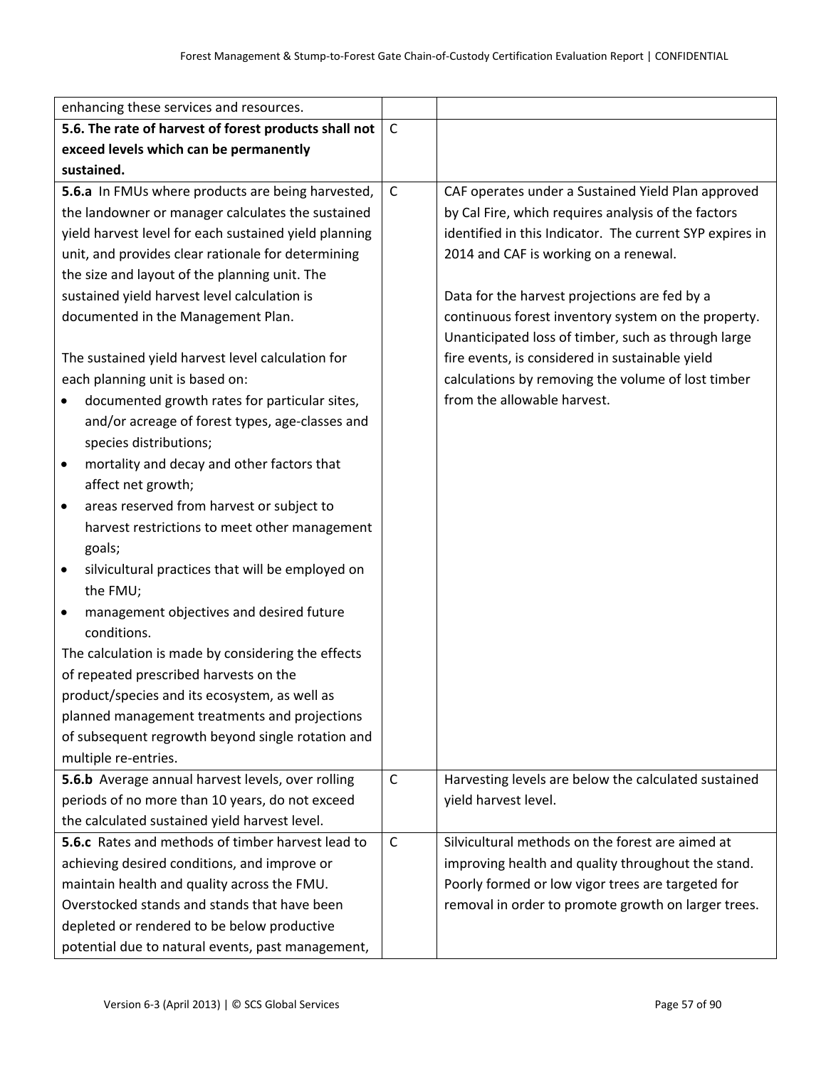| | | |
|---|---|---|
| enhancing these services and resources. | | |
| **5.6. The rate of harvest of forest products shall not exceed levels which can be permanently sustained.** | C | |
| **5.6.a** In FMUs where products are being harvested, the landowner or manager calculates the sustained yield harvest level for each sustained yield planning unit, and provides clear rationale for determining the size and layout of the planning unit. The sustained yield harvest level calculation is documented in the Management Plan.<br><br>The sustained yield harvest level calculation for each planning unit is based on:<br>• documented growth rates for particular sites, and/or acreage of forest types, age-classes and species distributions;<br>• mortality and decay and other factors that affect net growth;<br>• areas reserved from harvest or subject to harvest restrictions to meet other management goals;<br>• silvicultural practices that will be employed on the FMU;<br>• management objectives and desired future conditions.<br>The calculation is made by considering the effects of repeated prescribed harvests on the product/species and its ecosystem, as well as planned management treatments and projections of subsequent regrowth beyond single rotation and multiple re-entries. | C | CAF operates under a Sustained Yield Plan approved by Cal Fire, which requires analysis of the factors identified in this Indicator. The current SYP expires in 2014 and CAF is working on a renewal.<br><br>Data for the harvest projections are fed by a continuous forest inventory system on the property. Unanticipated loss of timber, such as through large fire events, is considered in sustainable yield calculations by removing the volume of lost timber from the allowable harvest. |
| **5.6.b** Average annual harvest levels, over rolling periods of no more than 10 years, do not exceed the calculated sustained yield harvest level. | C | Harvesting levels are below the calculated sustained yield harvest level. |
| **5.6.c** Rates and methods of timber harvest lead to achieving desired conditions, and improve or maintain health and quality across the FMU. Overstocked stands and stands that have been depleted or rendered to be below productive potential due to natural events, past management, | C | Silvicultural methods on the forest are aimed at improving health and quality throughout the stand. Poorly formed or low vigor trees are targeted for removal in order to promote growth on larger trees. |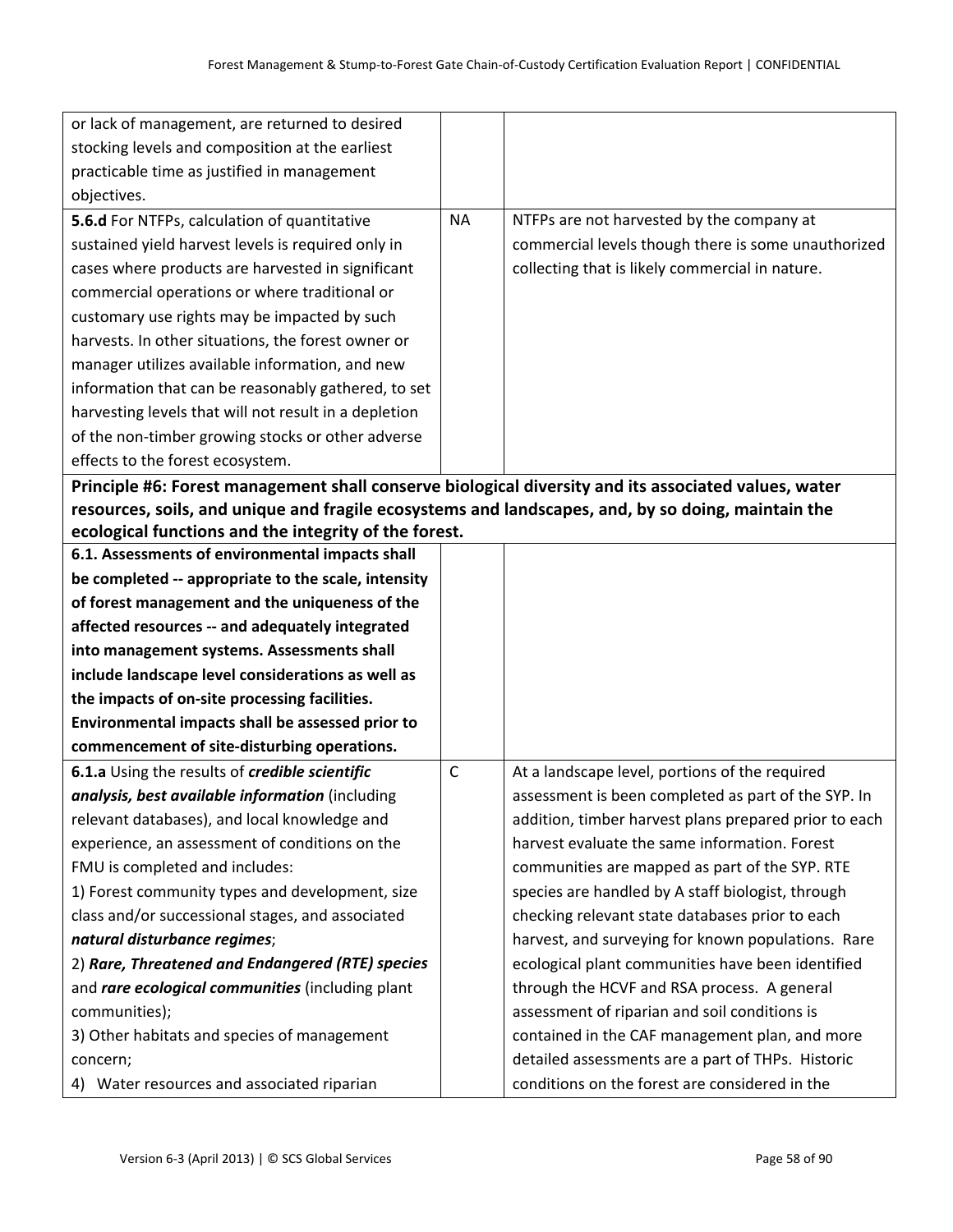| | | |
|---|---|---|
| or lack of management, are returned to desired stocking levels and composition at the earliest practicable time as justified in management objectives. | | |
| **5.6.d** For NTFPs, calculation of quantitative sustained yield harvest levels is required only in cases where products are harvested in significant commercial operations or where traditional or customary use rights may be impacted by such harvests. In other situations, the forest owner or manager utilizes available information, and new information that can be reasonably gathered, to set harvesting levels that will not result in a depletion of the non-timber growing stocks or other adverse effects to the forest ecosystem. | NA | NTFPs are not harvested by the company at commercial levels though there is some unauthorized collecting that is likely commercial in nature. |
| **Principle #6: Forest management shall conserve biological diversity and its associated values, water resources, soils, and unique and fragile ecosystems and landscapes, and, by so doing, maintain the ecological functions and the integrity of the forest.** | | |
| **6.1. Assessments of environmental impacts shall be completed -- appropriate to the scale, intensity of forest management and the uniqueness of the affected resources -- and adequately integrated into management systems. Assessments shall include landscape level considerations as well as the impacts of on-site processing facilities. Environmental impacts shall be assessed prior to commencement of site-disturbing operations.** | | |
| **6.1.a** Using the results of ***credible scientific analysis, best available information*** (including relevant databases), and local knowledge and experience, an assessment of conditions on the FMU is completed and includes:<br>1) Forest community types and development, size class and/or successional stages, and associated ***natural disturbance regimes***;<br>2) ***Rare, Threatened and Endangered (RTE) species*** and ***rare ecological communities*** (including plant communities);<br>3) Other habitats and species of management concern;<br>4) Water resources and associated riparian | C | At a landscape level, portions of the required assessment is been completed as part of the SYP. In addition, timber harvest plans prepared prior to each harvest evaluate the same information. Forest communities are mapped as part of the SYP. RTE species are handled by A staff biologist, through checking relevant state databases prior to each harvest, and surveying for known populations. Rare ecological plant communities have been identified through the HCVF and RSA process. A general assessment of riparian and soil conditions is contained in the CAF management plan, and more detailed assessments are a part of THPs. Historic conditions on the forest are considered in the |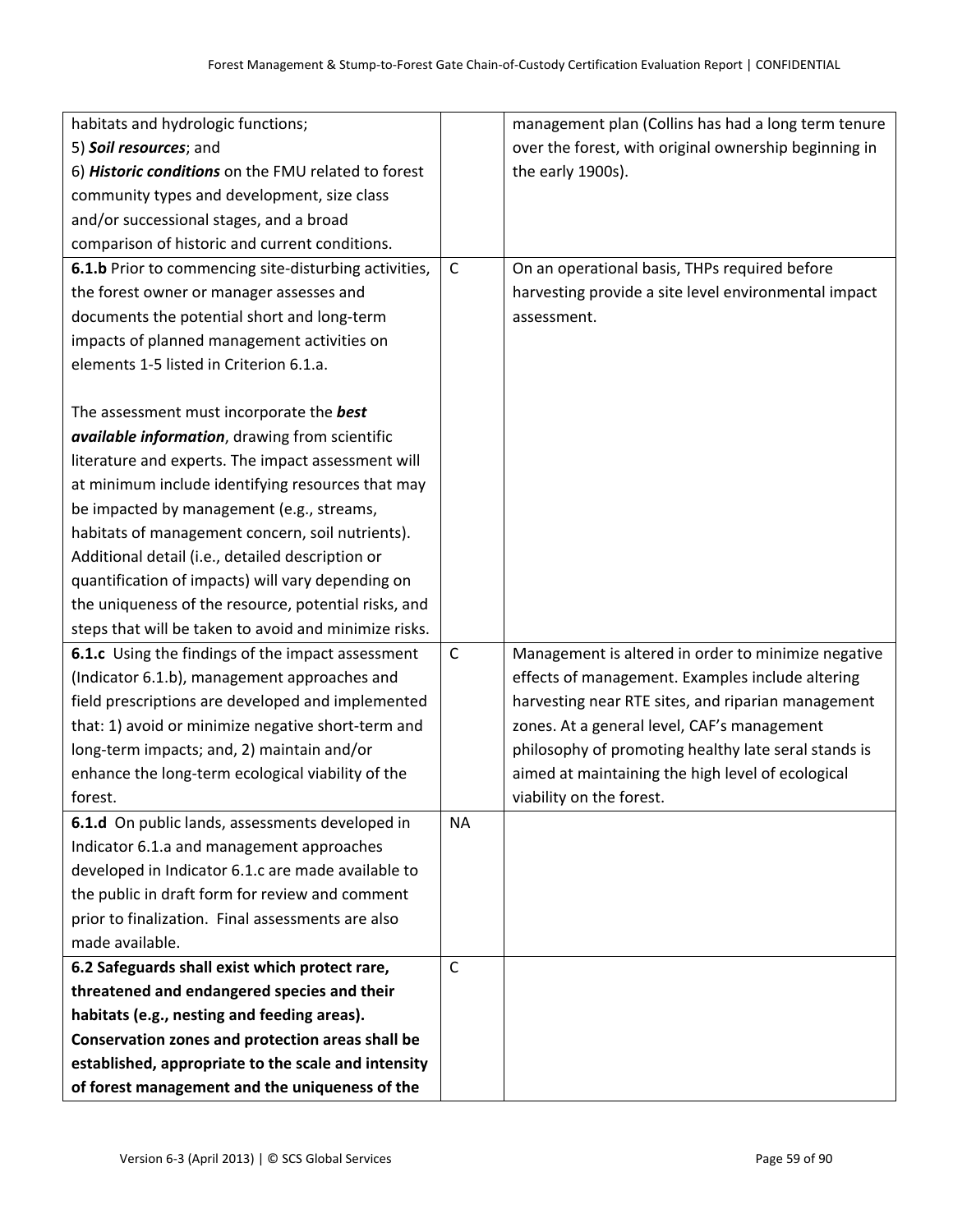| | | |
|---|---|---|
| habitats and hydrologic functions;<br>5) ***Soil resources***; and<br>6) ***Historic conditions*** on the FMU related to forest community types and development, size class and/or successional stages, and a broad comparison of historic and current conditions. | | management plan (Collins has had a long term tenure over the forest, with original ownership beginning in the early 1900s). |
| **6.1.b** Prior to commencing site-disturbing activities, the forest owner or manager assesses and documents the potential short and long-term impacts of planned management activities on elements 1-5 listed in Criterion 6.1.a.<br><br>The assessment must incorporate the ***best available information***, drawing from scientific literature and experts. The impact assessment will at minimum include identifying resources that may be impacted by management (e.g., streams, habitats of management concern, soil nutrients). Additional detail (i.e., detailed description or quantification of impacts) will vary depending on the uniqueness of the resource, potential risks, and steps that will be taken to avoid and minimize risks. | C | On an operational basis, THPs required before harvesting provide a site level environmental impact assessment. |
| **6.1.c** Using the findings of the impact assessment (Indicator 6.1.b), management approaches and field prescriptions are developed and implemented that: 1) avoid or minimize negative short-term and long-term impacts; and, 2) maintain and/or enhance the long-term ecological viability of the forest. | C | Management is altered in order to minimize negative effects of management. Examples include altering harvesting near RTE sites, and riparian management zones. At a general level, CAF's management philosophy of promoting healthy late seral stands is aimed at maintaining the high level of ecological viability on the forest. |
| **6.1.d** On public lands, assessments developed in Indicator 6.1.a and management approaches developed in Indicator 6.1.c are made available to the public in draft form for review and comment prior to finalization. Final assessments are also made available. | NA | |
| **6.2 Safeguards shall exist which protect rare, threatened and endangered species and their habitats (e.g., nesting and feeding areas). Conservation zones and protection areas shall be established, appropriate to the scale and intensity of forest management and the uniqueness of the** | C | |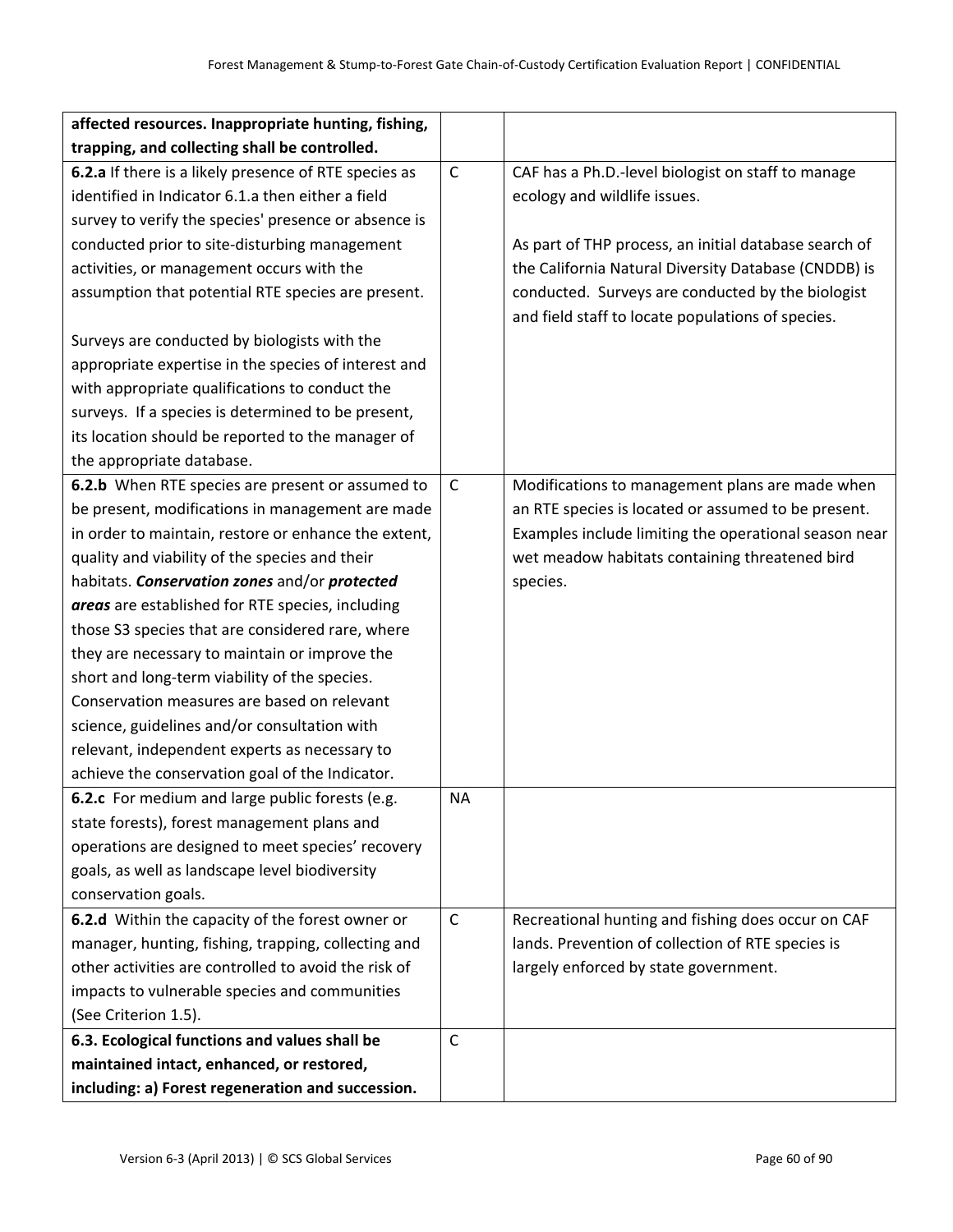| | | |
|---|---|---|
| **affected resources. Inappropriate hunting, fishing, trapping, and collecting shall be controlled.** | | |
| **6.2.a** If there is a likely presence of RTE species as identified in Indicator 6.1.a then either a field survey to verify the species' presence or absence is conducted prior to site-disturbing management activities, or management occurs with the assumption that potential RTE species are present.<br><br>Surveys are conducted by biologists with the appropriate expertise in the species of interest and with appropriate qualifications to conduct the surveys. If a species is determined to be present, its location should be reported to the manager of the appropriate database. | C | CAF has a Ph.D.-level biologist on staff to manage ecology and wildlife issues.<br><br>As part of THP process, an initial database search of the California Natural Diversity Database (CNDDB) is conducted. Surveys are conducted by the biologist and field staff to locate populations of species. |
| **6.2.b** When RTE species are present or assumed to be present, modifications in management are made in order to maintain, restore or enhance the extent, quality and viability of the species and their habitats. ***Conservation zones*** and/or ***protected areas*** are established for RTE species, including those S3 species that are considered rare, where they are necessary to maintain or improve the short and long-term viability of the species. Conservation measures are based on relevant science, guidelines and/or consultation with relevant, independent experts as necessary to achieve the conservation goal of the Indicator. | C | Modifications to management plans are made when an RTE species is located or assumed to be present. Examples include limiting the operational season near wet meadow habitats containing threatened bird species. |
| **6.2.c** For medium and large public forests (e.g. state forests), forest management plans and operations are designed to meet species' recovery goals, as well as landscape level biodiversity conservation goals. | NA | |
| **6.2.d** Within the capacity of the forest owner or manager, hunting, fishing, trapping, collecting and other activities are controlled to avoid the risk of impacts to vulnerable species and communities (See Criterion 1.5). | C | Recreational hunting and fishing does occur on CAF lands. Prevention of collection of RTE species is largely enforced by state government. |
| **6.3. Ecological functions and values shall be maintained intact, enhanced, or restored, including: a) Forest regeneration and succession.** | C | |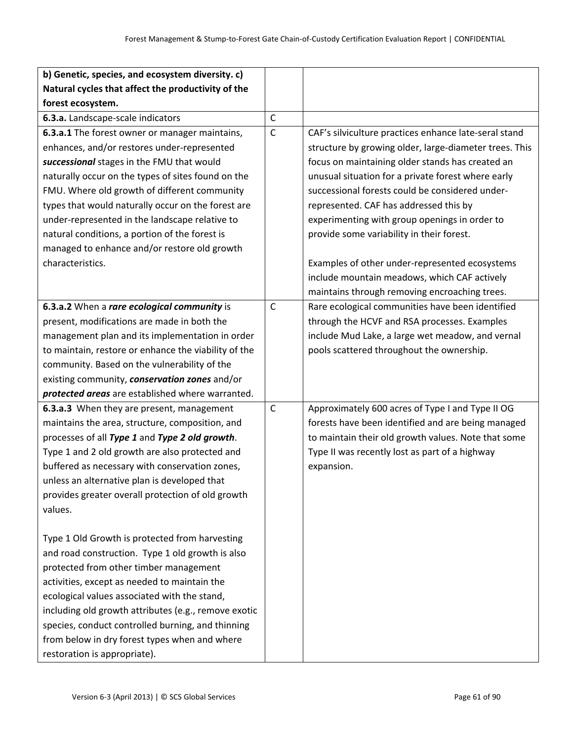| | | |
|---|---|---|
| **b) Genetic, species, and ecosystem diversity. c) Natural cycles that affect the productivity of the forest ecosystem.** | | |
| **6.3.a.** Landscape-scale indicators | C | |
| **6.3.a.1** The forest owner or manager maintains, enhances, and/or restores under-represented ***successional*** stages in the FMU that would naturally occur on the types of sites found on the FMU. Where old growth of different community types that would naturally occur on the forest are under-represented in the landscape relative to natural conditions, a portion of the forest is managed to enhance and/or restore old growth characteristics. | C | CAF's silviculture practices enhance late-seral stand structure by growing older, large-diameter trees. This focus on maintaining older stands has created an unusual situation for a private forest where early successional forests could be considered under-represented. CAF has addressed this by experimenting with group openings in order to provide some variability in their forest.<br><br>Examples of other under-represented ecosystems include mountain meadows, which CAF actively maintains through removing encroaching trees. |
| **6.3.a.2** When a ***rare ecological community*** is present, modifications are made in both the management plan and its implementation in order to maintain, restore or enhance the viability of the community. Based on the vulnerability of the existing community, ***conservation zones*** and/or ***protected areas*** are established where warranted. | C | Rare ecological communities have been identified through the HCVF and RSA processes. Examples include Mud Lake, a large wet meadow, and vernal pools scattered throughout the ownership. |
| **6.3.a.3** When they are present, management maintains the area, structure, composition, and processes of all ***Type 1*** and ***Type 2 old growth***. Type 1 and 2 old growth are also protected and buffered as necessary with conservation zones, unless an alternative plan is developed that provides greater overall protection of old growth values.<br><br>Type 1 Old Growth is protected from harvesting and road construction. Type 1 old growth is also protected from other timber management activities, except as needed to maintain the ecological values associated with the stand, including old growth attributes (e.g., remove exotic species, conduct controlled burning, and thinning from below in dry forest types when and where restoration is appropriate). | C | Approximately 600 acres of Type I and Type II OG forests have been identified and are being managed to maintain their old growth values. Note that some Type II was recently lost as part of a highway expansion. |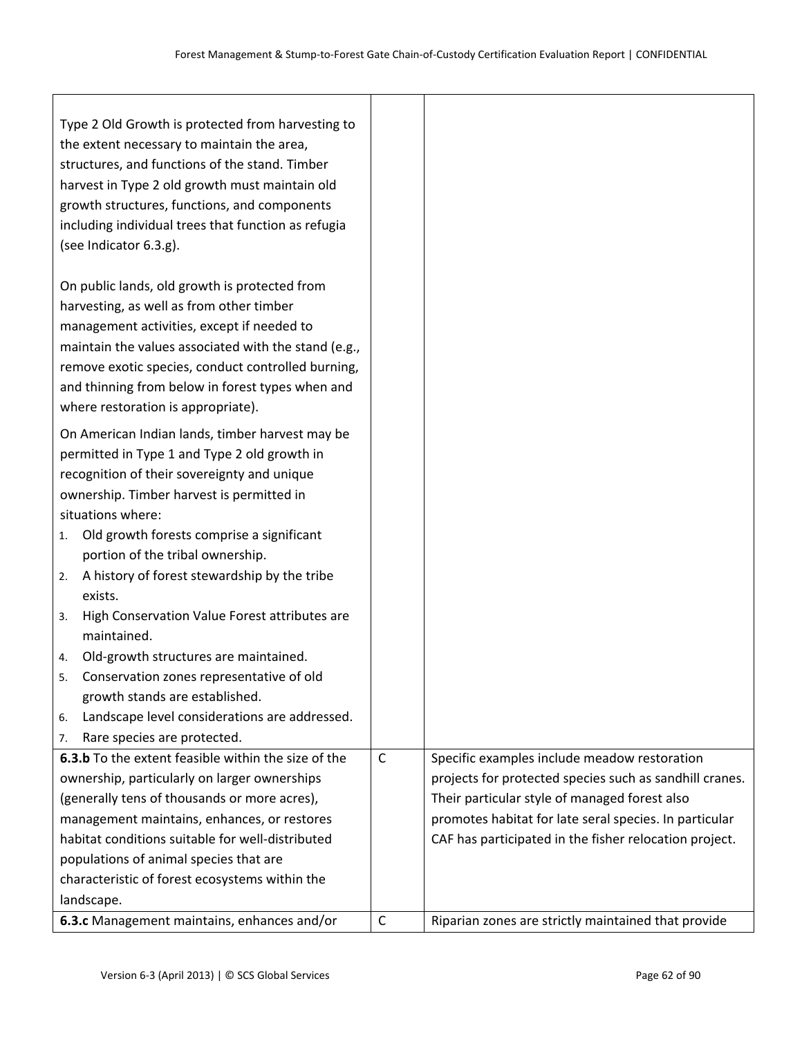| | | |
|---|---|---|
| Type 2 Old Growth is protected from harvesting to the extent necessary to maintain the area, structures, and functions of the stand. Timber harvest in Type 2 old growth must maintain old growth structures, functions, and components including individual trees that function as refugia (see Indicator 6.3.g).<br><br>On public lands, old growth is protected from harvesting, as well as from other timber management activities, except if needed to maintain the values associated with the stand (e.g., remove exotic species, conduct controlled burning, and thinning from below in forest types when and where restoration is appropriate).<br><br>On American Indian lands, timber harvest may be permitted in Type 1 and Type 2 old growth in recognition of their sovereignty and unique ownership. Timber harvest is permitted in situations where:<br>1. Old growth forests comprise a significant portion of the tribal ownership.<br>2. A history of forest stewardship by the tribe exists.<br>3. High Conservation Value Forest attributes are maintained.<br>4. Old-growth structures are maintained.<br>5. Conservation zones representative of old growth stands are established.<br>6. Landscape level considerations are addressed.<br>7. Rare species are protected. | | |
| **6.3.b** To the extent feasible within the size of the ownership, particularly on larger ownerships (generally tens of thousands or more acres), management maintains, enhances, or restores habitat conditions suitable for well-distributed populations of animal species that are characteristic of forest ecosystems within the landscape. | C | Specific examples include meadow restoration projects for protected species such as sandhill cranes. Their particular style of managed forest also promotes habitat for late seral species. In particular CAF has participated in the fisher relocation project. |
| **6.3.c** Management maintains, enhances and/or | C | Riparian zones are strictly maintained that provide |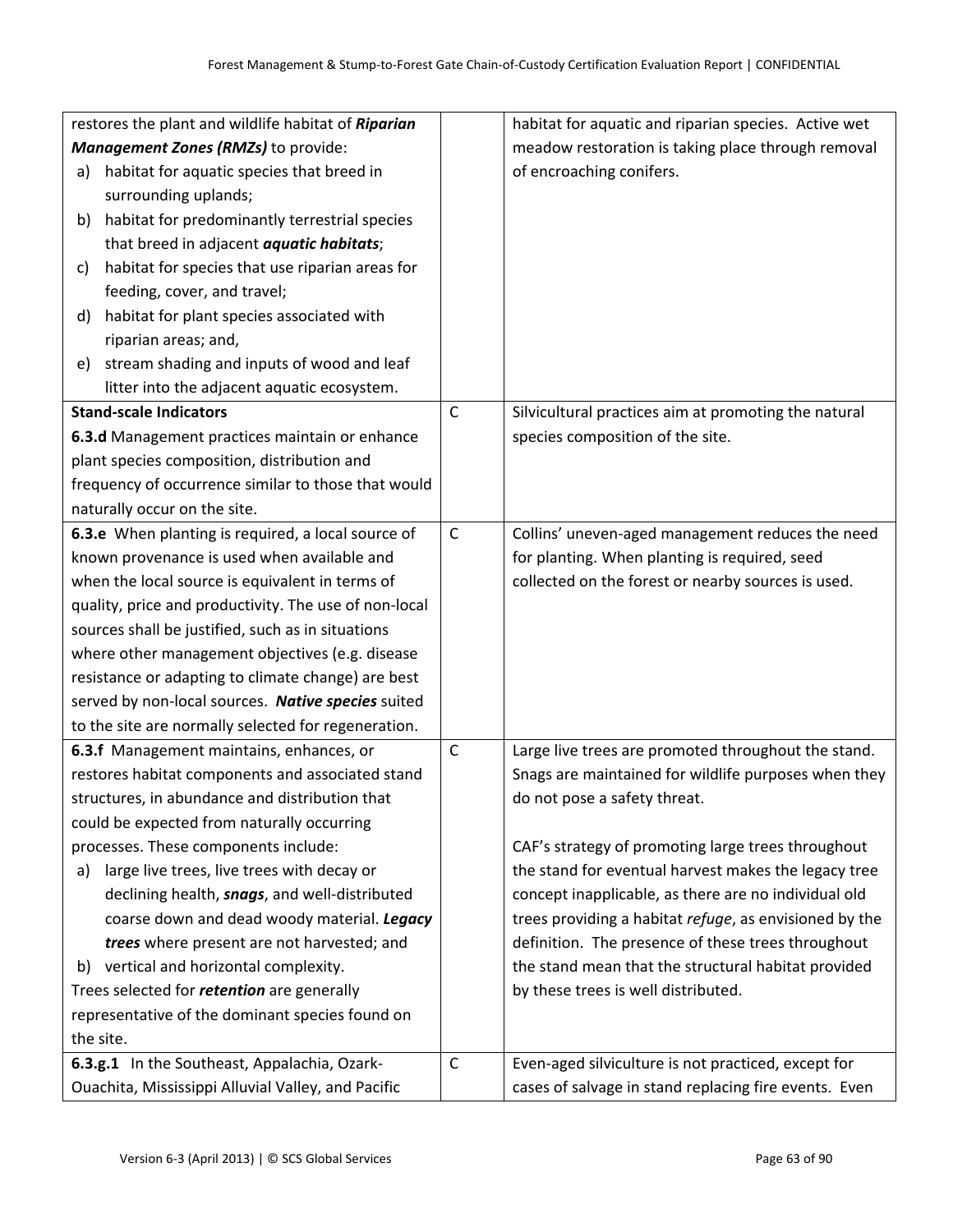| | | |
|---|---|---|
| restores the plant and wildlife habitat of ***Riparian Management Zones (RMZs)*** to provide:<br>a) habitat for aquatic species that breed in surrounding uplands;<br>b) habitat for predominantly terrestrial species that breed in adjacent ***aquatic habitats***;<br>c) habitat for species that use riparian areas for feeding, cover, and travel;<br>d) habitat for plant species associated with riparian areas; and,<br>e) stream shading and inputs of wood and leaf litter into the adjacent aquatic ecosystem. | | habitat for aquatic and riparian species. Active wet meadow restoration is taking place through removal of encroaching conifers. |
| **Stand-scale Indicators**<br>**6.3.d** Management practices maintain or enhance plant species composition, distribution and frequency of occurrence similar to those that would naturally occur on the site. | C | Silvicultural practices aim at promoting the natural species composition of the site. |
| **6.3.e** When planting is required, a local source of known provenance is used when available and when the local source is equivalent in terms of quality, price and productivity. The use of non-local sources shall be justified, such as in situations where other management objectives (e.g. disease resistance or adapting to climate change) are best served by non-local sources. ***Native species*** suited to the site are normally selected for regeneration. | C | Collins' uneven-aged management reduces the need for planting. When planting is required, seed collected on the forest or nearby sources is used. |
| **6.3.f** Management maintains, enhances, or restores habitat components and associated stand structures, in abundance and distribution that could be expected from naturally occurring processes. These components include:<br>a) large live trees, live trees with decay or declining health, ***snags***, and well-distributed coarse down and dead woody material. ***Legacy trees*** where present are not harvested; and<br>b) vertical and horizontal complexity.<br>Trees selected for ***retention*** are generally representative of the dominant species found on the site. | C | Large live trees are promoted throughout the stand. Snags are maintained for wildlife purposes when they do not pose a safety threat.<br><br>CAF's strategy of promoting large trees throughout the stand for eventual harvest makes the legacy tree concept inapplicable, as there are no individual old trees providing a habitat *refuge*, as envisioned by the definition. The presence of these trees throughout the stand mean that the structural habitat provided by these trees is well distributed. |
| **6.3.g.1** In the Southeast, Appalachia, Ozark-Ouachita, Mississippi Alluvial Valley, and Pacific | C | Even-aged silviculture is not practiced, except for cases of salvage in stand replacing fire events. Even |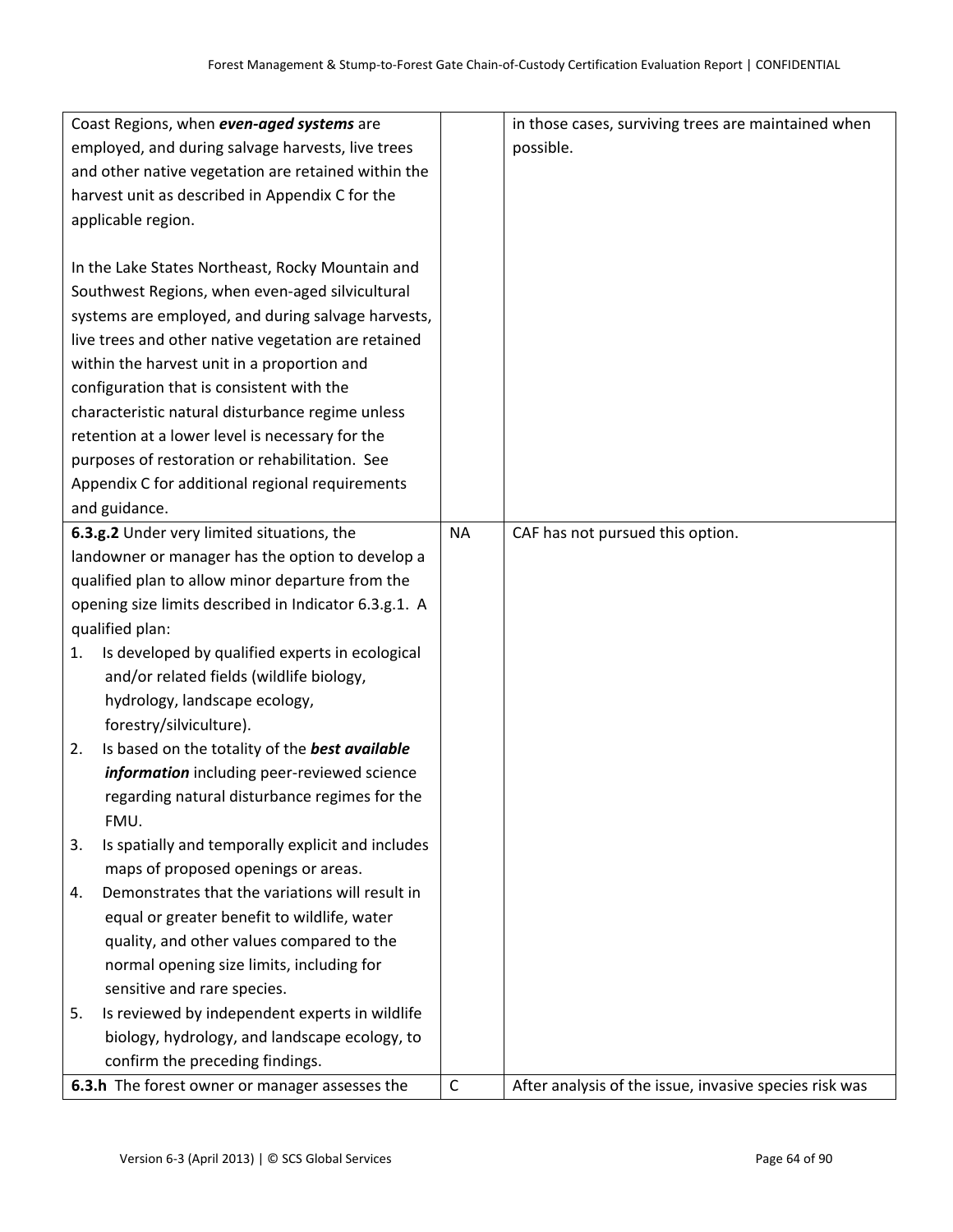| | | |
|---|---|---|
| Coast Regions, when ***even-aged systems*** are employed, and during salvage harvests, live trees and other native vegetation are retained within the harvest unit as described in Appendix C for the applicable region.<br><br>In the Lake States Northeast, Rocky Mountain and Southwest Regions, when even-aged silvicultural systems are employed, and during salvage harvests, live trees and other native vegetation are retained within the harvest unit in a proportion and configuration that is consistent with the characteristic natural disturbance regime unless retention at a lower level is necessary for the purposes of restoration or rehabilitation. See Appendix C for additional regional requirements and guidance. | | in those cases, surviving trees are maintained when possible. |
| **6.3.g.2** Under very limited situations, the landowner or manager has the option to develop a qualified plan to allow minor departure from the opening size limits described in Indicator 6.3.g.1. A qualified plan:<br>1. Is developed by qualified experts in ecological and/or related fields (wildlife biology, hydrology, landscape ecology, forestry/silviculture).<br>2. Is based on the totality of the ***best available information*** including peer-reviewed science regarding natural disturbance regimes for the FMU.<br>3. Is spatially and temporally explicit and includes maps of proposed openings or areas.<br>4. Demonstrates that the variations will result in equal or greater benefit to wildlife, water quality, and other values compared to the normal opening size limits, including for sensitive and rare species.<br>5. Is reviewed by independent experts in wildlife biology, hydrology, and landscape ecology, to confirm the preceding findings. | NA | CAF has not pursued this option. |
| **6.3.h** The forest owner or manager assesses the | C | After analysis of the issue, invasive species risk was |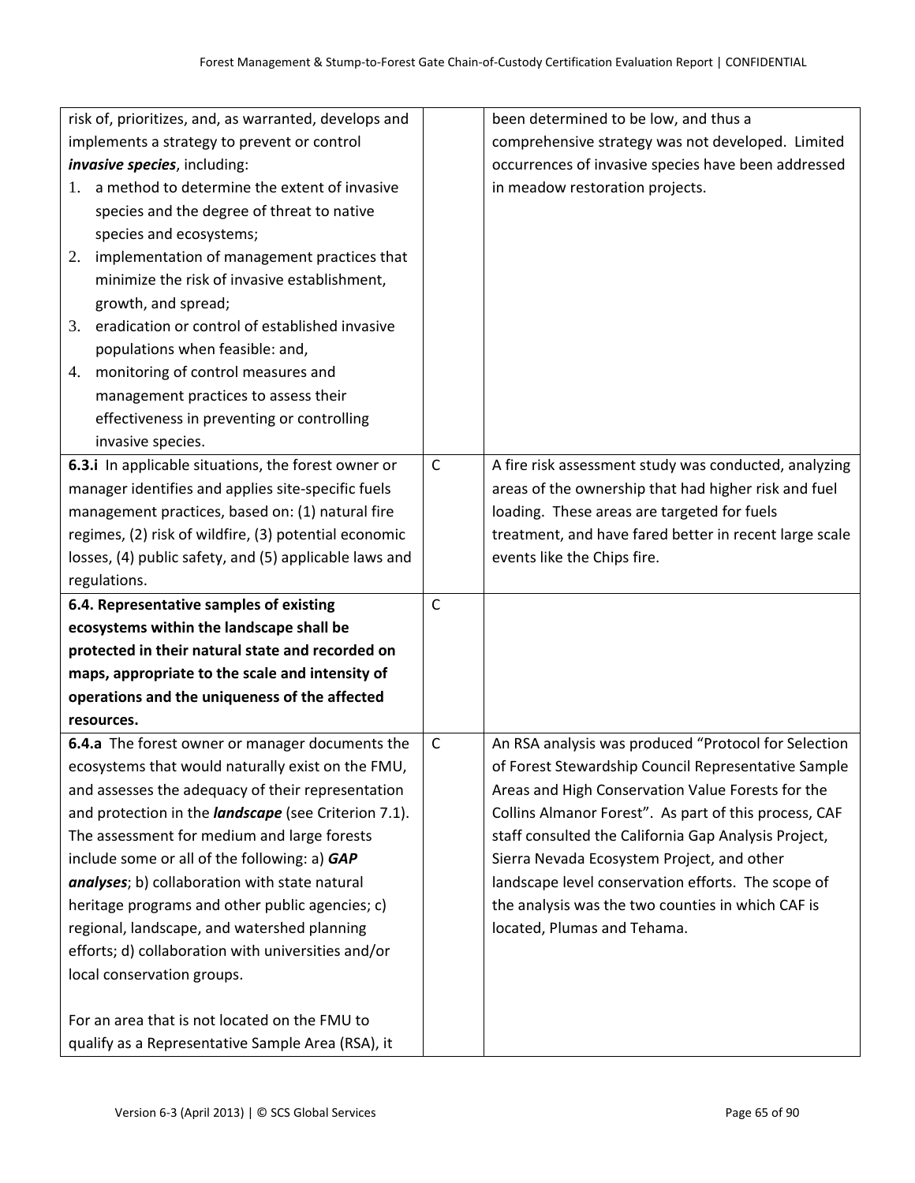| | | |
|---|---|---|
| risk of, prioritizes, and, as warranted, develops and implements a strategy to prevent or control ***invasive species***, including:<br>1. a method to determine the extent of invasive species and the degree of threat to native species and ecosystems;<br>2. implementation of management practices that minimize the risk of invasive establishment, growth, and spread;<br>3. eradication or control of established invasive populations when feasible: and,<br>4. monitoring of control measures and management practices to assess their effectiveness in preventing or controlling invasive species. | | been determined to be low, and thus a comprehensive strategy was not developed. Limited occurrences of invasive species have been addressed in meadow restoration projects. |
| **6.3.i** In applicable situations, the forest owner or manager identifies and applies site-specific fuels management practices, based on: (1) natural fire regimes, (2) risk of wildfire, (3) potential economic losses, (4) public safety, and (5) applicable laws and regulations. | C | A fire risk assessment study was conducted, analyzing areas of the ownership that had higher risk and fuel loading. These areas are targeted for fuels treatment, and have fared better in recent large scale events like the Chips fire. |
| **6.4. Representative samples of existing ecosystems within the landscape shall be protected in their natural state and recorded on maps, appropriate to the scale and intensity of operations and the uniqueness of the affected resources.** | C | |
| **6.4.a** The forest owner or manager documents the ecosystems that would naturally exist on the FMU, and assesses the adequacy of their representation and protection in the ***landscape*** (see Criterion 7.1). The assessment for medium and large forests include some or all of the following: a) ***GAP analyses***; b) collaboration with state natural heritage programs and other public agencies; c) regional, landscape, and watershed planning efforts; d) collaboration with universities and/or local conservation groups.<br><br>For an area that is not located on the FMU to qualify as a Representative Sample Area (RSA), it | C | An RSA analysis was produced "Protocol for Selection of Forest Stewardship Council Representative Sample Areas and High Conservation Value Forests for the Collins Almanor Forest". As part of this process, CAF staff consulted the California Gap Analysis Project, Sierra Nevada Ecosystem Project, and other landscape level conservation efforts. The scope of the analysis was the two counties in which CAF is located, Plumas and Tehama. |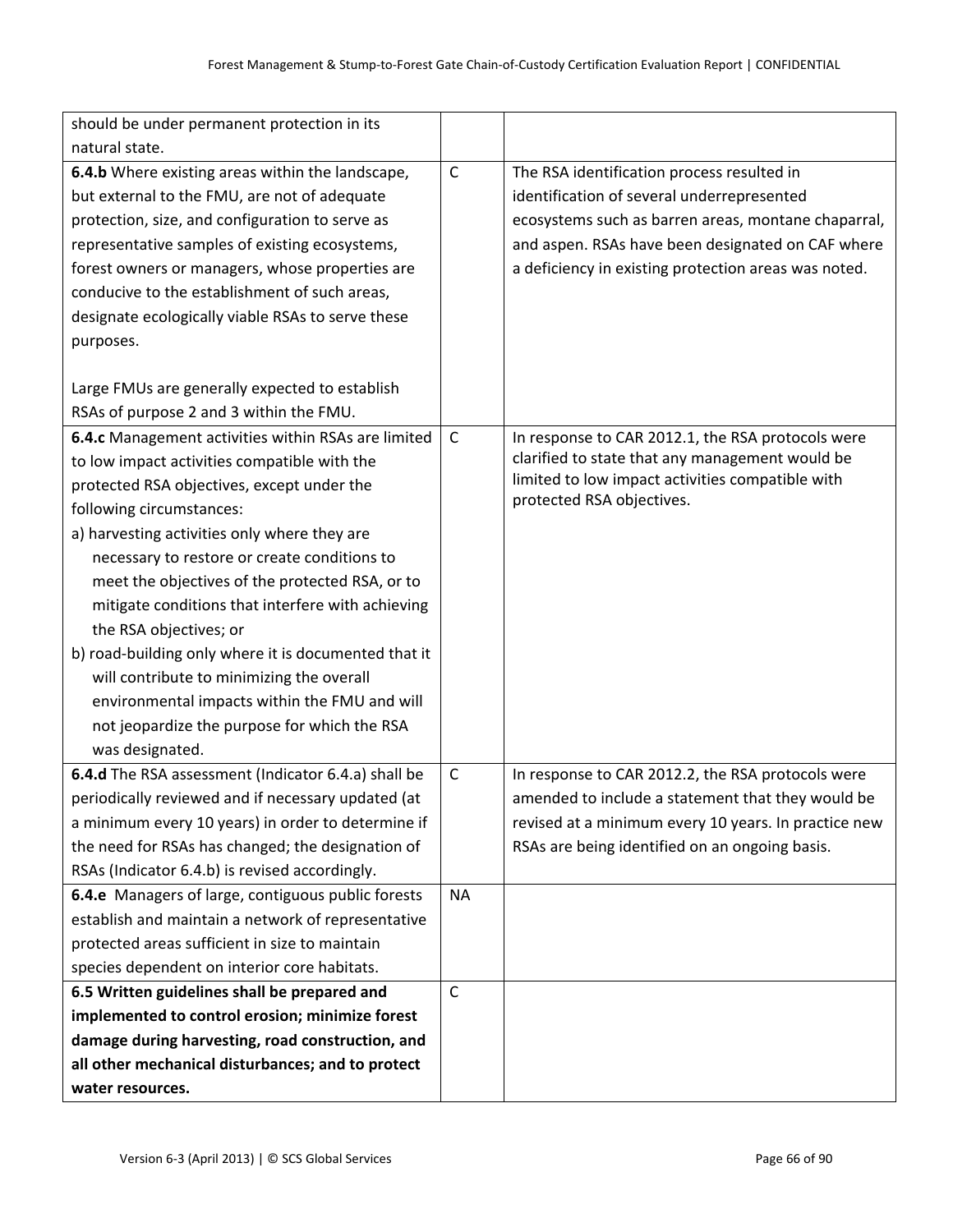| | | |
|---|---|---|
| should be under permanent protection in its natural state. | | |
| **6.4.b** Where existing areas within the landscape, but external to the FMU, are not of adequate protection, size, and configuration to serve as representative samples of existing ecosystems, forest owners or managers, whose properties are conducive to the establishment of such areas, designate ecologically viable RSAs to serve these purposes.<br><br>Large FMUs are generally expected to establish RSAs of purpose 2 and 3 within the FMU. | C | The RSA identification process resulted in identification of several underrepresented ecosystems such as barren areas, montane chaparral, and aspen. RSAs have been designated on CAF where a deficiency in existing protection areas was noted. |
| **6.4.c** Management activities within RSAs are limited to low impact activities compatible with the protected RSA objectives, except under the following circumstances:<br>a) harvesting activities only where they are necessary to restore or create conditions to meet the objectives of the protected RSA, or to mitigate conditions that interfere with achieving the RSA objectives; or<br>b) road-building only where it is documented that it will contribute to minimizing the overall environmental impacts within the FMU and will not jeopardize the purpose for which the RSA was designated. | C | In response to CAR 2012.1, the RSA protocols were clarified to state that any management would be limited to low impact activities compatible with protected RSA objectives. |
| **6.4.d** The RSA assessment (Indicator 6.4.a) shall be periodically reviewed and if necessary updated (at a minimum every 10 years) in order to determine if the need for RSAs has changed; the designation of RSAs (Indicator 6.4.b) is revised accordingly. | C | In response to CAR 2012.2, the RSA protocols were amended to include a statement that they would be revised at a minimum every 10 years. In practice new RSAs are being identified on an ongoing basis. |
| **6.4.e** Managers of large, contiguous public forests establish and maintain a network of representative protected areas sufficient in size to maintain species dependent on interior core habitats. | NA | |
| **6.5 Written guidelines shall be prepared and implemented to control erosion; minimize forest damage during harvesting, road construction, and all other mechanical disturbances; and to protect water resources.** | C | |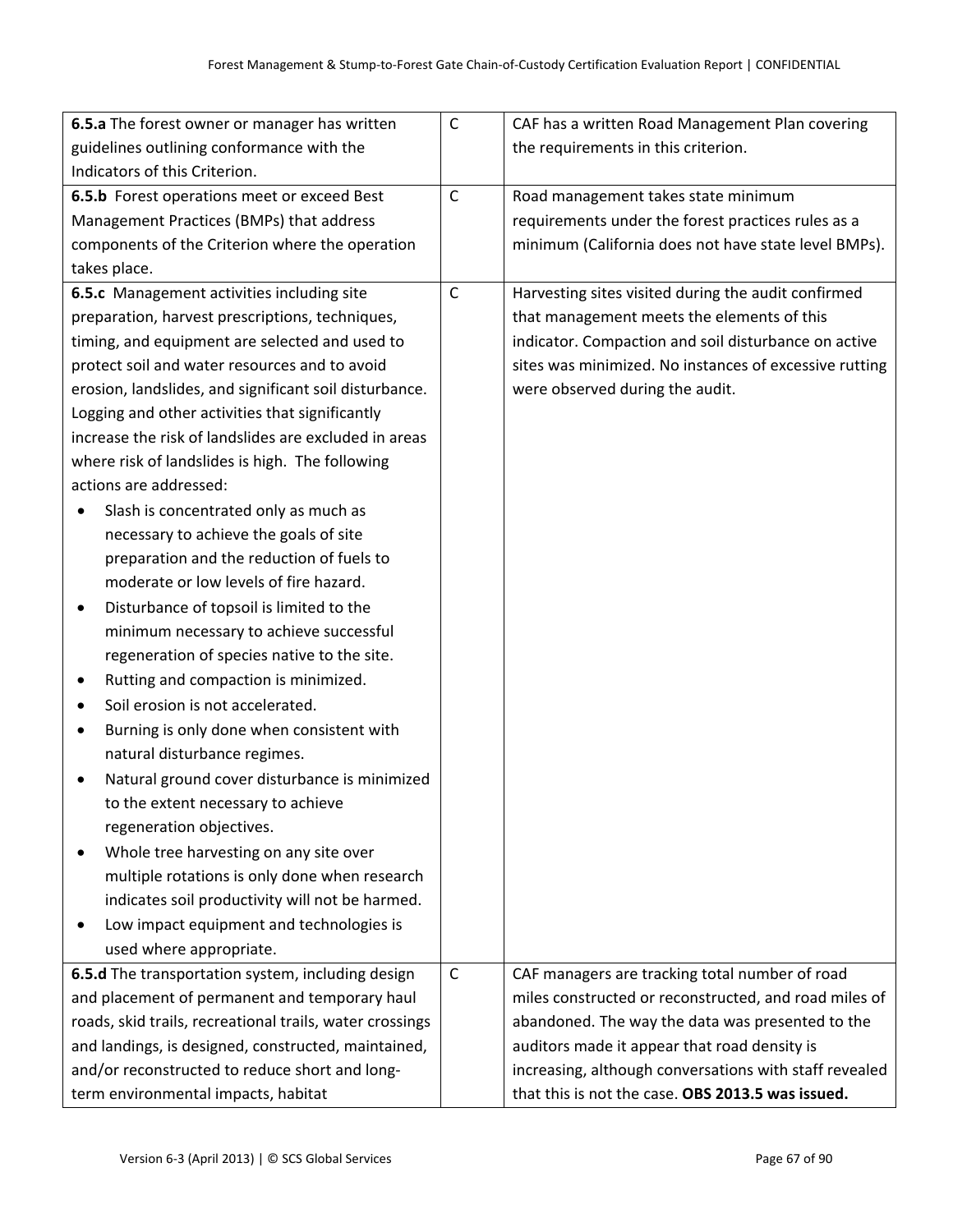| | | |
|---|---|---|
| **6.5.a** The forest owner or manager has written guidelines outlining conformance with the Indicators of this Criterion. | C | CAF has a written Road Management Plan covering the requirements in this criterion. |
| **6.5.b** Forest operations meet or exceed Best Management Practices (BMPs) that address components of the Criterion where the operation takes place. | C | Road management takes state minimum requirements under the forest practices rules as a minimum (California does not have state level BMPs). |
| **6.5.c** Management activities including site preparation, harvest prescriptions, techniques, timing, and equipment are selected and used to protect soil and water resources and to avoid erosion, landslides, and significant soil disturbance. Logging and other activities that significantly increase the risk of landslides are excluded in areas where risk of landslides is high. The following actions are addressed:<br>• Slash is concentrated only as much as necessary to achieve the goals of site preparation and the reduction of fuels to moderate or low levels of fire hazard.<br>• Disturbance of topsoil is limited to the minimum necessary to achieve successful regeneration of species native to the site.<br>• Rutting and compaction is minimized.<br>• Soil erosion is not accelerated.<br>• Burning is only done when consistent with natural disturbance regimes.<br>• Natural ground cover disturbance is minimized to the extent necessary to achieve regeneration objectives.<br>• Whole tree harvesting on any site over multiple rotations is only done when research indicates soil productivity will not be harmed.<br>• Low impact equipment and technologies is used where appropriate. | C | Harvesting sites visited during the audit confirmed that management meets the elements of this indicator. Compaction and soil disturbance on active sites was minimized. No instances of excessive rutting were observed during the audit. |
| **6.5.d** The transportation system, including design and placement of permanent and temporary haul roads, skid trails, recreational trails, water crossings and landings, is designed, constructed, maintained, and/or reconstructed to reduce short and long-term environmental impacts, habitat | C | CAF managers are tracking total number of road miles constructed or reconstructed, and road miles of abandoned. The way the data was presented to the auditors made it appear that road density is increasing, although conversations with staff revealed that this is not the case. **OBS 2013.5 was issued.** |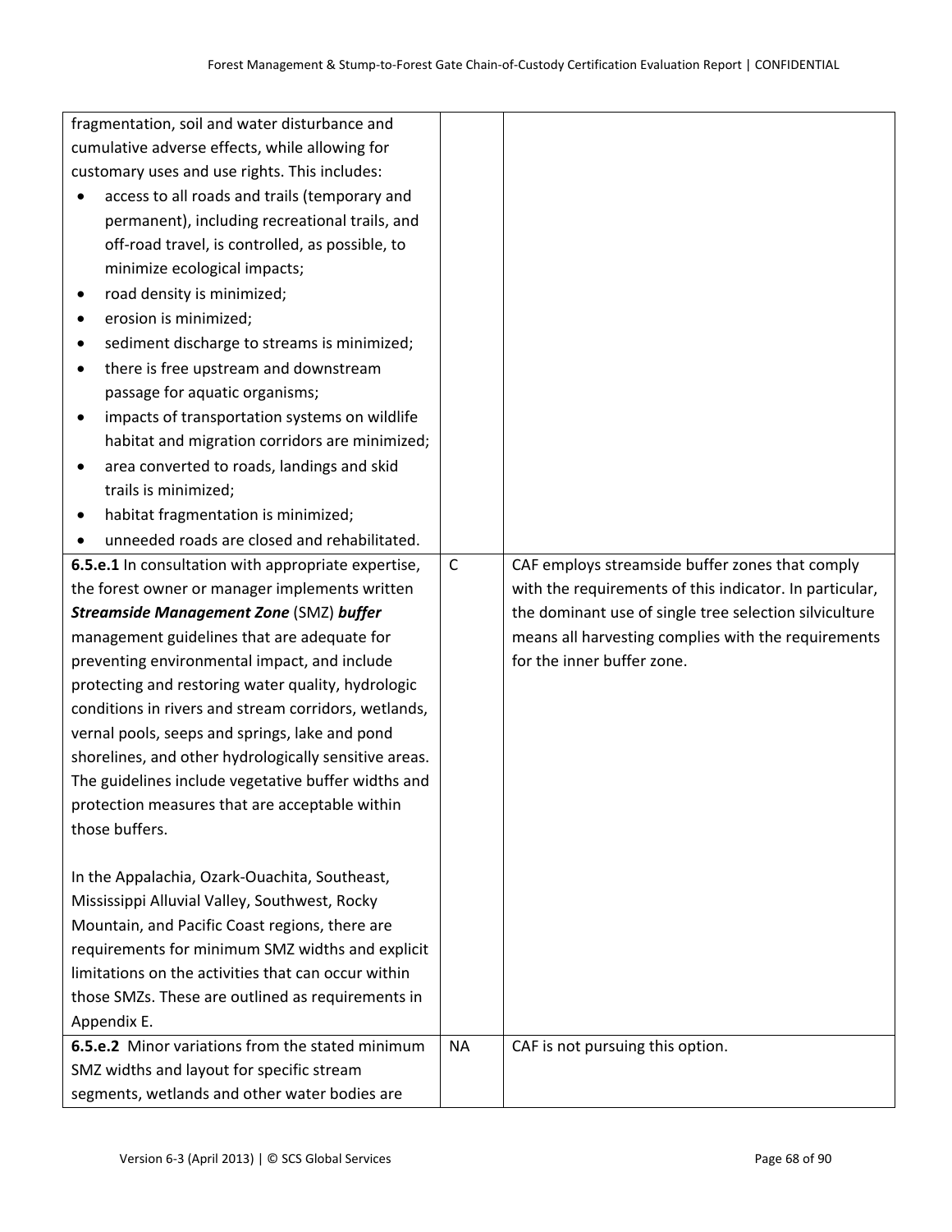| | | |
|---|---|---|
| fragmentation, soil and water disturbance and cumulative adverse effects, while allowing for customary uses and use rights. This includes:<br>• access to all roads and trails (temporary and permanent), including recreational trails, and off-road travel, is controlled, as possible, to minimize ecological impacts;<br>• road density is minimized;<br>• erosion is minimized;<br>• sediment discharge to streams is minimized;<br>• there is free upstream and downstream passage for aquatic organisms;<br>• impacts of transportation systems on wildlife habitat and migration corridors are minimized;<br>• area converted to roads, landings and skid trails is minimized;<br>• habitat fragmentation is minimized;<br>• unneeded roads are closed and rehabilitated. | | |
| **6.5.e.1** In consultation with appropriate expertise, the forest owner or manager implements written ***Streamside Management Zone*** (SMZ) ***buffer*** management guidelines that are adequate for preventing environmental impact, and include protecting and restoring water quality, hydrologic conditions in rivers and stream corridors, wetlands, vernal pools, seeps and springs, lake and pond shorelines, and other hydrologically sensitive areas. The guidelines include vegetative buffer widths and protection measures that are acceptable within those buffers.<br><br>In the Appalachia, Ozark-Ouachita, Southeast, Mississippi Alluvial Valley, Southwest, Rocky Mountain, and Pacific Coast regions, there are requirements for minimum SMZ widths and explicit limitations on the activities that can occur within those SMZs. These are outlined as requirements in Appendix E. | C | CAF employs streamside buffer zones that comply with the requirements of this indicator. In particular, the dominant use of single tree selection silviculture means all harvesting complies with the requirements for the inner buffer zone. |
| **6.5.e.2** Minor variations from the stated minimum SMZ widths and layout for specific stream segments, wetlands and other water bodies are | NA | CAF is not pursuing this option. |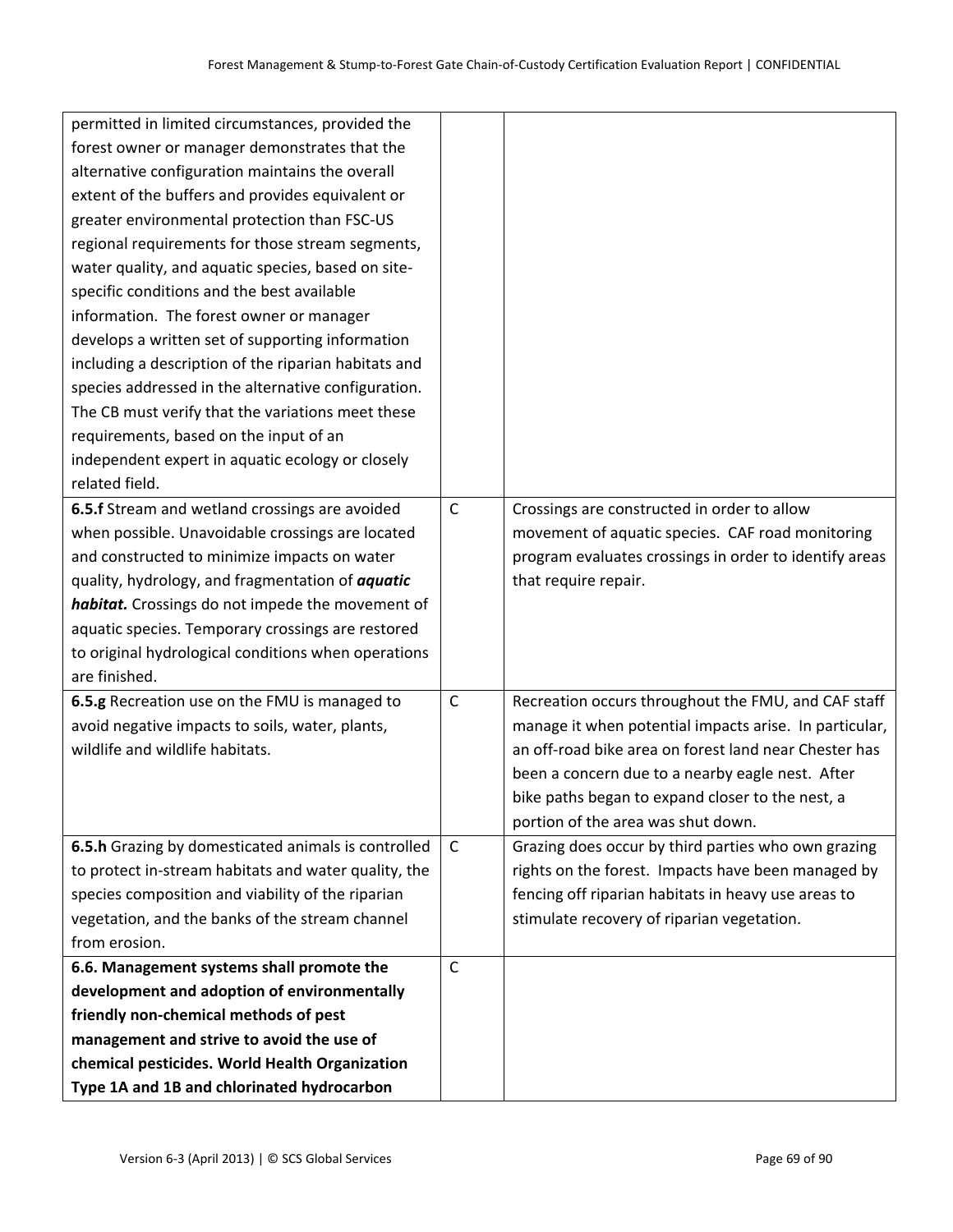| | | |
|---|---|---|
| permitted in limited circumstances, provided the forest owner or manager demonstrates that the alternative configuration maintains the overall extent of the buffers and provides equivalent or greater environmental protection than FSC-US regional requirements for those stream segments, water quality, and aquatic species, based on site-specific conditions and the best available information. The forest owner or manager develops a written set of supporting information including a description of the riparian habitats and species addressed in the alternative configuration. The CB must verify that the variations meet these requirements, based on the input of an independent expert in aquatic ecology or closely related field. | | |
| **6.5.f** Stream and wetland crossings are avoided when possible. Unavoidable crossings are located and constructed to minimize impacts on water quality, hydrology, and fragmentation of ***aquatic habitat.*** Crossings do not impede the movement of aquatic species. Temporary crossings are restored to original hydrological conditions when operations are finished. | C | Crossings are constructed in order to allow movement of aquatic species. CAF road monitoring program evaluates crossings in order to identify areas that require repair. |
| **6.5.g** Recreation use on the FMU is managed to avoid negative impacts to soils, water, plants, wildlife and wildlife habitats. | C | Recreation occurs throughout the FMU, and CAF staff manage it when potential impacts arise. In particular, an off-road bike area on forest land near Chester has been a concern due to a nearby eagle nest. After bike paths began to expand closer to the nest, a portion of the area was shut down. |
| **6.5.h** Grazing by domesticated animals is controlled to protect in-stream habitats and water quality, the species composition and viability of the riparian vegetation, and the banks of the stream channel from erosion. | C | Grazing does occur by third parties who own grazing rights on the forest. Impacts have been managed by fencing off riparian habitats in heavy use areas to stimulate recovery of riparian vegetation. |
| **6.6. Management systems shall promote the development and adoption of environmentally friendly non-chemical methods of pest management and strive to avoid the use of chemical pesticides. World Health Organization Type 1A and 1B and chlorinated hydrocarbon** | C | |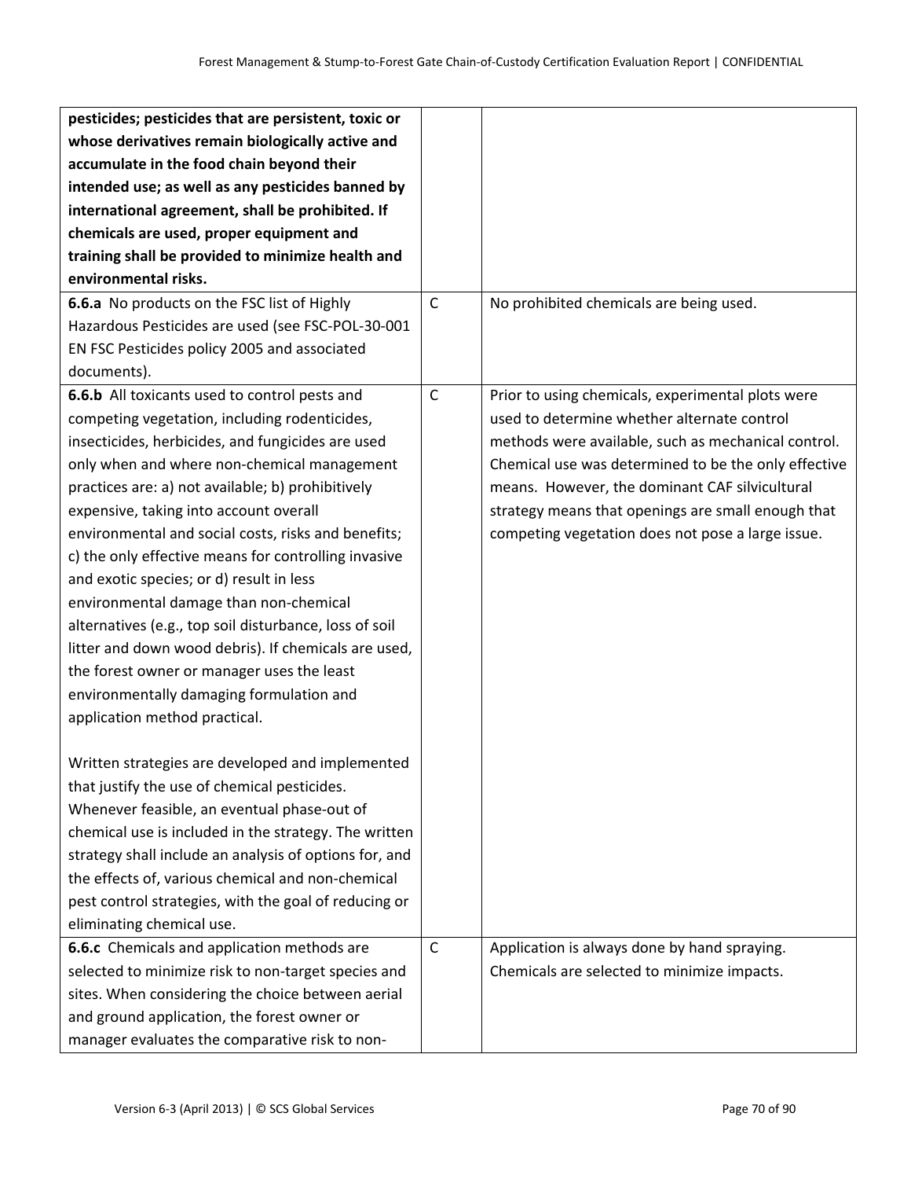| | | |
|---|---|---|
| **pesticides; pesticides that are persistent, toxic or whose derivatives remain biologically active and accumulate in the food chain beyond their intended use; as well as any pesticides banned by international agreement, shall be prohibited. If chemicals are used, proper equipment and training shall be provided to minimize health and environmental risks.** | | |
| **6.6.a** No products on the FSC list of Highly Hazardous Pesticides are used (see FSC-POL-30-001 EN FSC Pesticides policy 2005 and associated documents). | C | No prohibited chemicals are being used. |
| **6.6.b** All toxicants used to control pests and competing vegetation, including rodenticides, insecticides, herbicides, and fungicides are used only when and where non-chemical management practices are: a) not available; b) prohibitively expensive, taking into account overall environmental and social costs, risks and benefits; c) the only effective means for controlling invasive and exotic species; or d) result in less environmental damage than non-chemical alternatives (e.g., top soil disturbance, loss of soil litter and down wood debris). If chemicals are used, the forest owner or manager uses the least environmentally damaging formulation and application method practical.<br><br>Written strategies are developed and implemented that justify the use of chemical pesticides. Whenever feasible, an eventual phase-out of chemical use is included in the strategy. The written strategy shall include an analysis of options for, and the effects of, various chemical and non-chemical pest control strategies, with the goal of reducing or eliminating chemical use. | C | Prior to using chemicals, experimental plots were used to determine whether alternate control methods were available, such as mechanical control. Chemical use was determined to be the only effective means. However, the dominant CAF silvicultural strategy means that openings are small enough that competing vegetation does not pose a large issue. |
| **6.6.c** Chemicals and application methods are selected to minimize risk to non-target species and sites. When considering the choice between aerial and ground application, the forest owner or manager evaluates the comparative risk to non- | C | Application is always done by hand spraying. Chemicals are selected to minimize impacts. |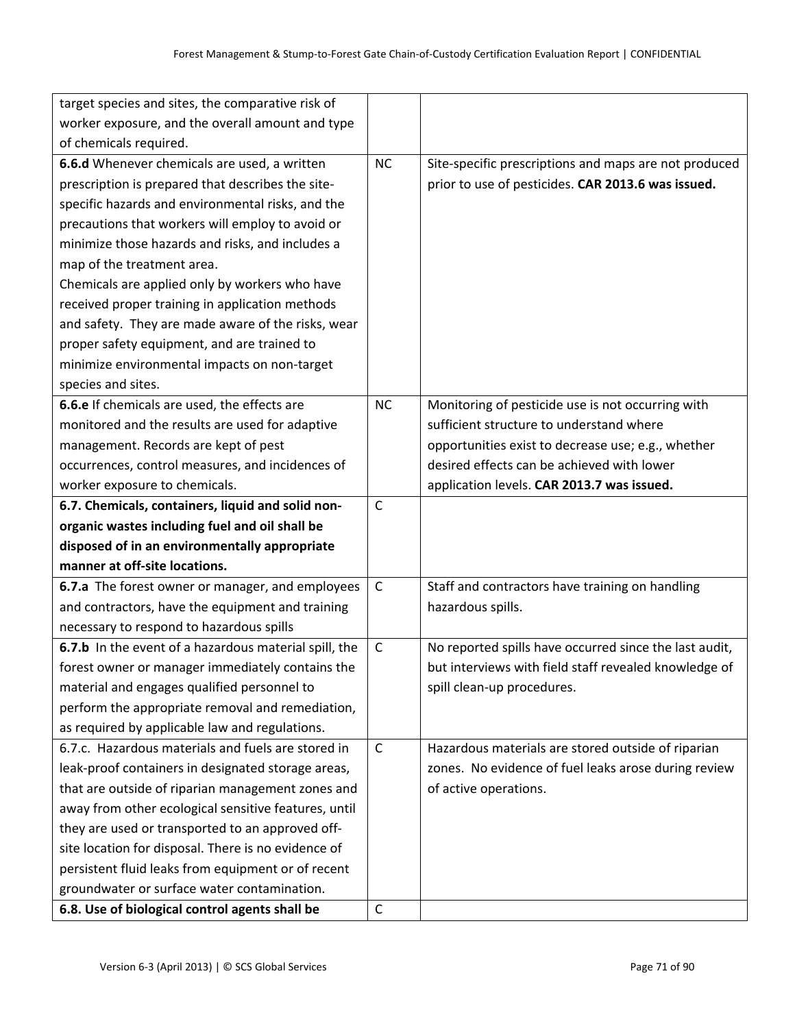| | | |
|---|---|---|
| target species and sites, the comparative risk of worker exposure, and the overall amount and type of chemicals required. | | |
| **6.6.d** Whenever chemicals are used, a written prescription is prepared that describes the site-specific hazards and environmental risks, and the precautions that workers will employ to avoid or minimize those hazards and risks, and includes a map of the treatment area.<br>Chemicals are applied only by workers who have received proper training in application methods and safety. They are made aware of the risks, wear proper safety equipment, and are trained to minimize environmental impacts on non-target species and sites. | NC | Site-specific prescriptions and maps are not produced prior to use of pesticides. **CAR 2013.6 was issued.** |
| **6.6.e** If chemicals are used, the effects are monitored and the results are used for adaptive management. Records are kept of pest occurrences, control measures, and incidences of worker exposure to chemicals. | NC | Monitoring of pesticide use is not occurring with sufficient structure to understand where opportunities exist to decrease use; e.g., whether desired effects can be achieved with lower application levels. **CAR 2013.7 was issued.** |
| **6.7. Chemicals, containers, liquid and solid non-organic wastes including fuel and oil shall be disposed of in an environmentally appropriate manner at off-site locations.** | C | |
| **6.7.a** The forest owner or manager, and employees and contractors, have the equipment and training necessary to respond to hazardous spills | C | Staff and contractors have training on handling hazardous spills. |
| **6.7.b** In the event of a hazardous material spill, the forest owner or manager immediately contains the material and engages qualified personnel to perform the appropriate removal and remediation, as required by applicable law and regulations. | C | No reported spills have occurred since the last audit, but interviews with field staff revealed knowledge of spill clean-up procedures. |
| 6.7.c. Hazardous materials and fuels are stored in leak-proof containers in designated storage areas, that are outside of riparian management zones and away from other ecological sensitive features, until they are used or transported to an approved off-site location for disposal. There is no evidence of persistent fluid leaks from equipment or of recent groundwater or surface water contamination. | C | Hazardous materials are stored outside of riparian zones. No evidence of fuel leaks arose during review of active operations. |
| **6.8. Use of biological control agents shall be** | C | |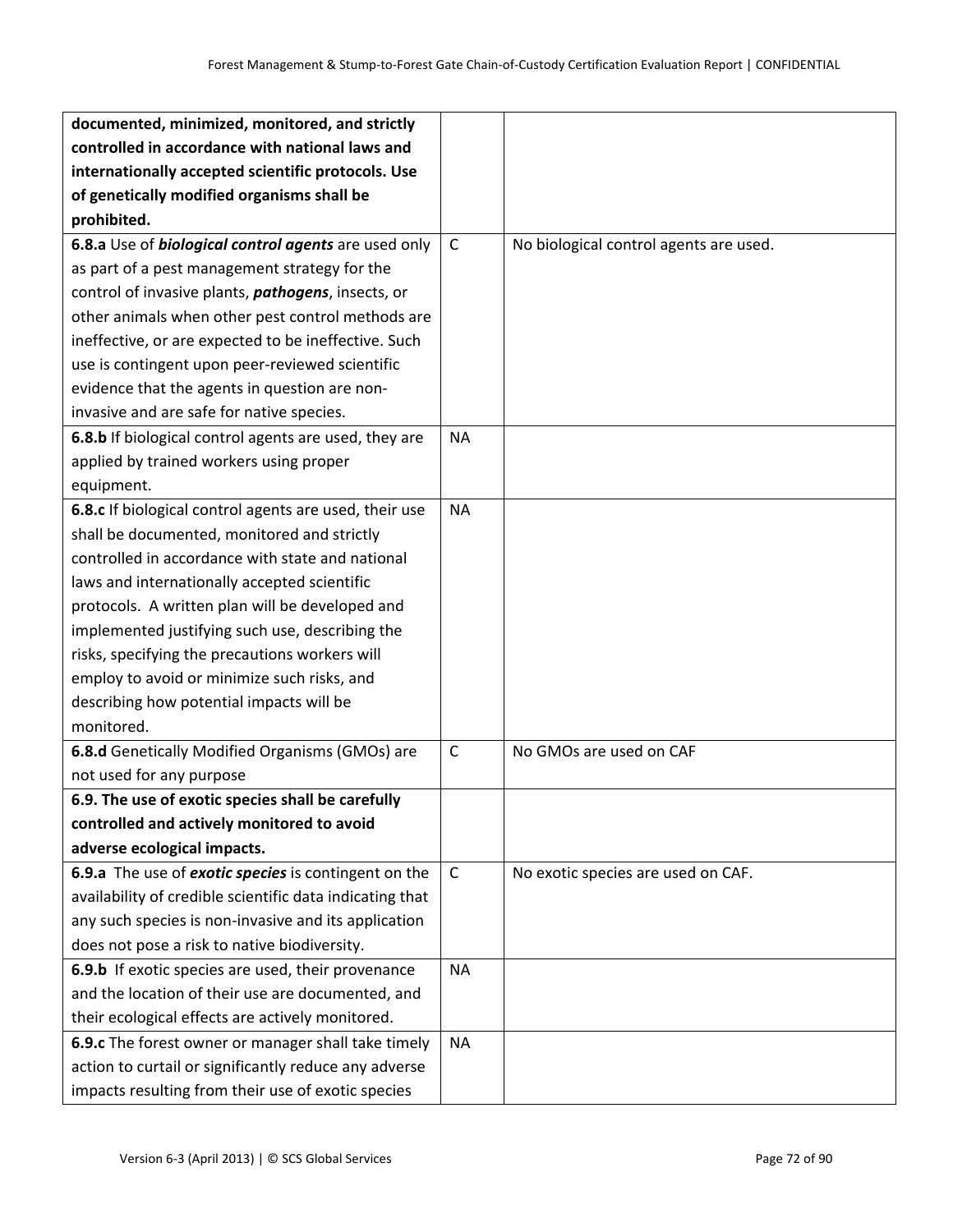| | | |
|---|---|---|
| **documented, minimized, monitored, and strictly controlled in accordance with national laws and internationally accepted scientific protocols. Use of genetically modified organisms shall be prohibited.** | | |
| **6.8.a** Use of ***biological control agents*** are used only as part of a pest management strategy for the control of invasive plants, ***pathogens***, insects, or other animals when other pest control methods are ineffective, or are expected to be ineffective. Such use is contingent upon peer-reviewed scientific evidence that the agents in question are non-invasive and are safe for native species. | C | No biological control agents are used. |
| **6.8.b** If biological control agents are used, they are applied by trained workers using proper equipment. | NA | |
| **6.8.c** If biological control agents are used, their use shall be documented, monitored and strictly controlled in accordance with state and national laws and internationally accepted scientific protocols. A written plan will be developed and implemented justifying such use, describing the risks, specifying the precautions workers will employ to avoid or minimize such risks, and describing how potential impacts will be monitored. | NA | |
| **6.8.d** Genetically Modified Organisms (GMOs) are not used for any purpose | C | No GMOs are used on CAF |
| **6.9. The use of exotic species shall be carefully controlled and actively monitored to avoid adverse ecological impacts.** | | |
| **6.9.a** The use of ***exotic species*** is contingent on the availability of credible scientific data indicating that any such species is non-invasive and its application does not pose a risk to native biodiversity. | C | No exotic species are used on CAF. |
| **6.9.b** If exotic species are used, their provenance and the location of their use are documented, and their ecological effects are actively monitored. | NA | |
| **6.9.c** The forest owner or manager shall take timely action to curtail or significantly reduce any adverse impacts resulting from their use of exotic species | NA | |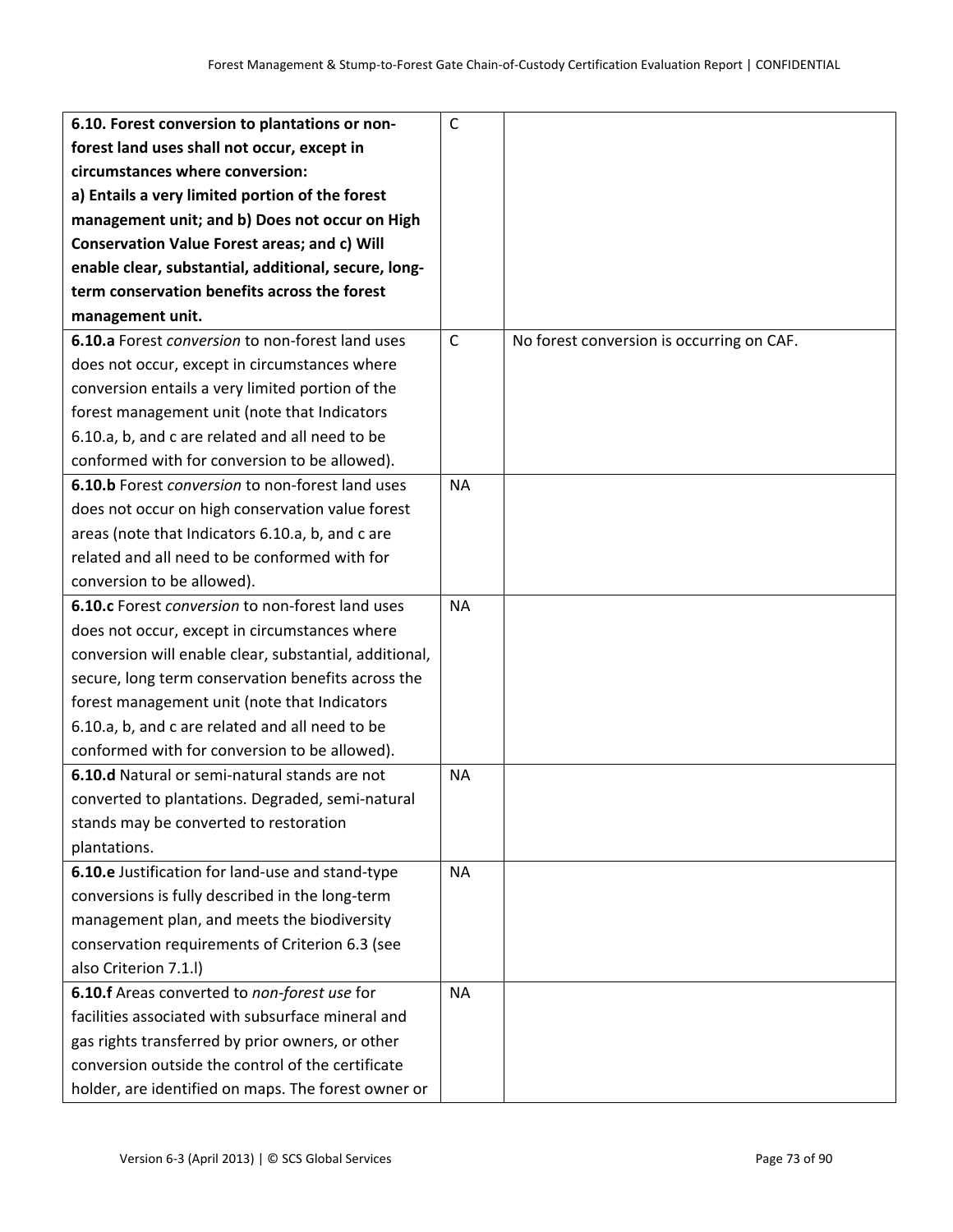| | | |
|---|---|---|
| **6.10. Forest conversion to plantations or non-forest land uses shall not occur, except in circumstances where conversion: a) Entails a very limited portion of the forest management unit; and b) Does not occur on High Conservation Value Forest areas; and c) Will enable clear, substantial, additional, secure, long-term conservation benefits across the forest management unit.** | C | |
| **6.10.a** Forest *conversion* to non-forest land uses does not occur, except in circumstances where conversion entails a very limited portion of the forest management unit (note that Indicators 6.10.a, b, and c are related and all need to be conformed with for conversion to be allowed). | C | No forest conversion is occurring on CAF. |
| **6.10.b** Forest *conversion* to non-forest land uses does not occur on high conservation value forest areas (note that Indicators 6.10.a, b, and c are related and all need to be conformed with for conversion to be allowed). | NA | |
| **6.10.c** Forest *conversion* to non-forest land uses does not occur, except in circumstances where conversion will enable clear, substantial, additional, secure, long term conservation benefits across the forest management unit (note that Indicators 6.10.a, b, and c are related and all need to be conformed with for conversion to be allowed). | NA | |
| **6.10.d** Natural or semi-natural stands are not converted to plantations. Degraded, semi-natural stands may be converted to restoration plantations. | NA | |
| **6.10.e** Justification for land-use and stand-type conversions is fully described in the long-term management plan, and meets the biodiversity conservation requirements of Criterion 6.3 (see also Criterion 7.1.l) | NA | |
| **6.10.f** Areas converted to *non-forest use* for facilities associated with subsurface mineral and gas rights transferred by prior owners, or other conversion outside the control of the certificate holder, are identified on maps. The forest owner or | NA | |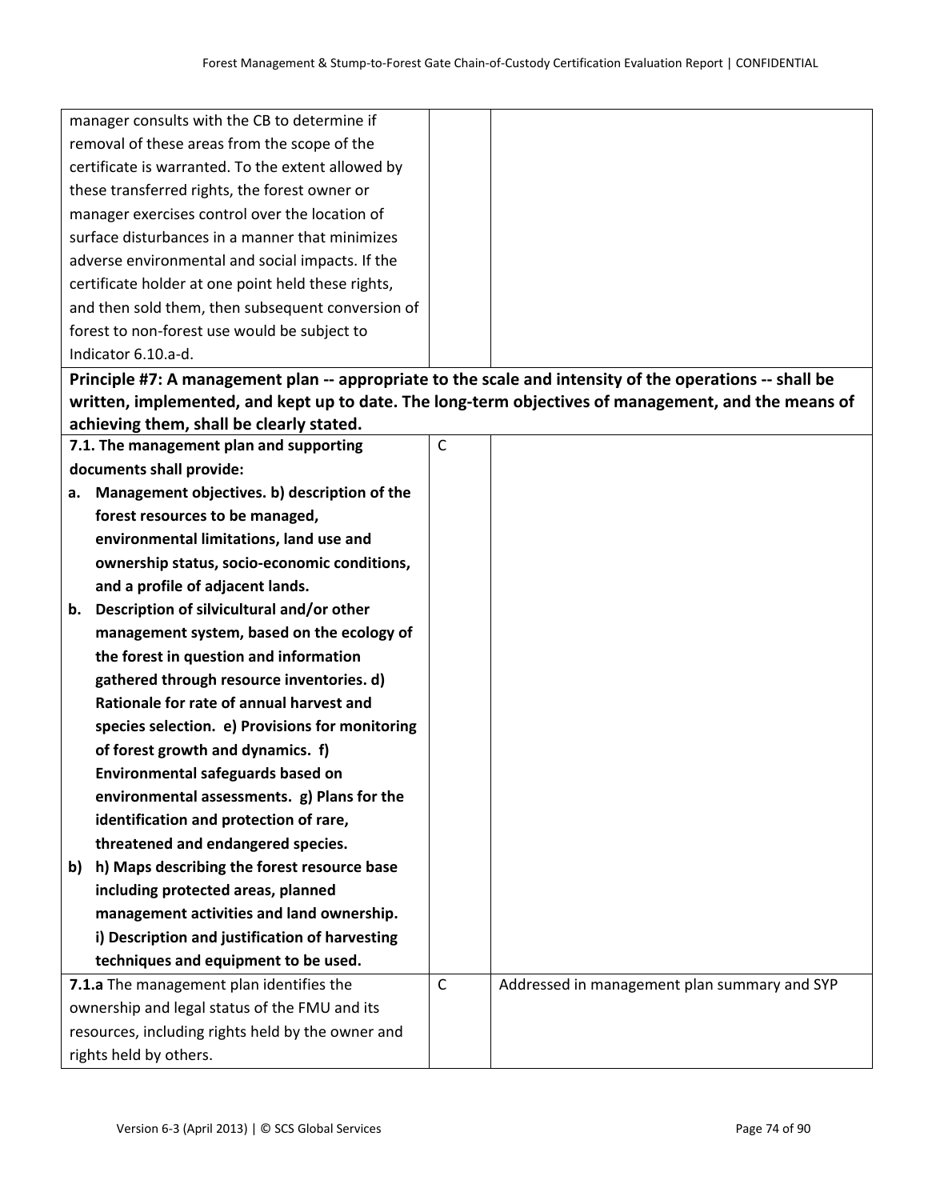| | | |
|---|---|---|
| manager consults with the CB to determine if removal of these areas from the scope of the certificate is warranted. To the extent allowed by these transferred rights, the forest owner or manager exercises control over the location of surface disturbances in a manner that minimizes adverse environmental and social impacts. If the certificate holder at one point held these rights, and then sold them, then subsequent conversion of forest to non-forest use would be subject to Indicator 6.10.a-d. | | |
| **Principle #7: A management plan -- appropriate to the scale and intensity of the operations -- shall be written, implemented, and kept up to date. The long-term objectives of management, and the means of achieving them, shall be clearly stated.** | | |
| **7.1. The management plan and supporting documents shall provide:**<br>**a. Management objectives. b) description of the forest resources to be managed, environmental limitations, land use and ownership status, socio-economic conditions, and a profile of adjacent lands.**<br>**b. Description of silvicultural and/or other management system, based on the ecology of the forest in question and information gathered through resource inventories. d) Rationale for rate of annual harvest and species selection. e) Provisions for monitoring of forest growth and dynamics. f) Environmental safeguards based on environmental assessments. g) Plans for the identification and protection of rare, threatened and endangered species.**<br>**b) h) Maps describing the forest resource base including protected areas, planned management activities and land ownership. i) Description and justification of harvesting techniques and equipment to be used.** | C | |
| **7.1.a** The management plan identifies the ownership and legal status of the FMU and its resources, including rights held by the owner and rights held by others. | C | Addressed in management plan summary and SYP |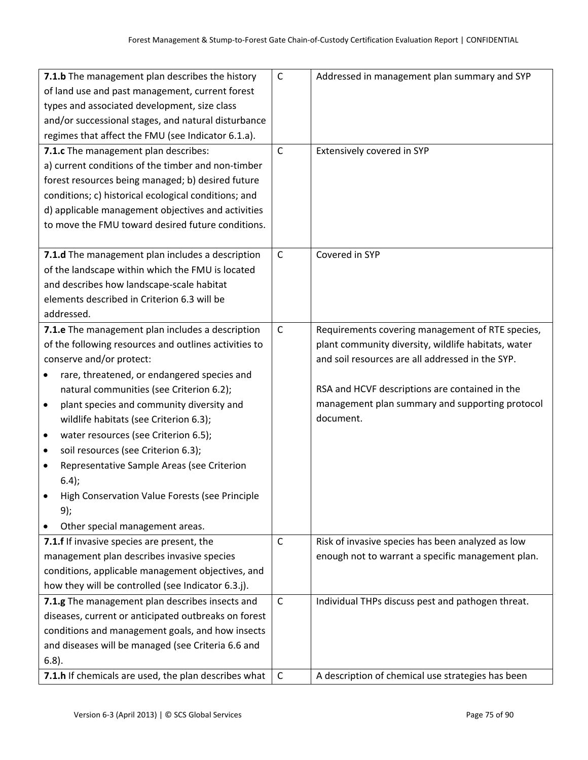| | | |
|---|---|---|
| **7.1.b** The management plan describes the history of land use and past management, current forest types and associated development, size class and/or successional stages, and natural disturbance regimes that affect the FMU (see Indicator 6.1.a). | C | Addressed in management plan summary and SYP |
| **7.1.c** The management plan describes: a) current conditions of the timber and non-timber forest resources being managed; b) desired future conditions; c) historical ecological conditions; and d) applicable management objectives and activities to move the FMU toward desired future conditions. | C | Extensively covered in SYP |
| **7.1.d** The management plan includes a description of the landscape within which the FMU is located and describes how landscape-scale habitat elements described in Criterion 6.3 will be addressed. | C | Covered in SYP |
| **7.1.e** The management plan includes a description of the following resources and outlines activities to conserve and/or protect:<br>• rare, threatened, or endangered species and natural communities (see Criterion 6.2);<br>• plant species and community diversity and wildlife habitats (see Criterion 6.3);<br>• water resources (see Criterion 6.5);<br>• soil resources (see Criterion 6.3);<br>• Representative Sample Areas (see Criterion 6.4);<br>• High Conservation Value Forests (see Principle 9);<br>• Other special management areas. | C | Requirements covering management of RTE species, plant community diversity, wildlife habitats, water and soil resources are all addressed in the SYP.<br><br>RSA and HCVF descriptions are contained in the management plan summary and supporting protocol document. |
| **7.1.f** If invasive species are present, the management plan describes invasive species conditions, applicable management objectives, and how they will be controlled (see Indicator 6.3.j). | C | Risk of invasive species has been analyzed as low enough not to warrant a specific management plan. |
| **7.1.g** The management plan describes insects and diseases, current or anticipated outbreaks on forest conditions and management goals, and how insects and diseases will be managed (see Criteria 6.6 and 6.8). | C | Individual THPs discuss pest and pathogen threat. |
| **7.1.h** If chemicals are used, the plan describes what | C | A description of chemical use strategies has been |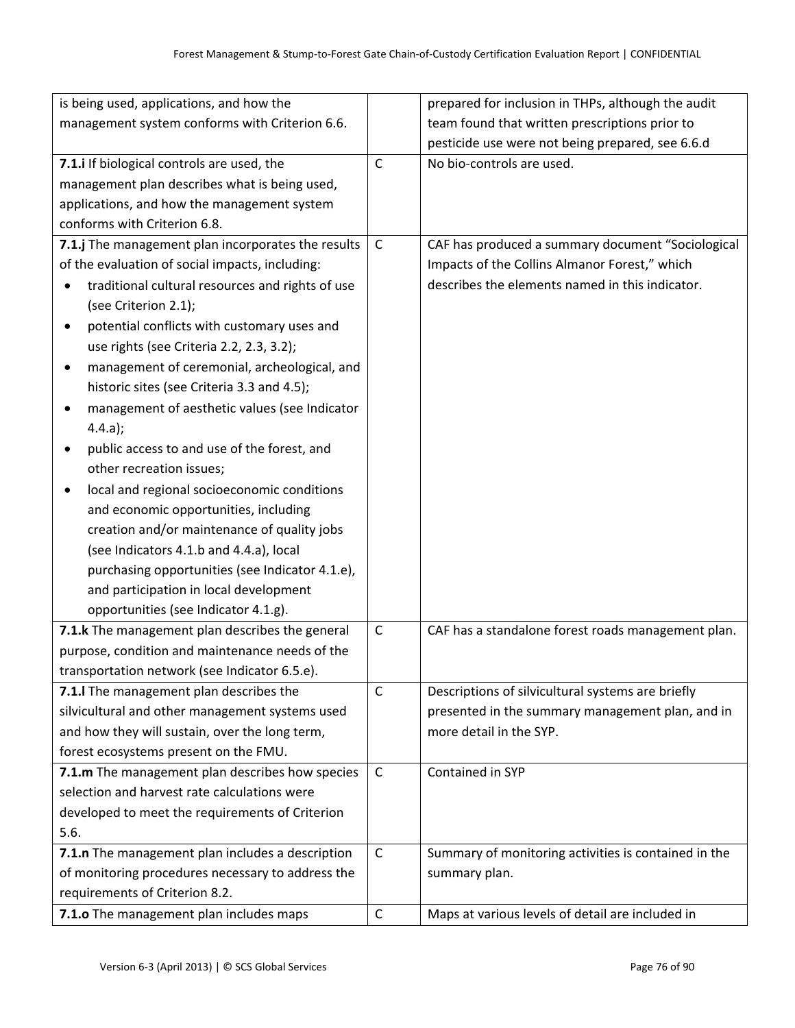| | | |
|---|---|---|
| is being used, applications, and how the management system conforms with Criterion 6.6. | | prepared for inclusion in THPs, although the audit team found that written prescriptions prior to pesticide use were not being prepared, see 6.6.d |
| **7.1.i** If biological controls are used, the management plan describes what is being used, applications, and how the management system conforms with Criterion 6.8. | C | No bio-controls are used. |
| **7.1.j** The management plan incorporates the results of the evaluation of social impacts, including: <br>• traditional cultural resources and rights of use (see Criterion 2.1); <br>• potential conflicts with customary uses and use rights (see Criteria 2.2, 2.3, 3.2); <br>• management of ceremonial, archeological, and historic sites (see Criteria 3.3 and 4.5); <br>• management of aesthetic values (see Indicator 4.4.a); <br>• public access to and use of the forest, and other recreation issues; <br>• local and regional socioeconomic conditions and economic opportunities, including creation and/or maintenance of quality jobs (see Indicators 4.1.b and 4.4.a), local purchasing opportunities (see Indicator 4.1.e), and participation in local development opportunities (see Indicator 4.1.g). | C | CAF has produced a summary document "Sociological Impacts of the Collins Almanor Forest," which describes the elements named in this indicator. |
| **7.1.k** The management plan describes the general purpose, condition and maintenance needs of the transportation network (see Indicator 6.5.e). | C | CAF has a standalone forest roads management plan. |
| **7.1.l** The management plan describes the silvicultural and other management systems used and how they will sustain, over the long term, forest ecosystems present on the FMU. | C | Descriptions of silvicultural systems are briefly presented in the summary management plan, and in more detail in the SYP. |
| **7.1.m** The management plan describes how species selection and harvest rate calculations were developed to meet the requirements of Criterion 5.6. | C | Contained in SYP |
| **7.1.n** The management plan includes a description of monitoring procedures necessary to address the requirements of Criterion 8.2. | C | Summary of monitoring activities is contained in the summary plan. |
| **7.1.o** The management plan includes maps | C | Maps at various levels of detail are included in |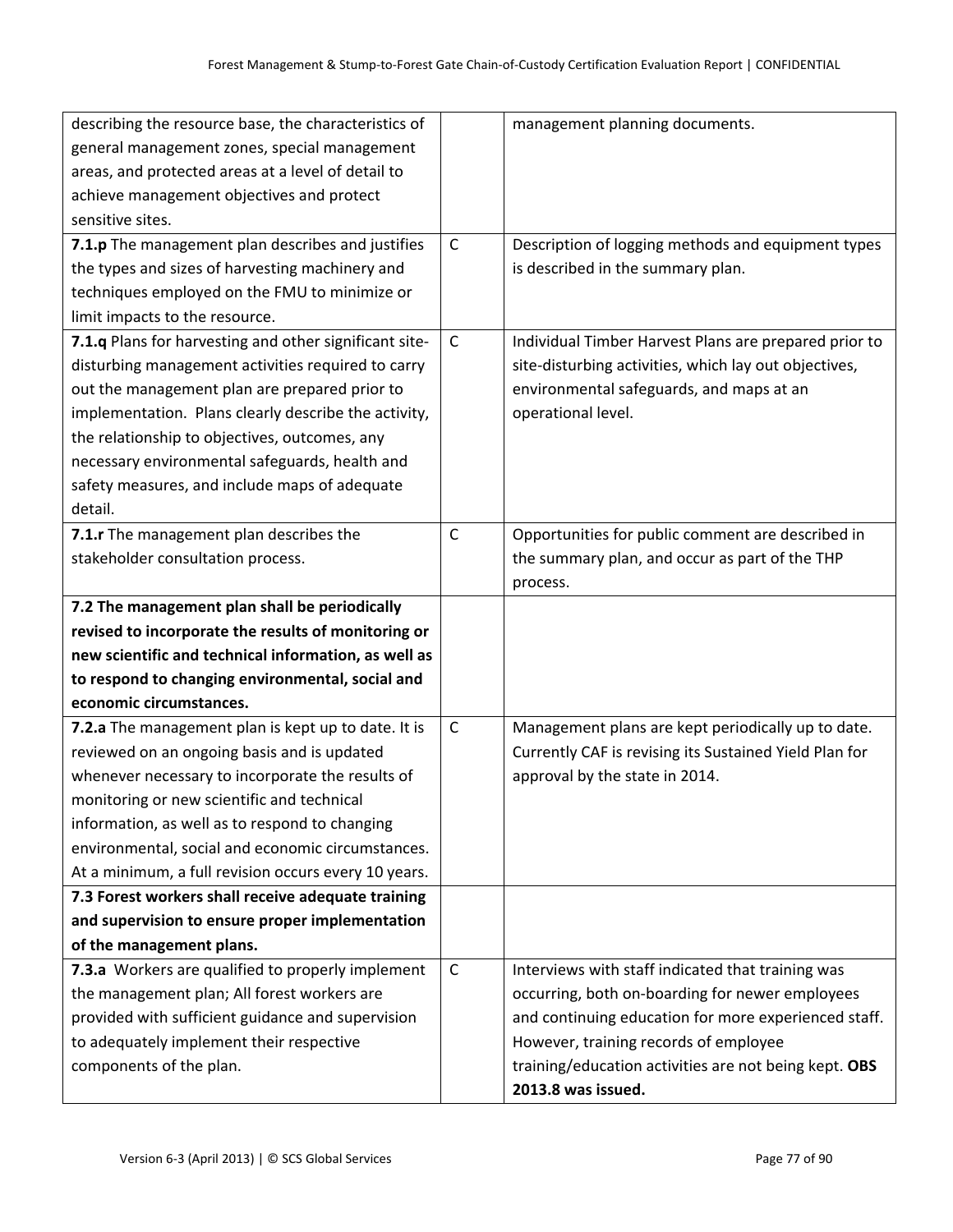| | | |
|---|---|---|
| describing the resource base, the characteristics of general management zones, special management areas, and protected areas at a level of detail to achieve management objectives and protect sensitive sites. | | management planning documents. |
| **7.1.p** The management plan describes and justifies the types and sizes of harvesting machinery and techniques employed on the FMU to minimize or limit impacts to the resource. | C | Description of logging methods and equipment types is described in the summary plan. |
| **7.1.q** Plans for harvesting and other significant site-disturbing management activities required to carry out the management plan are prepared prior to implementation. Plans clearly describe the activity, the relationship to objectives, outcomes, any necessary environmental safeguards, health and safety measures, and include maps of adequate detail. | C | Individual Timber Harvest Plans are prepared prior to site-disturbing activities, which lay out objectives, environmental safeguards, and maps at an operational level. |
| **7.1.r** The management plan describes the stakeholder consultation process. | C | Opportunities for public comment are described in the summary plan, and occur as part of the THP process. |
| **7.2 The management plan shall be periodically revised to incorporate the results of monitoring or new scientific and technical information, as well as to respond to changing environmental, social and economic circumstances.** | | |
| **7.2.a** The management plan is kept up to date. It is reviewed on an ongoing basis and is updated whenever necessary to incorporate the results of monitoring or new scientific and technical information, as well as to respond to changing environmental, social and economic circumstances. At a minimum, a full revision occurs every 10 years. | C | Management plans are kept periodically up to date. Currently CAF is revising its Sustained Yield Plan for approval by the state in 2014. |
| **7.3 Forest workers shall receive adequate training and supervision to ensure proper implementation of the management plans.** | | |
| **7.3.a** Workers are qualified to properly implement the management plan; All forest workers are provided with sufficient guidance and supervision to adequately implement their respective components of the plan. | C | Interviews with staff indicated that training was occurring, both on-boarding for newer employees and continuing education for more experienced staff. However, training records of employee training/education activities are not being kept. **OBS 2013.8 was issued.** |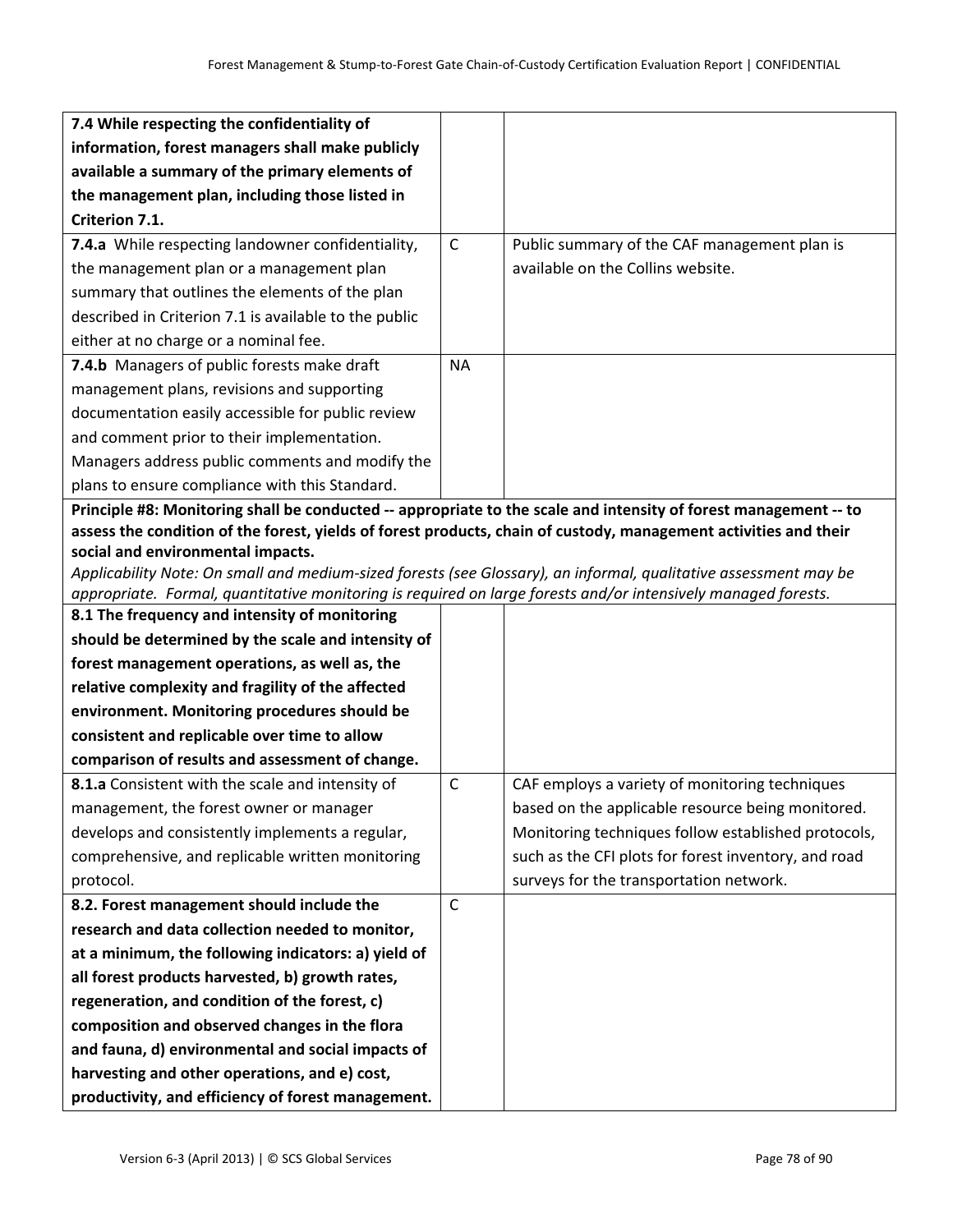| | | |
|---|---|---|
| **7.4 While respecting the confidentiality of information, forest managers shall make publicly available a summary of the primary elements of the management plan, including those listed in Criterion 7.1.** | | |
| **7.4.a** While respecting landowner confidentiality, the management plan or a management plan summary that outlines the elements of the plan described in Criterion 7.1 is available to the public either at no charge or a nominal fee. | C | Public summary of the CAF management plan is available on the Collins website. |
| **7.4.b** Managers of public forests make draft management plans, revisions and supporting documentation easily accessible for public review and comment prior to their implementation. Managers address public comments and modify the plans to ensure compliance with this Standard. | NA | |
| **Principle #8: Monitoring shall be conducted -- appropriate to the scale and intensity of forest management -- to assess the condition of the forest, yields of forest products, chain of custody, management activities and their social and environmental impacts.** *Applicability Note: On small and medium-sized forests (see Glossary), an informal, qualitative assessment may be appropriate. Formal, quantitative monitoring is required on large forests and/or intensively managed forests.* | | |
| **8.1 The frequency and intensity of monitoring should be determined by the scale and intensity of forest management operations, as well as, the relative complexity and fragility of the affected environment. Monitoring procedures should be consistent and replicable over time to allow comparison of results and assessment of change.** | | |
| **8.1.a** Consistent with the scale and intensity of management, the forest owner or manager develops and consistently implements a regular, comprehensive, and replicable written monitoring protocol. | C | CAF employs a variety of monitoring techniques based on the applicable resource being monitored. Monitoring techniques follow established protocols, such as the CFI plots for forest inventory, and road surveys for the transportation network. |
| **8.2. Forest management should include the research and data collection needed to monitor, at a minimum, the following indicators: a) yield of all forest products harvested, b) growth rates, regeneration, and condition of the forest, c) composition and observed changes in the flora and fauna, d) environmental and social impacts of harvesting and other operations, and e) cost, productivity, and efficiency of forest management.** | C | |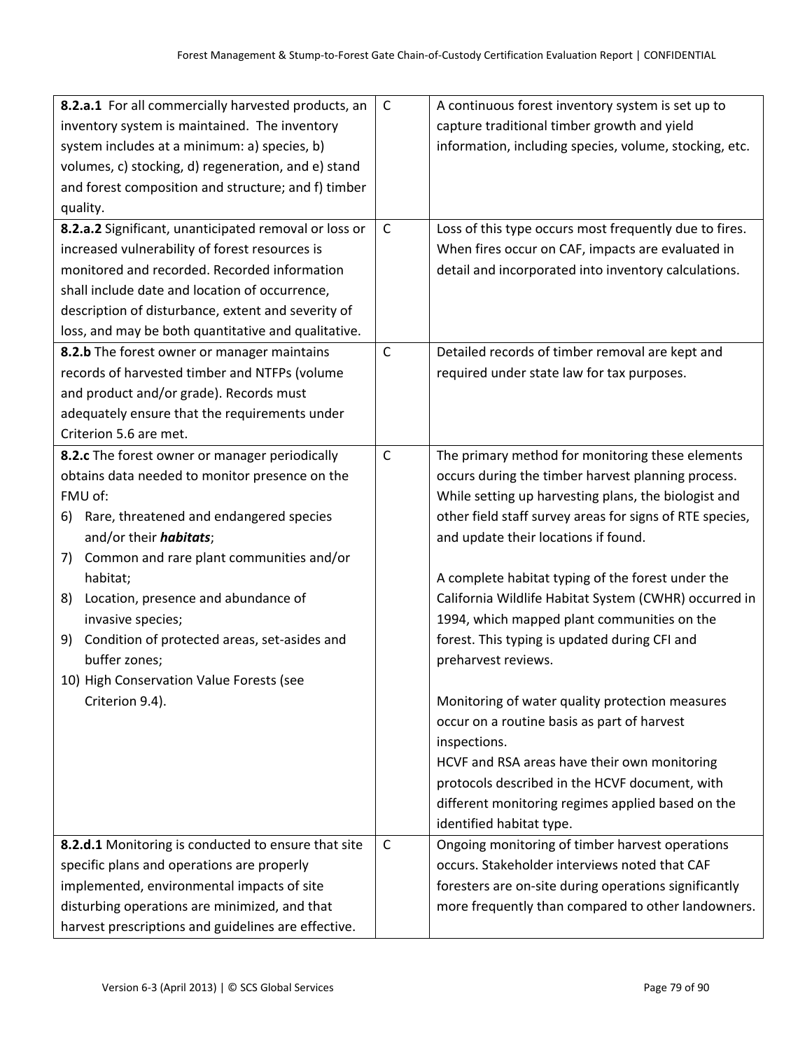| | | |
|---|---|---|
| **8.2.a.1** For all commercially harvested products, an inventory system is maintained. The inventory system includes at a minimum: a) species, b) volumes, c) stocking, d) regeneration, and e) stand and forest composition and structure; and f) timber quality. | C | A continuous forest inventory system is set up to capture traditional timber growth and yield information, including species, volume, stocking, etc. |
| **8.2.a.2** Significant, unanticipated removal or loss or increased vulnerability of forest resources is monitored and recorded. Recorded information shall include date and location of occurrence, description of disturbance, extent and severity of loss, and may be both quantitative and qualitative. | C | Loss of this type occurs most frequently due to fires. When fires occur on CAF, impacts are evaluated in detail and incorporated into inventory calculations. |
| **8.2.b** The forest owner or manager maintains records of harvested timber and NTFPs (volume and product and/or grade). Records must adequately ensure that the requirements under Criterion 5.6 are met. | C | Detailed records of timber removal are kept and required under state law for tax purposes. |
| **8.2.c** The forest owner or manager periodically obtains data needed to monitor presence on the FMU of:<br>6) Rare, threatened and endangered species and/or their ***habitats***;<br>7) Common and rare plant communities and/or habitat;<br>8) Location, presence and abundance of invasive species;<br>9) Condition of protected areas, set-asides and buffer zones;<br>10) High Conservation Value Forests (see Criterion 9.4). | C | The primary method for monitoring these elements occurs during the timber harvest planning process. While setting up harvesting plans, the biologist and other field staff survey areas for signs of RTE species, and update their locations if found.<br><br>A complete habitat typing of the forest under the California Wildlife Habitat System (CWHR) occurred in 1994, which mapped plant communities on the forest. This typing is updated during CFI and preharvest reviews.<br><br>Monitoring of water quality protection measures occur on a routine basis as part of harvest inspections.<br>HCVF and RSA areas have their own monitoring protocols described in the HCVF document, with different monitoring regimes applied based on the identified habitat type. |
| **8.2.d.1** Monitoring is conducted to ensure that site specific plans and operations are properly implemented, environmental impacts of site disturbing operations are minimized, and that harvest prescriptions and guidelines are effective. | C | Ongoing monitoring of timber harvest operations occurs. Stakeholder interviews noted that CAF foresters are on-site during operations significantly more frequently than compared to other landowners. |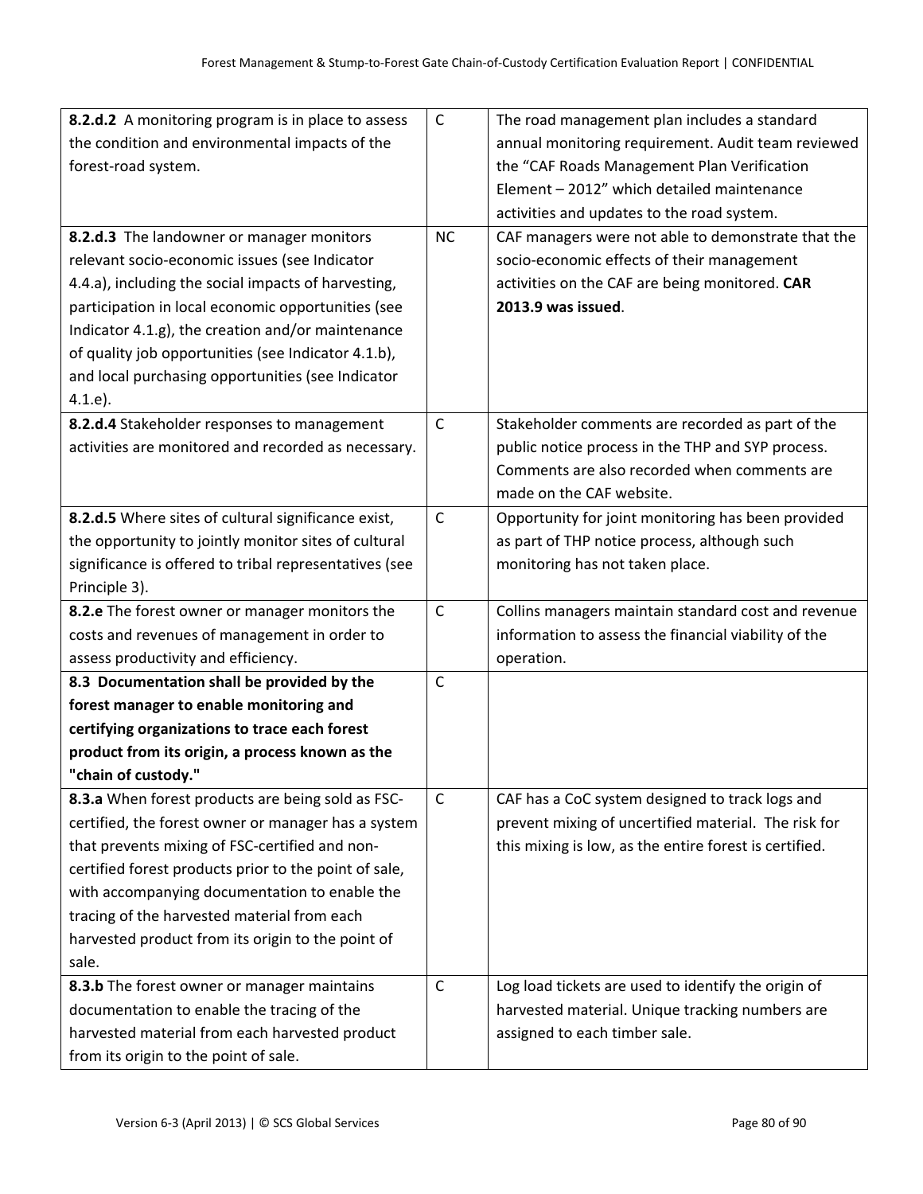| | | |
|---|---|---|
| **8.2.d.2** A monitoring program is in place to assess the condition and environmental impacts of the forest-road system. | C | The road management plan includes a standard annual monitoring requirement. Audit team reviewed the "CAF Roads Management Plan Verification Element – 2012" which detailed maintenance activities and updates to the road system. |
| **8.2.d.3** The landowner or manager monitors relevant socio-economic issues (see Indicator 4.4.a), including the social impacts of harvesting, participation in local economic opportunities (see Indicator 4.1.g), the creation and/or maintenance of quality job opportunities (see Indicator 4.1.b), and local purchasing opportunities (see Indicator 4.1.e). | NC | CAF managers were not able to demonstrate that the socio-economic effects of their management activities on the CAF are being monitored. **CAR 2013.9 was issued**. |
| **8.2.d.4** Stakeholder responses to management activities are monitored and recorded as necessary. | C | Stakeholder comments are recorded as part of the public notice process in the THP and SYP process. Comments are also recorded when comments are made on the CAF website. |
| **8.2.d.5** Where sites of cultural significance exist, the opportunity to jointly monitor sites of cultural significance is offered to tribal representatives (see Principle 3). | C | Opportunity for joint monitoring has been provided as part of THP notice process, although such monitoring has not taken place. |
| **8.2.e** The forest owner or manager monitors the costs and revenues of management in order to assess productivity and efficiency. | C | Collins managers maintain standard cost and revenue information to assess the financial viability of the operation. |
| **8.3 Documentation shall be provided by the forest manager to enable monitoring and certifying organizations to trace each forest product from its origin, a process known as the "chain of custody."** | C | |
| **8.3.a** When forest products are being sold as FSC-certified, the forest owner or manager has a system that prevents mixing of FSC-certified and non-certified forest products prior to the point of sale, with accompanying documentation to enable the tracing of the harvested material from each harvested product from its origin to the point of sale. | C | CAF has a CoC system designed to track logs and prevent mixing of uncertified material. The risk for this mixing is low, as the entire forest is certified. |
| **8.3.b** The forest owner or manager maintains documentation to enable the tracing of the harvested material from each harvested product from its origin to the point of sale. | C | Log load tickets are used to identify the origin of harvested material. Unique tracking numbers are assigned to each timber sale. |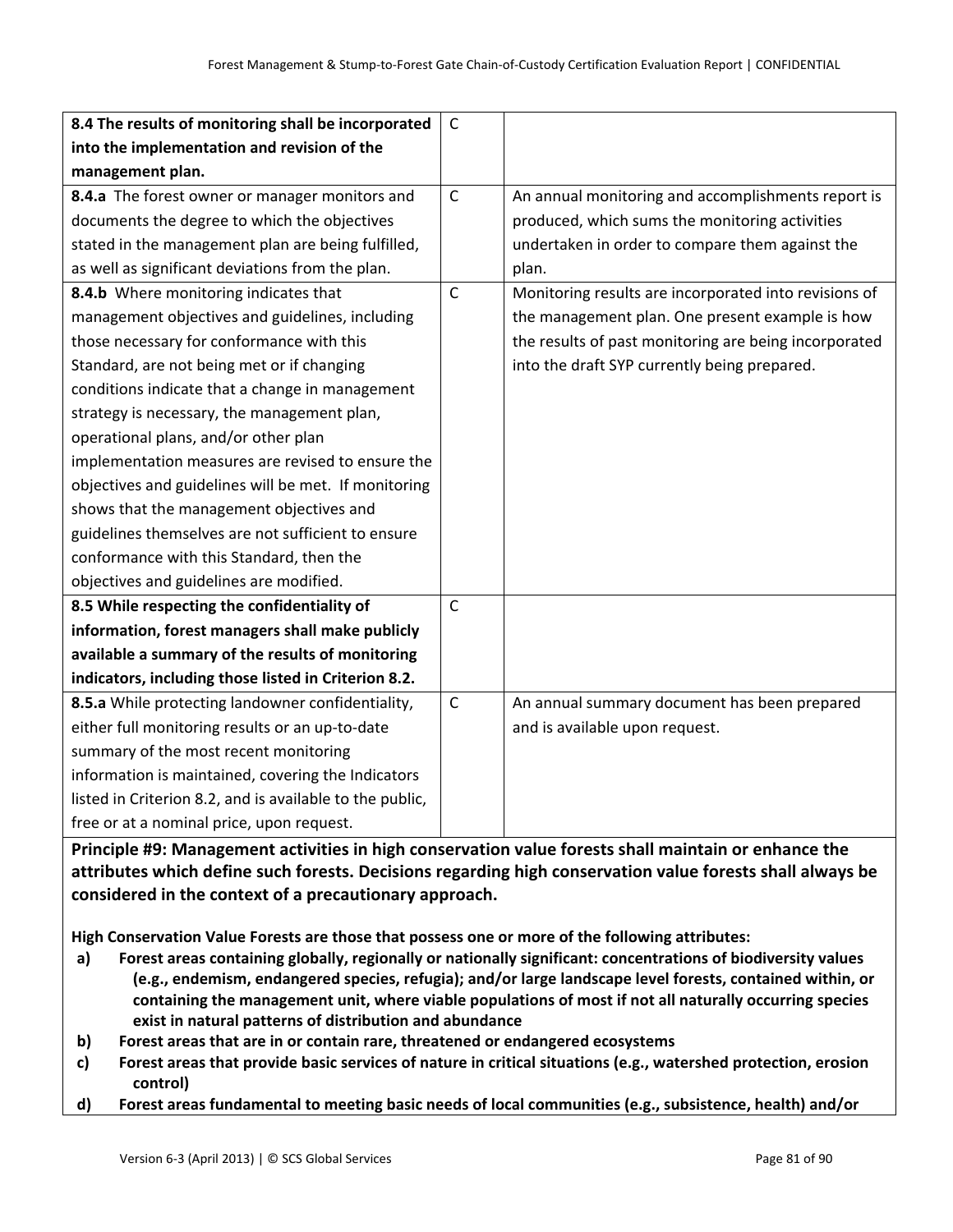| | | |
|---|---|---|
| **8.4 The results of monitoring shall be incorporated into the implementation and revision of the management plan.** | C | |
| **8.4.a** The forest owner or manager monitors and documents the degree to which the objectives stated in the management plan are being fulfilled, as well as significant deviations from the plan. | C | An annual monitoring and accomplishments report is produced, which sums the monitoring activities undertaken in order to compare them against the plan. |
| **8.4.b** Where monitoring indicates that management objectives and guidelines, including those necessary for conformance with this Standard, are not being met or if changing conditions indicate that a change in management strategy is necessary, the management plan, operational plans, and/or other plan implementation measures are revised to ensure the objectives and guidelines will be met. If monitoring shows that the management objectives and guidelines themselves are not sufficient to ensure conformance with this Standard, then the objectives and guidelines are modified. | C | Monitoring results are incorporated into revisions of the management plan. One present example is how the results of past monitoring are being incorporated into the draft SYP currently being prepared. |
| **8.5 While respecting the confidentiality of information, forest managers shall make publicly available a summary of the results of monitoring indicators, including those listed in Criterion 8.2.** | C | |
| **8.5.a** While protecting landowner confidentiality, either full monitoring results or an up-to-date summary of the most recent monitoring information is maintained, covering the Indicators listed in Criterion 8.2, and is available to the public, free or at a nominal price, upon request. | C | An annual summary document has been prepared and is available upon request. |

**Principle #9: Management activities in high conservation value forests shall maintain or enhance the attributes which define such forests. Decisions regarding high conservation value forests shall always be considered in the context of a precautionary approach.**

**High Conservation Value Forests are those that possess one or more of the following attributes:**

- **a) Forest areas containing globally, regionally or nationally significant: concentrations of biodiversity values (e.g., endemism, endangered species, refugia); and/or large landscape level forests, contained within, or containing the management unit, where viable populations of most if not all naturally occurring species exist in natural patterns of distribution and abundance**
- **b) Forest areas that are in or contain rare, threatened or endangered ecosystems**
- **c) Forest areas that provide basic services of nature in critical situations (e.g., watershed protection, erosion control)**
- **d) Forest areas fundamental to meeting basic needs of local communities (e.g., subsistence, health) and/or**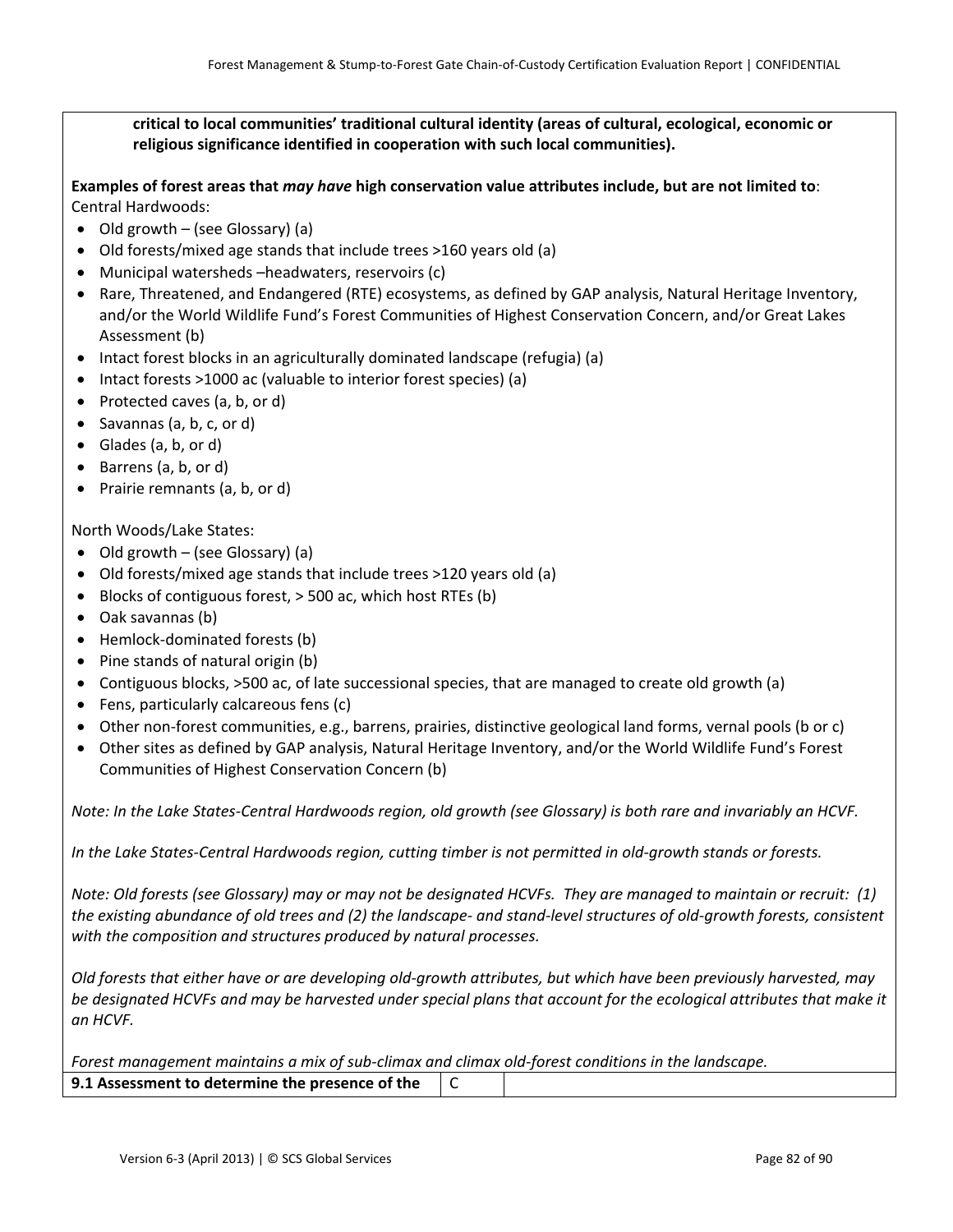**critical to local communities' traditional cultural identity (areas of cultural, ecological, economic or religious significance identified in cooperation with such local communities).**

**Examples of forest areas that *may have* high conservation value attributes include, but are not limited to**:
Central Hardwoods:

- Old growth – (see Glossary) (a)
- Old forests/mixed age stands that include trees >160 years old (a)
- Municipal watersheds –headwaters, reservoirs (c)
- Rare, Threatened, and Endangered (RTE) ecosystems, as defined by GAP analysis, Natural Heritage Inventory, and/or the World Wildlife Fund's Forest Communities of Highest Conservation Concern, and/or Great Lakes Assessment (b)
- Intact forest blocks in an agriculturally dominated landscape (refugia) (a)
- Intact forests >1000 ac (valuable to interior forest species) (a)
- Protected caves (a, b, or d)
- Savannas (a, b, c, or d)
- Glades (a, b, or d)
- Barrens (a, b, or d)
- Prairie remnants (a, b, or d)

North Woods/Lake States:

- Old growth – (see Glossary) (a)
- Old forests/mixed age stands that include trees >120 years old (a)
- Blocks of contiguous forest, > 500 ac, which host RTEs (b)
- Oak savannas (b)
- Hemlock-dominated forests (b)
- Pine stands of natural origin (b)
- Contiguous blocks, >500 ac, of late successional species, that are managed to create old growth (a)
- Fens, particularly calcareous fens (c)
- Other non-forest communities, e.g., barrens, prairies, distinctive geological land forms, vernal pools (b or c)
- Other sites as defined by GAP analysis, Natural Heritage Inventory, and/or the World Wildlife Fund's Forest Communities of Highest Conservation Concern (b)

*Note: In the Lake States-Central Hardwoods region, old growth (see Glossary) is both rare and invariably an HCVF.*

*In the Lake States-Central Hardwoods region, cutting timber is not permitted in old-growth stands or forests.*

*Note: Old forests (see Glossary) may or may not be designated HCVFs. They are managed to maintain or recruit: (1) the existing abundance of old trees and (2) the landscape- and stand-level structures of old-growth forests, consistent with the composition and structures produced by natural processes.*

*Old forests that either have or are developing old-growth attributes, but which have been previously harvested, may be designated HCVFs and may be harvested under special plans that account for the ecological attributes that make it an HCVF.*

*Forest management maintains a mix of sub-climax and climax old-forest conditions in the landscape.*

| **9.1 Assessment to determine the presence of the** | C | |
|---|---|---|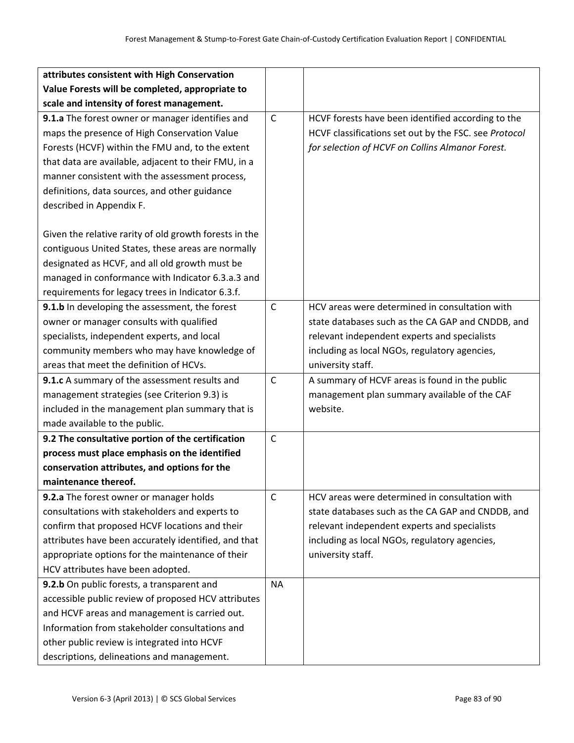| | | |
|---|---|---|
| **attributes consistent with High Conservation Value Forests will be completed, appropriate to scale and intensity of forest management.** | | |
| **9.1.a** The forest owner or manager identifies and maps the presence of High Conservation Value Forests (HCVF) within the FMU and, to the extent that data are available, adjacent to their FMU, in a manner consistent with the assessment process, definitions, data sources, and other guidance described in Appendix F.<br><br>Given the relative rarity of old growth forests in the contiguous United States, these areas are normally designated as HCVF, and all old growth must be managed in conformance with Indicator 6.3.a.3 and requirements for legacy trees in Indicator 6.3.f. | C | HCVF forests have been identified according to the HCVF classifications set out by the FSC. see *Protocol for selection of HCVF on Collins Almanor Forest.* |
| **9.1.b** In developing the assessment, the forest owner or manager consults with qualified specialists, independent experts, and local community members who may have knowledge of areas that meet the definition of HCVs. | C | HCV areas were determined in consultation with state databases such as the CA GAP and CNDDB, and relevant independent experts and specialists including as local NGOs, regulatory agencies, university staff. |
| **9.1.c** A summary of the assessment results and management strategies (see Criterion 9.3) is included in the management plan summary that is made available to the public. | C | A summary of HCVF areas is found in the public management plan summary available of the CAF website. |
| **9.2 The consultative portion of the certification process must place emphasis on the identified conservation attributes, and options for the maintenance thereof.** | C | |
| **9.2.a** The forest owner or manager holds consultations with stakeholders and experts to confirm that proposed HCVF locations and their attributes have been accurately identified, and that appropriate options for the maintenance of their HCV attributes have been adopted. | C | HCV areas were determined in consultation with state databases such as the CA GAP and CNDDB, and relevant independent experts and specialists including as local NGOs, regulatory agencies, university staff. |
| **9.2.b** On public forests, a transparent and accessible public review of proposed HCV attributes and HCVF areas and management is carried out. Information from stakeholder consultations and other public review is integrated into HCVF descriptions, delineations and management. | NA | |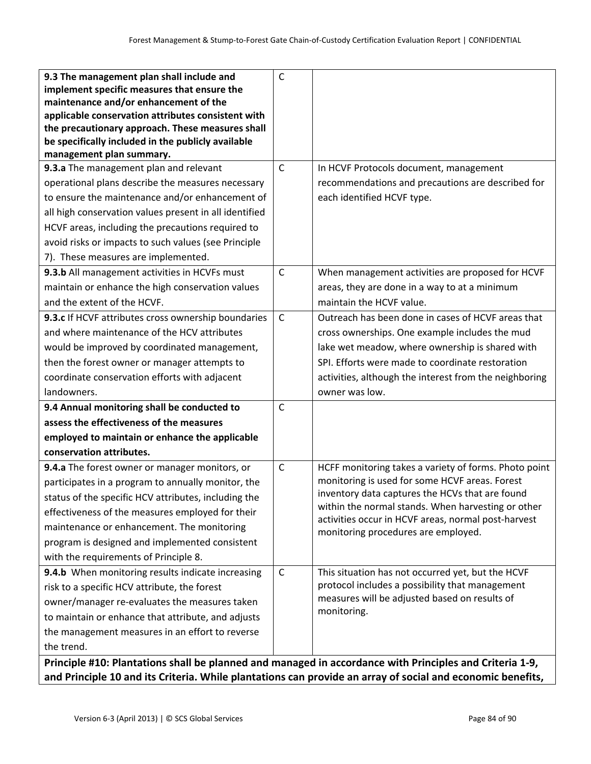| | | |
|---|---|---|
| **9.3 The management plan shall include and implement specific measures that ensure the maintenance and/or enhancement of the applicable conservation attributes consistent with the precautionary approach. These measures shall be specifically included in the publicly available management plan summary.** | C | |
| **9.3.a** The management plan and relevant operational plans describe the measures necessary to ensure the maintenance and/or enhancement of all high conservation values present in all identified HCVF areas, including the precautions required to avoid risks or impacts to such values (see Principle 7). These measures are implemented. | C | In HCVF Protocols document, management recommendations and precautions are described for each identified HCVF type. |
| **9.3.b** All management activities in HCVFs must maintain or enhance the high conservation values and the extent of the HCVF. | C | When management activities are proposed for HCVF areas, they are done in a way to at a minimum maintain the HCVF value. |
| **9.3.c** If HCVF attributes cross ownership boundaries and where maintenance of the HCV attributes would be improved by coordinated management, then the forest owner or manager attempts to coordinate conservation efforts with adjacent landowners. | C | Outreach has been done in cases of HCVF areas that cross ownerships. One example includes the mud lake wet meadow, where ownership is shared with SPI. Efforts were made to coordinate restoration activities, although the interest from the neighboring owner was low. |
| **9.4 Annual monitoring shall be conducted to assess the effectiveness of the measures employed to maintain or enhance the applicable conservation attributes.** | C | |
| **9.4.a** The forest owner or manager monitors, or participates in a program to annually monitor, the status of the specific HCV attributes, including the effectiveness of the measures employed for their maintenance or enhancement. The monitoring program is designed and implemented consistent with the requirements of Principle 8. | C | HCFF monitoring takes a variety of forms. Photo point monitoring is used for some HCVF areas. Forest inventory data captures the HCVs that are found within the normal stands. When harvesting or other activities occur in HCVF areas, normal post-harvest monitoring procedures are employed. |
| **9.4.b** When monitoring results indicate increasing risk to a specific HCV attribute, the forest owner/manager re-evaluates the measures taken to maintain or enhance that attribute, and adjusts the management measures in an effort to reverse the trend. | C | This situation has not occurred yet, but the HCVF protocol includes a possibility that management measures will be adjusted based on results of monitoring. |
| **Principle #10: Plantations shall be planned and managed in accordance with Principles and Criteria 1-9, and Principle 10 and its Criteria. While plantations can provide an array of social and economic benefits,** | | |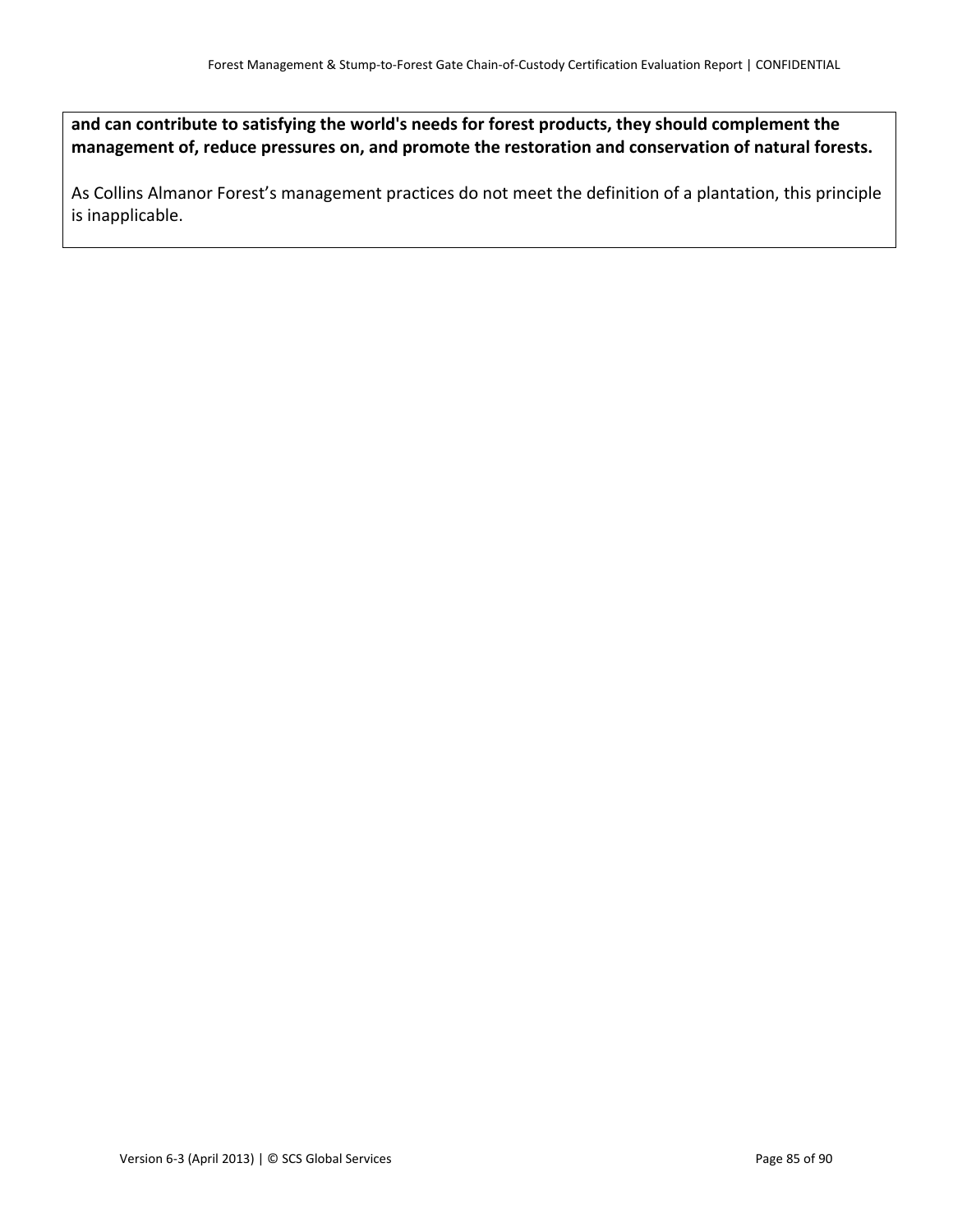**and can contribute to satisfying the world's needs for forest products, they should complement the management of, reduce pressures on, and promote the restoration and conservation of natural forests.**

As Collins Almanor Forest's management practices do not meet the definition of a plantation, this principle is inapplicable.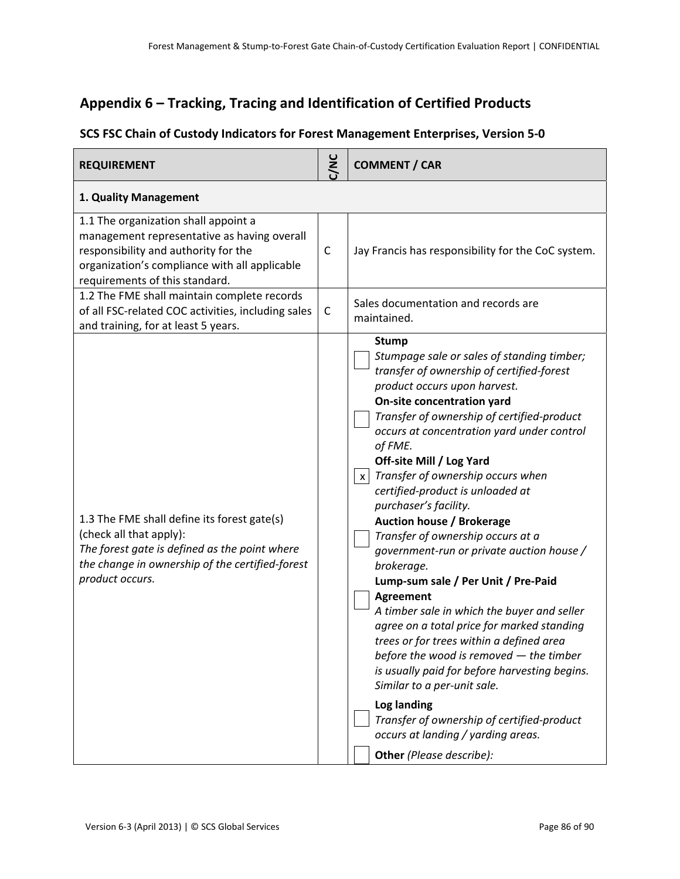## Appendix 6 – Tracking, Tracing and Identification of Certified Products

### SCS FSC Chain of Custody Indicators for Forest Management Enterprises, Version 5-0

| REQUIREMENT | C/NC | COMMENT / CAR |
|---|---|---|
| **1. Quality Management** | | |
| 1.1 The organization shall appoint a management representative as having overall responsibility and authority for the organization's compliance with all applicable requirements of this standard. | C | Jay Francis has responsibility for the CoC system. |
| 1.2 The FME shall maintain complete records of all FSC-related COC activities, including sales and training, for at least 5 years. | C | Sales documentation and records are maintained. |
| 1.3 The FME shall define its forest gate(s) (check all that apply):<br>*The forest gate is defined as the point where the change in ownership of the certified-forest product occurs.* | | ☐ **Stump**<br>*Stumpage sale or sales of standing timber; transfer of ownership of certified-forest product occurs upon harvest.*<br>☐ **On-site concentration yard**<br>*Transfer of ownership of certified-product occurs at concentration yard under control of FME.*<br>☒ **Off-site Mill / Log Yard**<br>*Transfer of ownership occurs when certified-product is unloaded at purchaser's facility.*<br>☐ **Auction house / Brokerage**<br>*Transfer of ownership occurs at a government-run or private auction house / brokerage.*<br>☐ **Lump-sum sale / Per Unit / Pre-Paid Agreement**<br>*A timber sale in which the buyer and seller agree on a total price for marked standing trees or for trees within a defined area before the wood is removed — the timber is usually paid for before harvesting begins. Similar to a per-unit sale.*<br>☐ **Log landing**<br>*Transfer of ownership of certified-product occurs at landing / yarding areas.*<br>☐ **Other** *(Please describe):* |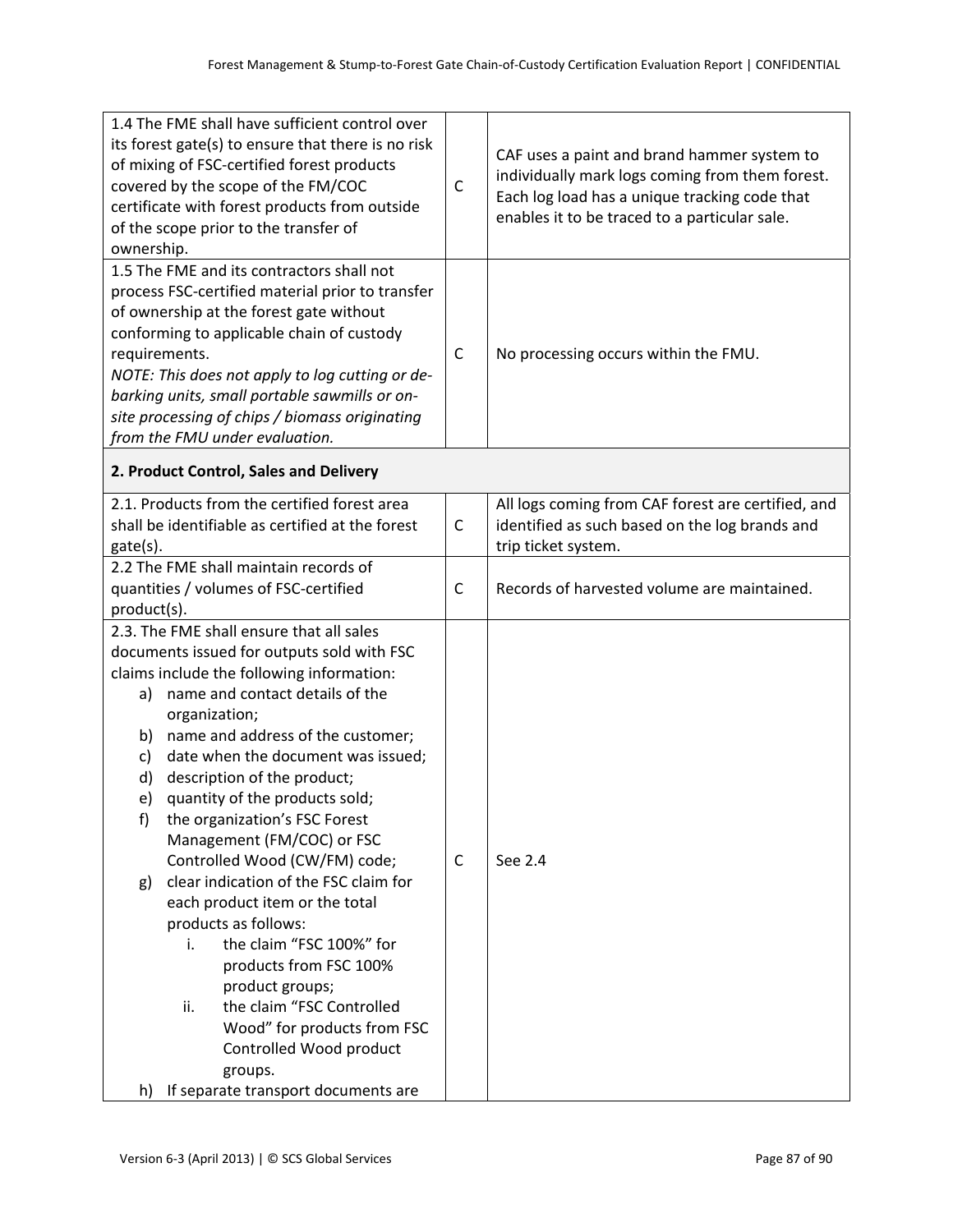| | | |
|---|---|---|
| 1.4 The FME shall have sufficient control over its forest gate(s) to ensure that there is no risk of mixing of FSC-certified forest products covered by the scope of the FM/COC certificate with forest products from outside of the scope prior to the transfer of ownership. | C | CAF uses a paint and brand hammer system to individually mark logs coming from them forest. Each log load has a unique tracking code that enables it to be traced to a particular sale. |
| 1.5 The FME and its contractors shall not process FSC-certified material prior to transfer of ownership at the forest gate without conforming to applicable chain of custody requirements.<br>*NOTE: This does not apply to log cutting or de-barking units, small portable sawmills or on-site processing of chips / biomass originating from the FMU under evaluation.* | C | No processing occurs within the FMU. |
| **2. Product Control, Sales and Delivery** | | |
| 2.1. Products from the certified forest area shall be identifiable as certified at the forest gate(s). | C | All logs coming from CAF forest are certified, and identified as such based on the log brands and trip ticket system. |
| 2.2 The FME shall maintain records of quantities / volumes of FSC-certified product(s). | C | Records of harvested volume are maintained. |
| 2.3. The FME shall ensure that all sales documents issued for outputs sold with FSC claims include the following information:<br>a) name and contact details of the organization;<br>b) name and address of the customer;<br>c) date when the document was issued;<br>d) description of the product;<br>e) quantity of the products sold;<br>f) the organization's FSC Forest Management (FM/COC) or FSC Controlled Wood (CW/FM) code;<br>g) clear indication of the FSC claim for each product item or the total products as follows:<br>i. the claim "FSC 100%" for products from FSC 100% product groups;<br>ii. the claim "FSC Controlled Wood" for products from FSC Controlled Wood product groups.<br>h) If separate transport documents are | C | See 2.4 |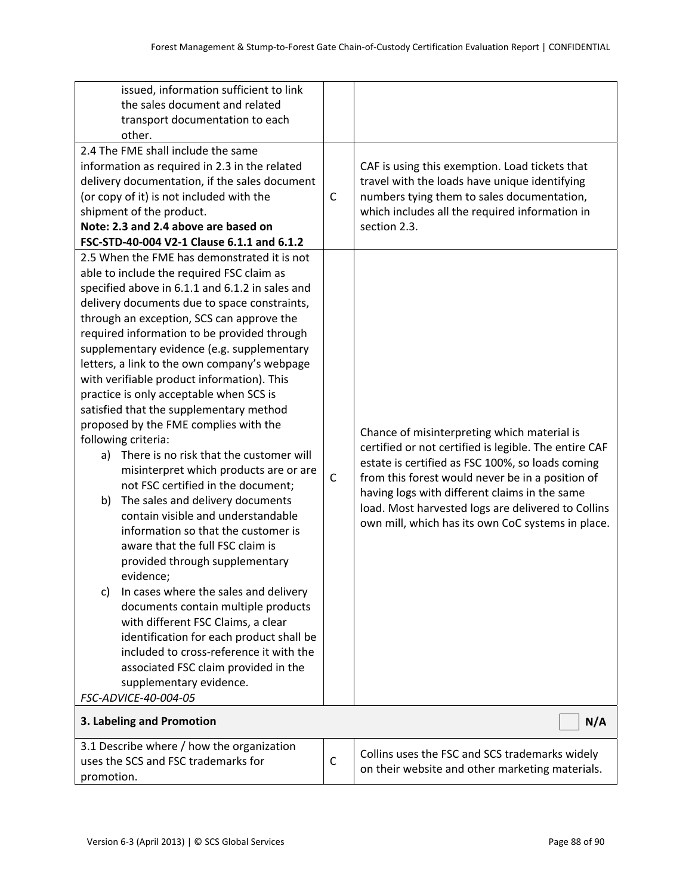| | | |
|---|---|---|
| issued, information sufficient to link the sales document and related transport documentation to each other. | | |
| 2.4 The FME shall include the same information as required in 2.3 in the related delivery documentation, if the sales document (or copy of it) is not included with the shipment of the product.<br>**Note: 2.3 and 2.4 above are based on FSC-STD-40-004 V2-1 Clause 6.1.1 and 6.1.2** | C | CAF is using this exemption. Load tickets that travel with the loads have unique identifying numbers tying them to sales documentation, which includes all the required information in section 2.3. |
| 2.5 When the FME has demonstrated it is not able to include the required FSC claim as specified above in 6.1.1 and 6.1.2 in sales and delivery documents due to space constraints, through an exception, SCS can approve the required information to be provided through supplementary evidence (e.g. supplementary letters, a link to the own company's webpage with verifiable product information). This practice is only acceptable when SCS is satisfied that the supplementary method proposed by the FME complies with the following criteria:<br>a) There is no risk that the customer will misinterpret which products are or are not FSC certified in the document;<br>b) The sales and delivery documents contain visible and understandable information so that the customer is aware that the full FSC claim is provided through supplementary evidence;<br>c) In cases where the sales and delivery documents contain multiple products with different FSC Claims, a clear identification for each product shall be included to cross-reference it with the associated FSC claim provided in the supplementary evidence.<br>*FSC-ADVICE-40-004-05* | C | Chance of misinterpreting which material is certified or not certified is legible. The entire CAF estate is certified as FSC 100%, so loads coming from this forest would never be in a position of having logs with different claims in the same load. Most harvested logs are delivered to Collins own mill, which has its own CoC systems in place. |
| **3. Labeling and Promotion** | | ☐ N/A |
| 3.1 Describe where / how the organization uses the SCS and FSC trademarks for promotion. | C | Collins uses the FSC and SCS trademarks widely on their website and other marketing materials. |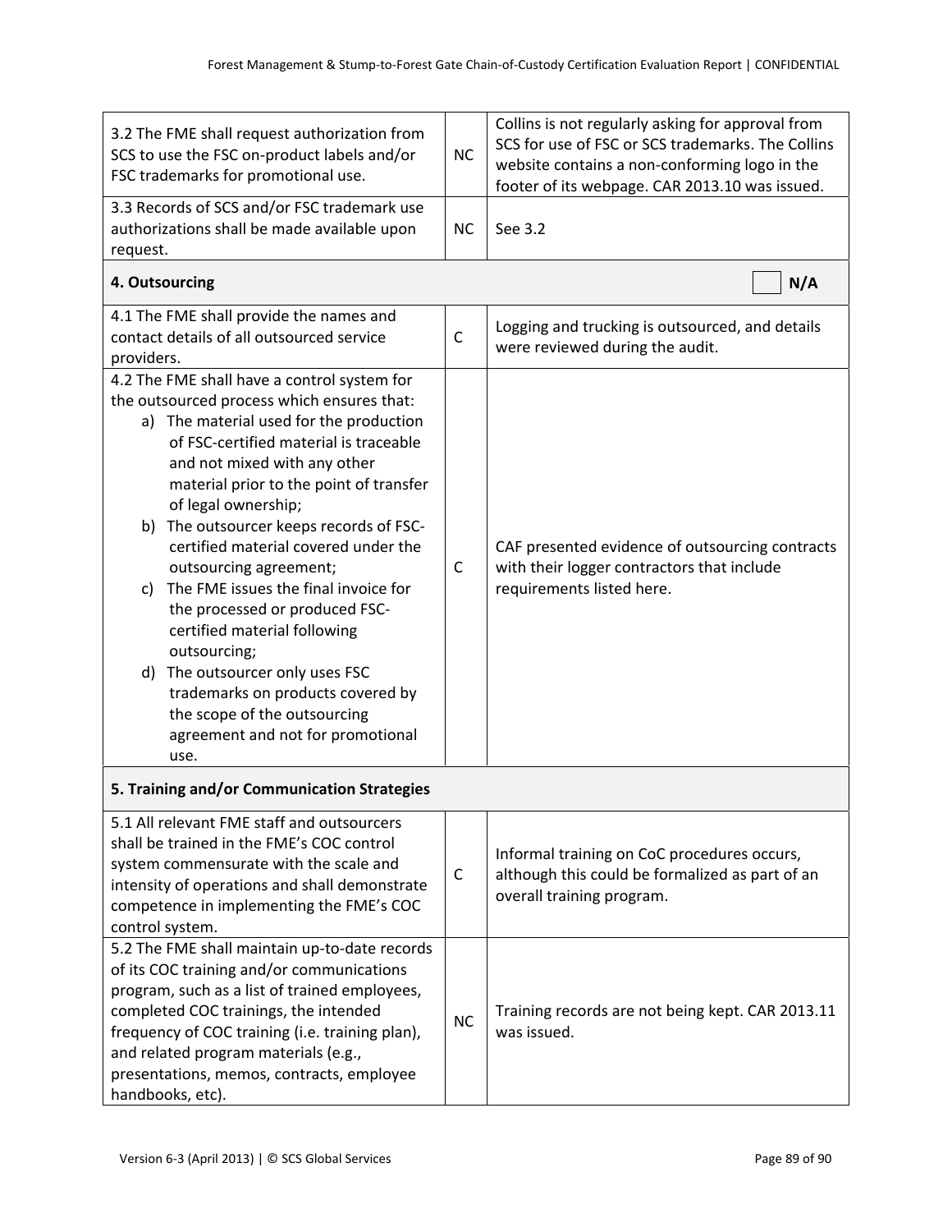| | | |
|---|---|---|
| 3.2 The FME shall request authorization from SCS to use the FSC on-product labels and/or FSC trademarks for promotional use. | NC | Collins is not regularly asking for approval from SCS for use of FSC or SCS trademarks. The Collins website contains a non-conforming logo in the footer of its webpage. CAR 2013.10 was issued. |
| 3.3 Records of SCS and/or FSC trademark use authorizations shall be made available upon request. | NC | See 3.2 |
| **4. Outsourcing** | | ☐ **N/A** |
| 4.1 The FME shall provide the names and contact details of all outsourced service providers. | C | Logging and trucking is outsourced, and details were reviewed during the audit. |
| 4.2 The FME shall have a control system for the outsourced process which ensures that: a) The material used for the production of FSC-certified material is traceable and not mixed with any other material prior to the point of transfer of legal ownership; b) The outsourcer keeps records of FSC-certified material covered under the outsourcing agreement; c) The FME issues the final invoice for the processed or produced FSC-certified material following outsourcing; d) The outsourcer only uses FSC trademarks on products covered by the scope of the outsourcing agreement and not for promotional use. | C | CAF presented evidence of outsourcing contracts with their logger contractors that include requirements listed here. |
| **5. Training and/or Communication Strategies** | | |
| 5.1 All relevant FME staff and outsourcers shall be trained in the FME's COC control system commensurate with the scale and intensity of operations and shall demonstrate competence in implementing the FME's COC control system. | C | Informal training on CoC procedures occurs, although this could be formalized as part of an overall training program. |
| 5.2 The FME shall maintain up-to-date records of its COC training and/or communications program, such as a list of trained employees, completed COC trainings, the intended frequency of COC training (i.e. training plan), and related program materials (e.g., presentations, memos, contracts, employee handbooks, etc). | NC | Training records are not being kept. CAR 2013.11 was issued. |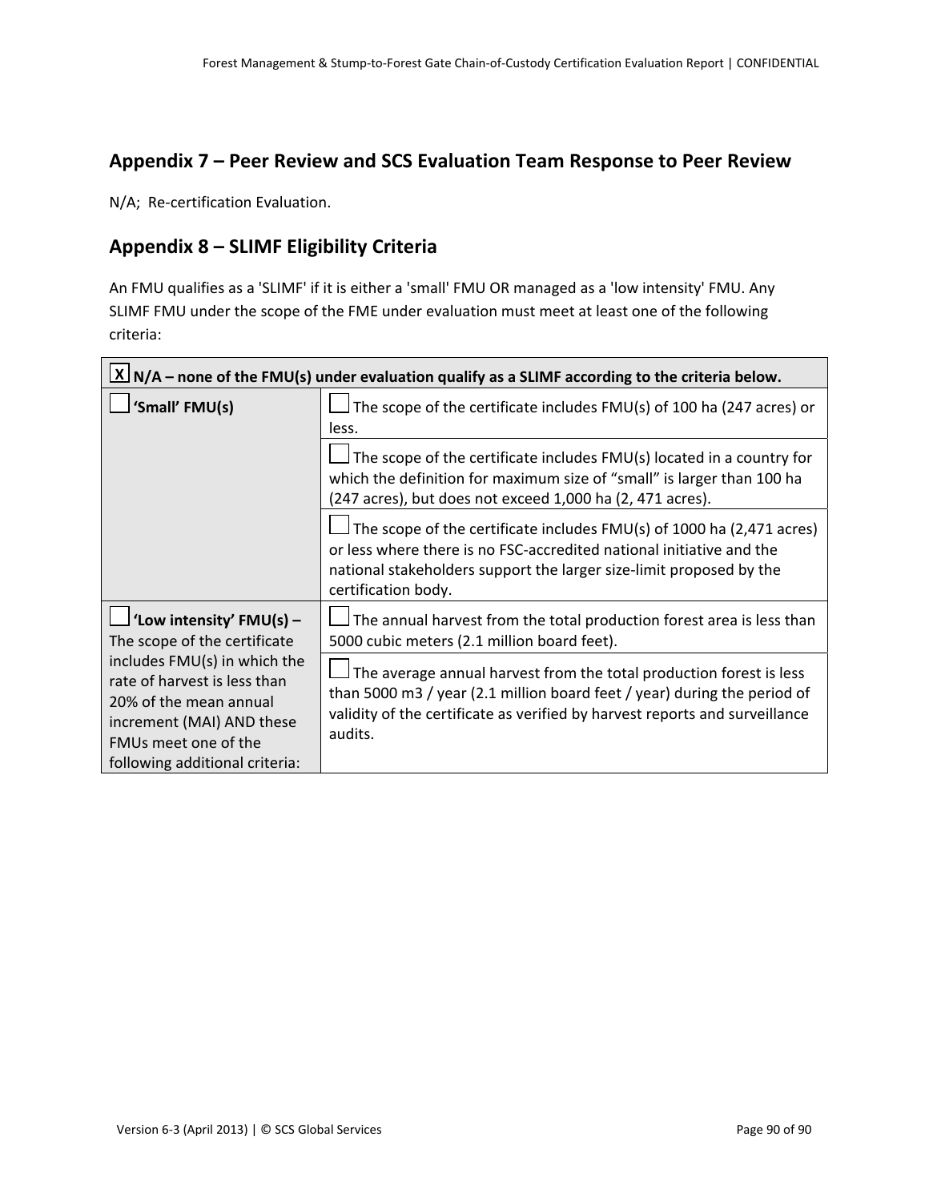## Appendix 7 – Peer Review and SCS Evaluation Team Response to Peer Review

N/A; Re-certification Evaluation.

## Appendix 8 – SLIMF Eligibility Criteria

An FMU qualifies as a 'SLIMF' if it is either a 'small' FMU OR managed as a 'low intensity' FMU. Any SLIMF FMU under the scope of the FME under evaluation must meet at least one of the following criteria:

| ☒ **N/A – none of the FMU(s) under evaluation qualify as a SLIMF according to the criteria below.** | |
|---|---|
| ☐ **'Small' FMU(s)** | ☐ The scope of the certificate includes FMU(s) of 100 ha (247 acres) or less. |
| | ☐ The scope of the certificate includes FMU(s) located in a country for which the definition for maximum size of "small" is larger than 100 ha (247 acres), but does not exceed 1,000 ha (2, 471 acres). |
| | ☐ The scope of the certificate includes FMU(s) of 1000 ha (2,471 acres) or less where there is no FSC-accredited national initiative and the national stakeholders support the larger size-limit proposed by the certification body. |
| ☐ **'Low intensity' FMU(s) –** The scope of the certificate includes FMU(s) in which the rate of harvest is less than 20% of the mean annual increment (MAI) AND these FMUs meet one of the following additional criteria: | ☐ The annual harvest from the total production forest area is less than 5000 cubic meters (2.1 million board feet). |
| | ☐ The average annual harvest from the total production forest is less than 5000 m3 / year (2.1 million board feet / year) during the period of validity of the certificate as verified by harvest reports and surveillance audits. |